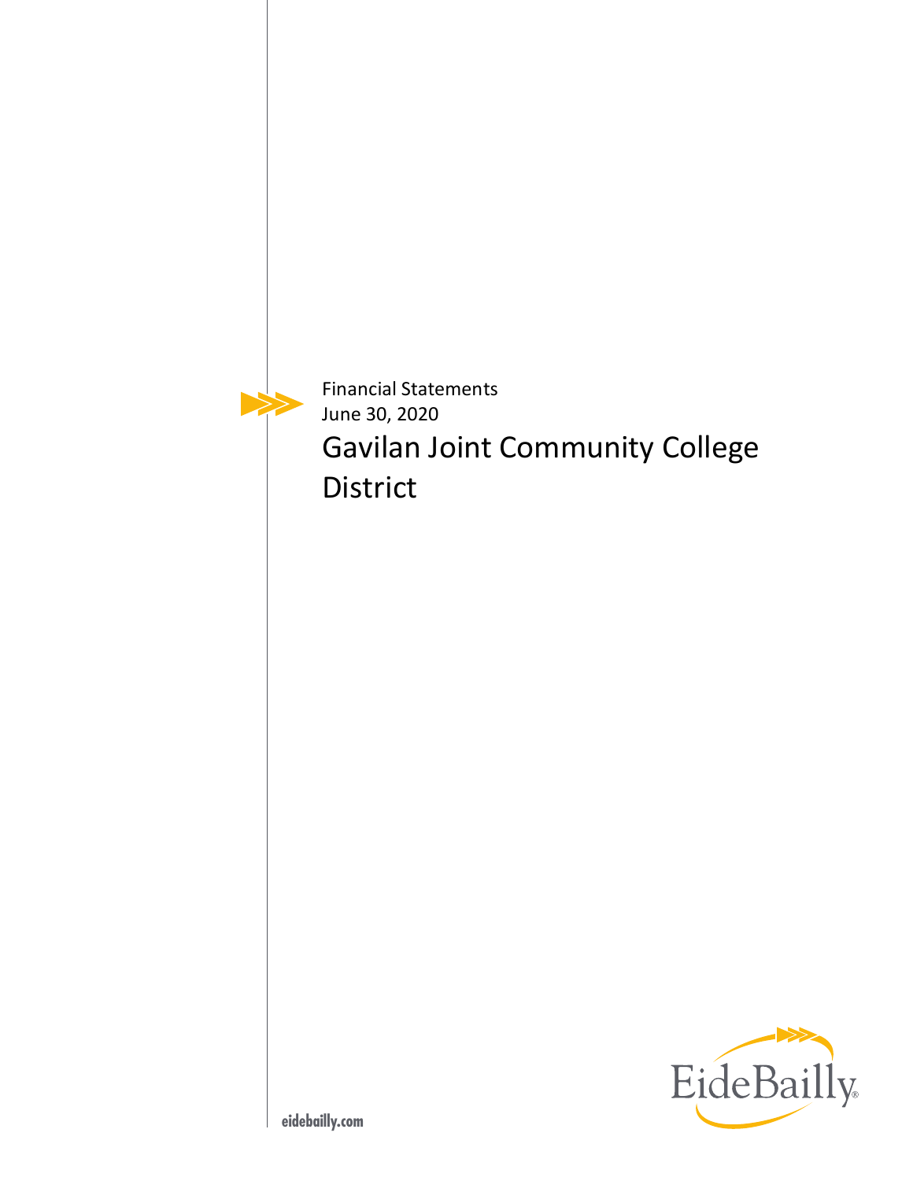Financial Statements

June 30, 2020

# Gavilan Joint Community College District

EideBailly

eidebailly.com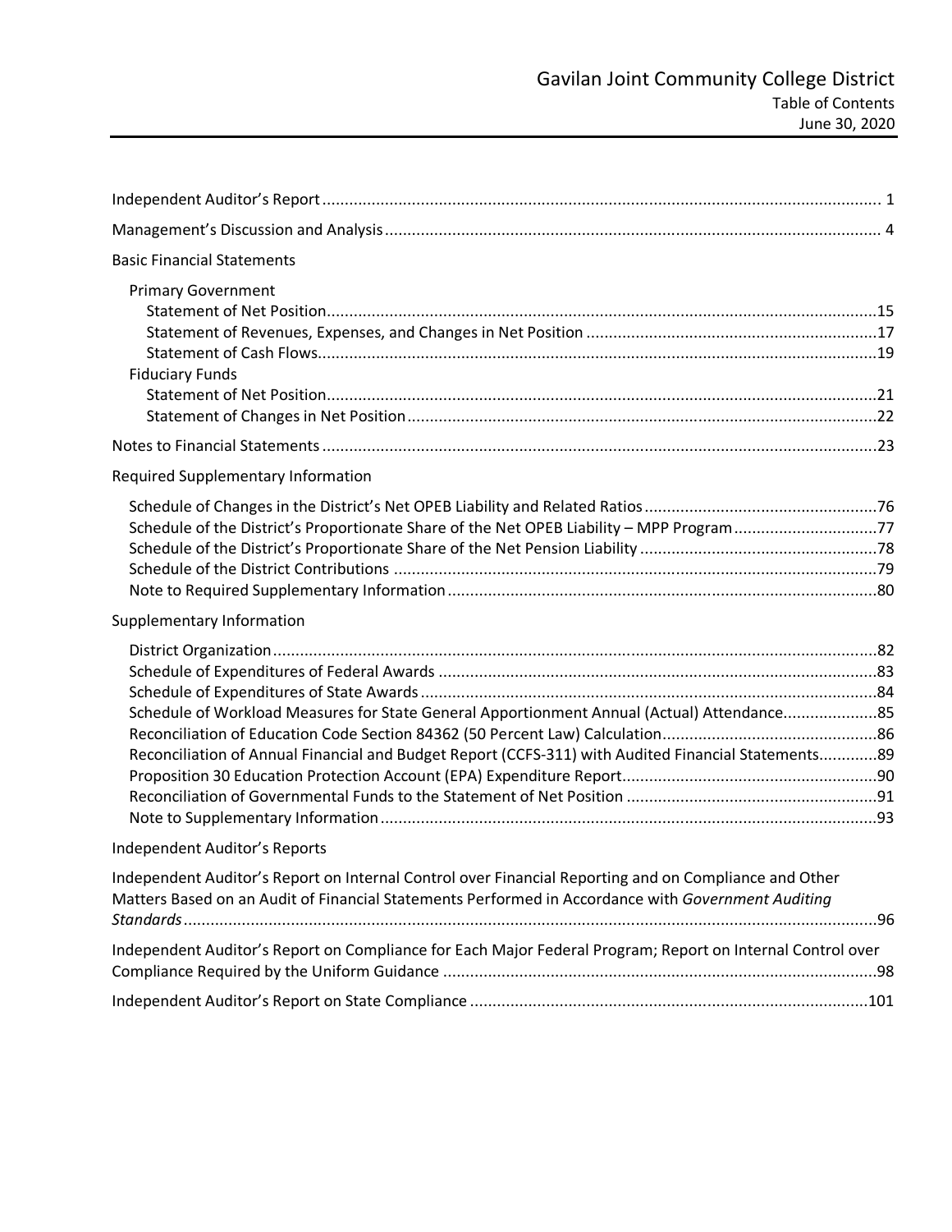# Gavilan Joint Community College District

## Table of Contents

## June 30, 2020

| | |
|---|---|
| Independent Auditor's Report | 1 |
| Management's Discussion and Analysis | 4 |
| **Basic Financial Statements** | |
| Primary Government | |
| Statement of Net Position | 15 |
| Statement of Revenues, Expenses, and Changes in Net Position | 17 |
| Statement of Cash Flows | 19 |
| Fiduciary Funds | |
| Statement of Net Position | 21 |
| Statement of Changes in Net Position | 22 |
| Notes to Financial Statements | 23 |
| **Required Supplementary Information** | |
| Schedule of Changes in the District's Net OPEB Liability and Related Ratios | 76 |
| Schedule of the District's Proportionate Share of the Net OPEB Liability – MPP Program | 77 |
| Schedule of the District's Proportionate Share of the Net Pension Liability | 78 |
| Schedule of the District Contributions | 79 |
| Note to Required Supplementary Information | 80 |
| **Supplementary Information** | |
| District Organization | 82 |
| Schedule of Expenditures of Federal Awards | 83 |
| Schedule of Expenditures of State Awards | 84 |
| Schedule of Workload Measures for State General Apportionment Annual (Actual) Attendance | 85 |
| Reconciliation of Education Code Section 84362 (50 Percent Law) Calculation | 86 |
| Reconciliation of Annual Financial and Budget Report (CCFS-311) with Audited Financial Statements | 89 |
| Proposition 30 Education Protection Account (EPA) Expenditure Report | 90 |
| Reconciliation of Governmental Funds to the Statement of Net Position | 91 |
| Note to Supplementary Information | 93 |
| **Independent Auditor's Reports** | |
| Independent Auditor's Report on Internal Control over Financial Reporting and on Compliance and Other Matters Based on an Audit of Financial Statements Performed in Accordance with *Government Auditing Standards* | 96 |
| Independent Auditor's Report on Compliance for Each Major Federal Program; Report on Internal Control over Compliance Required by the Uniform Guidance | 98 |
| Independent Auditor's Report on State Compliance | 101 |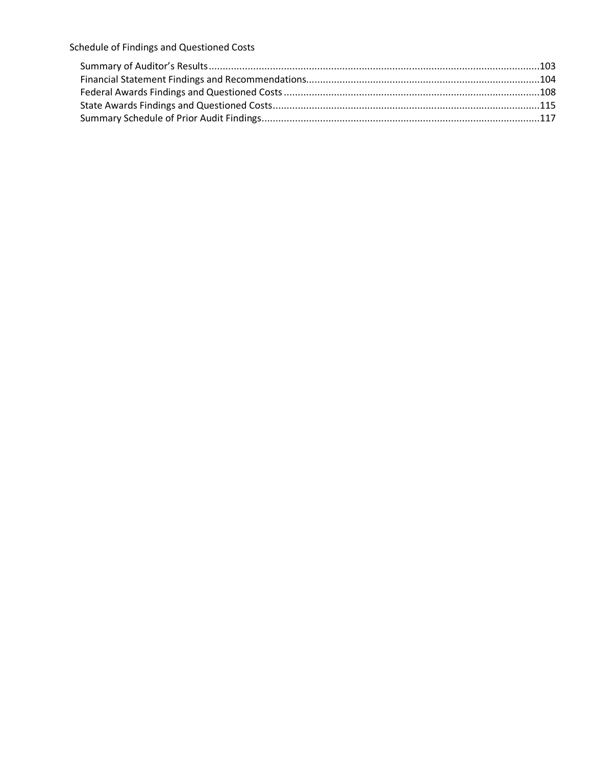Schedule of Findings and Questioned Costs

- Summary of Auditor's Results....................................................................................................................103
- Financial Statement Findings and Recommendations..................................................................................104
- Federal Awards Findings and Questioned Costs..........................................................................................108
- State Awards Findings and Questioned Costs..............................................................................................115
- Summary Schedule of Prior Audit Findings..................................................................................................117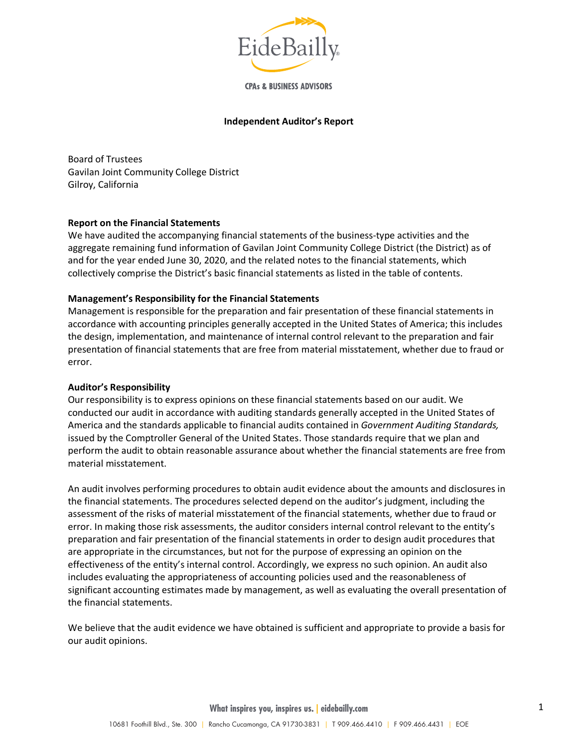# Independent Auditor's Report

Board of Trustees
Gavilan Joint Community College District
Gilroy, California

## Report on the Financial Statements

We have audited the accompanying financial statements of the business-type activities and the aggregate remaining fund information of Gavilan Joint Community College District (the District) as of and for the year ended June 30, 2020, and the related notes to the financial statements, which collectively comprise the District's basic financial statements as listed in the table of contents.

## Management's Responsibility for the Financial Statements

Management is responsible for the preparation and fair presentation of these financial statements in accordance with accounting principles generally accepted in the United States of America; this includes the design, implementation, and maintenance of internal control relevant to the preparation and fair presentation of financial statements that are free from material misstatement, whether due to fraud or error.

## Auditor's Responsibility

Our responsibility is to express opinions on these financial statements based on our audit. We conducted our audit in accordance with auditing standards generally accepted in the United States of America and the standards applicable to financial audits contained in *Government Auditing Standards,* issued by the Comptroller General of the United States. Those standards require that we plan and perform the audit to obtain reasonable assurance about whether the financial statements are free from material misstatement.

An audit involves performing procedures to obtain audit evidence about the amounts and disclosures in the financial statements. The procedures selected depend on the auditor's judgment, including the assessment of the risks of material misstatement of the financial statements, whether due to fraud or error. In making those risk assessments, the auditor considers internal control relevant to the entity's preparation and fair presentation of the financial statements in order to design audit procedures that are appropriate in the circumstances, but not for the purpose of expressing an opinion on the effectiveness of the entity's internal control. Accordingly, we express no such opinion. An audit also includes evaluating the appropriateness of accounting policies used and the reasonableness of significant accounting estimates made by management, as well as evaluating the overall presentation of the financial statements.

We believe that the audit evidence we have obtained is sufficient and appropriate to provide a basis for our audit opinions.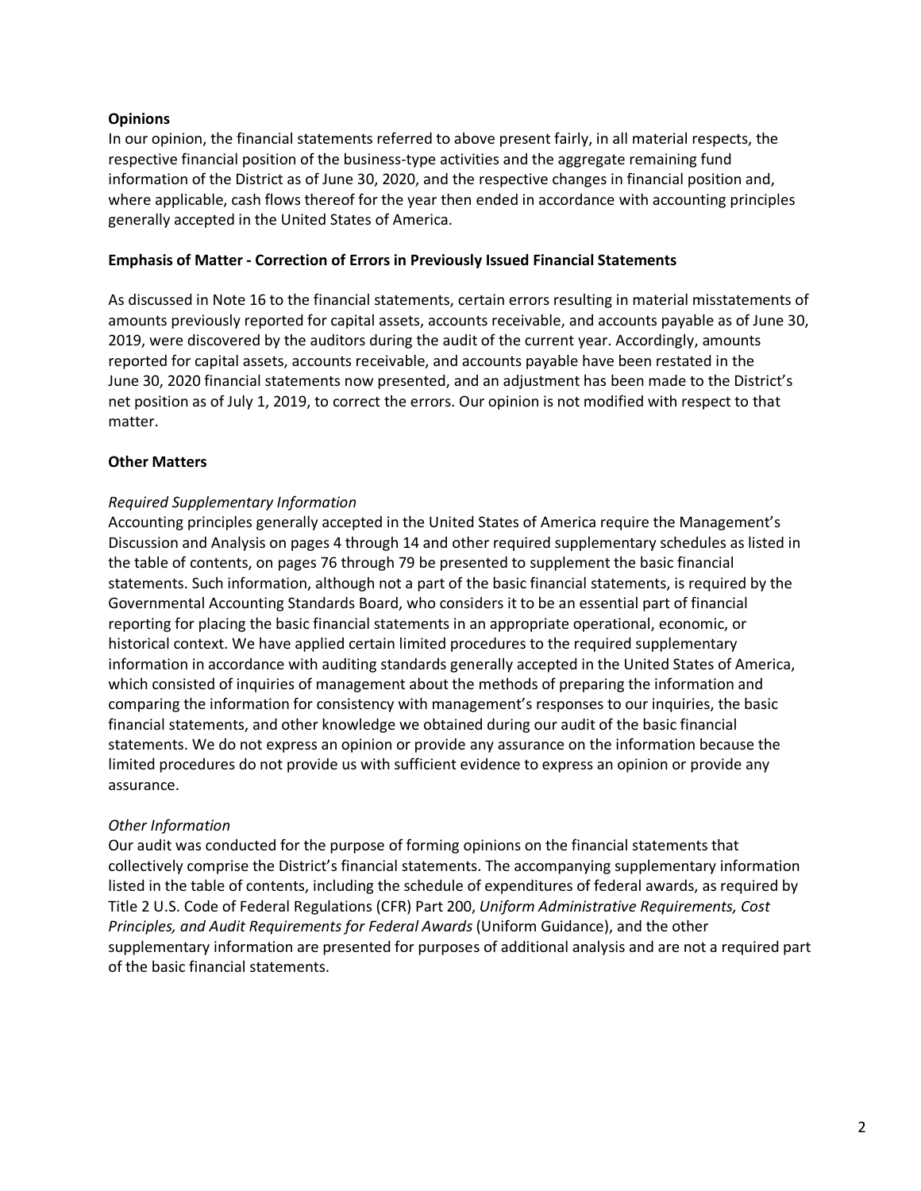**Opinions**

In our opinion, the financial statements referred to above present fairly, in all material respects, the respective financial position of the business-type activities and the aggregate remaining fund information of the District as of June 30, 2020, and the respective changes in financial position and, where applicable, cash flows thereof for the year then ended in accordance with accounting principles generally accepted in the United States of America.

**Emphasis of Matter - Correction of Errors in Previously Issued Financial Statements**

As discussed in Note 16 to the financial statements, certain errors resulting in material misstatements of amounts previously reported for capital assets, accounts receivable, and accounts payable as of June 30, 2019, were discovered by the auditors during the audit of the current year. Accordingly, amounts reported for capital assets, accounts receivable, and accounts payable have been restated in the June 30, 2020 financial statements now presented, and an adjustment has been made to the District's net position as of July 1, 2019, to correct the errors. Our opinion is not modified with respect to that matter.

**Other Matters**

*Required Supplementary Information*

Accounting principles generally accepted in the United States of America require the Management's Discussion and Analysis on pages 4 through 14 and other required supplementary schedules as listed in the table of contents, on pages 76 through 79 be presented to supplement the basic financial statements. Such information, although not a part of the basic financial statements, is required by the Governmental Accounting Standards Board, who considers it to be an essential part of financial reporting for placing the basic financial statements in an appropriate operational, economic, or historical context. We have applied certain limited procedures to the required supplementary information in accordance with auditing standards generally accepted in the United States of America, which consisted of inquiries of management about the methods of preparing the information and comparing the information for consistency with management's responses to our inquiries, the basic financial statements, and other knowledge we obtained during our audit of the basic financial statements. We do not express an opinion or provide any assurance on the information because the limited procedures do not provide us with sufficient evidence to express an opinion or provide any assurance.

*Other Information*

Our audit was conducted for the purpose of forming opinions on the financial statements that collectively comprise the District's financial statements. The accompanying supplementary information listed in the table of contents, including the schedule of expenditures of federal awards, as required by Title 2 U.S. Code of Federal Regulations (CFR) Part 200, *Uniform Administrative Requirements, Cost Principles, and Audit Requirements for Federal Awards* (Uniform Guidance), and the other supplementary information are presented for purposes of additional analysis and are not a required part of the basic financial statements.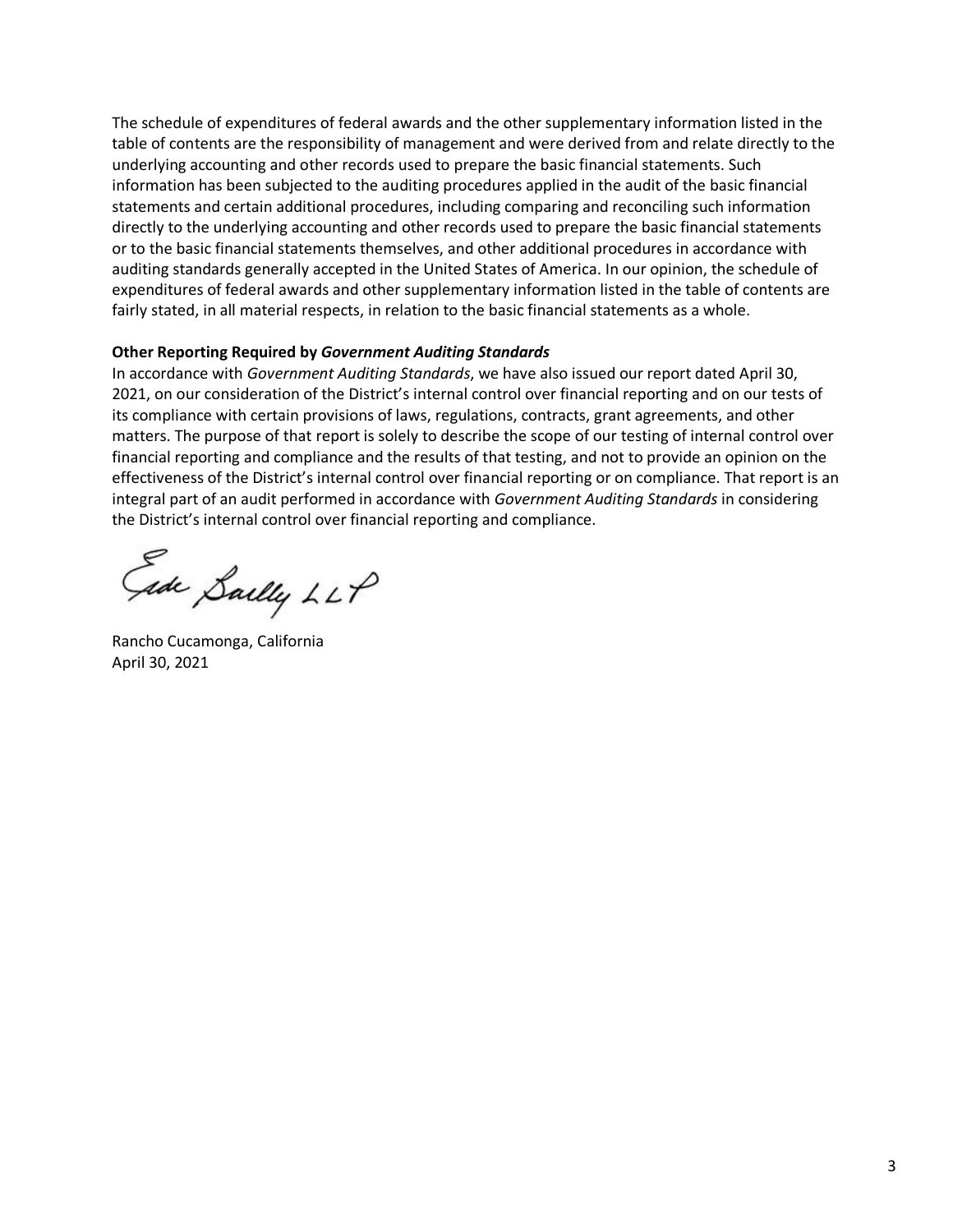The schedule of expenditures of federal awards and the other supplementary information listed in the table of contents are the responsibility of management and were derived from and relate directly to the underlying accounting and other records used to prepare the basic financial statements. Such information has been subjected to the auditing procedures applied in the audit of the basic financial statements and certain additional procedures, including comparing and reconciling such information directly to the underlying accounting and other records used to prepare the basic financial statements or to the basic financial statements themselves, and other additional procedures in accordance with auditing standards generally accepted in the United States of America. In our opinion, the schedule of expenditures of federal awards and other supplementary information listed in the table of contents are fairly stated, in all material respects, in relation to the basic financial statements as a whole.

**Other Reporting Required by *Government Auditing Standards***

In accordance with *Government Auditing Standards*, we have also issued our report dated April 30, 2021, on our consideration of the District's internal control over financial reporting and on our tests of its compliance with certain provisions of laws, regulations, contracts, grant agreements, and other matters. The purpose of that report is solely to describe the scope of our testing of internal control over financial reporting and compliance and the results of that testing, and not to provide an opinion on the effectiveness of the District's internal control over financial reporting or on compliance. That report is an integral part of an audit performed in accordance with *Government Auditing Standards* in considering the District's internal control over financial reporting and compliance.

Eide Bailly LLP

Rancho Cucamonga, California
April 30, 2021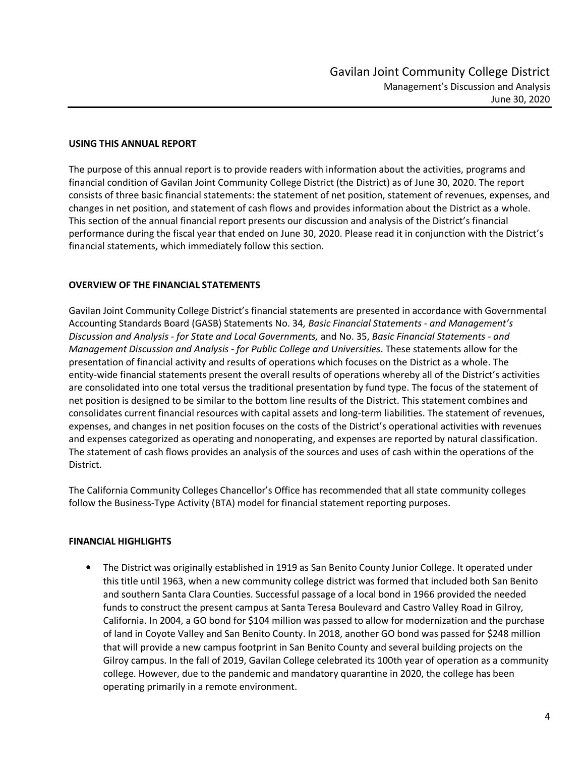## USING THIS ANNUAL REPORT

The purpose of this annual report is to provide readers with information about the activities, programs and financial condition of Gavilan Joint Community College District (the District) as of June 30, 2020. The report consists of three basic financial statements: the statement of net position, statement of revenues, expenses, and changes in net position, and statement of cash flows and provides information about the District as a whole. This section of the annual financial report presents our discussion and analysis of the District's financial performance during the fiscal year that ended on June 30, 2020. Please read it in conjunction with the District's financial statements, which immediately follow this section.

## OVERVIEW OF THE FINANCIAL STATEMENTS

Gavilan Joint Community College District's financial statements are presented in accordance with Governmental Accounting Standards Board (GASB) Statements No. 34*, Basic Financial Statements - and Management's Discussion and Analysis - for State and Local Governments,* and No. 35, *Basic Financial Statements - and Management Discussion and Analysis - for Public College and Universities*. These statements allow for the presentation of financial activity and results of operations which focuses on the District as a whole. The entity-wide financial statements present the overall results of operations whereby all of the District's activities are consolidated into one total versus the traditional presentation by fund type. The focus of the statement of net position is designed to be similar to the bottom line results of the District. This statement combines and consolidates current financial resources with capital assets and long-term liabilities. The statement of revenues, expenses, and changes in net position focuses on the costs of the District's operational activities with revenues and expenses categorized as operating and nonoperating, and expenses are reported by natural classification. The statement of cash flows provides an analysis of the sources and uses of cash within the operations of the District.

The California Community Colleges Chancellor's Office has recommended that all state community colleges follow the Business-Type Activity (BTA) model for financial statement reporting purposes.

## FINANCIAL HIGHLIGHTS

- The District was originally established in 1919 as San Benito County Junior College. It operated under this title until 1963, when a new community college district was formed that included both San Benito and southern Santa Clara Counties. Successful passage of a local bond in 1966 provided the needed funds to construct the present campus at Santa Teresa Boulevard and Castro Valley Road in Gilroy, California. In 2004, a GO bond for $104 million was passed to allow for modernization and the purchase of land in Coyote Valley and San Benito County. In 2018, another GO bond was passed for $248 million that will provide a new campus footprint in San Benito County and several building projects on the Gilroy campus. In the fall of 2019, Gavilan College celebrated its 100th year of operation as a community college. However, due to the pandemic and mandatory quarantine in 2020, the college has been operating primarily in a remote environment.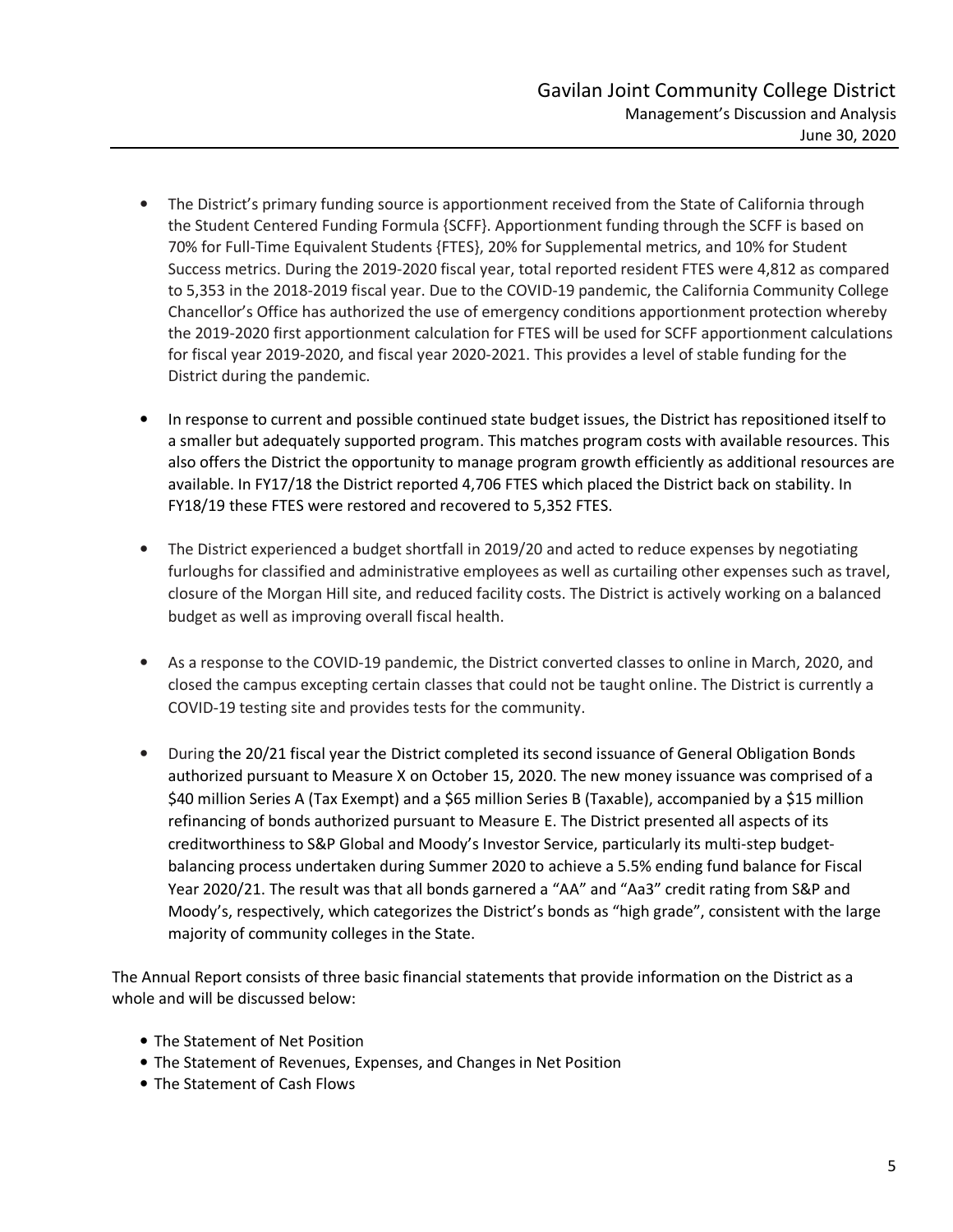- The District's primary funding source is apportionment received from the State of California through the Student Centered Funding Formula {SCFF}. Apportionment funding through the SCFF is based on 70% for Full-Time Equivalent Students {FTES}, 20% for Supplemental metrics, and 10% for Student Success metrics. During the 2019-2020 fiscal year, total reported resident FTES were 4,812 as compared to 5,353 in the 2018-2019 fiscal year. Due to the COVID-19 pandemic, the California Community College Chancellor's Office has authorized the use of emergency conditions apportionment protection whereby the 2019-2020 first apportionment calculation for FTES will be used for SCFF apportionment calculations for fiscal year 2019-2020, and fiscal year 2020-2021. This provides a level of stable funding for the District during the pandemic.

- In response to current and possible continued state budget issues, the District has repositioned itself to a smaller but adequately supported program. This matches program costs with available resources. This also offers the District the opportunity to manage program growth efficiently as additional resources are available. In FY17/18 the District reported 4,706 FTES which placed the District back on stability. In FY18/19 these FTES were restored and recovered to 5,352 FTES.

- The District experienced a budget shortfall in 2019/20 and acted to reduce expenses by negotiating furloughs for classified and administrative employees as well as curtailing other expenses such as travel, closure of the Morgan Hill site, and reduced facility costs. The District is actively working on a balanced budget as well as improving overall fiscal health.

- As a response to the COVID-19 pandemic, the District converted classes to online in March, 2020, and closed the campus excepting certain classes that could not be taught online. The District is currently a COVID-19 testing site and provides tests for the community.

- During the 20/21 fiscal year the District completed its second issuance of General Obligation Bonds authorized pursuant to Measure X on October 15, 2020. The new money issuance was comprised of a $40 million Series A (Tax Exempt) and a $65 million Series B (Taxable), accompanied by a $15 million refinancing of bonds authorized pursuant to Measure E. The District presented all aspects of its creditworthiness to S&P Global and Moody's Investor Service, particularly its multi-step budget-balancing process undertaken during Summer 2020 to achieve a 5.5% ending fund balance for Fiscal Year 2020/21. The result was that all bonds garnered a "AA" and "Aa3" credit rating from S&P and Moody's, respectively, which categorizes the District's bonds as "high grade", consistent with the large majority of community colleges in the State.

The Annual Report consists of three basic financial statements that provide information on the District as a whole and will be discussed below:

- The Statement of Net Position
- The Statement of Revenues, Expenses, and Changes in Net Position
- The Statement of Cash Flows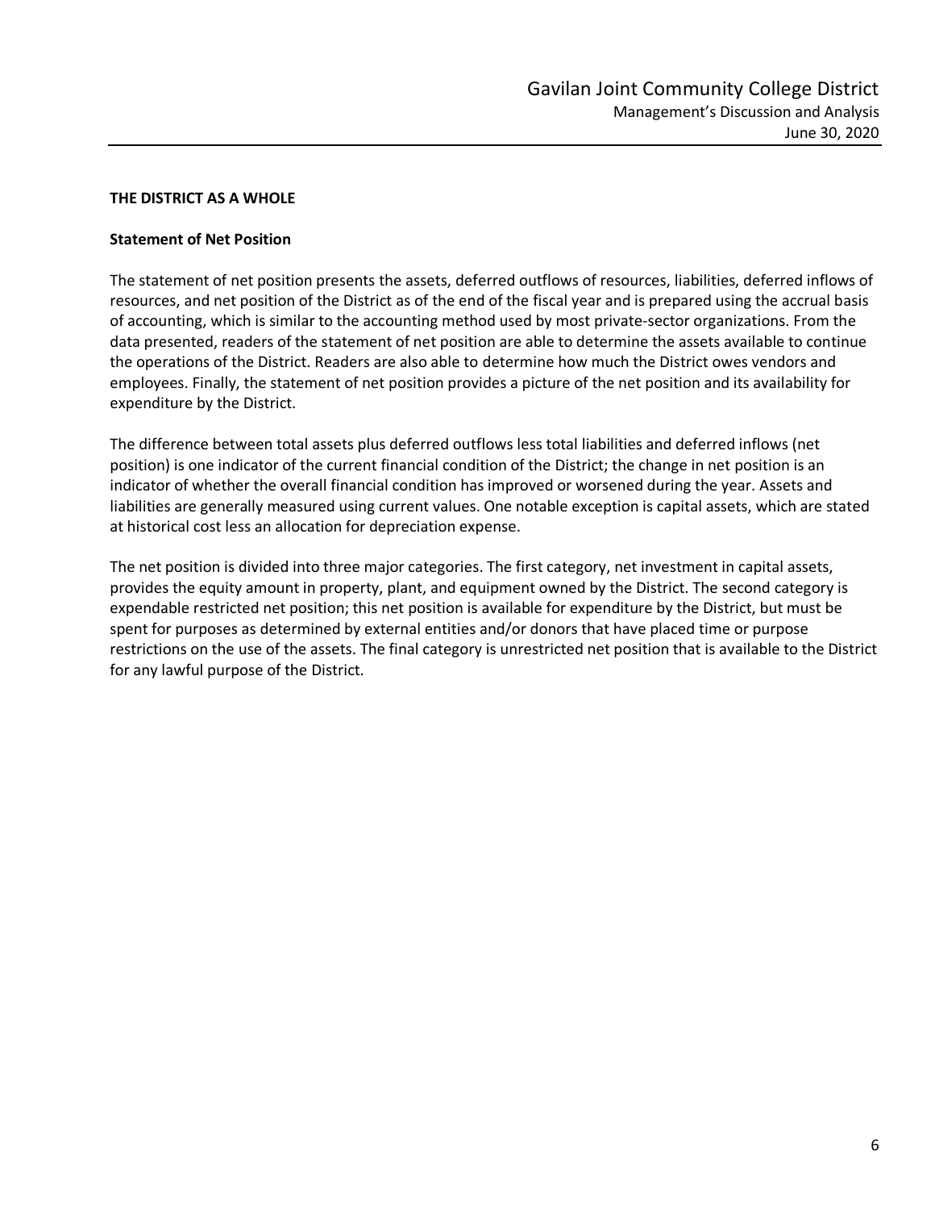## THE DISTRICT AS A WHOLE

### Statement of Net Position

The statement of net position presents the assets, deferred outflows of resources, liabilities, deferred inflows of resources, and net position of the District as of the end of the fiscal year and is prepared using the accrual basis of accounting, which is similar to the accounting method used by most private-sector organizations. From the data presented, readers of the statement of net position are able to determine the assets available to continue the operations of the District. Readers are also able to determine how much the District owes vendors and employees. Finally, the statement of net position provides a picture of the net position and its availability for expenditure by the District.

The difference between total assets plus deferred outflows less total liabilities and deferred inflows (net position) is one indicator of the current financial condition of the District; the change in net position is an indicator of whether the overall financial condition has improved or worsened during the year. Assets and liabilities are generally measured using current values. One notable exception is capital assets, which are stated at historical cost less an allocation for depreciation expense.

The net position is divided into three major categories. The first category, net investment in capital assets, provides the equity amount in property, plant, and equipment owned by the District. The second category is expendable restricted net position; this net position is available for expenditure by the District, but must be spent for purposes as determined by external entities and/or donors that have placed time or purpose restrictions on the use of the assets. The final category is unrestricted net position that is available to the District for any lawful purpose of the District.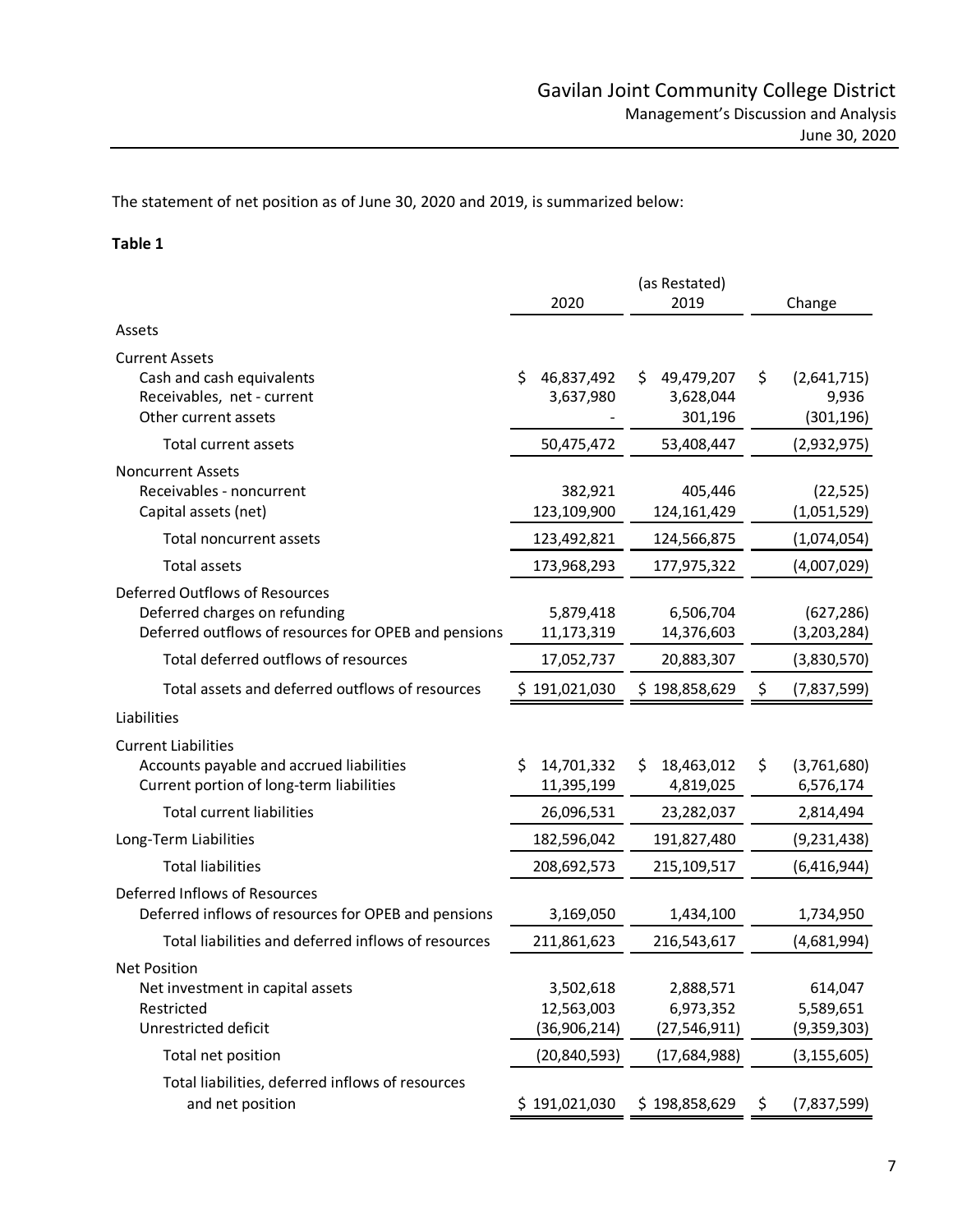The statement of net position as of June 30, 2020 and 2019, is summarized below:

**Table 1**

| | 2020 | (as Restated) 2019 | Change |
|---|---|---|---|
| Assets | | | |
| Current Assets | | | |
| Cash and cash equivalents | $ 46,837,492 | $ 49,479,207 | $ (2,641,715) |
| Receivables, net - current | 3,637,980 | 3,628,044 | 9,936 |
| Other current assets | - | 301,196 | (301,196) |
| Total current assets | 50,475,472 | 53,408,447 | (2,932,975) |
| Noncurrent Assets | | | |
| Receivables - noncurrent | 382,921 | 405,446 | (22,525) |
| Capital assets (net) | 123,109,900 | 124,161,429 | (1,051,529) |
| Total noncurrent assets | 123,492,821 | 124,566,875 | (1,074,054) |
| Total assets | 173,968,293 | 177,975,322 | (4,007,029) |
| Deferred Outflows of Resources | | | |
| Deferred charges on refunding | 5,879,418 | 6,506,704 | (627,286) |
| Deferred outflows of resources for OPEB and pensions | 11,173,319 | 14,376,603 | (3,203,284) |
| Total deferred outflows of resources | 17,052,737 | 20,883,307 | (3,830,570) |
| Total assets and deferred outflows of resources | $ 191,021,030 | $ 198,858,629 | $ (7,837,599) |
| Liabilities | | | |
| Current Liabilities | | | |
| Accounts payable and accrued liabilities | $ 14,701,332 | $ 18,463,012 | $ (3,761,680) |
| Current portion of long-term liabilities | 11,395,199 | 4,819,025 | 6,576,174 |
| Total current liabilities | 26,096,531 | 23,282,037 | 2,814,494 |
| Long-Term Liabilities | 182,596,042 | 191,827,480 | (9,231,438) |
| Total liabilities | 208,692,573 | 215,109,517 | (6,416,944) |
| Deferred Inflows of Resources | | | |
| Deferred inflows of resources for OPEB and pensions | 3,169,050 | 1,434,100 | 1,734,950 |
| Total liabilities and deferred inflows of resources | 211,861,623 | 216,543,617 | (4,681,994) |
| Net Position | | | |
| Net investment in capital assets | 3,502,618 | 2,888,571 | 614,047 |
| Restricted | 12,563,003 | 6,973,352 | 5,589,651 |
| Unrestricted deficit | (36,906,214) | (27,546,911) | (9,359,303) |
| Total net position | (20,840,593) | (17,684,988) | (3,155,605) |
| Total liabilities, deferred inflows of resources and net position | $ 191,021,030 | $ 198,858,629 | $ (7,837,599) |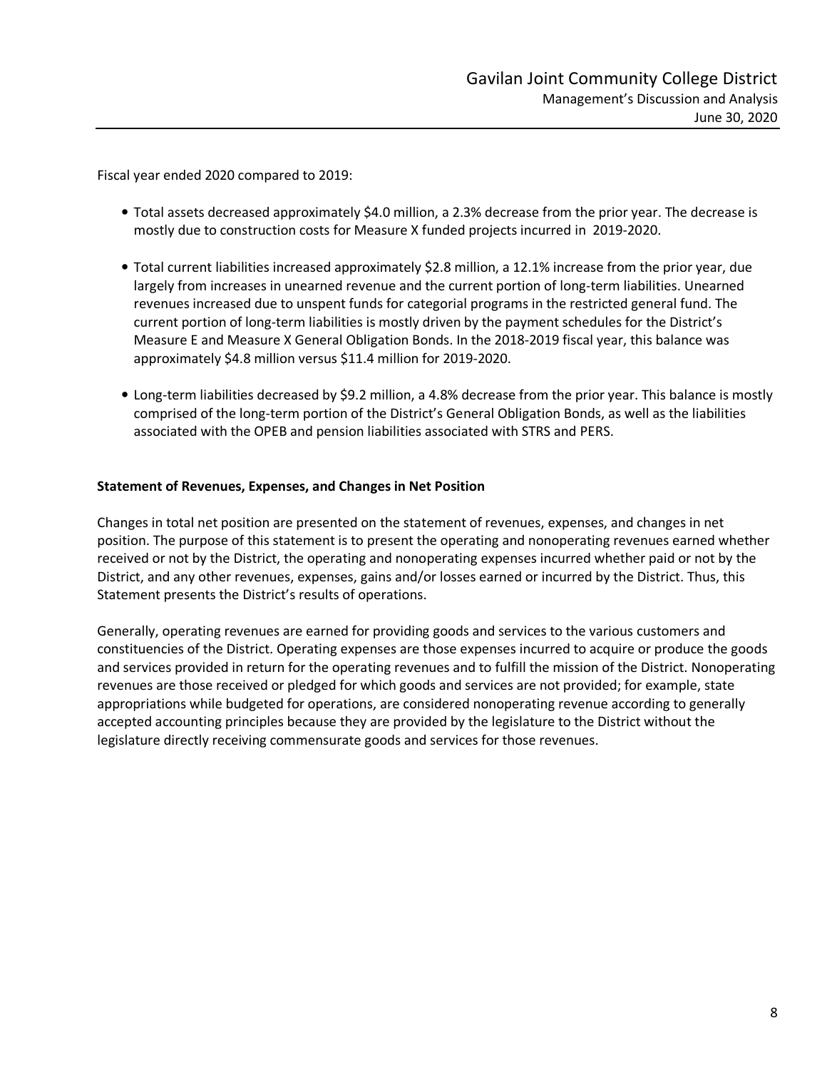Fiscal year ended 2020 compared to 2019:

- Total assets decreased approximately $4.0 million, a 2.3% decrease from the prior year. The decrease is mostly due to construction costs for Measure X funded projects incurred in 2019-2020.

- Total current liabilities increased approximately $2.8 million, a 12.1% increase from the prior year, due largely from increases in unearned revenue and the current portion of long-term liabilities. Unearned revenues increased due to unspent funds for categorial programs in the restricted general fund. The current portion of long-term liabilities is mostly driven by the payment schedules for the District's Measure E and Measure X General Obligation Bonds. In the 2018-2019 fiscal year, this balance was approximately $4.8 million versus $11.4 million for 2019-2020.

- Long-term liabilities decreased by $9.2 million, a 4.8% decrease from the prior year. This balance is mostly comprised of the long-term portion of the District's General Obligation Bonds, as well as the liabilities associated with the OPEB and pension liabilities associated with STRS and PERS.

**Statement of Revenues, Expenses, and Changes in Net Position**

Changes in total net position are presented on the statement of revenues, expenses, and changes in net position. The purpose of this statement is to present the operating and nonoperating revenues earned whether received or not by the District, the operating and nonoperating expenses incurred whether paid or not by the District, and any other revenues, expenses, gains and/or losses earned or incurred by the District. Thus, this Statement presents the District's results of operations.

Generally, operating revenues are earned for providing goods and services to the various customers and constituencies of the District. Operating expenses are those expenses incurred to acquire or produce the goods and services provided in return for the operating revenues and to fulfill the mission of the District. Nonoperating revenues are those received or pledged for which goods and services are not provided; for example, state appropriations while budgeted for operations, are considered nonoperating revenue according to generally accepted accounting principles because they are provided by the legislature to the District without the legislature directly receiving commensurate goods and services for those revenues.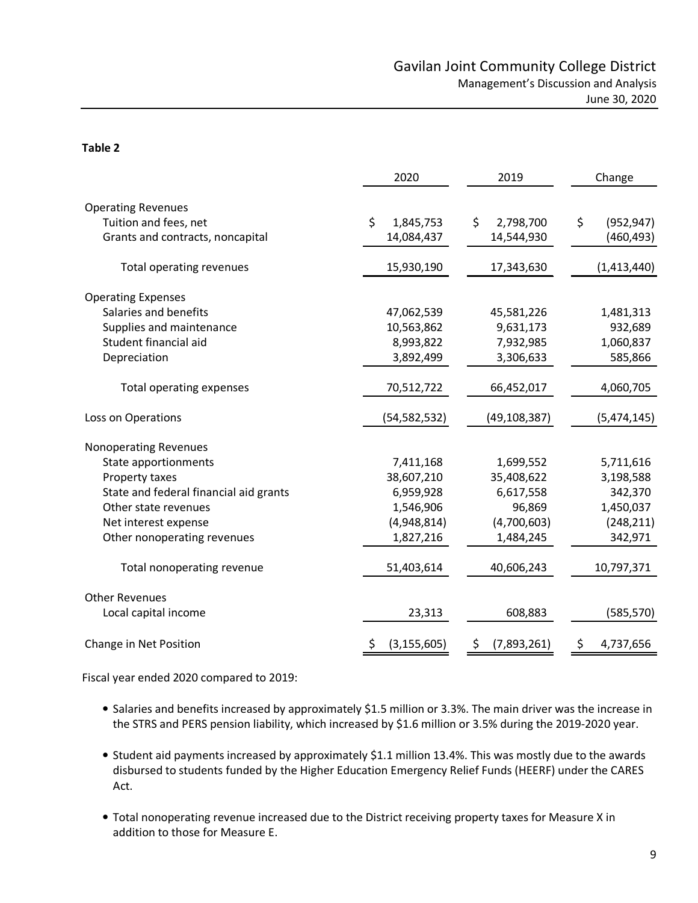**Table 2**

| | 2020 | 2019 | Change |
|---|---|---|---|
| Operating Revenues | | | |
| Tuition and fees, net | $ 1,845,753 | $ 2,798,700 | $ (952,947) |
| Grants and contracts, noncapital | 14,084,437 | 14,544,930 | (460,493) |
| Total operating revenues | 15,930,190 | 17,343,630 | (1,413,440) |
| Operating Expenses | | | |
| Salaries and benefits | 47,062,539 | 45,581,226 | 1,481,313 |
| Supplies and maintenance | 10,563,862 | 9,631,173 | 932,689 |
| Student financial aid | 8,993,822 | 7,932,985 | 1,060,837 |
| Depreciation | 3,892,499 | 3,306,633 | 585,866 |
| Total operating expenses | 70,512,722 | 66,452,017 | 4,060,705 |
| Loss on Operations | (54,582,532) | (49,108,387) | (5,474,145) |
| Nonoperating Revenues | | | |
| State apportionments | 7,411,168 | 1,699,552 | 5,711,616 |
| Property taxes | 38,607,210 | 35,408,622 | 3,198,588 |
| State and federal financial aid grants | 6,959,928 | 6,617,558 | 342,370 |
| Other state revenues | 1,546,906 | 96,869 | 1,450,037 |
| Net interest expense | (4,948,814) | (4,700,603) | (248,211) |
| Other nonoperating revenues | 1,827,216 | 1,484,245 | 342,971 |
| Total nonoperating revenue | 51,403,614 | 40,606,243 | 10,797,371 |
| Other Revenues | | | |
| Local capital income | 23,313 | 608,883 | (585,570) |
| Change in Net Position | $ (3,155,605) | $ (7,893,261) | $ 4,737,656 |

Fiscal year ended 2020 compared to 2019:

- Salaries and benefits increased by approximately $1.5 million or 3.3%. The main driver was the increase in the STRS and PERS pension liability, which increased by $1.6 million or 3.5% during the 2019-2020 year.
- Student aid payments increased by approximately $1.1 million 13.4%. This was mostly due to the awards disbursed to students funded by the Higher Education Emergency Relief Funds (HEERF) under the CARES Act.
- Total nonoperating revenue increased due to the District receiving property taxes for Measure X in addition to those for Measure E.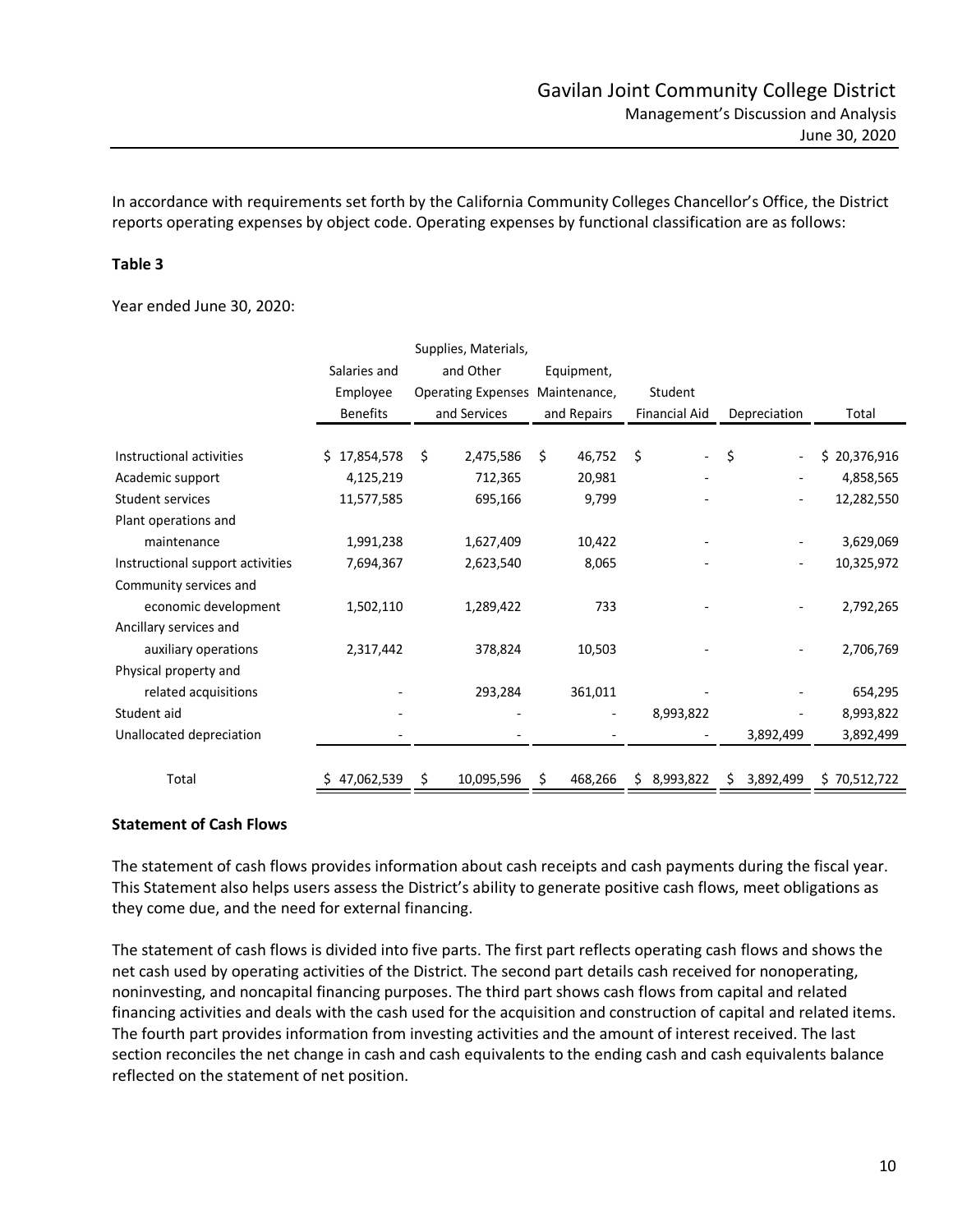In accordance with requirements set forth by the California Community Colleges Chancellor's Office, the District reports operating expenses by object code. Operating expenses by functional classification are as follows:

**Table 3**

Year ended June 30, 2020:

| | Salaries and Employee Benefits | Supplies, Materials, and Other Operating Expenses and Services | Equipment, Maintenance, and Repairs | Student Financial Aid | Depreciation | Total |
|---|---|---|---|---|---|---|
| Instructional activities | $ 17,854,578 | $ 2,475,586 | $ 46,752 | $ - | $ - | $ 20,376,916 |
| Academic support | 4,125,219 | 712,365 | 20,981 | - | - | 4,858,565 |
| Student services | 11,577,585 | 695,166 | 9,799 | - | - | 12,282,550 |
| Plant operations and maintenance | 1,991,238 | 1,627,409 | 10,422 | - | - | 3,629,069 |
| Instructional support activities | 7,694,367 | 2,623,540 | 8,065 | - | - | 10,325,972 |
| Community services and economic development | 1,502,110 | 1,289,422 | 733 | - | - | 2,792,265 |
| Ancillary services and auxiliary operations | 2,317,442 | 378,824 | 10,503 | - | - | 2,706,769 |
| Physical property and related acquisitions | - | 293,284 | 361,011 | - | - | 654,295 |
| Student aid | - | - | - | 8,993,822 | - | 8,993,822 |
| Unallocated depreciation | - | - | - | - | 3,892,499 | 3,892,499 |
| Total | $ 47,062,539 | $ 10,095,596 | $ 468,266 | $ 8,993,822 | $ 3,892,499 | $ 70,512,722 |

**Statement of Cash Flows**

The statement of cash flows provides information about cash receipts and cash payments during the fiscal year. This Statement also helps users assess the District's ability to generate positive cash flows, meet obligations as they come due, and the need for external financing.

The statement of cash flows is divided into five parts. The first part reflects operating cash flows and shows the net cash used by operating activities of the District. The second part details cash received for nonoperating, noninvesting, and noncapital financing purposes. The third part shows cash flows from capital and related financing activities and deals with the cash used for the acquisition and construction of capital and related items. The fourth part provides information from investing activities and the amount of interest received. The last section reconciles the net change in cash and cash equivalents to the ending cash and cash equivalents balance reflected on the statement of net position.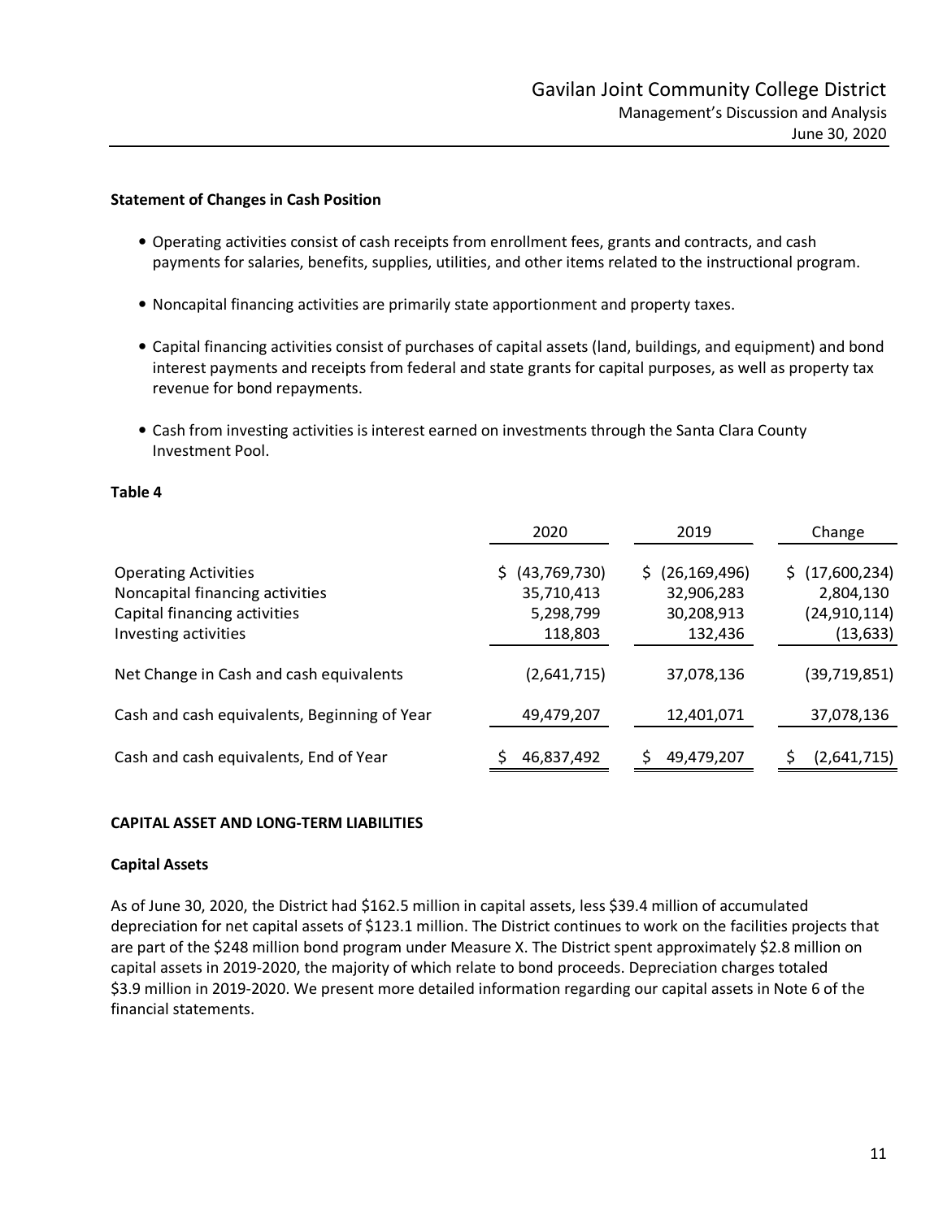**Statement of Changes in Cash Position**

- Operating activities consist of cash receipts from enrollment fees, grants and contracts, and cash payments for salaries, benefits, supplies, utilities, and other items related to the instructional program.
- Noncapital financing activities are primarily state apportionment and property taxes.
- Capital financing activities consist of purchases of capital assets (land, buildings, and equipment) and bond interest payments and receipts from federal and state grants for capital purposes, as well as property tax revenue for bond repayments.
- Cash from investing activities is interest earned on investments through the Santa Clara County Investment Pool.

**Table 4**

| | 2020 | 2019 | Change |
|---|---|---|---|
| Operating Activities | $ (43,769,730) | $ (26,169,496) | $ (17,600,234) |
| Noncapital financing activities | 35,710,413 | 32,906,283 | 2,804,130 |
| Capital financing activities | 5,298,799 | 30,208,913 | (24,910,114) |
| Investing activities | 118,803 | 132,436 | (13,633) |
| Net Change in Cash and cash equivalents | (2,641,715) | 37,078,136 | (39,719,851) |
| Cash and cash equivalents, Beginning of Year | 49,479,207 | 12,401,071 | 37,078,136 |
| Cash and cash equivalents, End of Year | $ 46,837,492 | $ 49,479,207 | $ (2,641,715) |

**CAPITAL ASSET AND LONG-TERM LIABILITIES**

**Capital Assets**

As of June 30, 2020, the District had $162.5 million in capital assets, less $39.4 million of accumulated depreciation for net capital assets of $123.1 million. The District continues to work on the facilities projects that are part of the $248 million bond program under Measure X. The District spent approximately $2.8 million on capital assets in 2019-2020, the majority of which relate to bond proceeds. Depreciation charges totaled $3.9 million in 2019-2020. We present more detailed information regarding our capital assets in Note 6 of the financial statements.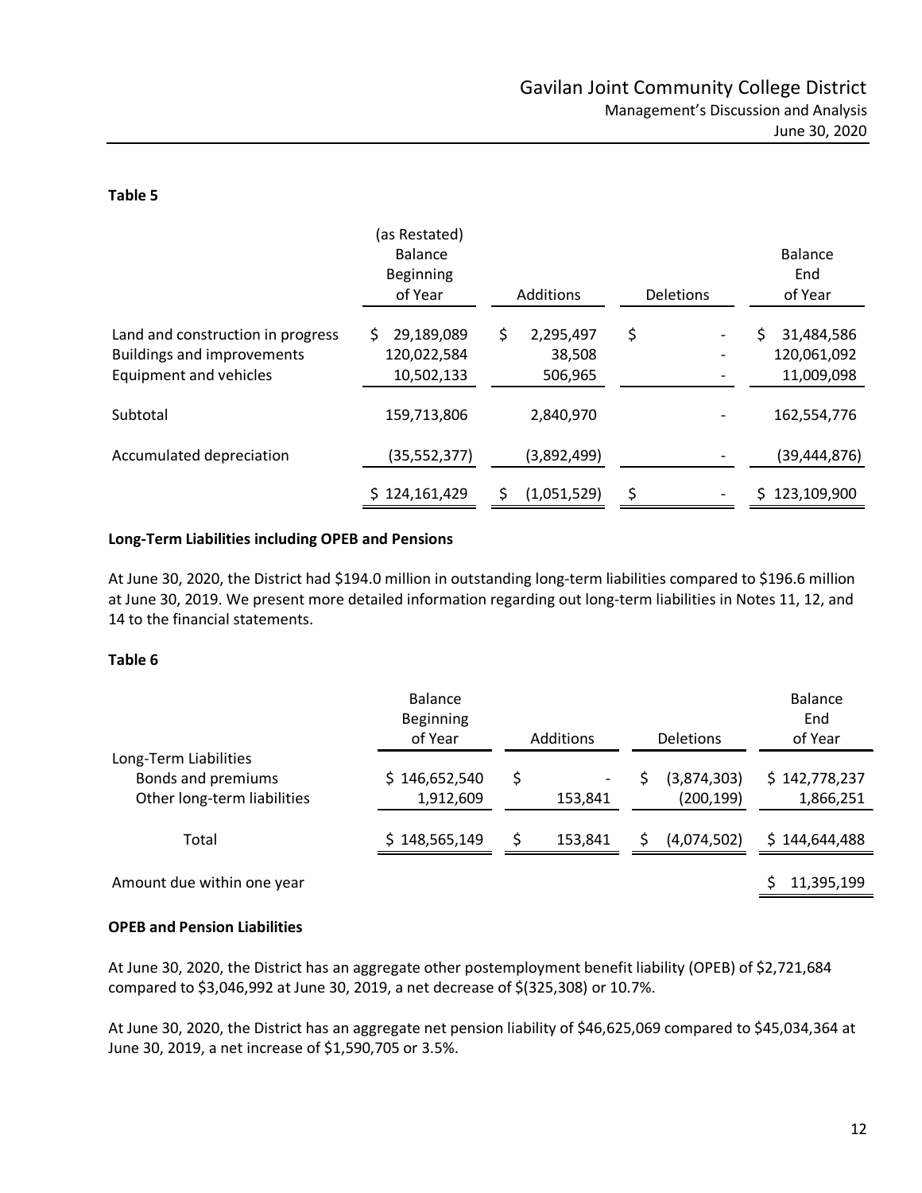**Table 5**

| | (as Restated) Balance Beginning of Year | Additions | Deletions | Balance End of Year |
|---|---|---|---|---|
| Land and construction in progress | $ 29,189,089 | $ 2,295,497 | $ - | $ 31,484,586 |
| Buildings and improvements | 120,022,584 | 38,508 | - | 120,061,092 |
| Equipment and vehicles | 10,502,133 | 506,965 | - | 11,009,098 |
| Subtotal | 159,713,806 | 2,840,970 | - | 162,554,776 |
| Accumulated depreciation | (35,552,377) | (3,892,499) | - | (39,444,876) |
| | $ 124,161,429 | $ (1,051,529) | $ - | $ 123,109,900 |

**Long-Term Liabilities including OPEB and Pensions**

At June 30, 2020, the District had $194.0 million in outstanding long-term liabilities compared to $196.6 million at June 30, 2019. We present more detailed information regarding out long-term liabilities in Notes 11, 12, and 14 to the financial statements.

**Table 6**

| | Balance Beginning of Year | Additions | Deletions | Balance End of Year |
|---|---|---|---|---|
| Long-Term Liabilities | | | | |
| Bonds and premiums | $ 146,652,540 | $ - | $ (3,874,303) | $ 142,778,237 |
| Other long-term liabilities | 1,912,609 | 153,841 | (200,199) | 1,866,251 |
| Total | $ 148,565,149 | $ 153,841 | $ (4,074,502) | $ 144,644,488 |
| Amount due within one year | | | | $ 11,395,199 |

**OPEB and Pension Liabilities**

At June 30, 2020, the District has an aggregate other postemployment benefit liability (OPEB) of $2,721,684 compared to $3,046,992 at June 30, 2019, a net decrease of $(325,308) or 10.7%.

At June 30, 2020, the District has an aggregate net pension liability of $46,625,069 compared to $45,034,364 at June 30, 2019, a net increase of $1,590,705 or 3.5%.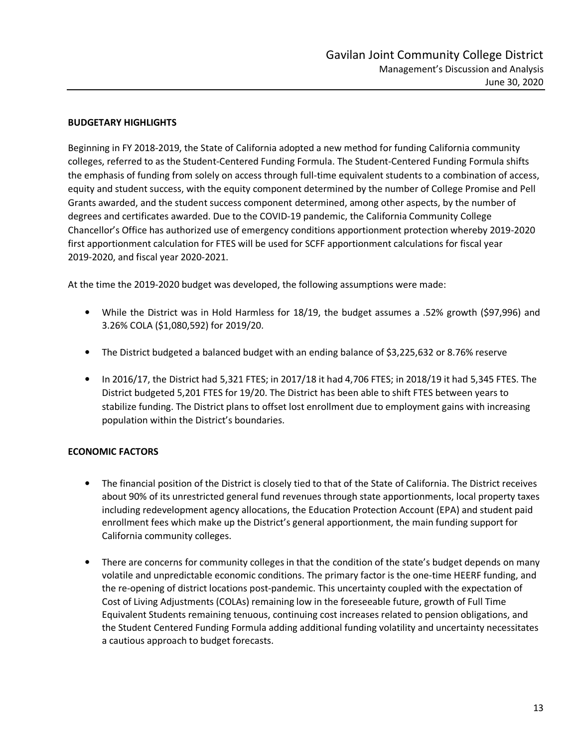## BUDGETARY HIGHLIGHTS

Beginning in FY 2018-2019, the State of California adopted a new method for funding California community colleges, referred to as the Student-Centered Funding Formula. The Student-Centered Funding Formula shifts the emphasis of funding from solely on access through full-time equivalent students to a combination of access, equity and student success, with the equity component determined by the number of College Promise and Pell Grants awarded, and the student success component determined, among other aspects, by the number of degrees and certificates awarded. Due to the COVID-19 pandemic, the California Community College Chancellor's Office has authorized use of emergency conditions apportionment protection whereby 2019-2020 first apportionment calculation for FTES will be used for SCFF apportionment calculations for fiscal year 2019-2020, and fiscal year 2020-2021.

At the time the 2019-2020 budget was developed, the following assumptions were made:

- While the District was in Hold Harmless for 18/19, the budget assumes a .52% growth ($97,996) and 3.26% COLA ($1,080,592) for 2019/20.
- The District budgeted a balanced budget with an ending balance of $3,225,632 or 8.76% reserve
- In 2016/17, the District had 5,321 FTES; in 2017/18 it had 4,706 FTES; in 2018/19 it had 5,345 FTES. The District budgeted 5,201 FTES for 19/20. The District has been able to shift FTES between years to stabilize funding. The District plans to offset lost enrollment due to employment gains with increasing population within the District's boundaries.

## ECONOMIC FACTORS

- The financial position of the District is closely tied to that of the State of California. The District receives about 90% of its unrestricted general fund revenues through state apportionments, local property taxes including redevelopment agency allocations, the Education Protection Account (EPA) and student paid enrollment fees which make up the District's general apportionment, the main funding support for California community colleges.
- There are concerns for community colleges in that the condition of the state's budget depends on many volatile and unpredictable economic conditions. The primary factor is the one-time HEERF funding, and the re-opening of district locations post-pandemic. This uncertainty coupled with the expectation of Cost of Living Adjustments (COLAs) remaining low in the foreseeable future, growth of Full Time Equivalent Students remaining tenuous, continuing cost increases related to pension obligations, and the Student Centered Funding Formula adding additional funding volatility and uncertainty necessitates a cautious approach to budget forecasts.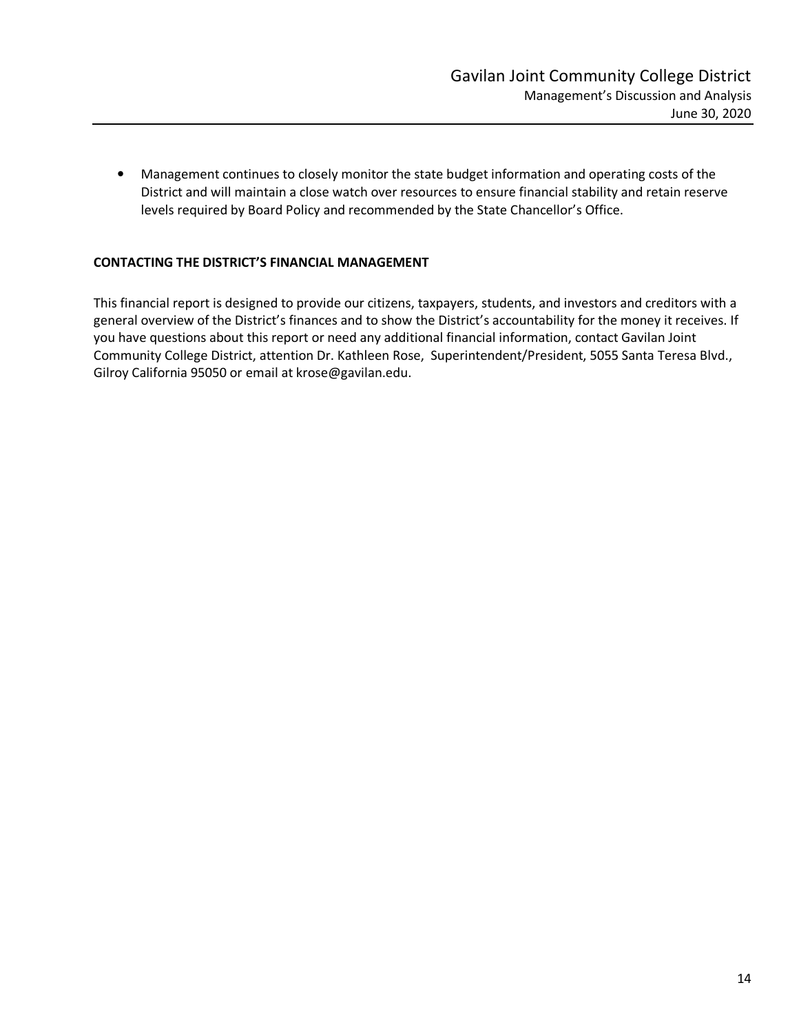- Management continues to closely monitor the state budget information and operating costs of the District and will maintain a close watch over resources to ensure financial stability and retain reserve levels required by Board Policy and recommended by the State Chancellor's Office.

**CONTACTING THE DISTRICT'S FINANCIAL MANAGEMENT**

This financial report is designed to provide our citizens, taxpayers, students, and investors and creditors with a general overview of the District's finances and to show the District's accountability for the money it receives. If you have questions about this report or need any additional financial information, contact Gavilan Joint Community College District, attention Dr. Kathleen Rose, Superintendent/President, 5055 Santa Teresa Blvd., Gilroy California 95050 or email at krose@gavilan.edu.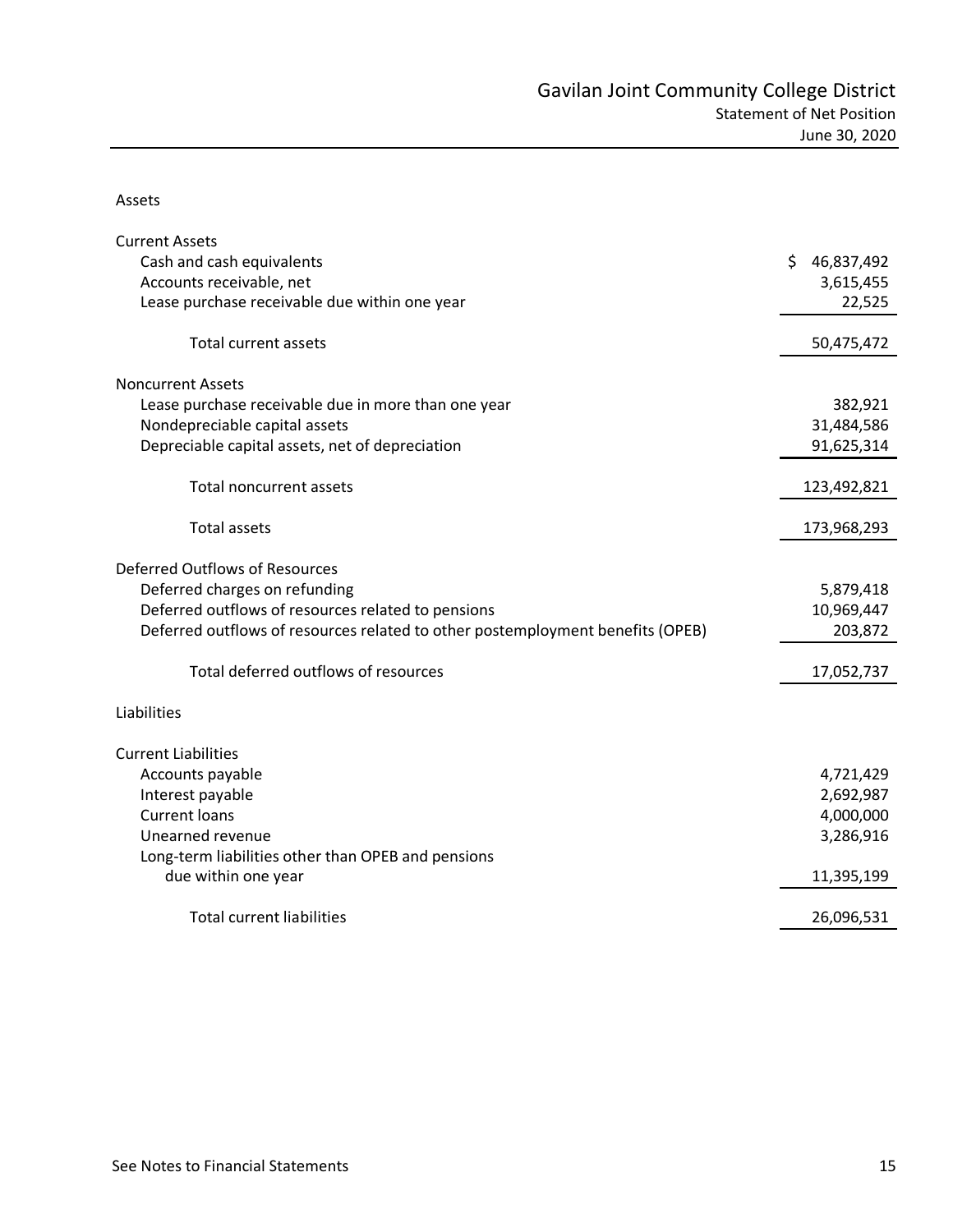# Gavilan Joint Community College District
## Statement of Net Position
### June 30, 2020

| | |
|---|---|
| **Assets** | |
| **Current Assets** | |
| Cash and cash equivalents | $ 46,837,492 |
| Accounts receivable, net | 3,615,455 |
| Lease purchase receivable due within one year | 22,525 |
| Total current assets | 50,475,472 |
| **Noncurrent Assets** | |
| Lease purchase receivable due in more than one year | 382,921 |
| Nondepreciable capital assets | 31,484,586 |
| Depreciable capital assets, net of depreciation | 91,625,314 |
| Total noncurrent assets | 123,492,821 |
| Total assets | 173,968,293 |
| **Deferred Outflows of Resources** | |
| Deferred charges on refunding | 5,879,418 |
| Deferred outflows of resources related to pensions | 10,969,447 |
| Deferred outflows of resources related to other postemployment benefits (OPEB) | 203,872 |
| Total deferred outflows of resources | 17,052,737 |
| **Liabilities** | |
| **Current Liabilities** | |
| Accounts payable | 4,721,429 |
| Interest payable | 2,692,987 |
| Current loans | 4,000,000 |
| Unearned revenue | 3,286,916 |
| Long-term liabilities other than OPEB and pensions due within one year | 11,395,199 |
| Total current liabilities | 26,096,531 |

See Notes to Financial Statements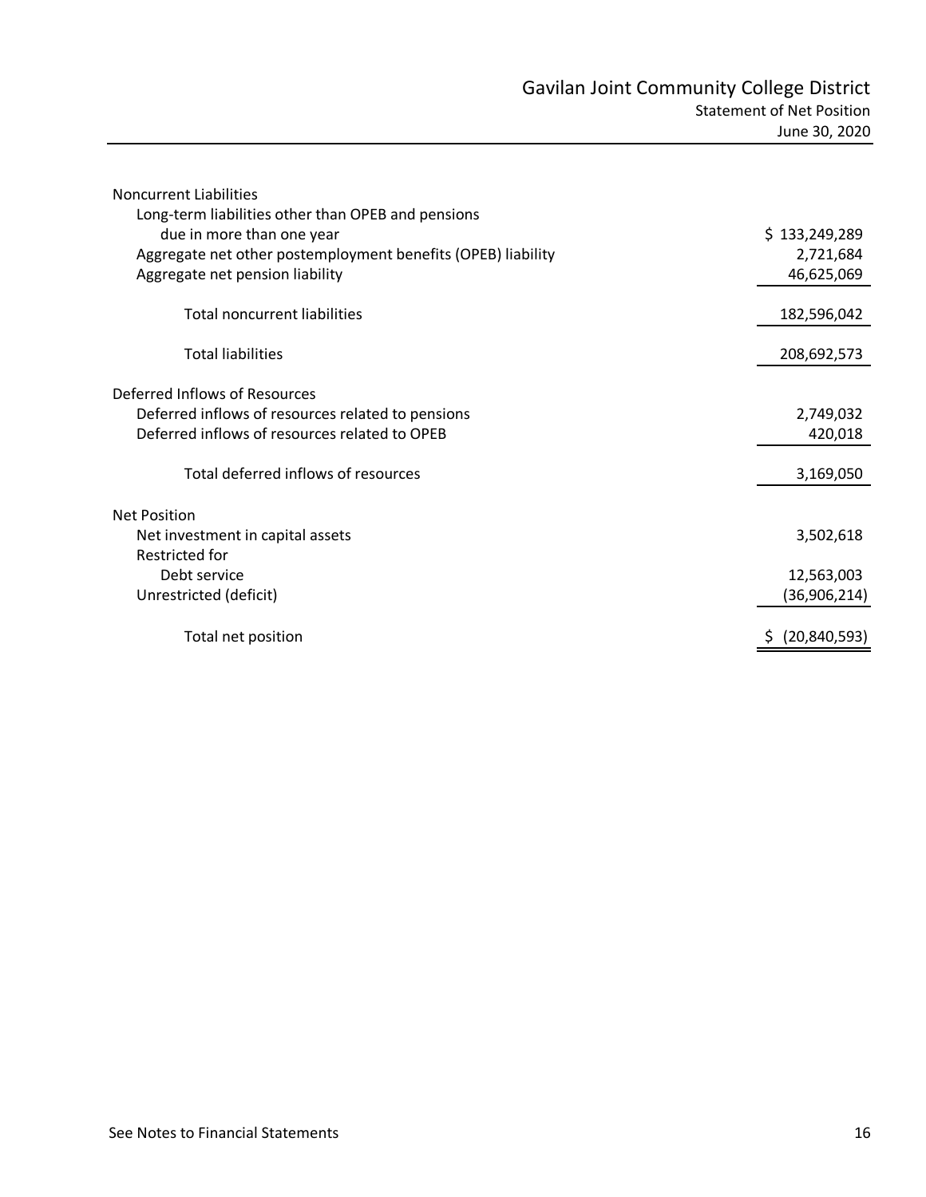# Gavilan Joint Community College District

## Statement of Net Position

### June 30, 2020

| | |
|---|---|
| **Noncurrent Liabilities** | |
| Long-term liabilities other than OPEB and pensions due in more than one year | $ 133,249,289 |
| Aggregate net other postemployment benefits (OPEB) liability | 2,721,684 |
| Aggregate net pension liability | 46,625,069 |
| Total noncurrent liabilities | 182,596,042 |
| Total liabilities | 208,692,573 |
| **Deferred Inflows of Resources** | |
| Deferred inflows of resources related to pensions | 2,749,032 |
| Deferred inflows of resources related to OPEB | 420,018 |
| Total deferred inflows of resources | 3,169,050 |
| **Net Position** | |
| Net investment in capital assets | 3,502,618 |
| Restricted for | |
| Debt service | 12,563,003 |
| Unrestricted (deficit) | (36,906,214) |
| Total net position | $ (20,840,593) |

See Notes to Financial Statements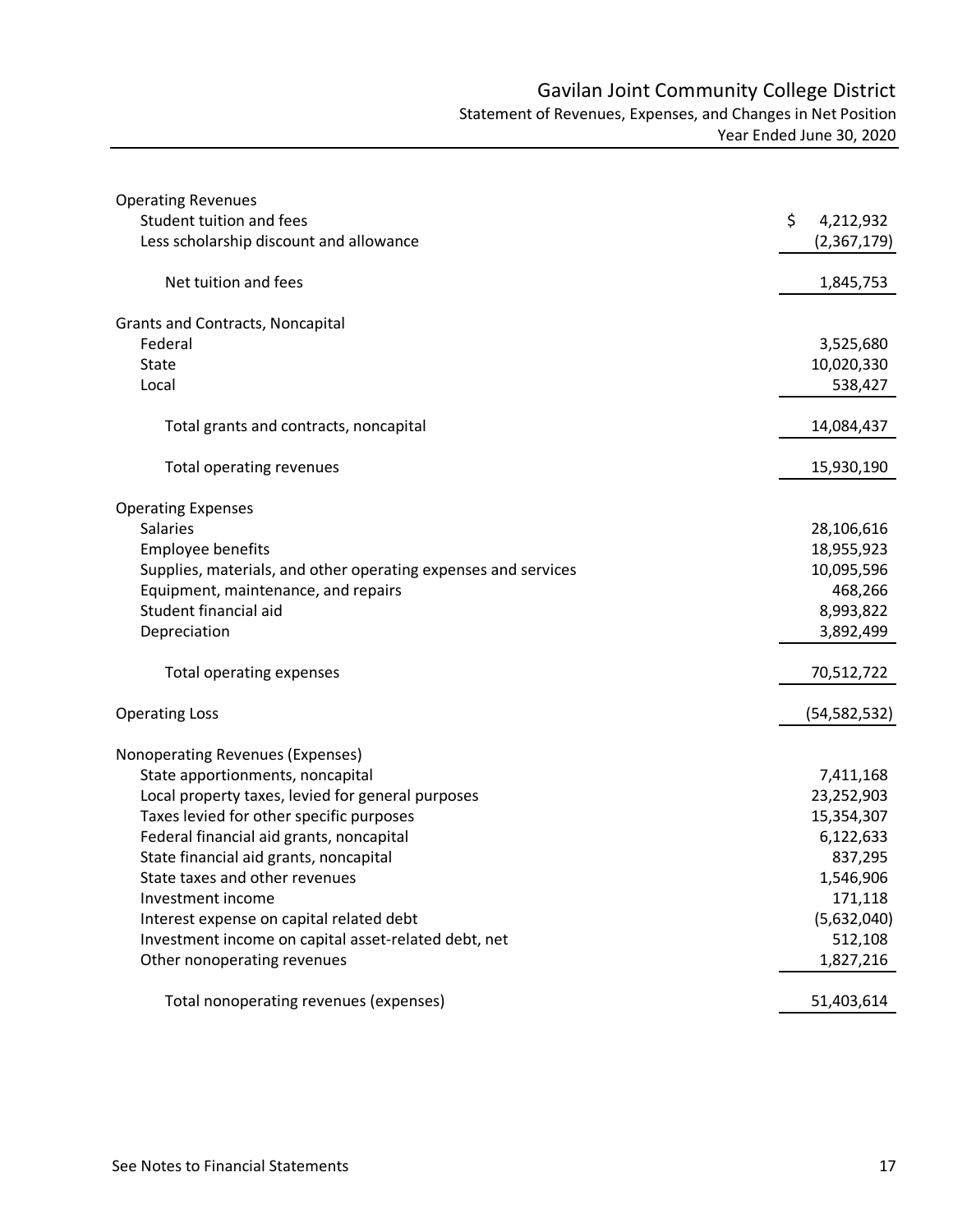# Gavilan Joint Community College District

## Statement of Revenues, Expenses, and Changes in Net Position

### Year Ended June 30, 2020

| | |
|---|---|
| **Operating Revenues** | |
| Student tuition and fees | $ 4,212,932 |
| Less scholarship discount and allowance | (2,367,179) |
| Net tuition and fees | 1,845,753 |
| **Grants and Contracts, Noncapital** | |
| Federal | 3,525,680 |
| State | 10,020,330 |
| Local | 538,427 |
| Total grants and contracts, noncapital | 14,084,437 |
| Total operating revenues | 15,930,190 |
| **Operating Expenses** | |
| Salaries | 28,106,616 |
| Employee benefits | 18,955,923 |
| Supplies, materials, and other operating expenses and services | 10,095,596 |
| Equipment, maintenance, and repairs | 468,266 |
| Student financial aid | 8,993,822 |
| Depreciation | 3,892,499 |
| Total operating expenses | 70,512,722 |
| **Operating Loss** | (54,582,532) |
| **Nonoperating Revenues (Expenses)** | |
| State apportionments, noncapital | 7,411,168 |
| Local property taxes, levied for general purposes | 23,252,903 |
| Taxes levied for other specific purposes | 15,354,307 |
| Federal financial aid grants, noncapital | 6,122,633 |
| State financial aid grants, noncapital | 837,295 |
| State taxes and other revenues | 1,546,906 |
| Investment income | 171,118 |
| Interest expense on capital related debt | (5,632,040) |
| Investment income on capital asset-related debt, net | 512,108 |
| Other nonoperating revenues | 1,827,216 |
| Total nonoperating revenues (expenses) | 51,403,614 |

See Notes to Financial Statements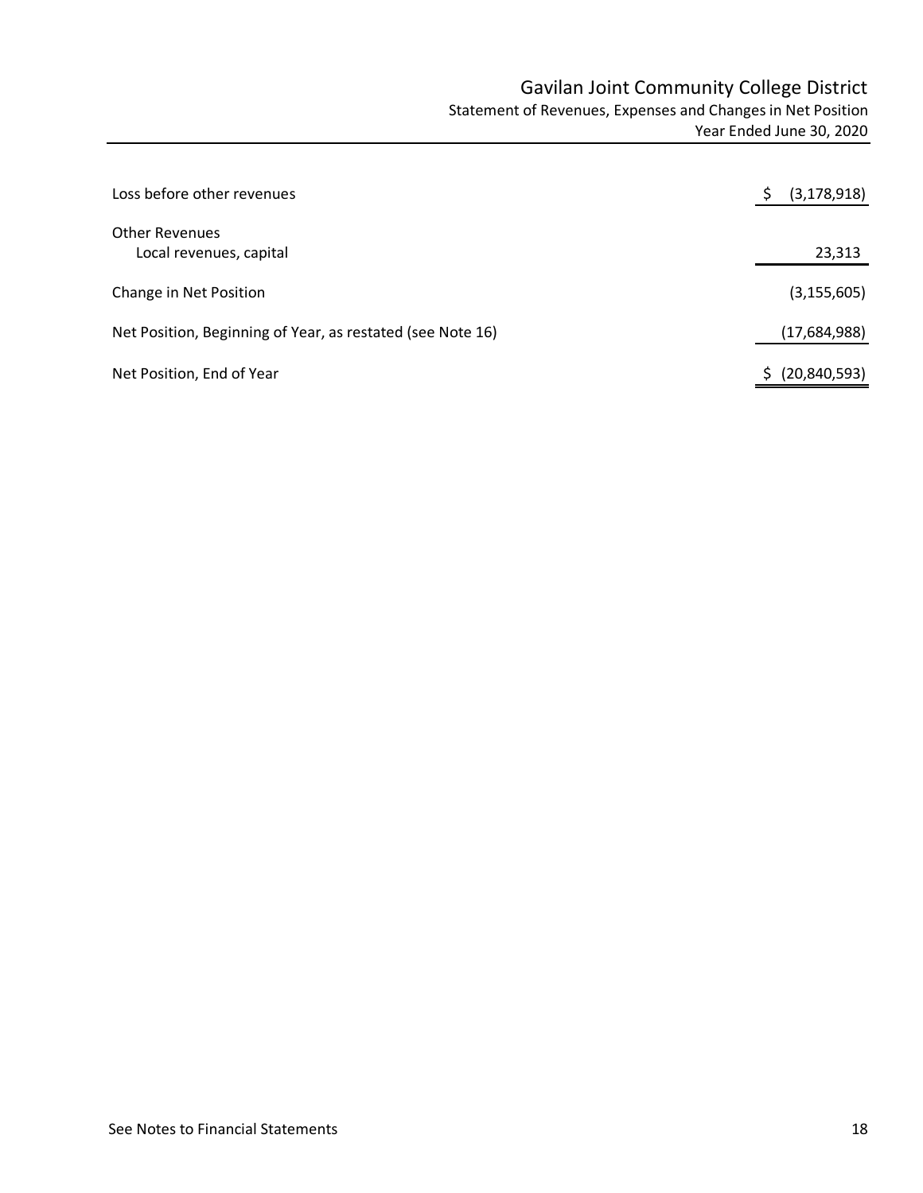# Gavilan Joint Community College District

## Statement of Revenues, Expenses and Changes in Net Position

### Year Ended June 30, 2020

| | |
|---|---|
| Loss before other revenues | $ (3,178,918) |
| Other Revenues | |
| Local revenues, capital | 23,313 |
| Change in Net Position | (3,155,605) |
| Net Position, Beginning of Year, as restated (see Note 16) | (17,684,988) |
| Net Position, End of Year | $ (20,840,593) |

See Notes to Financial Statements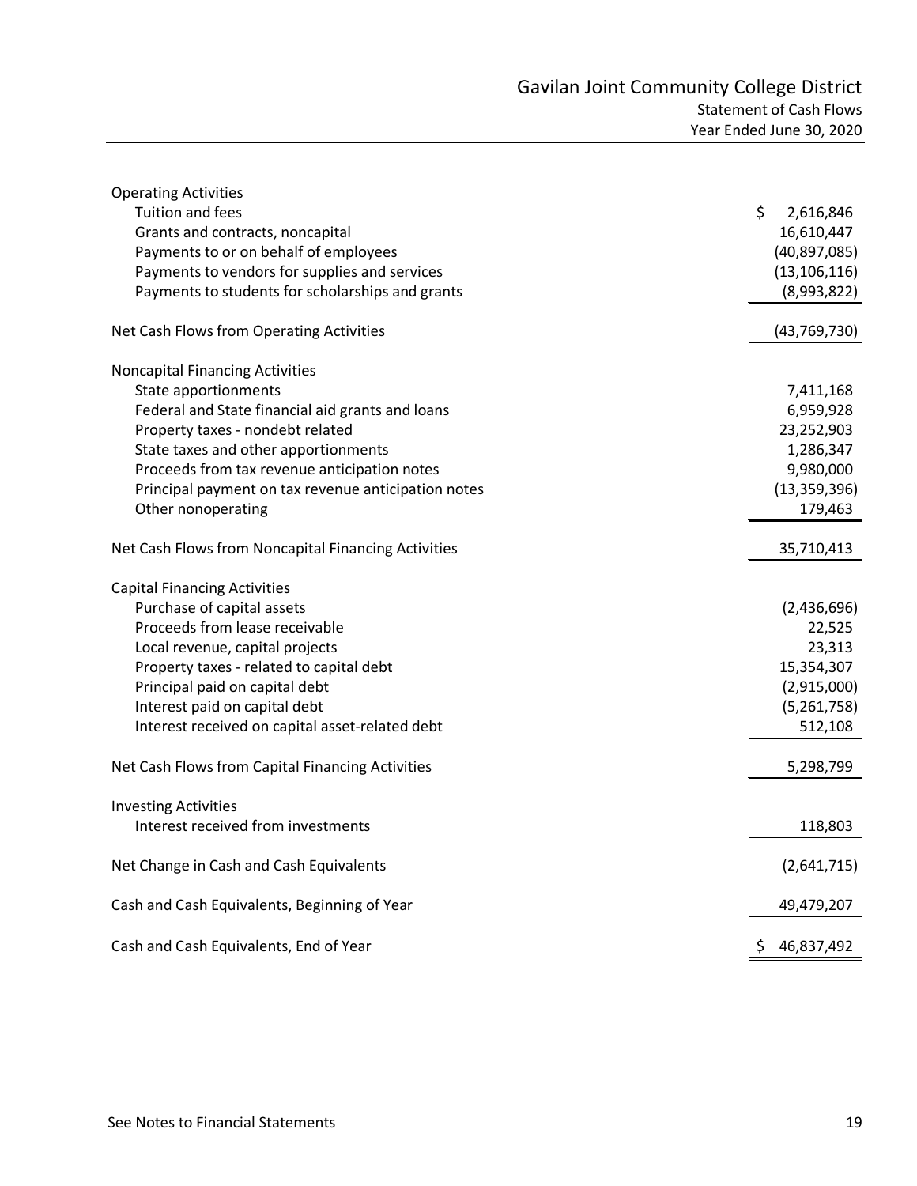# Gavilan Joint Community College District

## Statement of Cash Flows

### Year Ended June 30, 2020

| | |
|---|---|
| **Operating Activities** | |
| Tuition and fees | $ 2,616,846 |
| Grants and contracts, noncapital | 16,610,447 |
| Payments to or on behalf of employees | (40,897,085) |
| Payments to vendors for supplies and services | (13,106,116) |
| Payments to students for scholarships and grants | (8,993,822) |
| Net Cash Flows from Operating Activities | (43,769,730) |
| **Noncapital Financing Activities** | |
| State apportionments | 7,411,168 |
| Federal and State financial aid grants and loans | 6,959,928 |
| Property taxes - nondebt related | 23,252,903 |
| State taxes and other apportionments | 1,286,347 |
| Proceeds from tax revenue anticipation notes | 9,980,000 |
| Principal payment on tax revenue anticipation notes | (13,359,396) |
| Other nonoperating | 179,463 |
| Net Cash Flows from Noncapital Financing Activities | 35,710,413 |
| **Capital Financing Activities** | |
| Purchase of capital assets | (2,436,696) |
| Proceeds from lease receivable | 22,525 |
| Local revenue, capital projects | 23,313 |
| Property taxes - related to capital debt | 15,354,307 |
| Principal paid on capital debt | (2,915,000) |
| Interest paid on capital debt | (5,261,758) |
| Interest received on capital asset-related debt | 512,108 |
| Net Cash Flows from Capital Financing Activities | 5,298,799 |
| **Investing Activities** | |
| Interest received from investments | 118,803 |
| Net Change in Cash and Cash Equivalents | (2,641,715) |
| Cash and Cash Equivalents, Beginning of Year | 49,479,207 |
| Cash and Cash Equivalents, End of Year | $ 46,837,492 |

See Notes to Financial Statements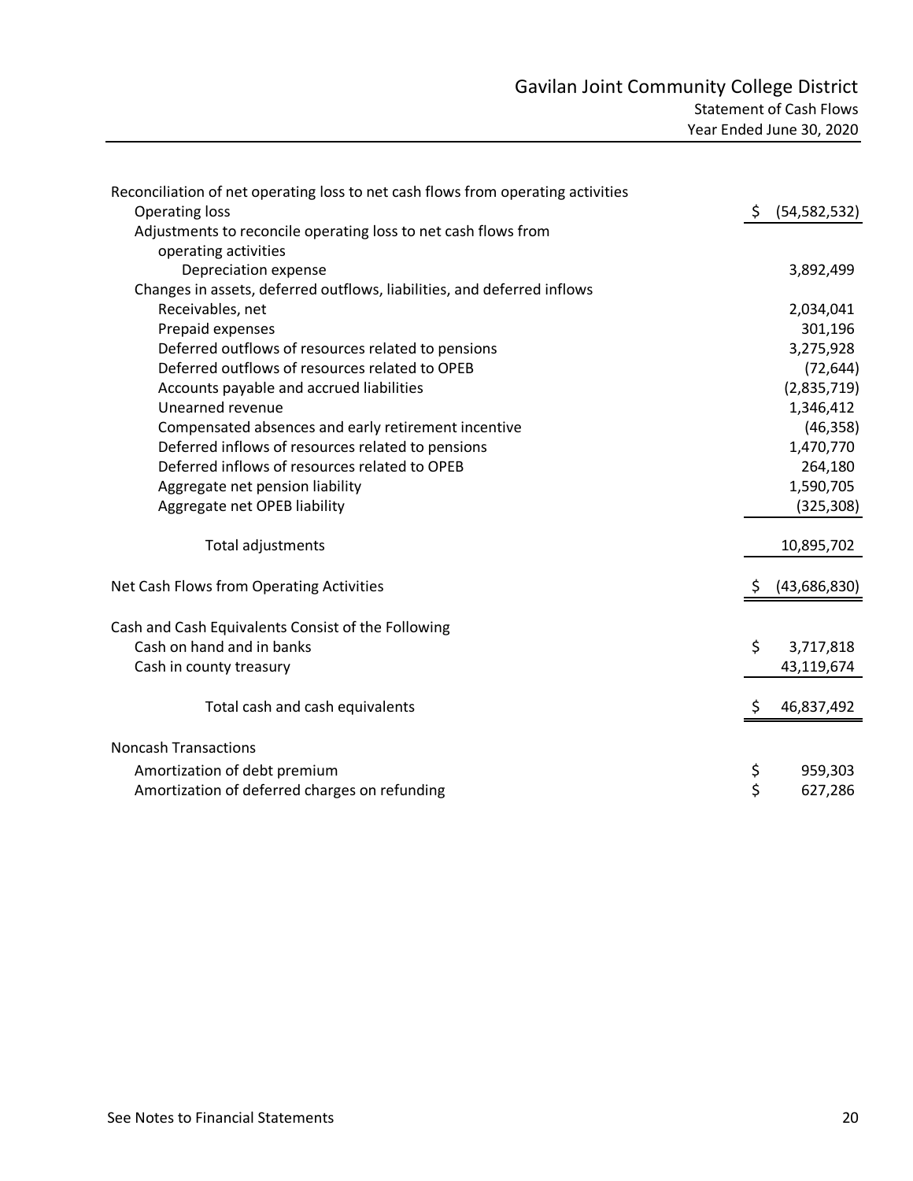# Gavilan Joint Community College District

## Statement of Cash Flows

### Year Ended June 30, 2020

| | |
|---|---|
| Reconciliation of net operating loss to net cash flows from operating activities | |
| Operating loss | $ (54,582,532) |
| Adjustments to reconcile operating loss to net cash flows from operating activities | |
| Depreciation expense | 3,892,499 |
| Changes in assets, deferred outflows, liabilities, and deferred inflows | |
| Receivables, net | 2,034,041 |
| Prepaid expenses | 301,196 |
| Deferred outflows of resources related to pensions | 3,275,928 |
| Deferred outflows of resources related to OPEB | (72,644) |
| Accounts payable and accrued liabilities | (2,835,719) |
| Unearned revenue | 1,346,412 |
| Compensated absences and early retirement incentive | (46,358) |
| Deferred inflows of resources related to pensions | 1,470,770 |
| Deferred inflows of resources related to OPEB | 264,180 |
| Aggregate net pension liability | 1,590,705 |
| Aggregate net OPEB liability | (325,308) |
| Total adjustments | 10,895,702 |
| Net Cash Flows from Operating Activities | $ (43,686,830) |
| Cash and Cash Equivalents Consist of the Following | |
| Cash on hand and in banks | $ 3,717,818 |
| Cash in county treasury | 43,119,674 |
| Total cash and cash equivalents | $ 46,837,492 |
| Noncash Transactions | |
| Amortization of debt premium | $ 959,303 |
| Amortization of deferred charges on refunding | $ 627,286 |

See Notes to Financial Statements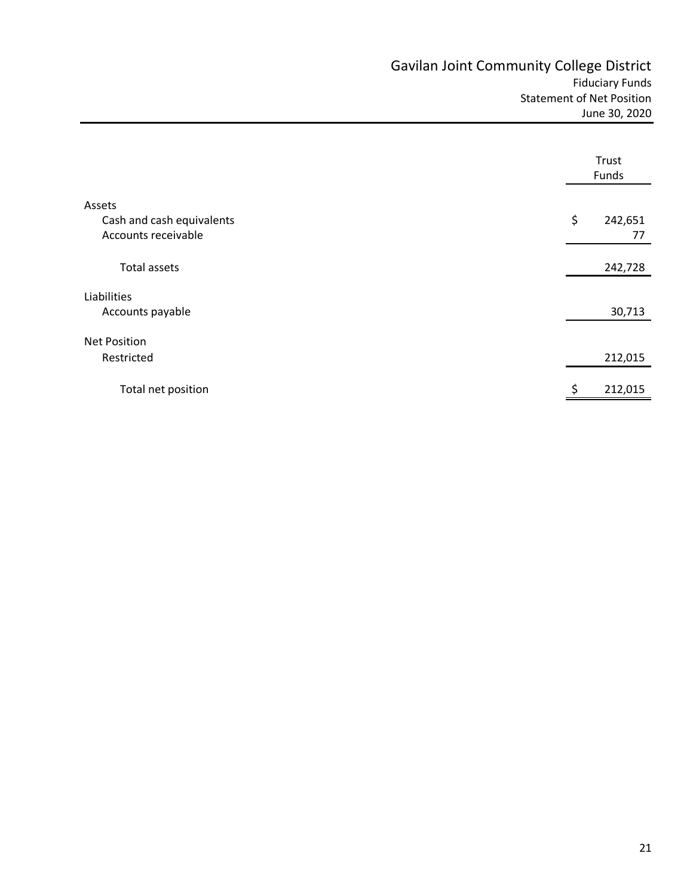# Gavilan Joint Community College District

## Fiduciary Funds
## Statement of Net Position
## June 30, 2020

| | Trust Funds |
|---|---|
| **Assets** | |
| Cash and cash equivalents | $ 242,651 |
| Accounts receivable | 77 |
| Total assets | 242,728 |
| **Liabilities** | |
| Accounts payable | 30,713 |
| **Net Position** | |
| Restricted | 212,015 |
| Total net position | $ 212,015 |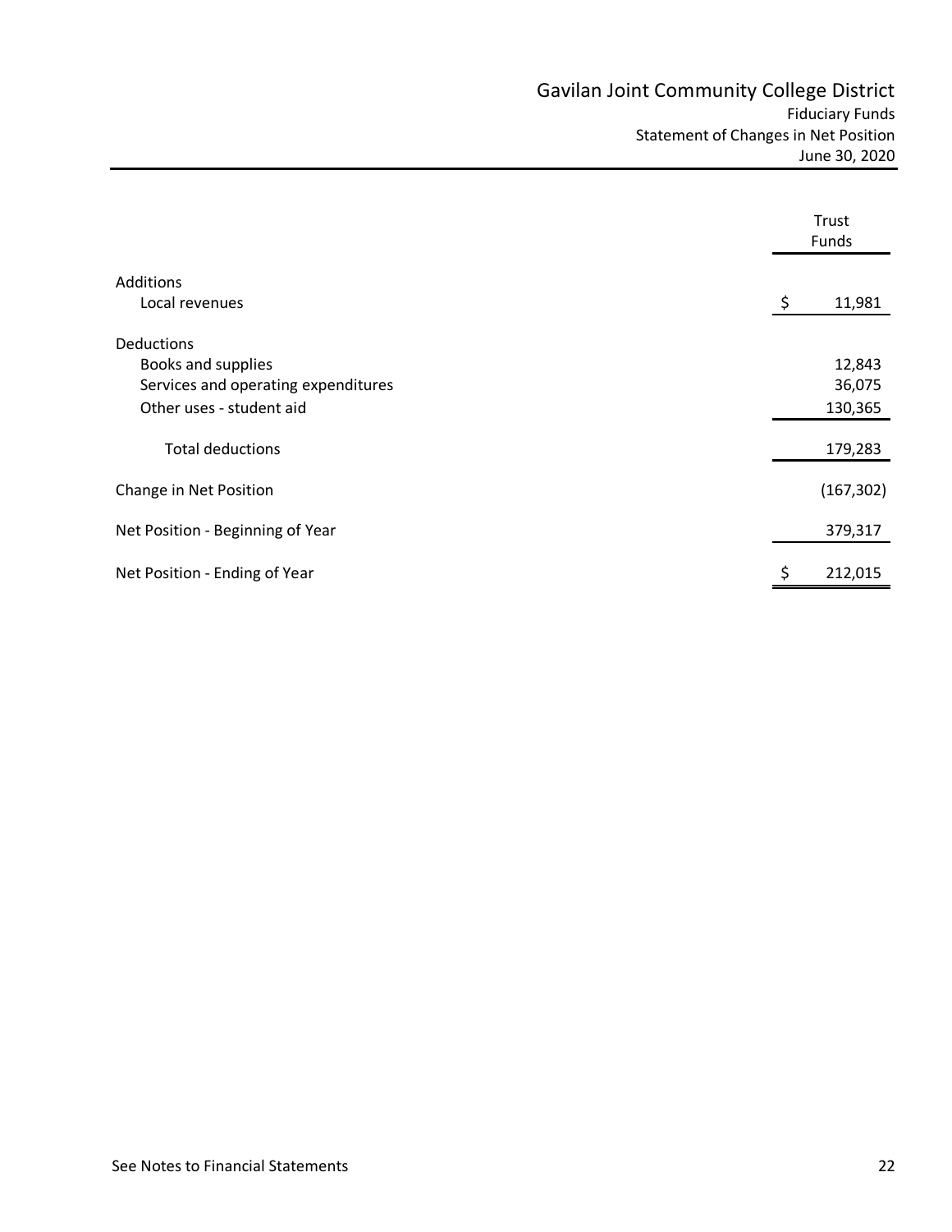# Gavilan Joint Community College District

## Fiduciary Funds

## Statement of Changes in Net Position

## June 30, 2020

| | Trust Funds |
|---|---|
| **Additions** | |
| Local revenues | $ 11,981 |
| **Deductions** | |
| Books and supplies | 12,843 |
| Services and operating expenditures | 36,075 |
| Other uses - student aid | 130,365 |
| Total deductions | 179,283 |
| **Change in Net Position** | (167,302) |
| **Net Position - Beginning of Year** | 379,317 |
| **Net Position - Ending of Year** | $ 212,015 |

See Notes to Financial Statements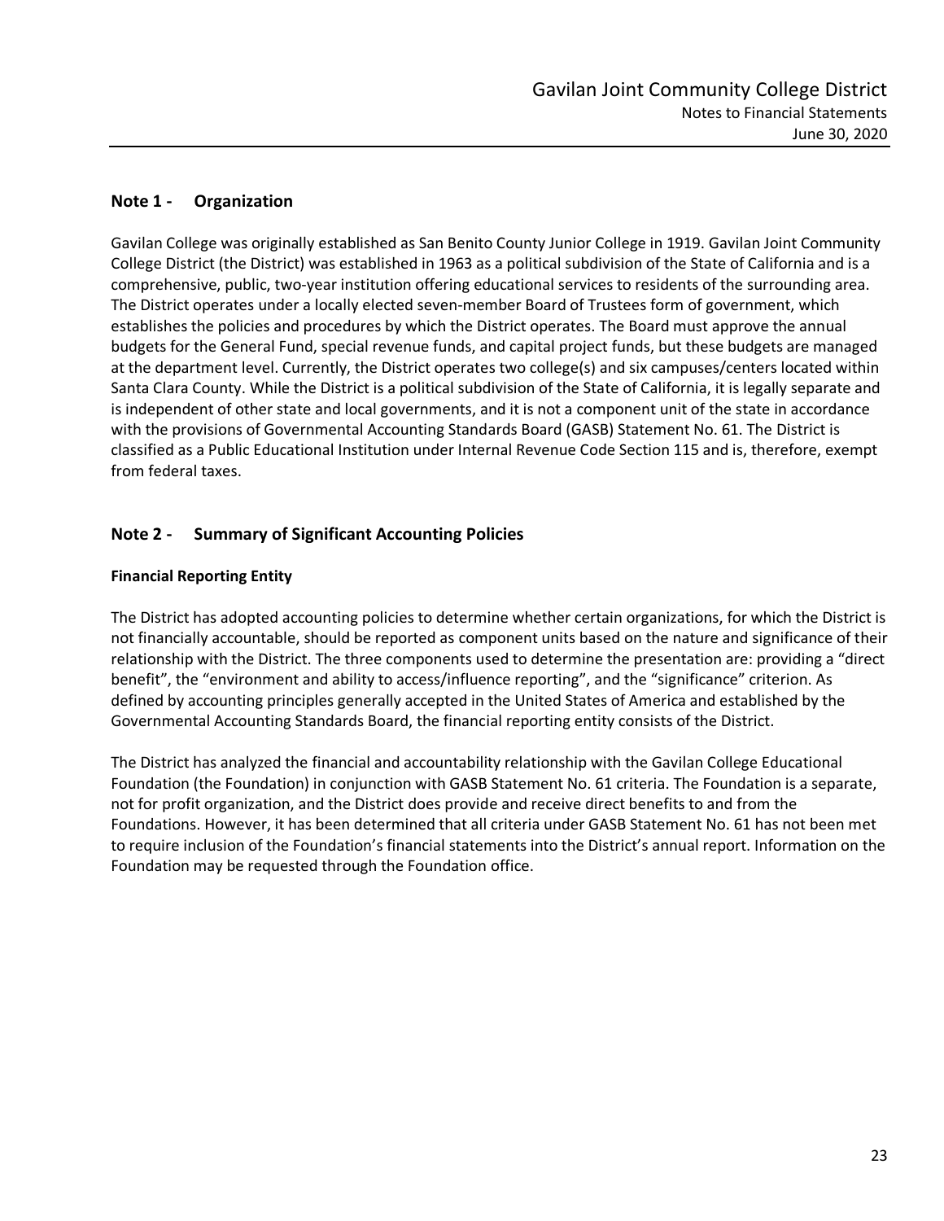## Note 1 - Organization

Gavilan College was originally established as San Benito County Junior College in 1919. Gavilan Joint Community College District (the District) was established in 1963 as a political subdivision of the State of California and is a comprehensive, public, two-year institution offering educational services to residents of the surrounding area. The District operates under a locally elected seven-member Board of Trustees form of government, which establishes the policies and procedures by which the District operates. The Board must approve the annual budgets for the General Fund, special revenue funds, and capital project funds, but these budgets are managed at the department level. Currently, the District operates two college(s) and six campuses/centers located within Santa Clara County. While the District is a political subdivision of the State of California, it is legally separate and is independent of other state and local governments, and it is not a component unit of the state in accordance with the provisions of Governmental Accounting Standards Board (GASB) Statement No. 61. The District is classified as a Public Educational Institution under Internal Revenue Code Section 115 and is, therefore, exempt from federal taxes.

## Note 2 - Summary of Significant Accounting Policies

### Financial Reporting Entity

The District has adopted accounting policies to determine whether certain organizations, for which the District is not financially accountable, should be reported as component units based on the nature and significance of their relationship with the District. The three components used to determine the presentation are: providing a "direct benefit", the "environment and ability to access/influence reporting", and the "significance" criterion. As defined by accounting principles generally accepted in the United States of America and established by the Governmental Accounting Standards Board, the financial reporting entity consists of the District.

The District has analyzed the financial and accountability relationship with the Gavilan College Educational Foundation (the Foundation) in conjunction with GASB Statement No. 61 criteria. The Foundation is a separate, not for profit organization, and the District does provide and receive direct benefits to and from the Foundations. However, it has been determined that all criteria under GASB Statement No. 61 has not been met to require inclusion of the Foundation's financial statements into the District's annual report. Information on the Foundation may be requested through the Foundation office.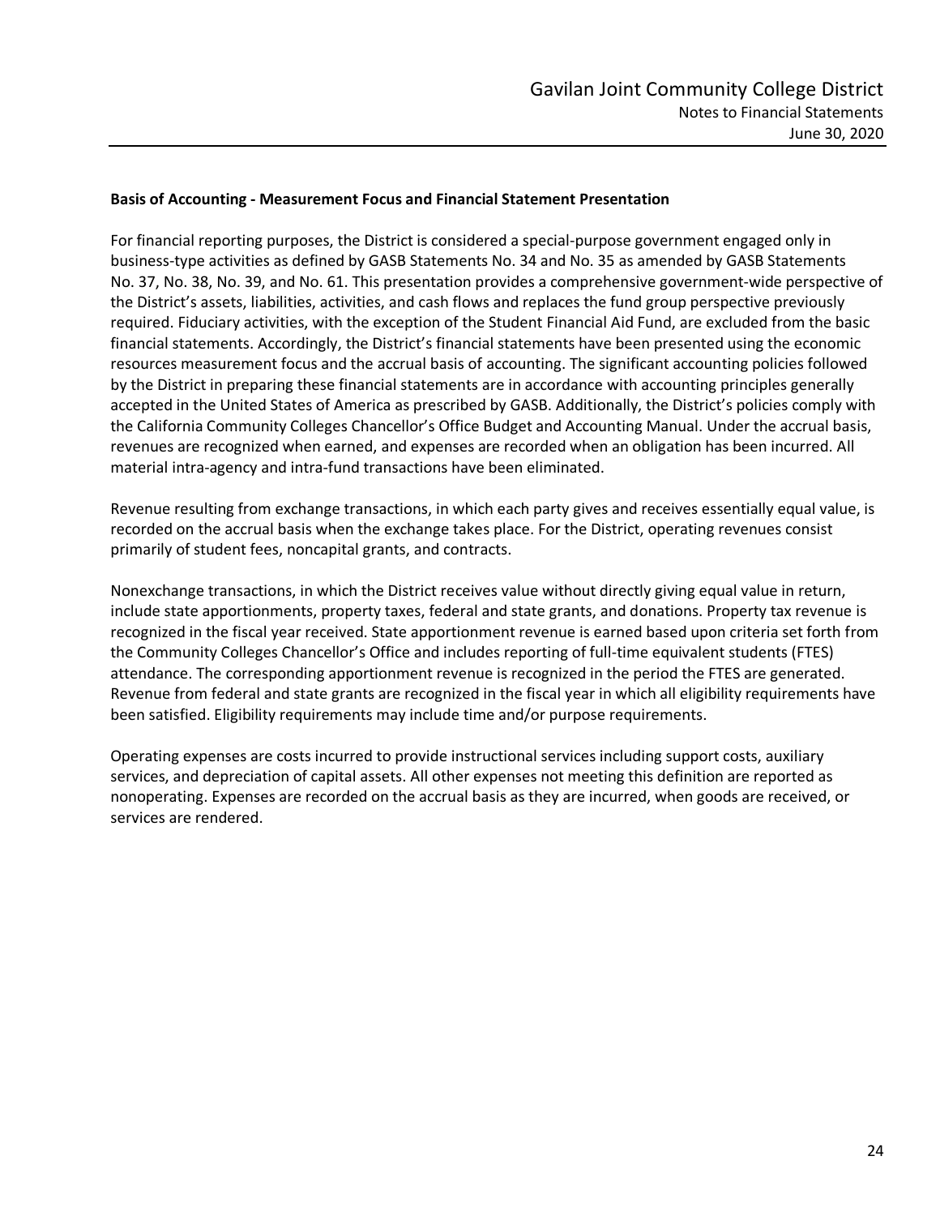**Basis of Accounting - Measurement Focus and Financial Statement Presentation**

For financial reporting purposes, the District is considered a special-purpose government engaged only in business-type activities as defined by GASB Statements No. 34 and No. 35 as amended by GASB Statements No. 37, No. 38, No. 39, and No. 61. This presentation provides a comprehensive government-wide perspective of the District's assets, liabilities, activities, and cash flows and replaces the fund group perspective previously required. Fiduciary activities, with the exception of the Student Financial Aid Fund, are excluded from the basic financial statements. Accordingly, the District's financial statements have been presented using the economic resources measurement focus and the accrual basis of accounting. The significant accounting policies followed by the District in preparing these financial statements are in accordance with accounting principles generally accepted in the United States of America as prescribed by GASB. Additionally, the District's policies comply with the California Community Colleges Chancellor's Office Budget and Accounting Manual. Under the accrual basis, revenues are recognized when earned, and expenses are recorded when an obligation has been incurred. All material intra-agency and intra-fund transactions have been eliminated.

Revenue resulting from exchange transactions, in which each party gives and receives essentially equal value, is recorded on the accrual basis when the exchange takes place. For the District, operating revenues consist primarily of student fees, noncapital grants, and contracts.

Nonexchange transactions, in which the District receives value without directly giving equal value in return, include state apportionments, property taxes, federal and state grants, and donations. Property tax revenue is recognized in the fiscal year received. State apportionment revenue is earned based upon criteria set forth from the Community Colleges Chancellor's Office and includes reporting of full-time equivalent students (FTES) attendance. The corresponding apportionment revenue is recognized in the period the FTES are generated. Revenue from federal and state grants are recognized in the fiscal year in which all eligibility requirements have been satisfied. Eligibility requirements may include time and/or purpose requirements.

Operating expenses are costs incurred to provide instructional services including support costs, auxiliary services, and depreciation of capital assets. All other expenses not meeting this definition are reported as nonoperating. Expenses are recorded on the accrual basis as they are incurred, when goods are received, or services are rendered.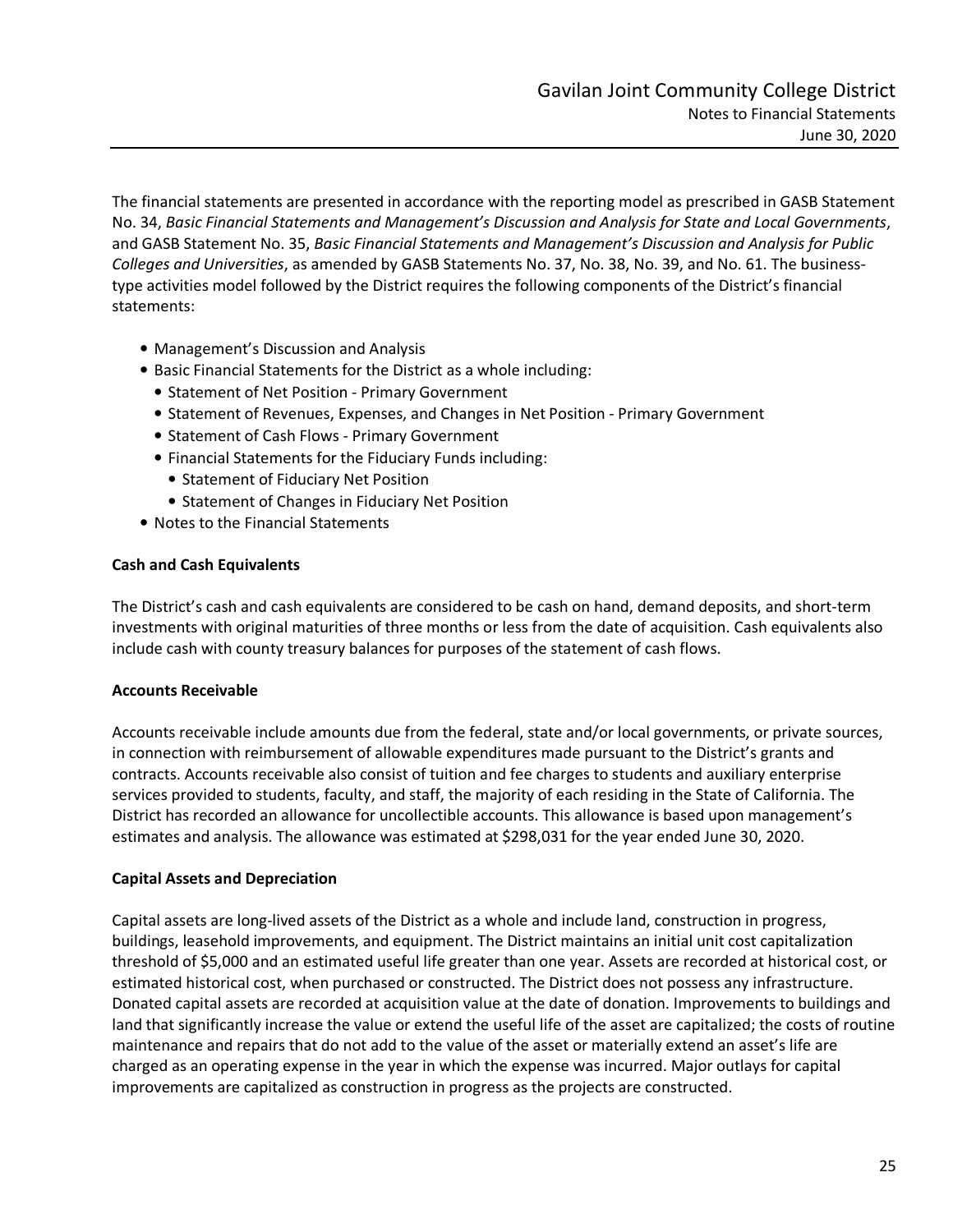The financial statements are presented in accordance with the reporting model as prescribed in GASB Statement No. 34, *Basic Financial Statements and Management's Discussion and Analysis for State and Local Governments*, and GASB Statement No. 35, *Basic Financial Statements and Management's Discussion and Analysis for Public Colleges and Universities*, as amended by GASB Statements No. 37, No. 38, No. 39, and No. 61. The business-type activities model followed by the District requires the following components of the District's financial statements:

- Management's Discussion and Analysis
- Basic Financial Statements for the District as a whole including:
  - Statement of Net Position - Primary Government
  - Statement of Revenues, Expenses, and Changes in Net Position - Primary Government
  - Statement of Cash Flows - Primary Government
  - Financial Statements for the Fiduciary Funds including:
    - Statement of Fiduciary Net Position
    - Statement of Changes in Fiduciary Net Position
- Notes to the Financial Statements

**Cash and Cash Equivalents**

The District's cash and cash equivalents are considered to be cash on hand, demand deposits, and short-term investments with original maturities of three months or less from the date of acquisition. Cash equivalents also include cash with county treasury balances for purposes of the statement of cash flows.

**Accounts Receivable**

Accounts receivable include amounts due from the federal, state and/or local governments, or private sources, in connection with reimbursement of allowable expenditures made pursuant to the District's grants and contracts. Accounts receivable also consist of tuition and fee charges to students and auxiliary enterprise services provided to students, faculty, and staff, the majority of each residing in the State of California. The District has recorded an allowance for uncollectible accounts. This allowance is based upon management's estimates and analysis. The allowance was estimated at $298,031 for the year ended June 30, 2020.

**Capital Assets and Depreciation**

Capital assets are long-lived assets of the District as a whole and include land, construction in progress, buildings, leasehold improvements, and equipment. The District maintains an initial unit cost capitalization threshold of $5,000 and an estimated useful life greater than one year. Assets are recorded at historical cost, or estimated historical cost, when purchased or constructed. The District does not possess any infrastructure. Donated capital assets are recorded at acquisition value at the date of donation. Improvements to buildings and land that significantly increase the value or extend the useful life of the asset are capitalized; the costs of routine maintenance and repairs that do not add to the value of the asset or materially extend an asset's life are charged as an operating expense in the year in which the expense was incurred. Major outlays for capital improvements are capitalized as construction in progress as the projects are constructed.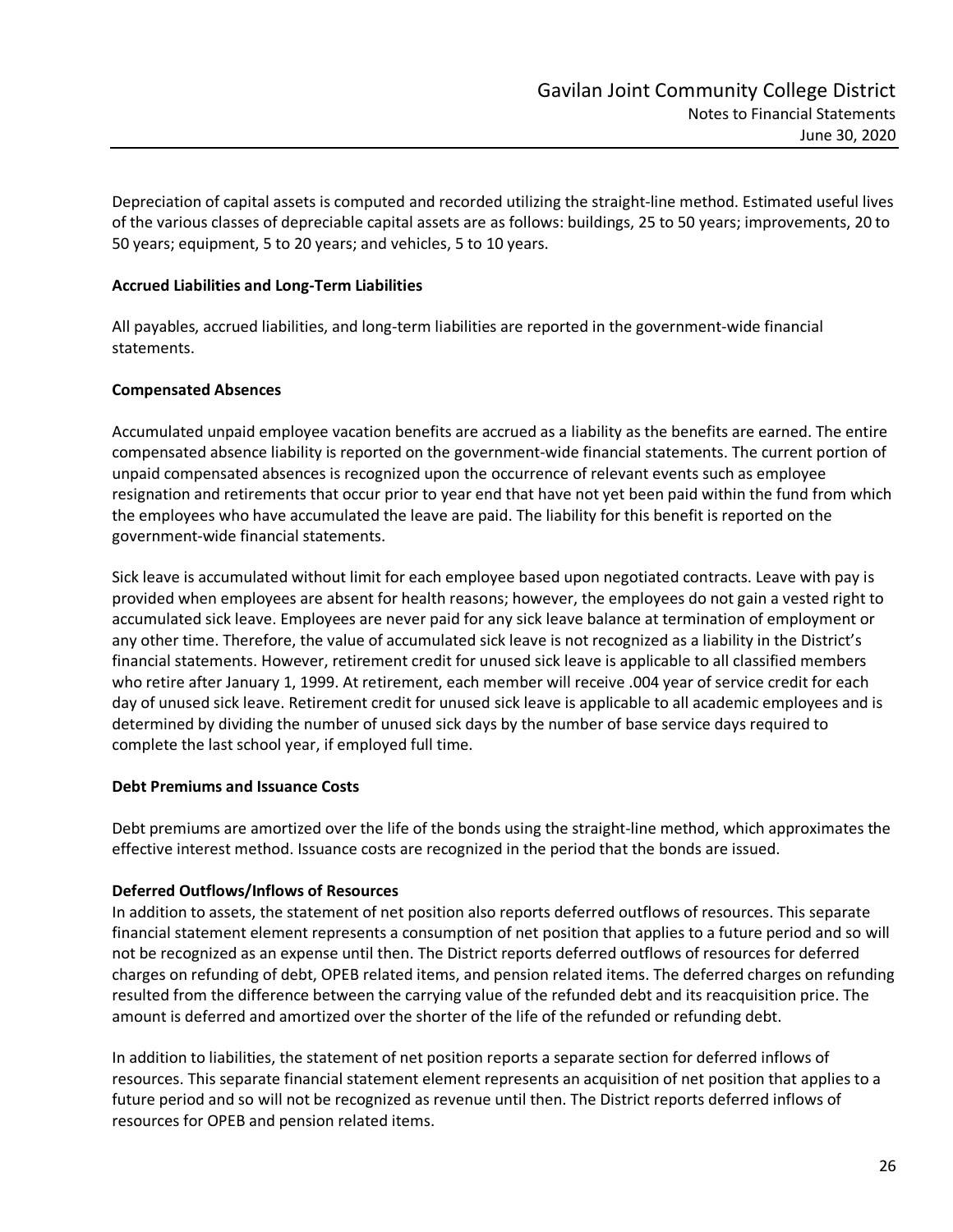Depreciation of capital assets is computed and recorded utilizing the straight-line method. Estimated useful lives of the various classes of depreciable capital assets are as follows: buildings, 25 to 50 years; improvements, 20 to 50 years; equipment, 5 to 20 years; and vehicles, 5 to 10 years.

**Accrued Liabilities and Long-Term Liabilities**

All payables, accrued liabilities, and long-term liabilities are reported in the government-wide financial statements.

**Compensated Absences**

Accumulated unpaid employee vacation benefits are accrued as a liability as the benefits are earned. The entire compensated absence liability is reported on the government-wide financial statements. The current portion of unpaid compensated absences is recognized upon the occurrence of relevant events such as employee resignation and retirements that occur prior to year end that have not yet been paid within the fund from which the employees who have accumulated the leave are paid. The liability for this benefit is reported on the government-wide financial statements.

Sick leave is accumulated without limit for each employee based upon negotiated contracts. Leave with pay is provided when employees are absent for health reasons; however, the employees do not gain a vested right to accumulated sick leave. Employees are never paid for any sick leave balance at termination of employment or any other time. Therefore, the value of accumulated sick leave is not recognized as a liability in the District's financial statements. However, retirement credit for unused sick leave is applicable to all classified members who retire after January 1, 1999. At retirement, each member will receive .004 year of service credit for each day of unused sick leave. Retirement credit for unused sick leave is applicable to all academic employees and is determined by dividing the number of unused sick days by the number of base service days required to complete the last school year, if employed full time.

**Debt Premiums and Issuance Costs**

Debt premiums are amortized over the life of the bonds using the straight-line method, which approximates the effective interest method. Issuance costs are recognized in the period that the bonds are issued.

**Deferred Outflows/Inflows of Resources**

In addition to assets, the statement of net position also reports deferred outflows of resources. This separate financial statement element represents a consumption of net position that applies to a future period and so will not be recognized as an expense until then. The District reports deferred outflows of resources for deferred charges on refunding of debt, OPEB related items, and pension related items. The deferred charges on refunding resulted from the difference between the carrying value of the refunded debt and its reacquisition price. The amount is deferred and amortized over the shorter of the life of the refunded or refunding debt.

In addition to liabilities, the statement of net position reports a separate section for deferred inflows of resources. This separate financial statement element represents an acquisition of net position that applies to a future period and so will not be recognized as revenue until then. The District reports deferred inflows of resources for OPEB and pension related items.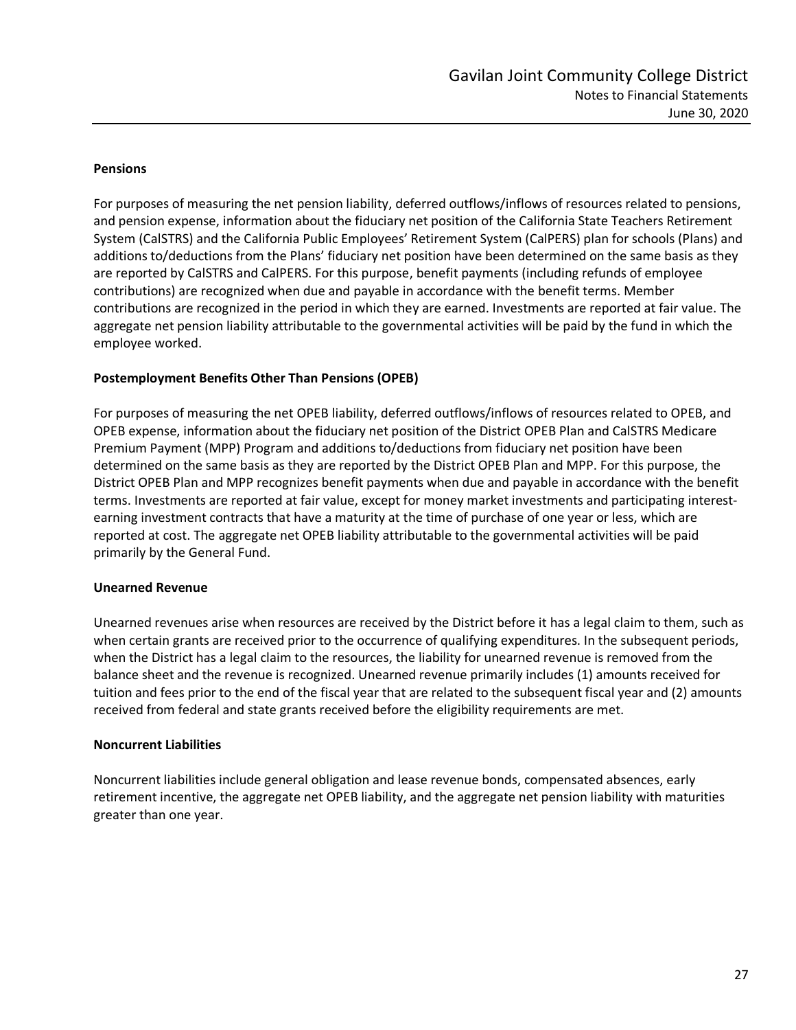## Pensions

For purposes of measuring the net pension liability, deferred outflows/inflows of resources related to pensions, and pension expense, information about the fiduciary net position of the California State Teachers Retirement System (CalSTRS) and the California Public Employees' Retirement System (CalPERS) plan for schools (Plans) and additions to/deductions from the Plans' fiduciary net position have been determined on the same basis as they are reported by CalSTRS and CalPERS. For this purpose, benefit payments (including refunds of employee contributions) are recognized when due and payable in accordance with the benefit terms. Member contributions are recognized in the period in which they are earned. Investments are reported at fair value. The aggregate net pension liability attributable to the governmental activities will be paid by the fund in which the employee worked.

## Postemployment Benefits Other Than Pensions (OPEB)

For purposes of measuring the net OPEB liability, deferred outflows/inflows of resources related to OPEB, and OPEB expense, information about the fiduciary net position of the District OPEB Plan and CalSTRS Medicare Premium Payment (MPP) Program and additions to/deductions from fiduciary net position have been determined on the same basis as they are reported by the District OPEB Plan and MPP. For this purpose, the District OPEB Plan and MPP recognizes benefit payments when due and payable in accordance with the benefit terms. Investments are reported at fair value, except for money market investments and participating interest-earning investment contracts that have a maturity at the time of purchase of one year or less, which are reported at cost. The aggregate net OPEB liability attributable to the governmental activities will be paid primarily by the General Fund.

## Unearned Revenue

Unearned revenues arise when resources are received by the District before it has a legal claim to them, such as when certain grants are received prior to the occurrence of qualifying expenditures. In the subsequent periods, when the District has a legal claim to the resources, the liability for unearned revenue is removed from the balance sheet and the revenue is recognized. Unearned revenue primarily includes (1) amounts received for tuition and fees prior to the end of the fiscal year that are related to the subsequent fiscal year and (2) amounts received from federal and state grants received before the eligibility requirements are met.

## Noncurrent Liabilities

Noncurrent liabilities include general obligation and lease revenue bonds, compensated absences, early retirement incentive, the aggregate net OPEB liability, and the aggregate net pension liability with maturities greater than one year.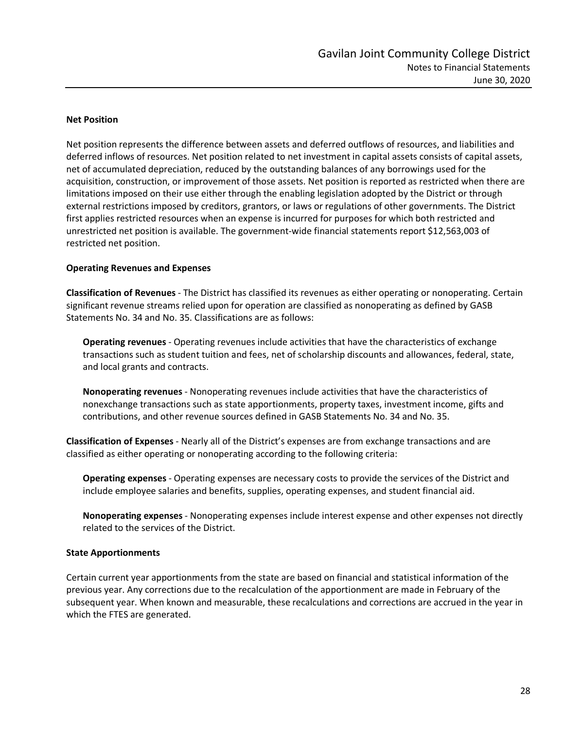**Net Position**

Net position represents the difference between assets and deferred outflows of resources, and liabilities and deferred inflows of resources. Net position related to net investment in capital assets consists of capital assets, net of accumulated depreciation, reduced by the outstanding balances of any borrowings used for the acquisition, construction, or improvement of those assets. Net position is reported as restricted when there are limitations imposed on their use either through the enabling legislation adopted by the District or through external restrictions imposed by creditors, grantors, or laws or regulations of other governments. The District first applies restricted resources when an expense is incurred for purposes for which both restricted and unrestricted net position is available. The government-wide financial statements report $12,563,003 of restricted net position.

**Operating Revenues and Expenses**

**Classification of Revenues** - The District has classified its revenues as either operating or nonoperating. Certain significant revenue streams relied upon for operation are classified as nonoperating as defined by GASB Statements No. 34 and No. 35. Classifications are as follows:

> **Operating revenues** - Operating revenues include activities that have the characteristics of exchange transactions such as student tuition and fees, net of scholarship discounts and allowances, federal, state, and local grants and contracts.
>
> **Nonoperating revenues** - Nonoperating revenues include activities that have the characteristics of nonexchange transactions such as state apportionments, property taxes, investment income, gifts and contributions, and other revenue sources defined in GASB Statements No. 34 and No. 35.

**Classification of Expenses** - Nearly all of the District's expenses are from exchange transactions and are classified as either operating or nonoperating according to the following criteria:

> **Operating expenses** - Operating expenses are necessary costs to provide the services of the District and include employee salaries and benefits, supplies, operating expenses, and student financial aid.
>
> **Nonoperating expenses** - Nonoperating expenses include interest expense and other expenses not directly related to the services of the District.

**State Apportionments**

Certain current year apportionments from the state are based on financial and statistical information of the previous year. Any corrections due to the recalculation of the apportionment are made in February of the subsequent year. When known and measurable, these recalculations and corrections are accrued in the year in which the FTES are generated.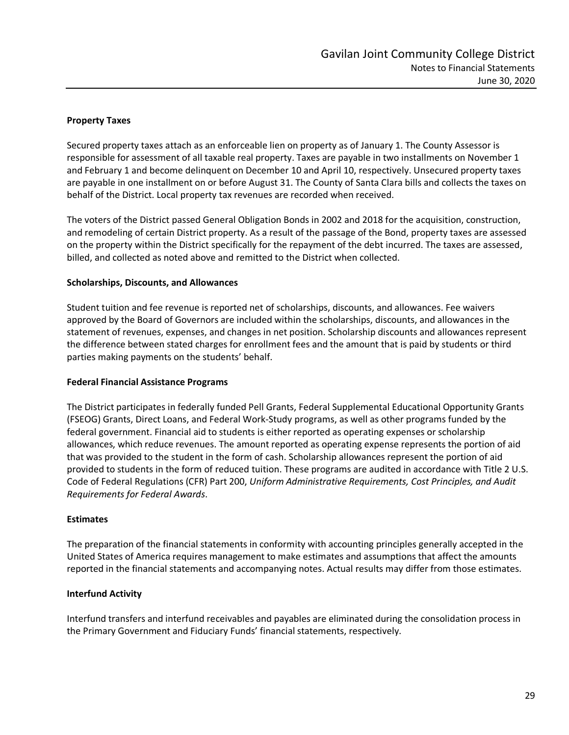**Property Taxes**

Secured property taxes attach as an enforceable lien on property as of January 1. The County Assessor is responsible for assessment of all taxable real property. Taxes are payable in two installments on November 1 and February 1 and become delinquent on December 10 and April 10, respectively. Unsecured property taxes are payable in one installment on or before August 31. The County of Santa Clara bills and collects the taxes on behalf of the District. Local property tax revenues are recorded when received.

The voters of the District passed General Obligation Bonds in 2002 and 2018 for the acquisition, construction, and remodeling of certain District property. As a result of the passage of the Bond, property taxes are assessed on the property within the District specifically for the repayment of the debt incurred. The taxes are assessed, billed, and collected as noted above and remitted to the District when collected.

**Scholarships, Discounts, and Allowances**

Student tuition and fee revenue is reported net of scholarships, discounts, and allowances. Fee waivers approved by the Board of Governors are included within the scholarships, discounts, and allowances in the statement of revenues, expenses, and changes in net position. Scholarship discounts and allowances represent the difference between stated charges for enrollment fees and the amount that is paid by students or third parties making payments on the students' behalf.

**Federal Financial Assistance Programs**

The District participates in federally funded Pell Grants, Federal Supplemental Educational Opportunity Grants (FSEOG) Grants, Direct Loans, and Federal Work-Study programs, as well as other programs funded by the federal government. Financial aid to students is either reported as operating expenses or scholarship allowances, which reduce revenues. The amount reported as operating expense represents the portion of aid that was provided to the student in the form of cash. Scholarship allowances represent the portion of aid provided to students in the form of reduced tuition. These programs are audited in accordance with Title 2 U.S. Code of Federal Regulations (CFR) Part 200, *Uniform Administrative Requirements, Cost Principles, and Audit Requirements for Federal Awards*.

**Estimates**

The preparation of the financial statements in conformity with accounting principles generally accepted in the United States of America requires management to make estimates and assumptions that affect the amounts reported in the financial statements and accompanying notes. Actual results may differ from those estimates.

**Interfund Activity**

Interfund transfers and interfund receivables and payables are eliminated during the consolidation process in the Primary Government and Fiduciary Funds' financial statements, respectively.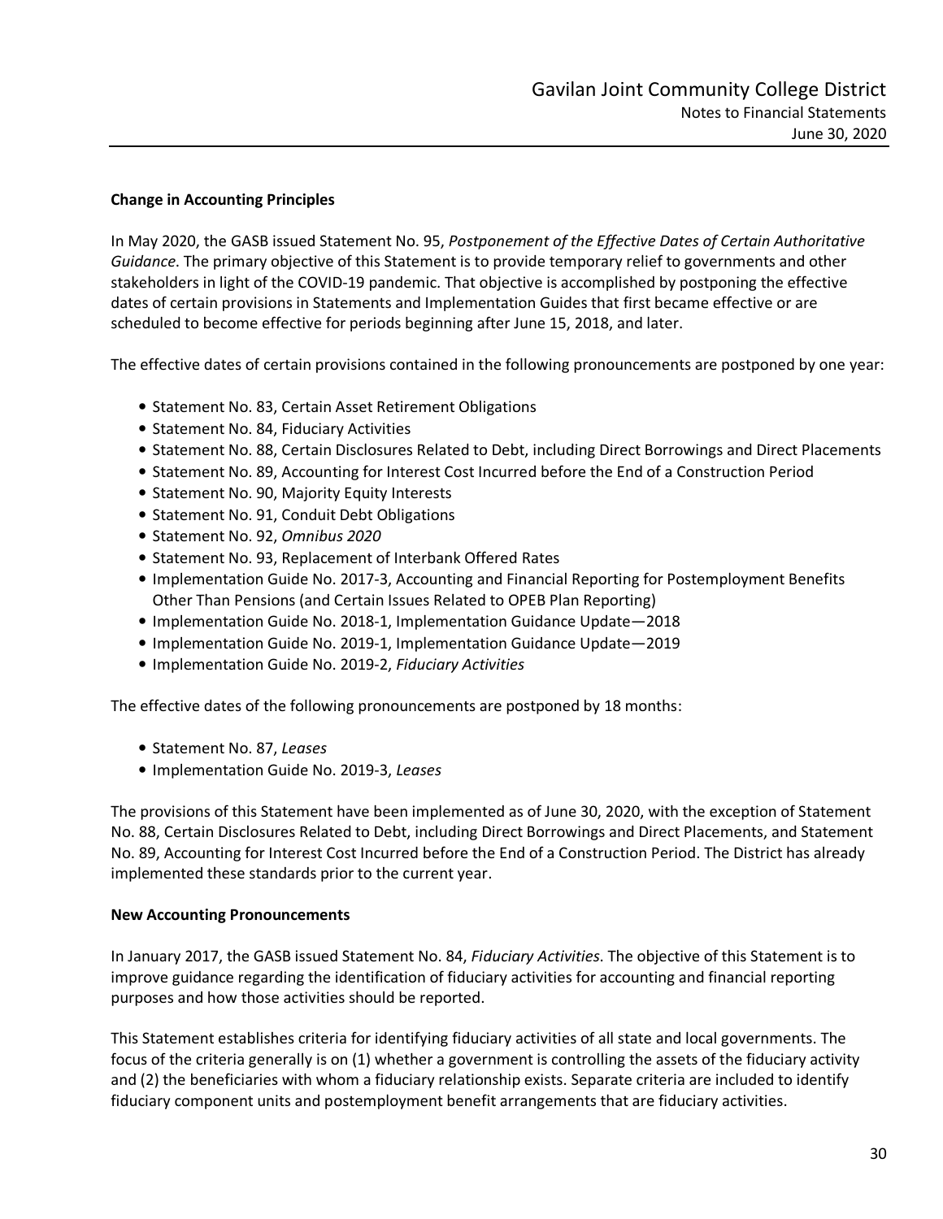**Change in Accounting Principles**

In May 2020, the GASB issued Statement No. 95, *Postponement of the Effective Dates of Certain Authoritative Guidance*. The primary objective of this Statement is to provide temporary relief to governments and other stakeholders in light of the COVID-19 pandemic. That objective is accomplished by postponing the effective dates of certain provisions in Statements and Implementation Guides that first became effective or are scheduled to become effective for periods beginning after June 15, 2018, and later.

The effective dates of certain provisions contained in the following pronouncements are postponed by one year:

- Statement No. 83, Certain Asset Retirement Obligations
- Statement No. 84, Fiduciary Activities
- Statement No. 88, Certain Disclosures Related to Debt, including Direct Borrowings and Direct Placements
- Statement No. 89, Accounting for Interest Cost Incurred before the End of a Construction Period
- Statement No. 90, Majority Equity Interests
- Statement No. 91, Conduit Debt Obligations
- Statement No. 92, *Omnibus 2020*
- Statement No. 93, Replacement of Interbank Offered Rates
- Implementation Guide No. 2017-3, Accounting and Financial Reporting for Postemployment Benefits Other Than Pensions (and Certain Issues Related to OPEB Plan Reporting)
- Implementation Guide No. 2018-1, Implementation Guidance Update—2018
- Implementation Guide No. 2019-1, Implementation Guidance Update—2019
- Implementation Guide No. 2019-2, *Fiduciary Activities*

The effective dates of the following pronouncements are postponed by 18 months:

- Statement No. 87, *Leases*
- Implementation Guide No. 2019-3, *Leases*

The provisions of this Statement have been implemented as of June 30, 2020, with the exception of Statement No. 88, Certain Disclosures Related to Debt, including Direct Borrowings and Direct Placements, and Statement No. 89, Accounting for Interest Cost Incurred before the End of a Construction Period. The District has already implemented these standards prior to the current year.

**New Accounting Pronouncements**

In January 2017, the GASB issued Statement No. 84, *Fiduciary Activities*. The objective of this Statement is to improve guidance regarding the identification of fiduciary activities for accounting and financial reporting purposes and how those activities should be reported.

This Statement establishes criteria for identifying fiduciary activities of all state and local governments. The focus of the criteria generally is on (1) whether a government is controlling the assets of the fiduciary activity and (2) the beneficiaries with whom a fiduciary relationship exists. Separate criteria are included to identify fiduciary component units and postemployment benefit arrangements that are fiduciary activities.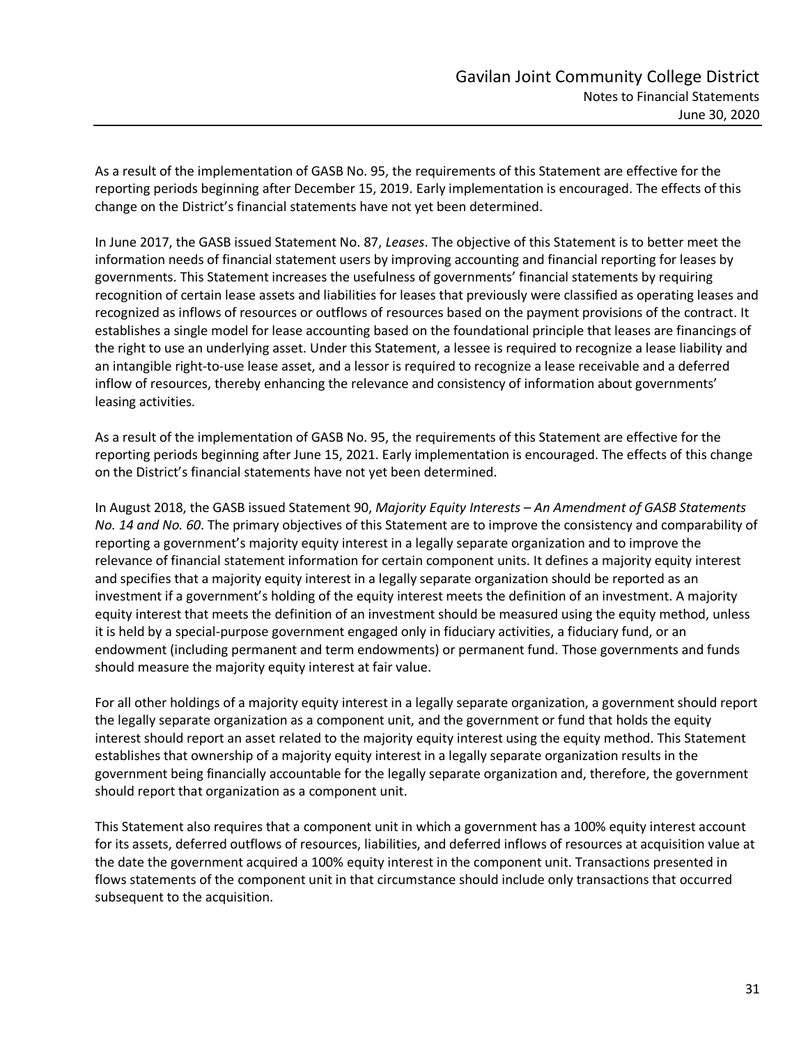As a result of the implementation of GASB No. 95, the requirements of this Statement are effective for the reporting periods beginning after December 15, 2019. Early implementation is encouraged. The effects of this change on the District's financial statements have not yet been determined.

In June 2017, the GASB issued Statement No. 87, *Leases*. The objective of this Statement is to better meet the information needs of financial statement users by improving accounting and financial reporting for leases by governments. This Statement increases the usefulness of governments' financial statements by requiring recognition of certain lease assets and liabilities for leases that previously were classified as operating leases and recognized as inflows of resources or outflows of resources based on the payment provisions of the contract. It establishes a single model for lease accounting based on the foundational principle that leases are financings of the right to use an underlying asset. Under this Statement, a lessee is required to recognize a lease liability and an intangible right-to-use lease asset, and a lessor is required to recognize a lease receivable and a deferred inflow of resources, thereby enhancing the relevance and consistency of information about governments' leasing activities.

As a result of the implementation of GASB No. 95, the requirements of this Statement are effective for the reporting periods beginning after June 15, 2021. Early implementation is encouraged. The effects of this change on the District's financial statements have not yet been determined.

In August 2018, the GASB issued Statement 90, *Majority Equity Interests – An Amendment of GASB Statements No. 14 and No. 60*. The primary objectives of this Statement are to improve the consistency and comparability of reporting a government's majority equity interest in a legally separate organization and to improve the relevance of financial statement information for certain component units. It defines a majority equity interest and specifies that a majority equity interest in a legally separate organization should be reported as an investment if a government's holding of the equity interest meets the definition of an investment. A majority equity interest that meets the definition of an investment should be measured using the equity method, unless it is held by a special-purpose government engaged only in fiduciary activities, a fiduciary fund, or an endowment (including permanent and term endowments) or permanent fund. Those governments and funds should measure the majority equity interest at fair value.

For all other holdings of a majority equity interest in a legally separate organization, a government should report the legally separate organization as a component unit, and the government or fund that holds the equity interest should report an asset related to the majority equity interest using the equity method. This Statement establishes that ownership of a majority equity interest in a legally separate organization results in the government being financially accountable for the legally separate organization and, therefore, the government should report that organization as a component unit.

This Statement also requires that a component unit in which a government has a 100% equity interest account for its assets, deferred outflows of resources, liabilities, and deferred inflows of resources at acquisition value at the date the government acquired a 100% equity interest in the component unit. Transactions presented in flows statements of the component unit in that circumstance should include only transactions that occurred subsequent to the acquisition.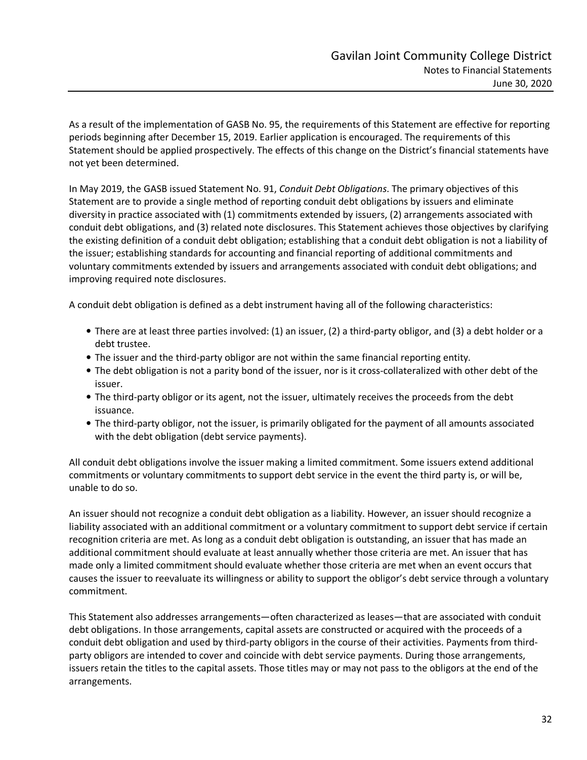As a result of the implementation of GASB No. 95, the requirements of this Statement are effective for reporting periods beginning after December 15, 2019. Earlier application is encouraged. The requirements of this Statement should be applied prospectively. The effects of this change on the District's financial statements have not yet been determined.

In May 2019, the GASB issued Statement No. 91, *Conduit Debt Obligations*. The primary objectives of this Statement are to provide a single method of reporting conduit debt obligations by issuers and eliminate diversity in practice associated with (1) commitments extended by issuers, (2) arrangements associated with conduit debt obligations, and (3) related note disclosures. This Statement achieves those objectives by clarifying the existing definition of a conduit debt obligation; establishing that a conduit debt obligation is not a liability of the issuer; establishing standards for accounting and financial reporting of additional commitments and voluntary commitments extended by issuers and arrangements associated with conduit debt obligations; and improving required note disclosures.

A conduit debt obligation is defined as a debt instrument having all of the following characteristics:

- There are at least three parties involved: (1) an issuer, (2) a third-party obligor, and (3) a debt holder or a debt trustee.
- The issuer and the third-party obligor are not within the same financial reporting entity.
- The debt obligation is not a parity bond of the issuer, nor is it cross-collateralized with other debt of the issuer.
- The third-party obligor or its agent, not the issuer, ultimately receives the proceeds from the debt issuance.
- The third-party obligor, not the issuer, is primarily obligated for the payment of all amounts associated with the debt obligation (debt service payments).

All conduit debt obligations involve the issuer making a limited commitment. Some issuers extend additional commitments or voluntary commitments to support debt service in the event the third party is, or will be, unable to do so.

An issuer should not recognize a conduit debt obligation as a liability. However, an issuer should recognize a liability associated with an additional commitment or a voluntary commitment to support debt service if certain recognition criteria are met. As long as a conduit debt obligation is outstanding, an issuer that has made an additional commitment should evaluate at least annually whether those criteria are met. An issuer that has made only a limited commitment should evaluate whether those criteria are met when an event occurs that causes the issuer to reevaluate its willingness or ability to support the obligor's debt service through a voluntary commitment.

This Statement also addresses arrangements—often characterized as leases—that are associated with conduit debt obligations. In those arrangements, capital assets are constructed or acquired with the proceeds of a conduit debt obligation and used by third-party obligors in the course of their activities. Payments from third-party obligors are intended to cover and coincide with debt service payments. During those arrangements, issuers retain the titles to the capital assets. Those titles may or may not pass to the obligors at the end of the arrangements.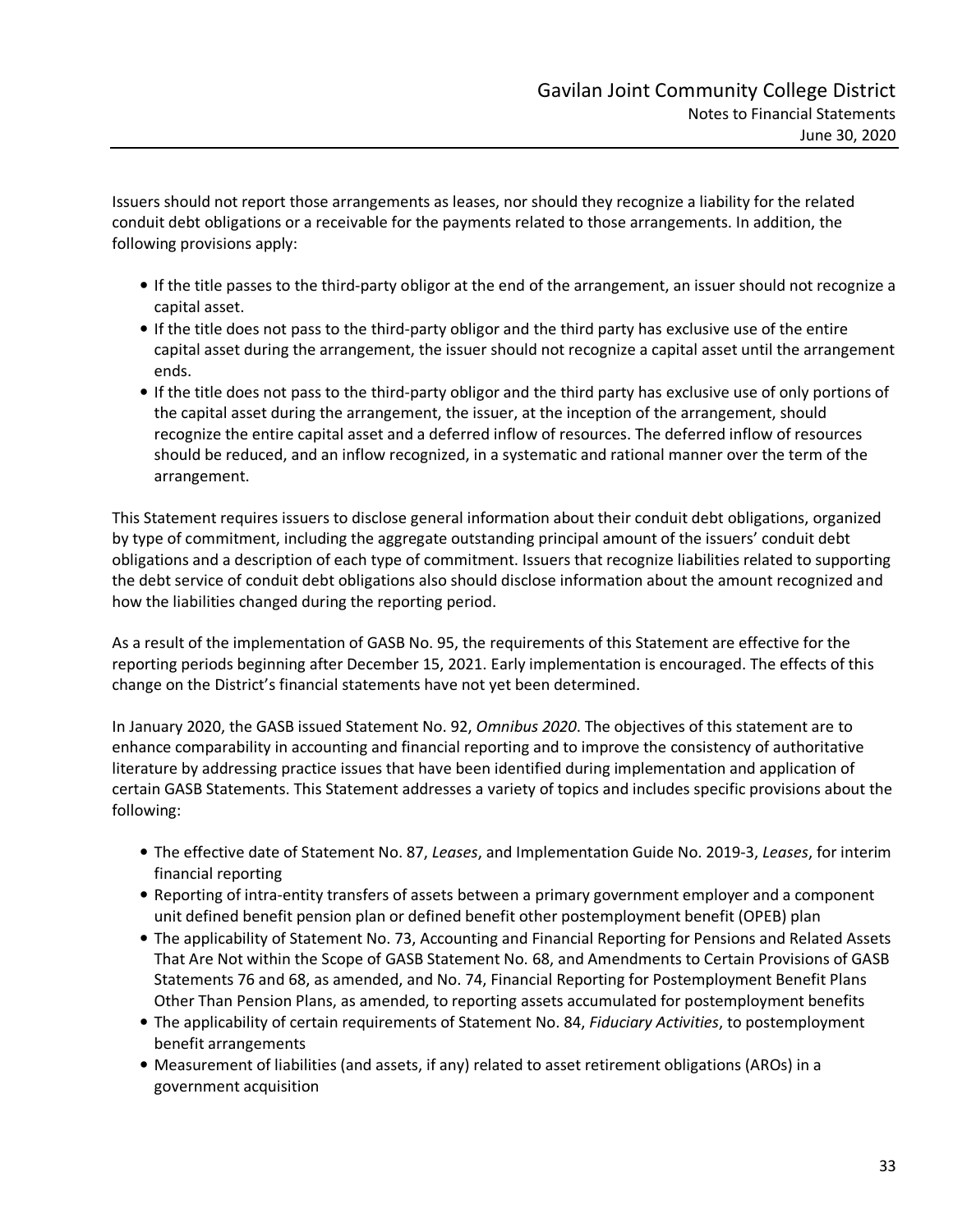Issuers should not report those arrangements as leases, nor should they recognize a liability for the related conduit debt obligations or a receivable for the payments related to those arrangements. In addition, the following provisions apply:

- If the title passes to the third-party obligor at the end of the arrangement, an issuer should not recognize a capital asset.
- If the title does not pass to the third-party obligor and the third party has exclusive use of the entire capital asset during the arrangement, the issuer should not recognize a capital asset until the arrangement ends.
- If the title does not pass to the third-party obligor and the third party has exclusive use of only portions of the capital asset during the arrangement, the issuer, at the inception of the arrangement, should recognize the entire capital asset and a deferred inflow of resources. The deferred inflow of resources should be reduced, and an inflow recognized, in a systematic and rational manner over the term of the arrangement.

This Statement requires issuers to disclose general information about their conduit debt obligations, organized by type of commitment, including the aggregate outstanding principal amount of the issuers' conduit debt obligations and a description of each type of commitment. Issuers that recognize liabilities related to supporting the debt service of conduit debt obligations also should disclose information about the amount recognized and how the liabilities changed during the reporting period.

As a result of the implementation of GASB No. 95, the requirements of this Statement are effective for the reporting periods beginning after December 15, 2021. Early implementation is encouraged. The effects of this change on the District's financial statements have not yet been determined.

In January 2020, the GASB issued Statement No. 92, *Omnibus 2020*. The objectives of this statement are to enhance comparability in accounting and financial reporting and to improve the consistency of authoritative literature by addressing practice issues that have been identified during implementation and application of certain GASB Statements. This Statement addresses a variety of topics and includes specific provisions about the following:

- The effective date of Statement No. 87, *Leases*, and Implementation Guide No. 2019-3, *Leases*, for interim financial reporting
- Reporting of intra-entity transfers of assets between a primary government employer and a component unit defined benefit pension plan or defined benefit other postemployment benefit (OPEB) plan
- The applicability of Statement No. 73, Accounting and Financial Reporting for Pensions and Related Assets That Are Not within the Scope of GASB Statement No. 68, and Amendments to Certain Provisions of GASB Statements 76 and 68, as amended, and No. 74, Financial Reporting for Postemployment Benefit Plans Other Than Pension Plans, as amended, to reporting assets accumulated for postemployment benefits
- The applicability of certain requirements of Statement No. 84, *Fiduciary Activities*, to postemployment benefit arrangements
- Measurement of liabilities (and assets, if any) related to asset retirement obligations (AROs) in a government acquisition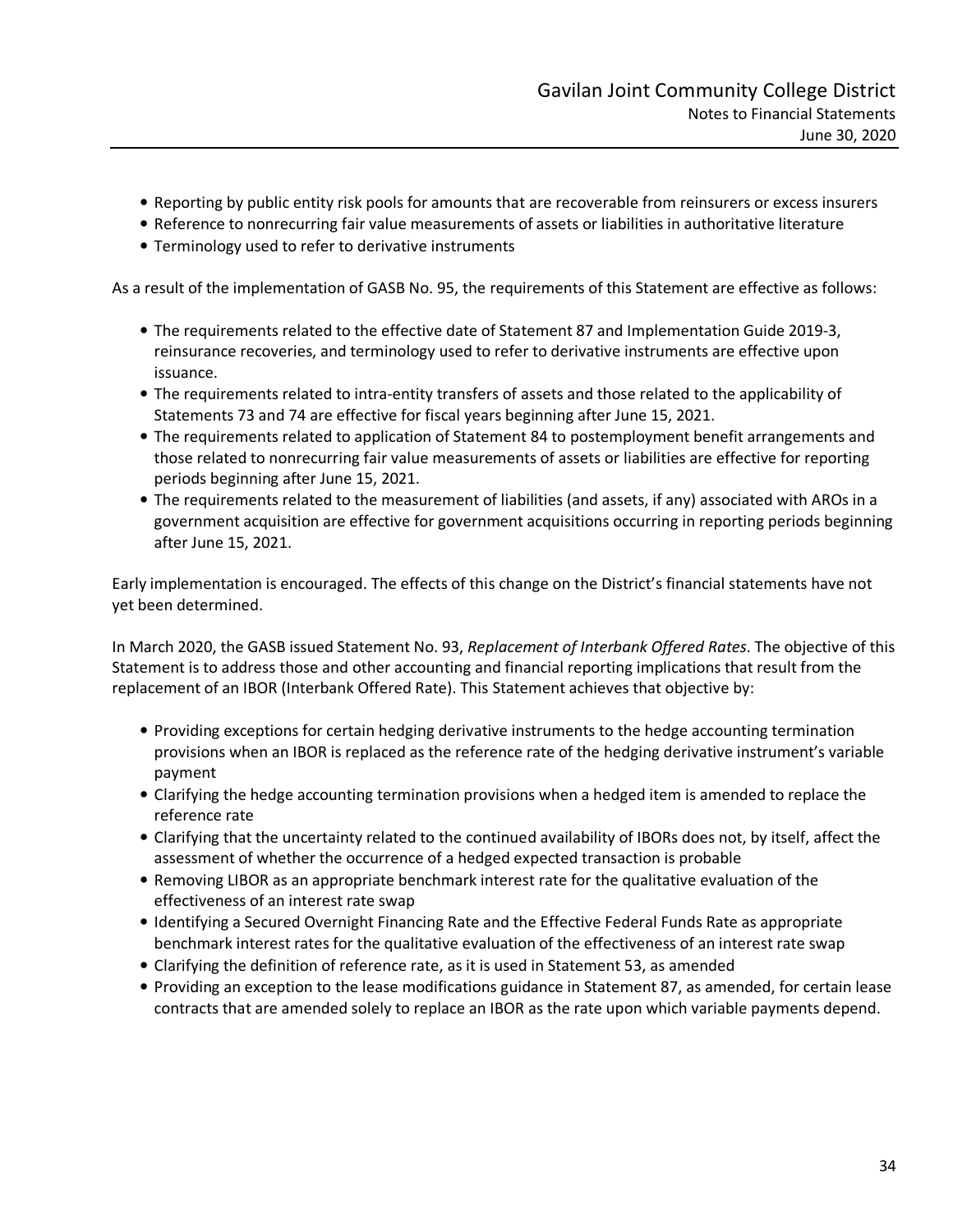- Reporting by public entity risk pools for amounts that are recoverable from reinsurers or excess insurers
- Reference to nonrecurring fair value measurements of assets or liabilities in authoritative literature
- Terminology used to refer to derivative instruments

As a result of the implementation of GASB No. 95, the requirements of this Statement are effective as follows:

- The requirements related to the effective date of Statement 87 and Implementation Guide 2019-3, reinsurance recoveries, and terminology used to refer to derivative instruments are effective upon issuance.
- The requirements related to intra-entity transfers of assets and those related to the applicability of Statements 73 and 74 are effective for fiscal years beginning after June 15, 2021.
- The requirements related to application of Statement 84 to postemployment benefit arrangements and those related to nonrecurring fair value measurements of assets or liabilities are effective for reporting periods beginning after June 15, 2021.
- The requirements related to the measurement of liabilities (and assets, if any) associated with AROs in a government acquisition are effective for government acquisitions occurring in reporting periods beginning after June 15, 2021.

Early implementation is encouraged. The effects of this change on the District's financial statements have not yet been determined.

In March 2020, the GASB issued Statement No. 93, *Replacement of Interbank Offered Rates*. The objective of this Statement is to address those and other accounting and financial reporting implications that result from the replacement of an IBOR (Interbank Offered Rate). This Statement achieves that objective by:

- Providing exceptions for certain hedging derivative instruments to the hedge accounting termination provisions when an IBOR is replaced as the reference rate of the hedging derivative instrument's variable payment
- Clarifying the hedge accounting termination provisions when a hedged item is amended to replace the reference rate
- Clarifying that the uncertainty related to the continued availability of IBORs does not, by itself, affect the assessment of whether the occurrence of a hedged expected transaction is probable
- Removing LIBOR as an appropriate benchmark interest rate for the qualitative evaluation of the effectiveness of an interest rate swap
- Identifying a Secured Overnight Financing Rate and the Effective Federal Funds Rate as appropriate benchmark interest rates for the qualitative evaluation of the effectiveness of an interest rate swap
- Clarifying the definition of reference rate, as it is used in Statement 53, as amended
- Providing an exception to the lease modifications guidance in Statement 87, as amended, for certain lease contracts that are amended solely to replace an IBOR as the rate upon which variable payments depend.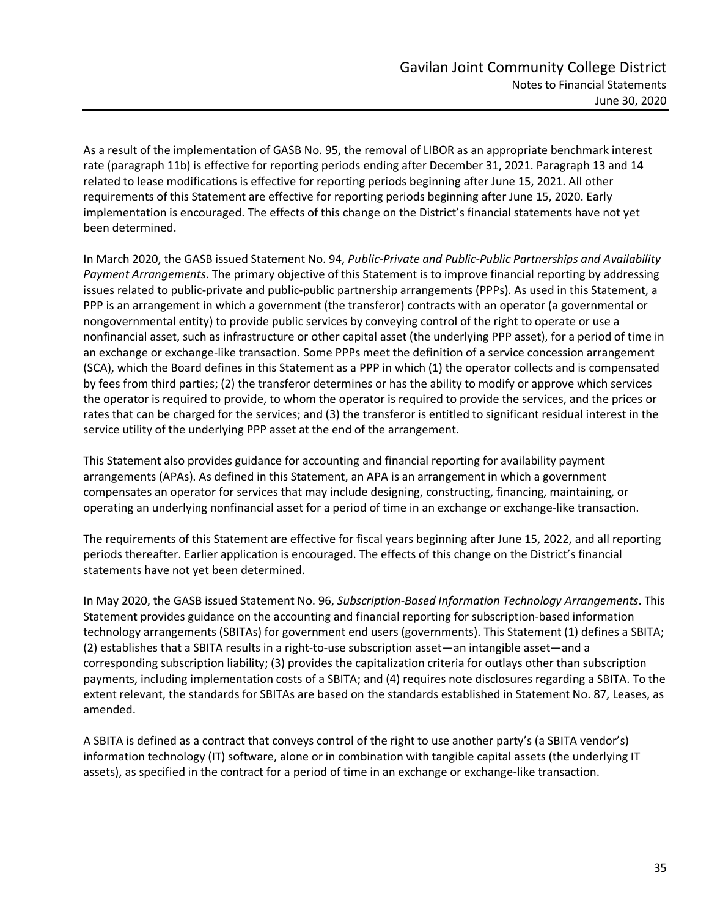As a result of the implementation of GASB No. 95, the removal of LIBOR as an appropriate benchmark interest rate (paragraph 11b) is effective for reporting periods ending after December 31, 2021. Paragraph 13 and 14 related to lease modifications is effective for reporting periods beginning after June 15, 2021. All other requirements of this Statement are effective for reporting periods beginning after June 15, 2020. Early implementation is encouraged. The effects of this change on the District's financial statements have not yet been determined.

In March 2020, the GASB issued Statement No. 94, *Public-Private and Public-Public Partnerships and Availability Payment Arrangements*. The primary objective of this Statement is to improve financial reporting by addressing issues related to public-private and public-public partnership arrangements (PPPs). As used in this Statement, a PPP is an arrangement in which a government (the transferor) contracts with an operator (a governmental or nongovernmental entity) to provide public services by conveying control of the right to operate or use a nonfinancial asset, such as infrastructure or other capital asset (the underlying PPP asset), for a period of time in an exchange or exchange-like transaction. Some PPPs meet the definition of a service concession arrangement (SCA), which the Board defines in this Statement as a PPP in which (1) the operator collects and is compensated by fees from third parties; (2) the transferor determines or has the ability to modify or approve which services the operator is required to provide, to whom the operator is required to provide the services, and the prices or rates that can be charged for the services; and (3) the transferor is entitled to significant residual interest in the service utility of the underlying PPP asset at the end of the arrangement.

This Statement also provides guidance for accounting and financial reporting for availability payment arrangements (APAs). As defined in this Statement, an APA is an arrangement in which a government compensates an operator for services that may include designing, constructing, financing, maintaining, or operating an underlying nonfinancial asset for a period of time in an exchange or exchange-like transaction.

The requirements of this Statement are effective for fiscal years beginning after June 15, 2022, and all reporting periods thereafter. Earlier application is encouraged. The effects of this change on the District's financial statements have not yet been determined.

In May 2020, the GASB issued Statement No. 96, *Subscription-Based Information Technology Arrangements*. This Statement provides guidance on the accounting and financial reporting for subscription-based information technology arrangements (SBITAs) for government end users (governments). This Statement (1) defines a SBITA; (2) establishes that a SBITA results in a right-to-use subscription asset—an intangible asset—and a corresponding subscription liability; (3) provides the capitalization criteria for outlays other than subscription payments, including implementation costs of a SBITA; and (4) requires note disclosures regarding a SBITA. To the extent relevant, the standards for SBITAs are based on the standards established in Statement No. 87, Leases, as amended.

A SBITA is defined as a contract that conveys control of the right to use another party's (a SBITA vendor's) information technology (IT) software, alone or in combination with tangible capital assets (the underlying IT assets), as specified in the contract for a period of time in an exchange or exchange-like transaction.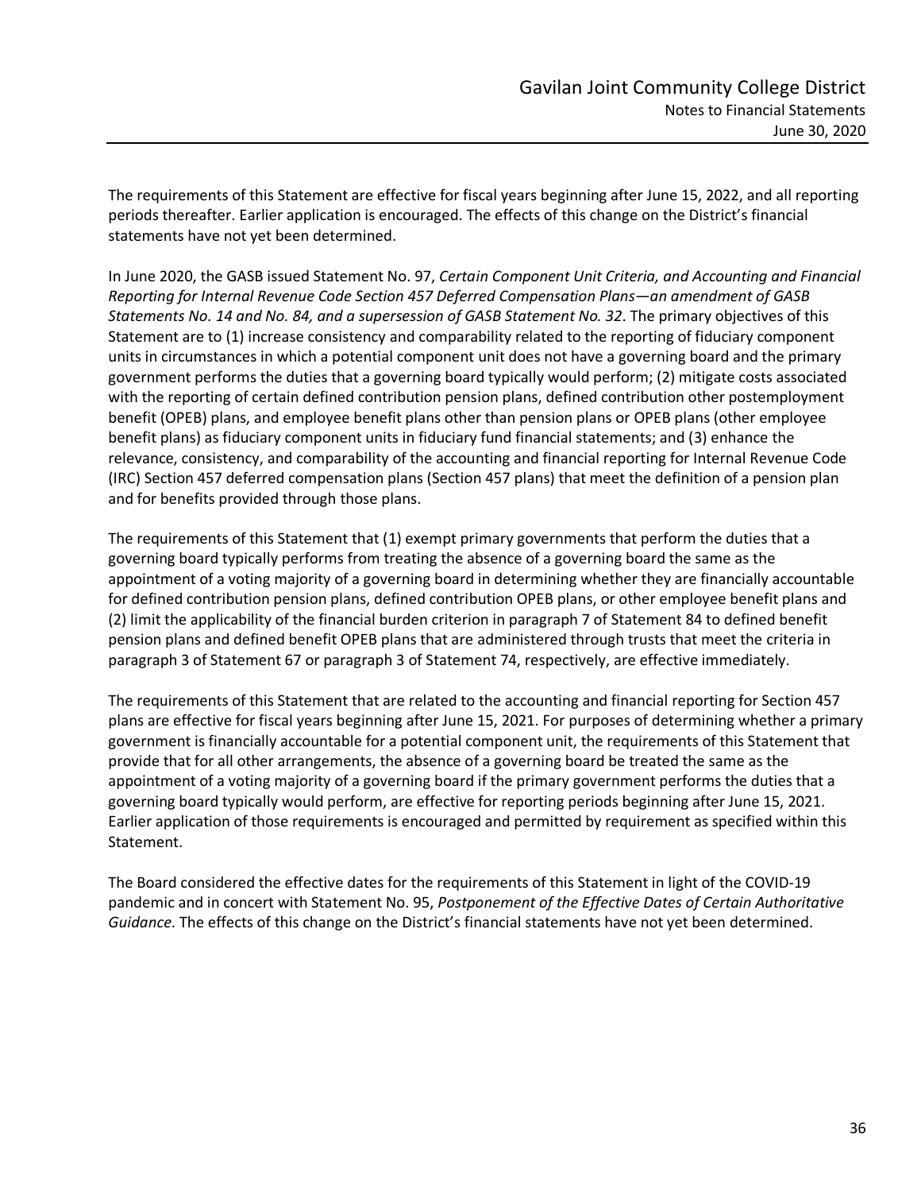The requirements of this Statement are effective for fiscal years beginning after June 15, 2022, and all reporting periods thereafter. Earlier application is encouraged. The effects of this change on the District's financial statements have not yet been determined.

In June 2020, the GASB issued Statement No. 97, *Certain Component Unit Criteria, and Accounting and Financial Reporting for Internal Revenue Code Section 457 Deferred Compensation Plans—an amendment of GASB Statements No. 14 and No. 84, and a supersession of GASB Statement No. 32*. The primary objectives of this Statement are to (1) increase consistency and comparability related to the reporting of fiduciary component units in circumstances in which a potential component unit does not have a governing board and the primary government performs the duties that a governing board typically would perform; (2) mitigate costs associated with the reporting of certain defined contribution pension plans, defined contribution other postemployment benefit (OPEB) plans, and employee benefit plans other than pension plans or OPEB plans (other employee benefit plans) as fiduciary component units in fiduciary fund financial statements; and (3) enhance the relevance, consistency, and comparability of the accounting and financial reporting for Internal Revenue Code (IRC) Section 457 deferred compensation plans (Section 457 plans) that meet the definition of a pension plan and for benefits provided through those plans.

The requirements of this Statement that (1) exempt primary governments that perform the duties that a governing board typically performs from treating the absence of a governing board the same as the appointment of a voting majority of a governing board in determining whether they are financially accountable for defined contribution pension plans, defined contribution OPEB plans, or other employee benefit plans and (2) limit the applicability of the financial burden criterion in paragraph 7 of Statement 84 to defined benefit pension plans and defined benefit OPEB plans that are administered through trusts that meet the criteria in paragraph 3 of Statement 67 or paragraph 3 of Statement 74, respectively, are effective immediately.

The requirements of this Statement that are related to the accounting and financial reporting for Section 457 plans are effective for fiscal years beginning after June 15, 2021. For purposes of determining whether a primary government is financially accountable for a potential component unit, the requirements of this Statement that provide that for all other arrangements, the absence of a governing board be treated the same as the appointment of a voting majority of a governing board if the primary government performs the duties that a governing board typically would perform, are effective for reporting periods beginning after June 15, 2021. Earlier application of those requirements is encouraged and permitted by requirement as specified within this Statement.

The Board considered the effective dates for the requirements of this Statement in light of the COVID-19 pandemic and in concert with Statement No. 95, *Postponement of the Effective Dates of Certain Authoritative Guidance*. The effects of this change on the District's financial statements have not yet been determined.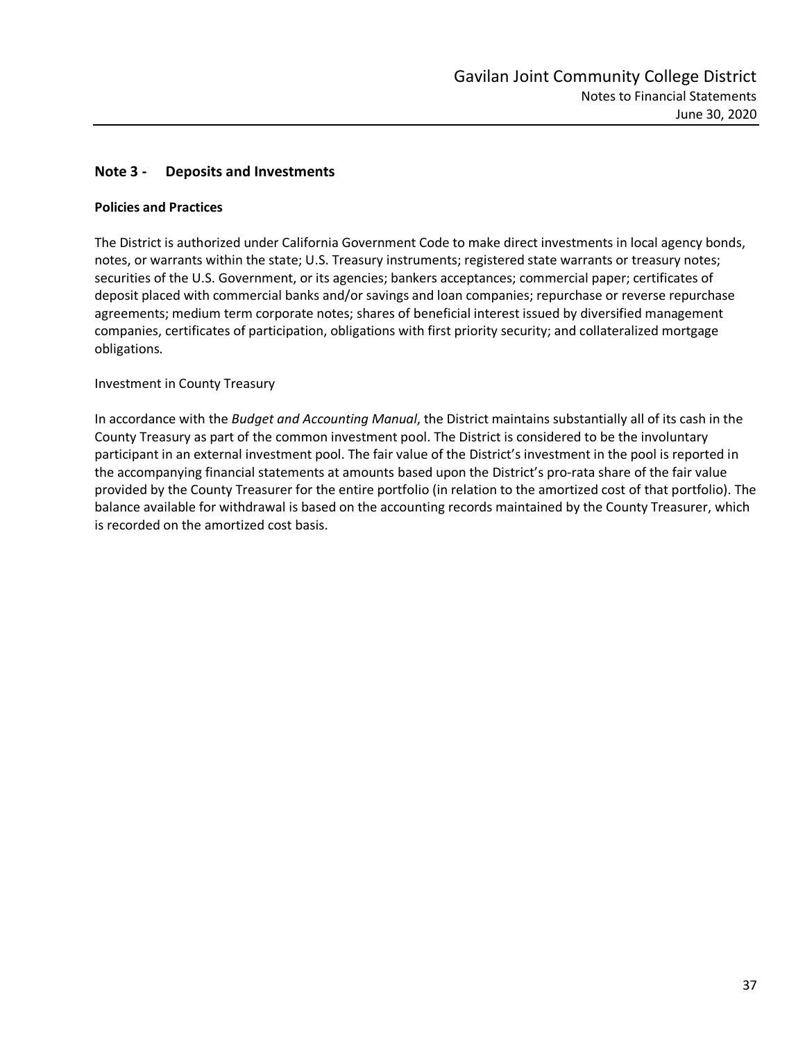## Note 3 - Deposits and Investments

### Policies and Practices

The District is authorized under California Government Code to make direct investments in local agency bonds, notes, or warrants within the state; U.S. Treasury instruments; registered state warrants or treasury notes; securities of the U.S. Government, or its agencies; bankers acceptances; commercial paper; certificates of deposit placed with commercial banks and/or savings and loan companies; repurchase or reverse repurchase agreements; medium term corporate notes; shares of beneficial interest issued by diversified management companies, certificates of participation, obligations with first priority security; and collateralized mortgage obligations.

Investment in County Treasury

In accordance with the *Budget and Accounting Manual*, the District maintains substantially all of its cash in the County Treasury as part of the common investment pool. The District is considered to be the involuntary participant in an external investment pool. The fair value of the District's investment in the pool is reported in the accompanying financial statements at amounts based upon the District's pro-rata share of the fair value provided by the County Treasurer for the entire portfolio (in relation to the amortized cost of that portfolio). The balance available for withdrawal is based on the accounting records maintained by the County Treasurer, which is recorded on the amortized cost basis.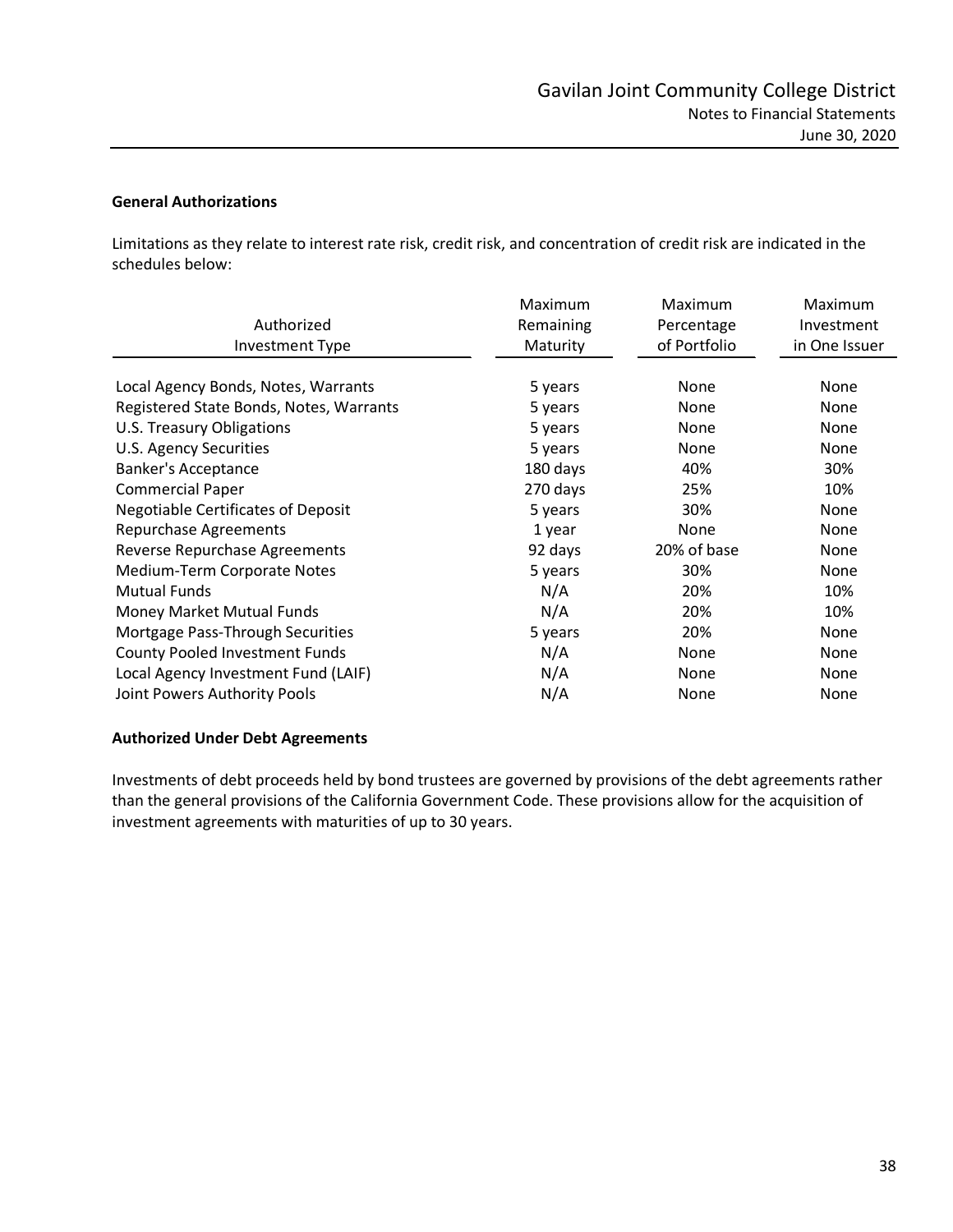**General Authorizations**

Limitations as they relate to interest rate risk, credit risk, and concentration of credit risk are indicated in the schedules below:

| Authorized Investment Type | Maximum Remaining Maturity | Maximum Percentage of Portfolio | Maximum Investment in One Issuer |
|---|---|---|---|
| Local Agency Bonds, Notes, Warrants | 5 years | None | None |
| Registered State Bonds, Notes, Warrants | 5 years | None | None |
| U.S. Treasury Obligations | 5 years | None | None |
| U.S. Agency Securities | 5 years | None | None |
| Banker's Acceptance | 180 days | 40% | 30% |
| Commercial Paper | 270 days | 25% | 10% |
| Negotiable Certificates of Deposit | 5 years | 30% | None |
| Repurchase Agreements | 1 year | None | None |
| Reverse Repurchase Agreements | 92 days | 20% of base | None |
| Medium-Term Corporate Notes | 5 years | 30% | None |
| Mutual Funds | N/A | 20% | 10% |
| Money Market Mutual Funds | N/A | 20% | 10% |
| Mortgage Pass-Through Securities | 5 years | 20% | None |
| County Pooled Investment Funds | N/A | None | None |
| Local Agency Investment Fund (LAIF) | N/A | None | None |
| Joint Powers Authority Pools | N/A | None | None |

**Authorized Under Debt Agreements**

Investments of debt proceeds held by bond trustees are governed by provisions of the debt agreements rather than the general provisions of the California Government Code. These provisions allow for the acquisition of investment agreements with maturities of up to 30 years.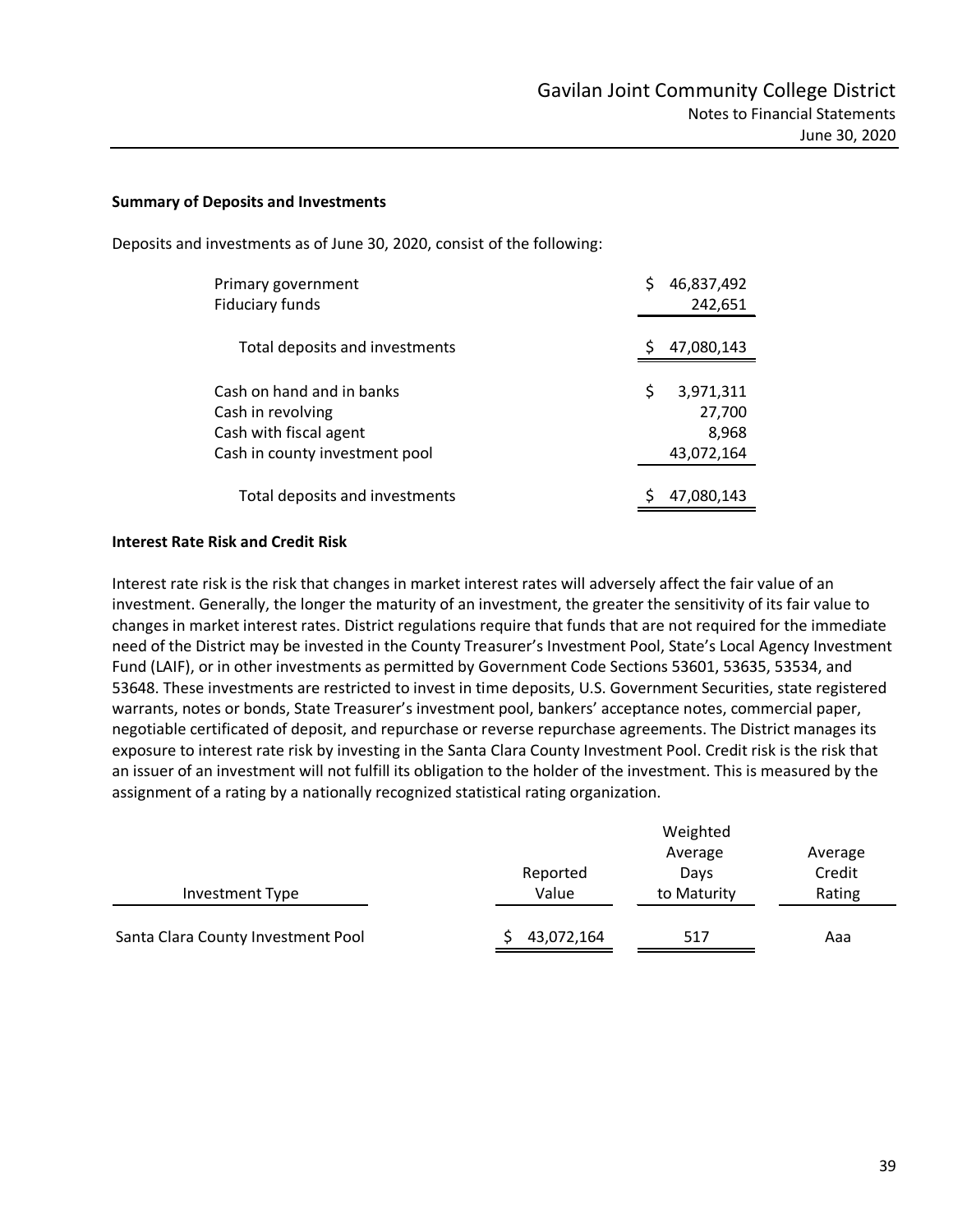**Summary of Deposits and Investments**

Deposits and investments as of June 30, 2020, consist of the following:

| | |
|---|---|
| Primary government | $ 46,837,492 |
| Fiduciary funds | 242,651 |
| Total deposits and investments | $ 47,080,143 |
| Cash on hand and in banks | $ 3,971,311 |
| Cash in revolving | 27,700 |
| Cash with fiscal agent | 8,968 |
| Cash in county investment pool | 43,072,164 |
| Total deposits and investments | $ 47,080,143 |

**Interest Rate Risk and Credit Risk**

Interest rate risk is the risk that changes in market interest rates will adversely affect the fair value of an investment. Generally, the longer the maturity of an investment, the greater the sensitivity of its fair value to changes in market interest rates. District regulations require that funds that are not required for the immediate need of the District may be invested in the County Treasurer's Investment Pool, State's Local Agency Investment Fund (LAIF), or in other investments as permitted by Government Code Sections 53601, 53635, 53534, and 53648. These investments are restricted to invest in time deposits, U.S. Government Securities, state registered warrants, notes or bonds, State Treasurer's investment pool, bankers' acceptance notes, commercial paper, negotiable certificated of deposit, and repurchase or reverse repurchase agreements. The District manages its exposure to interest rate risk by investing in the Santa Clara County Investment Pool. Credit risk is the risk that an issuer of an investment will not fulfill its obligation to the holder of the investment. This is measured by the assignment of a rating by a nationally recognized statistical rating organization.

| Investment Type | Reported Value | Weighted Average Days to Maturity | Average Credit Rating |
|---|---|---|---|
| Santa Clara County Investment Pool | $ 43,072,164 | 517 | Aaa |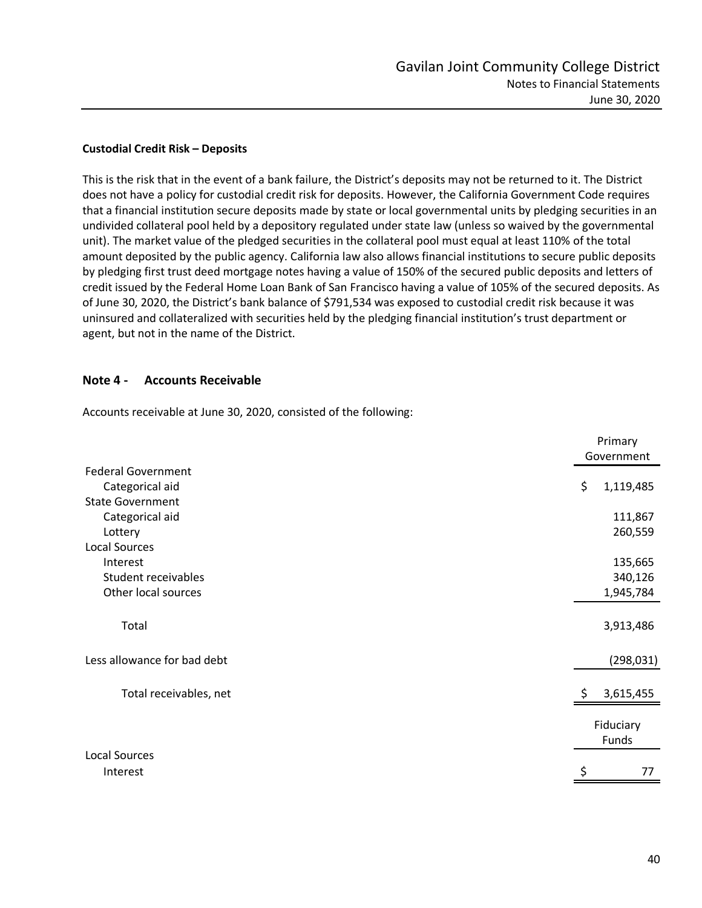**Custodial Credit Risk – Deposits**

This is the risk that in the event of a bank failure, the District's deposits may not be returned to it. The District does not have a policy for custodial credit risk for deposits. However, the California Government Code requires that a financial institution secure deposits made by state or local governmental units by pledging securities in an undivided collateral pool held by a depository regulated under state law (unless so waived by the governmental unit). The market value of the pledged securities in the collateral pool must equal at least 110% of the total amount deposited by the public agency. California law also allows financial institutions to secure public deposits by pledging first trust deed mortgage notes having a value of 150% of the secured public deposits and letters of credit issued by the Federal Home Loan Bank of San Francisco having a value of 105% of the secured deposits. As of June 30, 2020, the District's bank balance of $791,534 was exposed to custodial credit risk because it was uninsured and collateralized with securities held by the pledging financial institution's trust department or agent, but not in the name of the District.

## Note 4 - Accounts Receivable

Accounts receivable at June 30, 2020, consisted of the following:

| | Primary Government |
|---|---|
| Federal Government | |
| Categorical aid | $ 1,119,485 |
| State Government | |
| Categorical aid | 111,867 |
| Lottery | 260,559 |
| Local Sources | |
| Interest | 135,665 |
| Student receivables | 340,126 |
| Other local sources | 1,945,784 |
| Total | 3,913,486 |
| Less allowance for bad debt | (298,031) |
| Total receivables, net | $ 3,615,455 |

| | Fiduciary Funds |
|---|---|
| Local Sources | |
| Interest | $ 77 |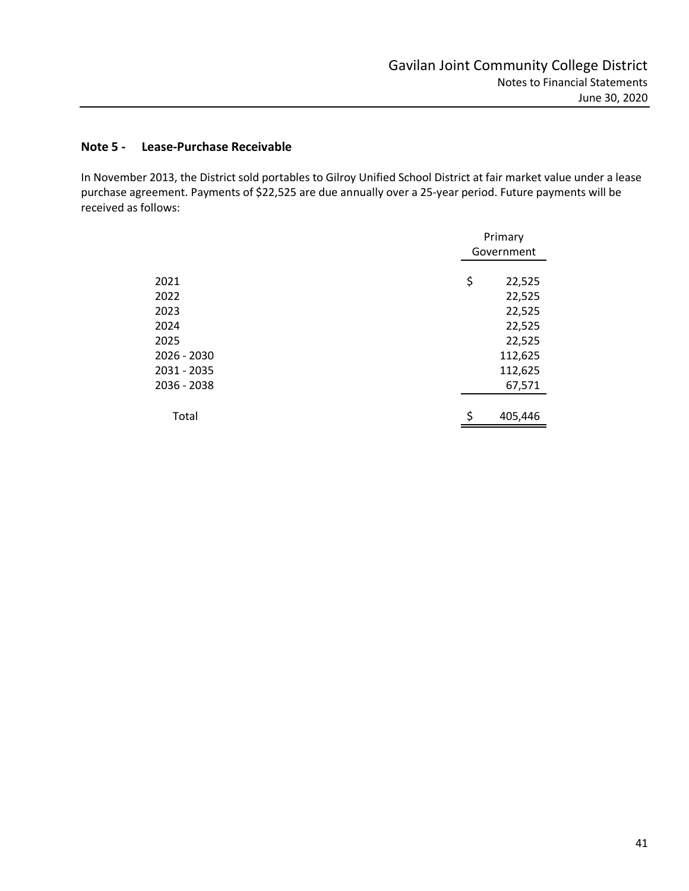## Note 5 - Lease-Purchase Receivable

In November 2013, the District sold portables to Gilroy Unified School District at fair market value under a lease purchase agreement. Payments of $22,525 are due annually over a 25-year period. Future payments will be received as follows:

| | Primary Government |
|---|---|
| 2021 | $ 22,525 |
| 2022 | 22,525 |
| 2023 | 22,525 |
| 2024 | 22,525 |
| 2025 | 22,525 |
| 2026 - 2030 | 112,625 |
| 2031 - 2035 | 112,625 |
| 2036 - 2038 | 67,571 |
| Total | $ 405,446 |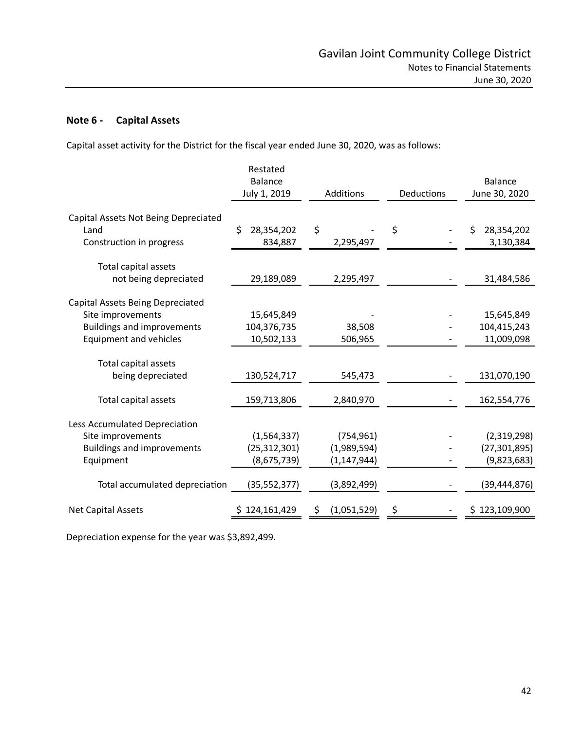## Note 6 - Capital Assets

Capital asset activity for the District for the fiscal year ended June 30, 2020, was as follows:

| | Restated Balance July 1, 2019 | Additions | Deductions | Balance June 30, 2020 |
|---|---|---|---|---|
| **Capital Assets Not Being Depreciated** | | | | |
| Land | $ 28,354,202 | $ - | $ - | $ 28,354,202 |
| Construction in progress | 834,887 | 2,295,497 | - | 3,130,384 |
| Total capital assets not being depreciated | 29,189,089 | 2,295,497 | - | 31,484,586 |
| **Capital Assets Being Depreciated** | | | | |
| Site improvements | 15,645,849 | - | - | 15,645,849 |
| Buildings and improvements | 104,376,735 | 38,508 | - | 104,415,243 |
| Equipment and vehicles | 10,502,133 | 506,965 | - | 11,009,098 |
| Total capital assets being depreciated | 130,524,717 | 545,473 | - | 131,070,190 |
| Total capital assets | 159,713,806 | 2,840,970 | - | 162,554,776 |
| **Less Accumulated Depreciation** | | | | |
| Site improvements | (1,564,337) | (754,961) | - | (2,319,298) |
| Buildings and improvements | (25,312,301) | (1,989,594) | - | (27,301,895) |
| Equipment | (8,675,739) | (1,147,944) | - | (9,823,683) |
| Total accumulated depreciation | (35,552,377) | (3,892,499) | - | (39,444,876) |
| Net Capital Assets | $ 124,161,429 | $ (1,051,529) | $ - | $ 123,109,900 |

Depreciation expense for the year was $3,892,499.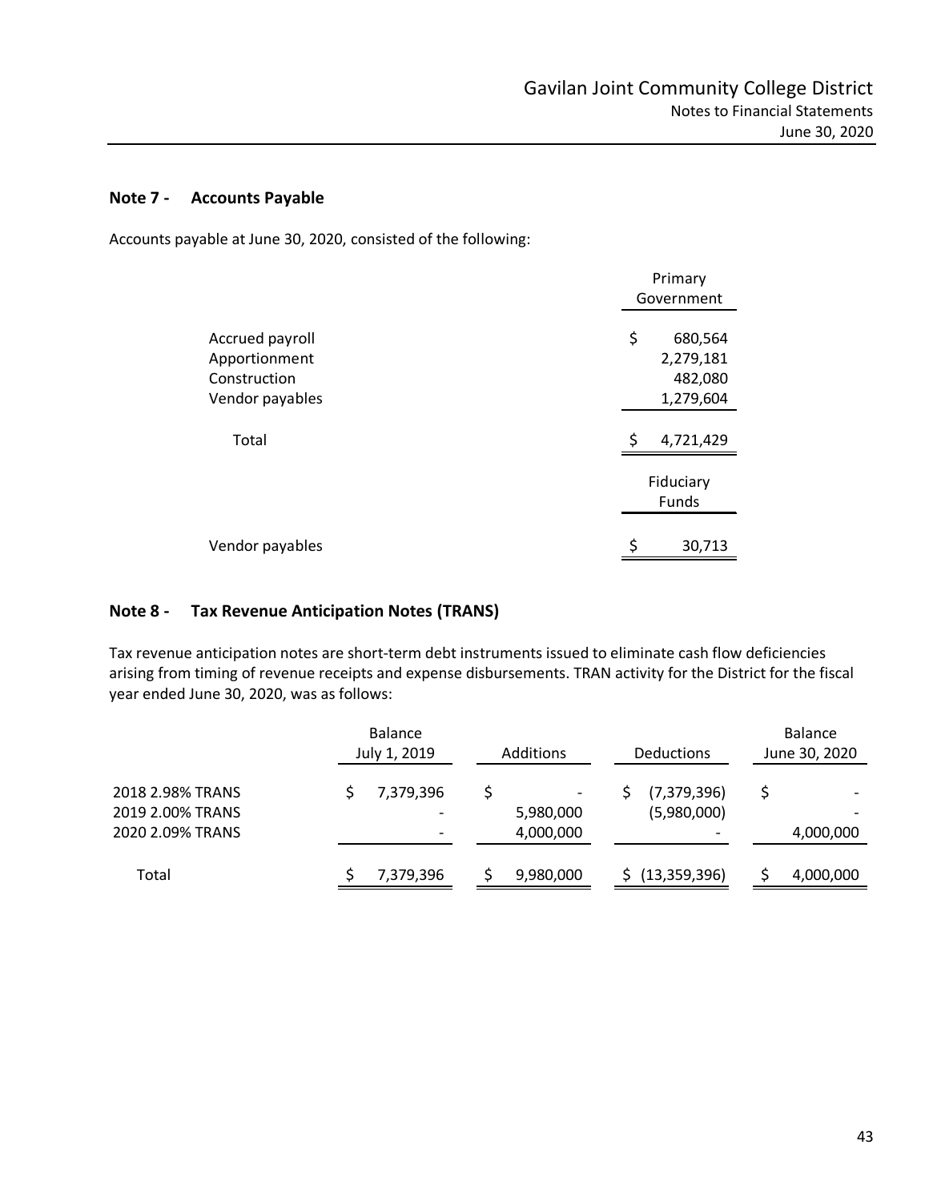## Note 7 - Accounts Payable

Accounts payable at June 30, 2020, consisted of the following:

| | Primary Government |
|---|---|
| Accrued payroll | $ 680,564 |
| Apportionment | 2,279,181 |
| Construction | 482,080 |
| Vendor payables | 1,279,604 |
| Total | $ 4,721,429 |

| | Fiduciary Funds |
|---|---|
| Vendor payables | $ 30,713 |

## Note 8 - Tax Revenue Anticipation Notes (TRANS)

Tax revenue anticipation notes are short-term debt instruments issued to eliminate cash flow deficiencies arising from timing of revenue receipts and expense disbursements. TRAN activity for the District for the fiscal year ended June 30, 2020, was as follows:

| | Balance July 1, 2019 | Additions | Deductions | Balance June 30, 2020 |
|---|---|---|---|---|
| 2018 2.98% TRANS | $ 7,379,396 | $ - | $ (7,379,396) | $ - |
| 2019 2.00% TRANS | - | 5,980,000 | (5,980,000) | - |
| 2020 2.09% TRANS | - | 4,000,000 | - | 4,000,000 |
| Total | $ 7,379,396 | $ 9,980,000 | $ (13,359,396) | $ 4,000,000 |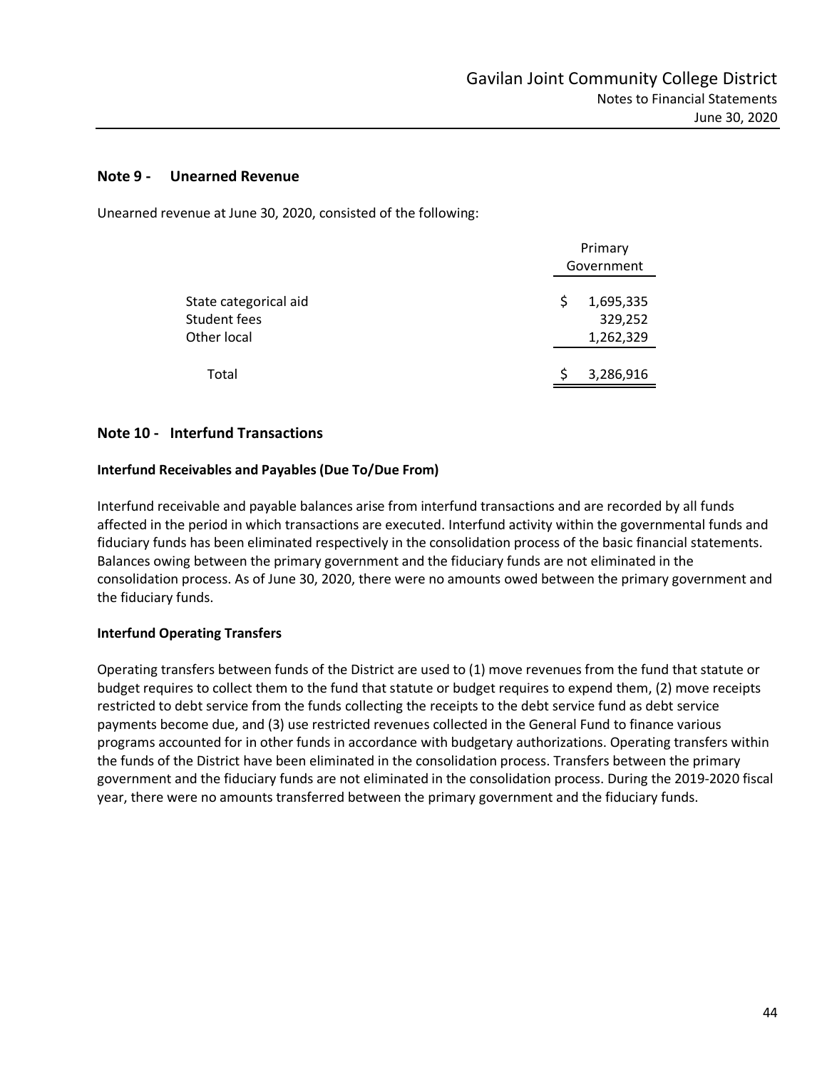## Note 9 - Unearned Revenue

Unearned revenue at June 30, 2020, consisted of the following:

| | Primary Government |
|---|---|
| State categorical aid | $ 1,695,335 |
| Student fees | 329,252 |
| Other local | 1,262,329 |
| Total | $ 3,286,916 |

## Note 10 - Interfund Transactions

### Interfund Receivables and Payables (Due To/Due From)

Interfund receivable and payable balances arise from interfund transactions and are recorded by all funds affected in the period in which transactions are executed. Interfund activity within the governmental funds and fiduciary funds has been eliminated respectively in the consolidation process of the basic financial statements. Balances owing between the primary government and the fiduciary funds are not eliminated in the consolidation process. As of June 30, 2020, there were no amounts owed between the primary government and the fiduciary funds.

### Interfund Operating Transfers

Operating transfers between funds of the District are used to (1) move revenues from the fund that statute or budget requires to collect them to the fund that statute or budget requires to expend them, (2) move receipts restricted to debt service from the funds collecting the receipts to the debt service fund as debt service payments become due, and (3) use restricted revenues collected in the General Fund to finance various programs accounted for in other funds in accordance with budgetary authorizations. Operating transfers within the funds of the District have been eliminated in the consolidation process. Transfers between the primary government and the fiduciary funds are not eliminated in the consolidation process. During the 2019-2020 fiscal year, there were no amounts transferred between the primary government and the fiduciary funds.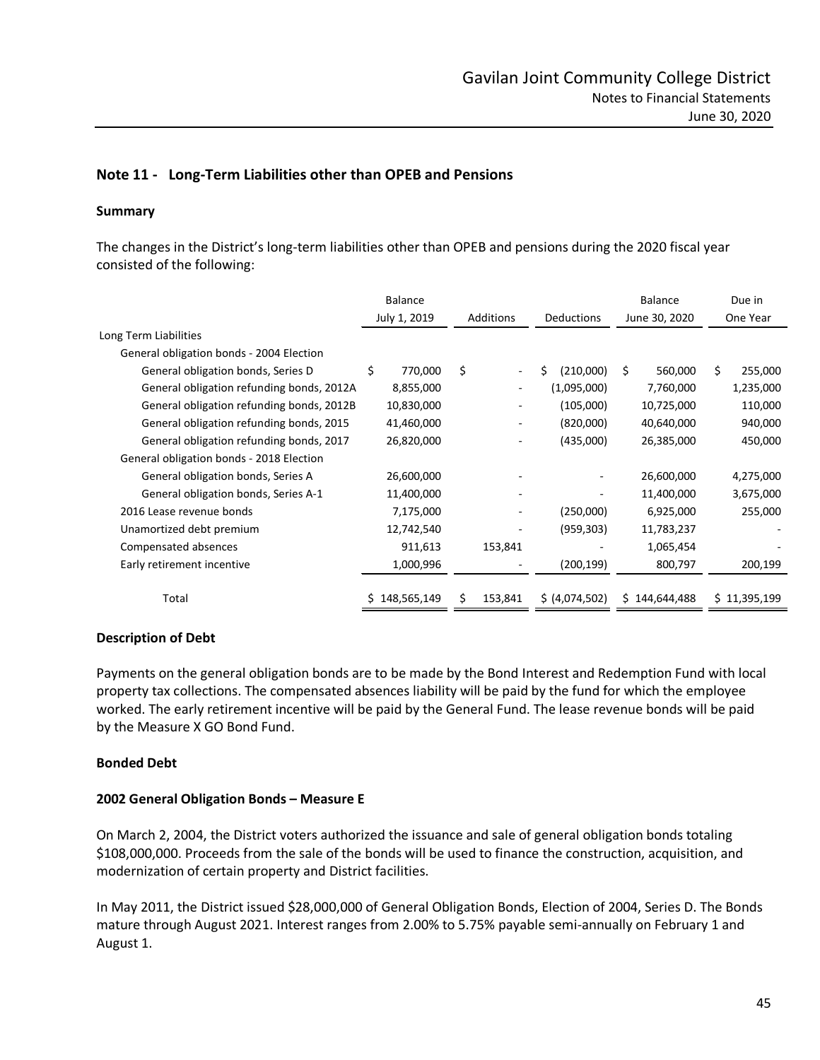## Note 11 - Long-Term Liabilities other than OPEB and Pensions

### Summary

The changes in the District's long-term liabilities other than OPEB and pensions during the 2020 fiscal year consisted of the following:

| | Balance July 1, 2019 | Additions | Deductions | Balance June 30, 2020 | Due in One Year |
|---|---|---|---|---|---|
| Long Term Liabilities | | | | | |
| General obligation bonds - 2004 Election | | | | | |
| General obligation bonds, Series D | $ 770,000 | $ - | $ (210,000) | $ 560,000 | $ 255,000 |
| General obligation refunding bonds, 2012A | 8,855,000 | - | (1,095,000) | 7,760,000 | 1,235,000 |
| General obligation refunding bonds, 2012B | 10,830,000 | - | (105,000) | 10,725,000 | 110,000 |
| General obligation refunding bonds, 2015 | 41,460,000 | - | (820,000) | 40,640,000 | 940,000 |
| General obligation refunding bonds, 2017 | 26,820,000 | - | (435,000) | 26,385,000 | 450,000 |
| General obligation bonds - 2018 Election | | | | | |
| General obligation bonds, Series A | 26,600,000 | - | - | 26,600,000 | 4,275,000 |
| General obligation bonds, Series A-1 | 11,400,000 | - | - | 11,400,000 | 3,675,000 |
| 2016 Lease revenue bonds | 7,175,000 | - | (250,000) | 6,925,000 | 255,000 |
| Unamortized debt premium | 12,742,540 | - | (959,303) | 11,783,237 | - |
| Compensated absences | 911,613 | 153,841 | - | 1,065,454 | - |
| Early retirement incentive | 1,000,996 | - | (200,199) | 800,797 | 200,199 |
| Total | $ 148,565,149 | $ 153,841 | $ (4,074,502) | $ 144,644,488 | $ 11,395,199 |

### Description of Debt

Payments on the general obligation bonds are to be made by the Bond Interest and Redemption Fund with local property tax collections. The compensated absences liability will be paid by the fund for which the employee worked. The early retirement incentive will be paid by the General Fund. The lease revenue bonds will be paid by the Measure X GO Bond Fund.

### Bonded Debt

### 2002 General Obligation Bonds – Measure E

On March 2, 2004, the District voters authorized the issuance and sale of general obligation bonds totaling $108,000,000. Proceeds from the sale of the bonds will be used to finance the construction, acquisition, and modernization of certain property and District facilities.

In May 2011, the District issued $28,000,000 of General Obligation Bonds, Election of 2004, Series D. The Bonds mature through August 2021. Interest ranges from 2.00% to 5.75% payable semi-annually on February 1 and August 1.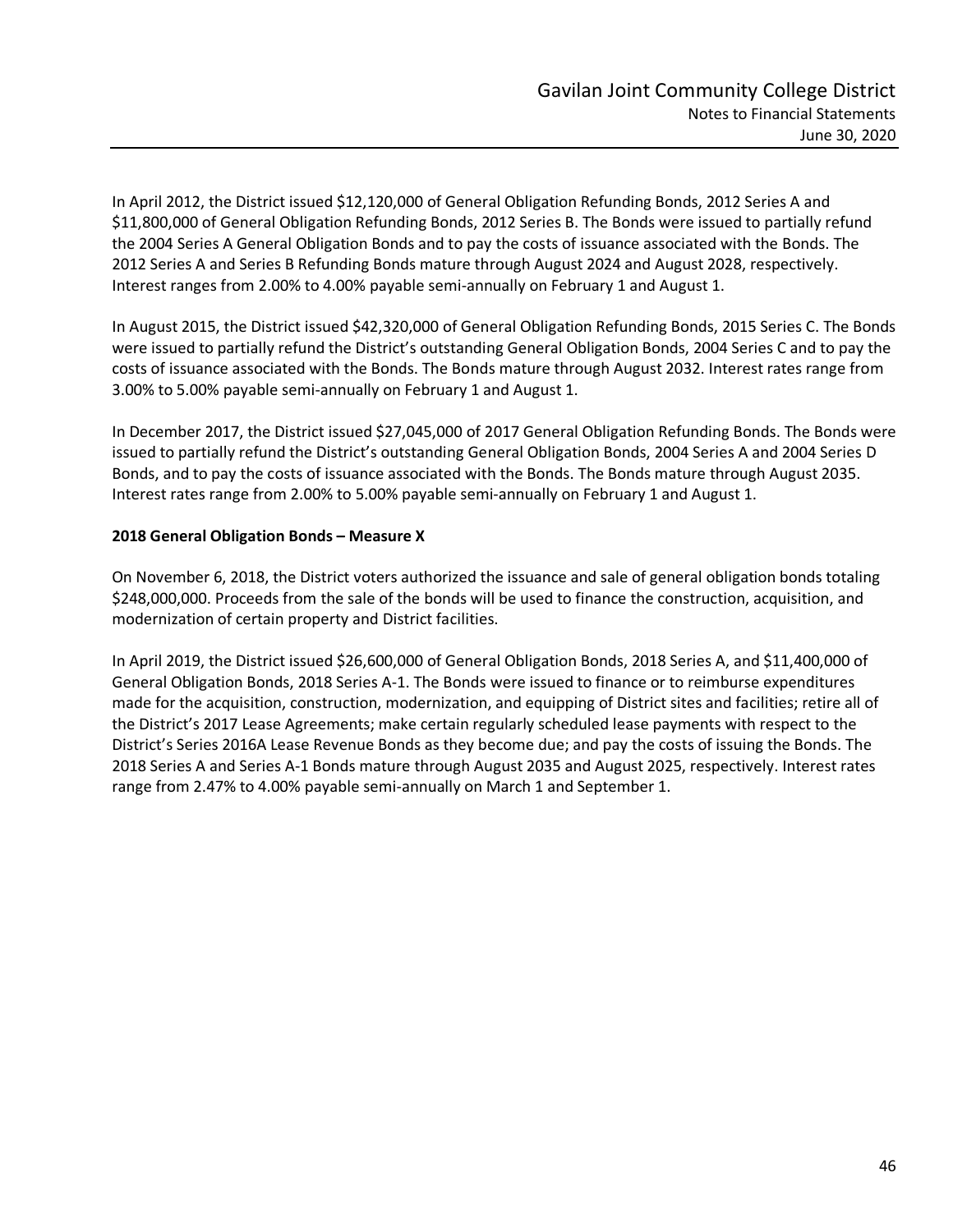In April 2012, the District issued $12,120,000 of General Obligation Refunding Bonds, 2012 Series A and $11,800,000 of General Obligation Refunding Bonds, 2012 Series B. The Bonds were issued to partially refund the 2004 Series A General Obligation Bonds and to pay the costs of issuance associated with the Bonds. The 2012 Series A and Series B Refunding Bonds mature through August 2024 and August 2028, respectively. Interest ranges from 2.00% to 4.00% payable semi-annually on February 1 and August 1.

In August 2015, the District issued $42,320,000 of General Obligation Refunding Bonds, 2015 Series C. The Bonds were issued to partially refund the District's outstanding General Obligation Bonds, 2004 Series C and to pay the costs of issuance associated with the Bonds. The Bonds mature through August 2032. Interest rates range from 3.00% to 5.00% payable semi-annually on February 1 and August 1.

In December 2017, the District issued $27,045,000 of 2017 General Obligation Refunding Bonds. The Bonds were issued to partially refund the District's outstanding General Obligation Bonds, 2004 Series A and 2004 Series D Bonds, and to pay the costs of issuance associated with the Bonds. The Bonds mature through August 2035. Interest rates range from 2.00% to 5.00% payable semi-annually on February 1 and August 1.

**2018 General Obligation Bonds – Measure X**

On November 6, 2018, the District voters authorized the issuance and sale of general obligation bonds totaling $248,000,000. Proceeds from the sale of the bonds will be used to finance the construction, acquisition, and modernization of certain property and District facilities.

In April 2019, the District issued $26,600,000 of General Obligation Bonds, 2018 Series A, and $11,400,000 of General Obligation Bonds, 2018 Series A-1. The Bonds were issued to finance or to reimburse expenditures made for the acquisition, construction, modernization, and equipping of District sites and facilities; retire all of the District's 2017 Lease Agreements; make certain regularly scheduled lease payments with respect to the District's Series 2016A Lease Revenue Bonds as they become due; and pay the costs of issuing the Bonds. The 2018 Series A and Series A-1 Bonds mature through August 2035 and August 2025, respectively. Interest rates range from 2.47% to 4.00% payable semi-annually on March 1 and September 1.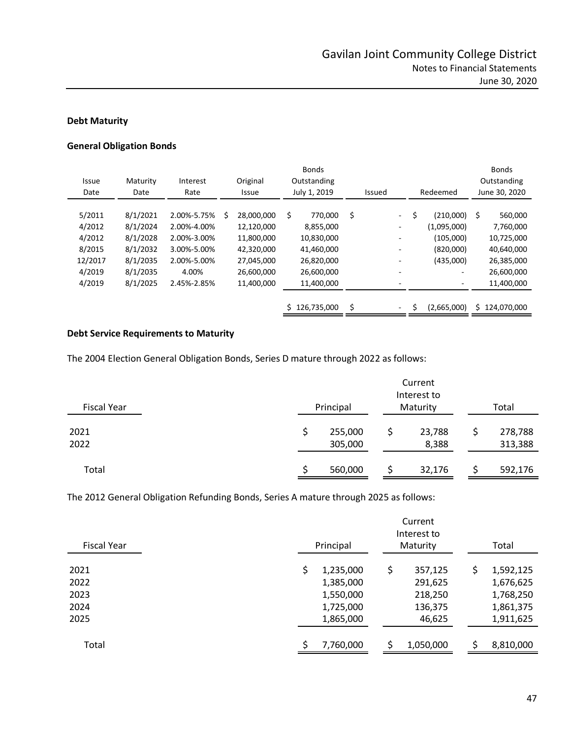### Debt Maturity

### General Obligation Bonds

| Issue Date | Maturity Date | Interest Rate | Original Issue | Bonds Outstanding July 1, 2019 | Issued | Redeemed | Bonds Outstanding June 30, 2020 |
|---|---|---|---|---|---|---|---|
| 5/2011 | 8/1/2021 | 2.00%-5.75% | $ 28,000,000 | $ 770,000 | $ - | $ (210,000) | $ 560,000 |
| 4/2012 | 8/1/2024 | 2.00%-4.00% | 12,120,000 | 8,855,000 | - | (1,095,000) | 7,760,000 |
| 4/2012 | 8/1/2028 | 2.00%-3.00% | 11,800,000 | 10,830,000 | - | (105,000) | 10,725,000 |
| 8/2015 | 8/1/2032 | 3.00%-5.00% | 42,320,000 | 41,460,000 | - | (820,000) | 40,640,000 |
| 12/2017 | 8/1/2035 | 2.00%-5.00% | 27,045,000 | 26,820,000 | - | (435,000) | 26,385,000 |
| 4/2019 | 8/1/2035 | 4.00% | 26,600,000 | 26,600,000 | - | - | 26,600,000 |
| 4/2019 | 8/1/2025 | 2.45%-2.85% | 11,400,000 | 11,400,000 | - | - | 11,400,000 |
| | | | | $ 126,735,000 | $ - | $ (2,665,000) | $ 124,070,000 |

### Debt Service Requirements to Maturity

The 2004 Election General Obligation Bonds, Series D mature through 2022 as follows:

| Fiscal Year | Principal | Current Interest to Maturity | Total |
|---|---|---|---|
| 2021 | $ 255,000 | $ 23,788 | $ 278,788 |
| 2022 | 305,000 | 8,388 | 313,388 |
| Total | $ 560,000 | $ 32,176 | $ 592,176 |

The 2012 General Obligation Refunding Bonds, Series A mature through 2025 as follows:

| Fiscal Year | Principal | Current Interest to Maturity | Total |
|---|---|---|---|
| 2021 | $ 1,235,000 | $ 357,125 | $ 1,592,125 |
| 2022 | 1,385,000 | 291,625 | 1,676,625 |
| 2023 | 1,550,000 | 218,250 | 1,768,250 |
| 2024 | 1,725,000 | 136,375 | 1,861,375 |
| 2025 | 1,865,000 | 46,625 | 1,911,625 |
| Total | $ 7,760,000 | $ 1,050,000 | $ 8,810,000 |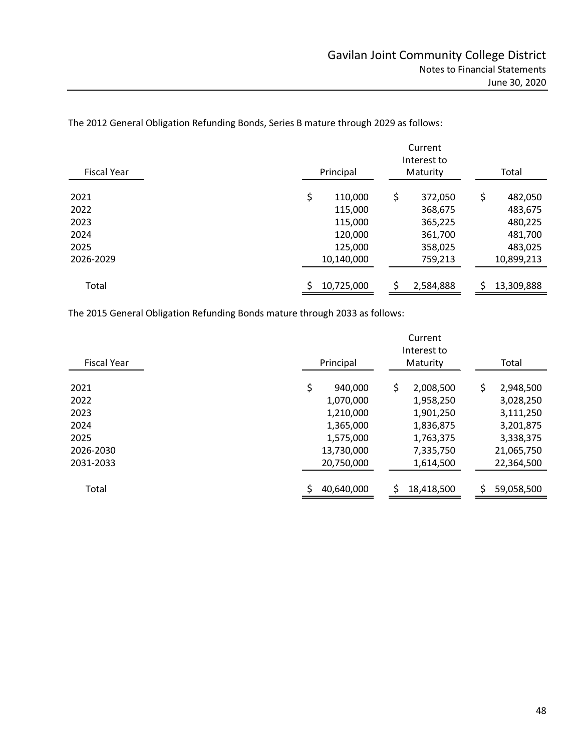The 2012 General Obligation Refunding Bonds, Series B mature through 2029 as follows:

| Fiscal Year | Principal | Current Interest to Maturity | Total |
|---|---|---|---|
| 2021 | $ 110,000 | $ 372,050 | $ 482,050 |
| 2022 | 115,000 | 368,675 | 483,675 |
| 2023 | 115,000 | 365,225 | 480,225 |
| 2024 | 120,000 | 361,700 | 481,700 |
| 2025 | 125,000 | 358,025 | 483,025 |
| 2026-2029 | 10,140,000 | 759,213 | 10,899,213 |
| Total | $ 10,725,000 | $ 2,584,888 | $ 13,309,888 |

The 2015 General Obligation Refunding Bonds mature through 2033 as follows:

| Fiscal Year | Principal | Current Interest to Maturity | Total |
|---|---|---|---|
| 2021 | $ 940,000 | $ 2,008,500 | $ 2,948,500 |
| 2022 | 1,070,000 | 1,958,250 | 3,028,250 |
| 2023 | 1,210,000 | 1,901,250 | 3,111,250 |
| 2024 | 1,365,000 | 1,836,875 | 3,201,875 |
| 2025 | 1,575,000 | 1,763,375 | 3,338,375 |
| 2026-2030 | 13,730,000 | 7,335,750 | 21,065,750 |
| 2031-2033 | 20,750,000 | 1,614,500 | 22,364,500 |
| Total | $ 40,640,000 | $ 18,418,500 | $ 59,058,500 |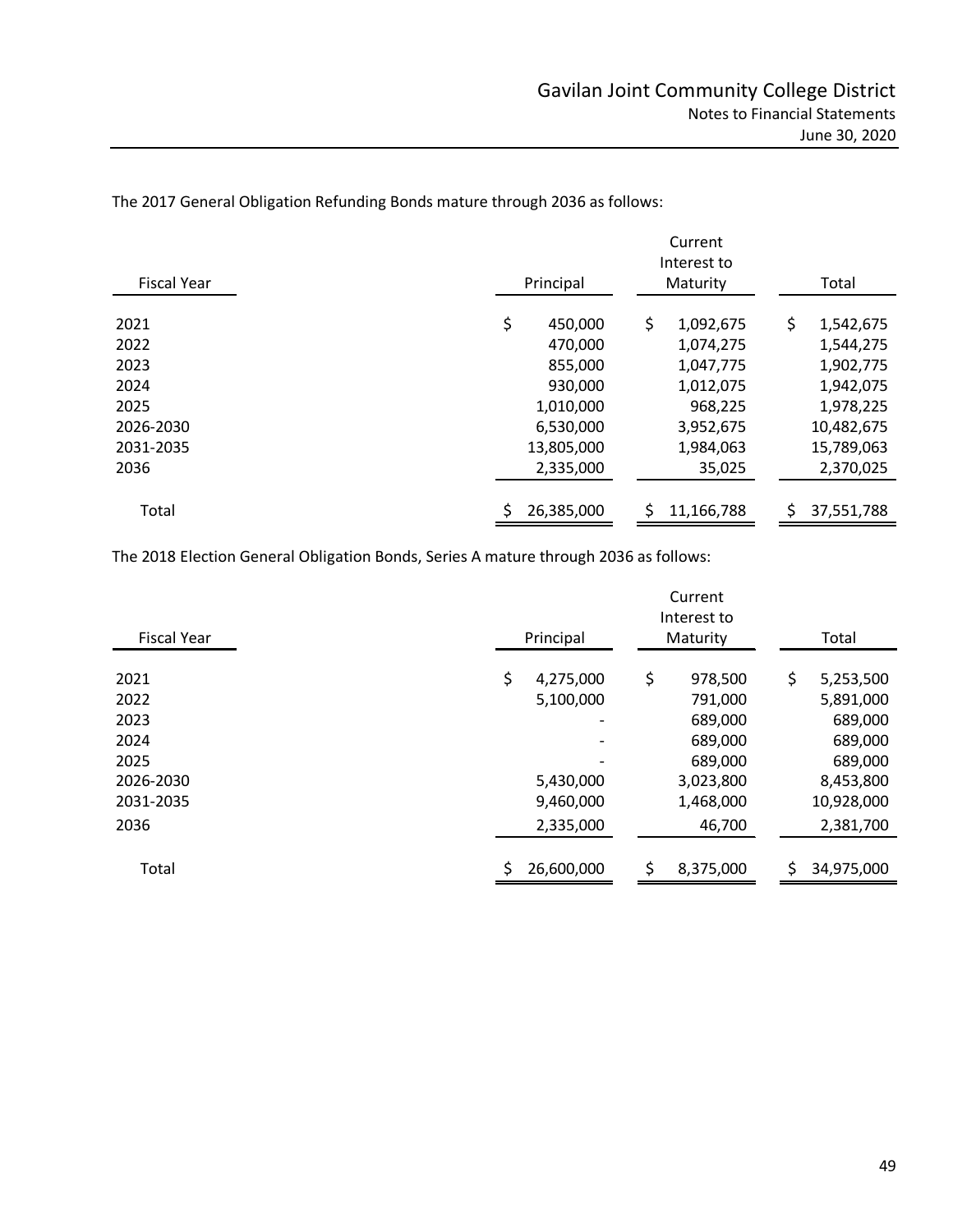The 2017 General Obligation Refunding Bonds mature through 2036 as follows:

| Fiscal Year | Principal | Current Interest to Maturity | Total |
|---|---|---|---|
| 2021 | $ 450,000 | $ 1,092,675 | $ 1,542,675 |
| 2022 | 470,000 | 1,074,275 | 1,544,275 |
| 2023 | 855,000 | 1,047,775 | 1,902,775 |
| 2024 | 930,000 | 1,012,075 | 1,942,075 |
| 2025 | 1,010,000 | 968,225 | 1,978,225 |
| 2026-2030 | 6,530,000 | 3,952,675 | 10,482,675 |
| 2031-2035 | 13,805,000 | 1,984,063 | 15,789,063 |
| 2036 | 2,335,000 | 35,025 | 2,370,025 |
| Total | $ 26,385,000 | $ 11,166,788 | $ 37,551,788 |

The 2018 Election General Obligation Bonds, Series A mature through 2036 as follows:

| Fiscal Year | Principal | Current Interest to Maturity | Total |
|---|---|---|---|
| 2021 | $ 4,275,000 | $ 978,500 | $ 5,253,500 |
| 2022 | 5,100,000 | 791,000 | 5,891,000 |
| 2023 | - | 689,000 | 689,000 |
| 2024 | - | 689,000 | 689,000 |
| 2025 | - | 689,000 | 689,000 |
| 2026-2030 | 5,430,000 | 3,023,800 | 8,453,800 |
| 2031-2035 | 9,460,000 | 1,468,000 | 10,928,000 |
| 2036 | 2,335,000 | 46,700 | 2,381,700 |
| Total | $ 26,600,000 | $ 8,375,000 | $ 34,975,000 |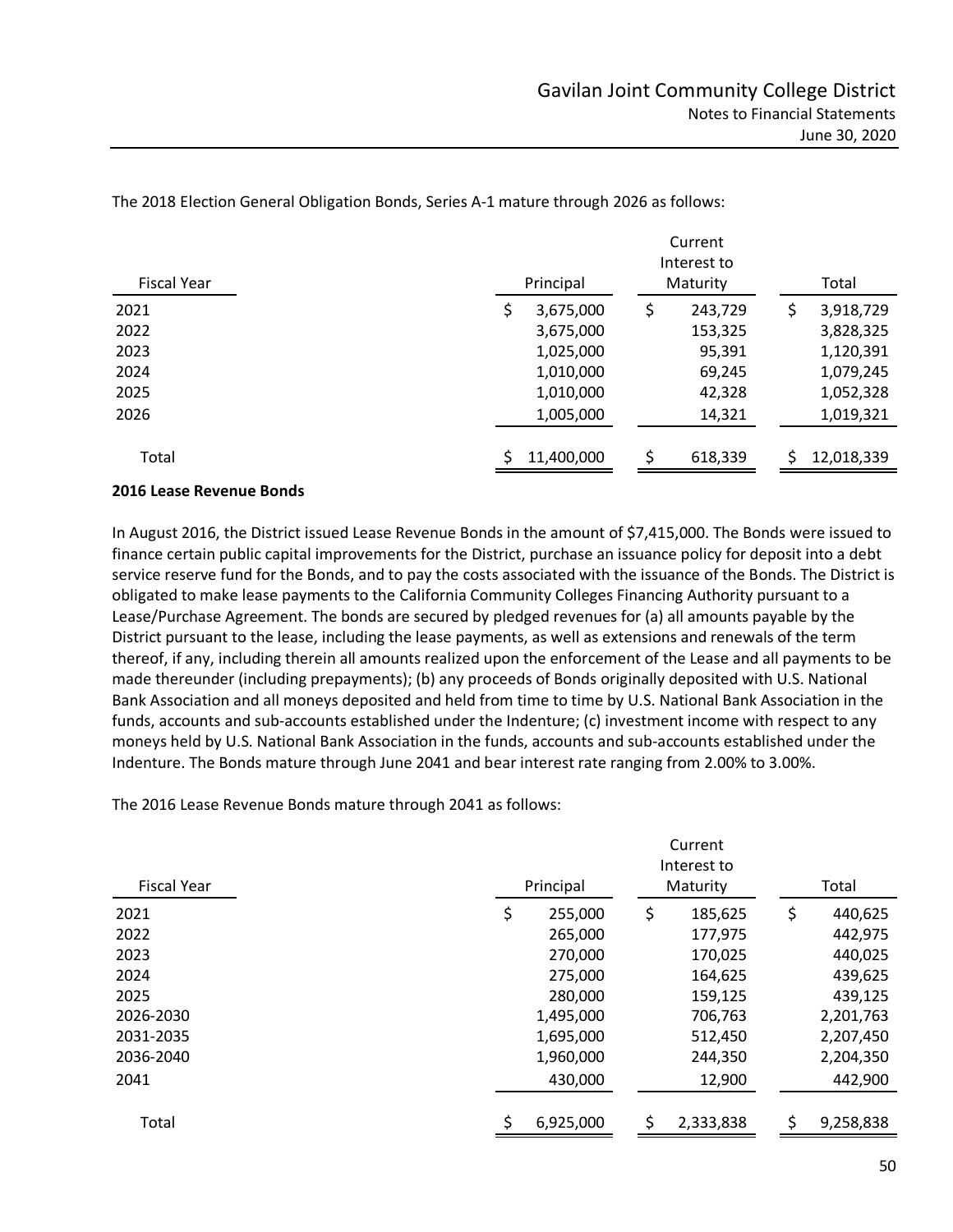The 2018 Election General Obligation Bonds, Series A-1 mature through 2026 as follows:

| Fiscal Year | Principal | Current Interest to Maturity | Total |
|---|---|---|---|
| 2021 | $ 3,675,000 | $ 243,729 | $ 3,918,729 |
| 2022 | 3,675,000 | 153,325 | 3,828,325 |
| 2023 | 1,025,000 | 95,391 | 1,120,391 |
| 2024 | 1,010,000 | 69,245 | 1,079,245 |
| 2025 | 1,010,000 | 42,328 | 1,052,328 |
| 2026 | 1,005,000 | 14,321 | 1,019,321 |
| Total | $ 11,400,000 | $ 618,339 | $ 12,018,339 |

**2016 Lease Revenue Bonds**

In August 2016, the District issued Lease Revenue Bonds in the amount of $7,415,000. The Bonds were issued to finance certain public capital improvements for the District, purchase an issuance policy for deposit into a debt service reserve fund for the Bonds, and to pay the costs associated with the issuance of the Bonds. The District is obligated to make lease payments to the California Community Colleges Financing Authority pursuant to a Lease/Purchase Agreement. The bonds are secured by pledged revenues for (a) all amounts payable by the District pursuant to the lease, including the lease payments, as well as extensions and renewals of the term thereof, if any, including therein all amounts realized upon the enforcement of the Lease and all payments to be made thereunder (including prepayments); (b) any proceeds of Bonds originally deposited with U.S. National Bank Association and all moneys deposited and held from time to time by U.S. National Bank Association in the funds, accounts and sub-accounts established under the Indenture; (c) investment income with respect to any moneys held by U.S. National Bank Association in the funds, accounts and sub-accounts established under the Indenture. The Bonds mature through June 2041 and bear interest rate ranging from 2.00% to 3.00%.

The 2016 Lease Revenue Bonds mature through 2041 as follows:

| Fiscal Year | Principal | Current Interest to Maturity | Total |
|---|---|---|---|
| 2021 | $ 255,000 | $ 185,625 | $ 440,625 |
| 2022 | 265,000 | 177,975 | 442,975 |
| 2023 | 270,000 | 170,025 | 440,025 |
| 2024 | 275,000 | 164,625 | 439,625 |
| 2025 | 280,000 | 159,125 | 439,125 |
| 2026-2030 | 1,495,000 | 706,763 | 2,201,763 |
| 2031-2035 | 1,695,000 | 512,450 | 2,207,450 |
| 2036-2040 | 1,960,000 | 244,350 | 2,204,350 |
| 2041 | 430,000 | 12,900 | 442,900 |
| Total | $ 6,925,000 | $ 2,333,838 | $ 9,258,838 |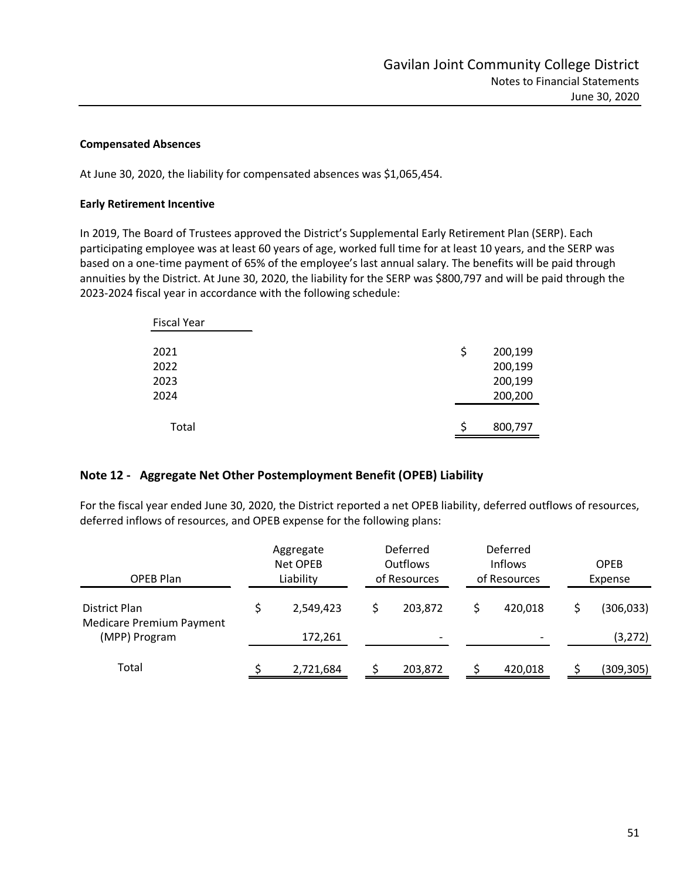### Compensated Absences

At June 30, 2020, the liability for compensated absences was $1,065,454.

### Early Retirement Incentive

In 2019, The Board of Trustees approved the District's Supplemental Early Retirement Plan (SERP). Each participating employee was at least 60 years of age, worked full time for at least 10 years, and the SERP was based on a one-time payment of 65% of the employee's last annual salary. The benefits will be paid through annuities by the District. At June 30, 2020, the liability for the SERP was $800,797 and will be paid through the 2023-2024 fiscal year in accordance with the following schedule:

| Fiscal Year | |
|---|---|
| 2021 | $ 200,199 |
| 2022 | 200,199 |
| 2023 | 200,199 |
| 2024 | 200,200 |
| Total | $ 800,797 |

## Note 12 - Aggregate Net Other Postemployment Benefit (OPEB) Liability

For the fiscal year ended June 30, 2020, the District reported a net OPEB liability, deferred outflows of resources, deferred inflows of resources, and OPEB expense for the following plans:

| OPEB Plan | Aggregate Net OPEB Liability | Deferred Outflows of Resources | Deferred Inflows of Resources | OPEB Expense |
|---|---|---|---|---|
| District Plan | $ 2,549,423 | $ 203,872 | $ 420,018 | $ (306,033) |
| Medicare Premium Payment (MPP) Program | 172,261 | - | - | (3,272) |
| Total | $ 2,721,684 | $ 203,872 | $ 420,018 | $ (309,305) |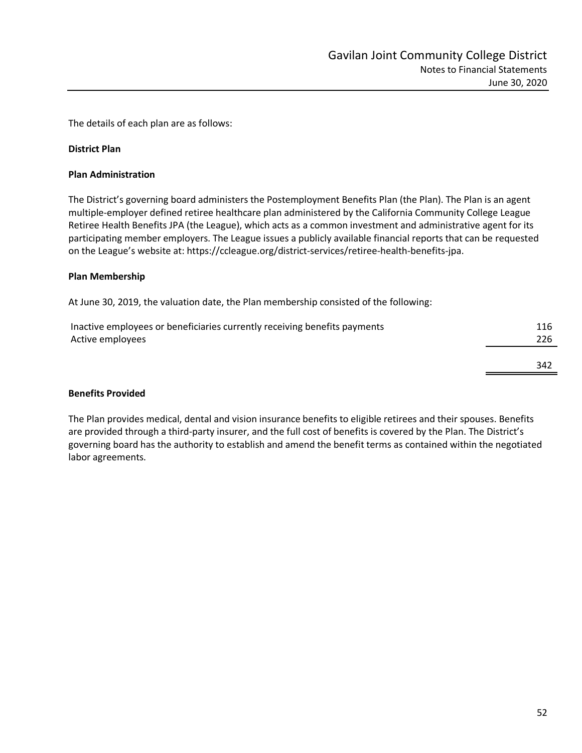The details of each plan are as follows:

**District Plan**

**Plan Administration**

The District's governing board administers the Postemployment Benefits Plan (the Plan). The Plan is an agent multiple-employer defined retiree healthcare plan administered by the California Community College League Retiree Health Benefits JPA (the League), which acts as a common investment and administrative agent for its participating member employers. The League issues a publicly available financial reports that can be requested on the League's website at: https://ccleague.org/district-services/retiree-health-benefits-jpa.

**Plan Membership**

At June 30, 2019, the valuation date, the Plan membership consisted of the following:

| | |
|---|---|
| Inactive employees or beneficiaries currently receiving benefits payments | 116 |
| Active employees | 226 |
| | 342 |

**Benefits Provided**

The Plan provides medical, dental and vision insurance benefits to eligible retirees and their spouses. Benefits are provided through a third-party insurer, and the full cost of benefits is covered by the Plan. The District's governing board has the authority to establish and amend the benefit terms as contained within the negotiated labor agreements.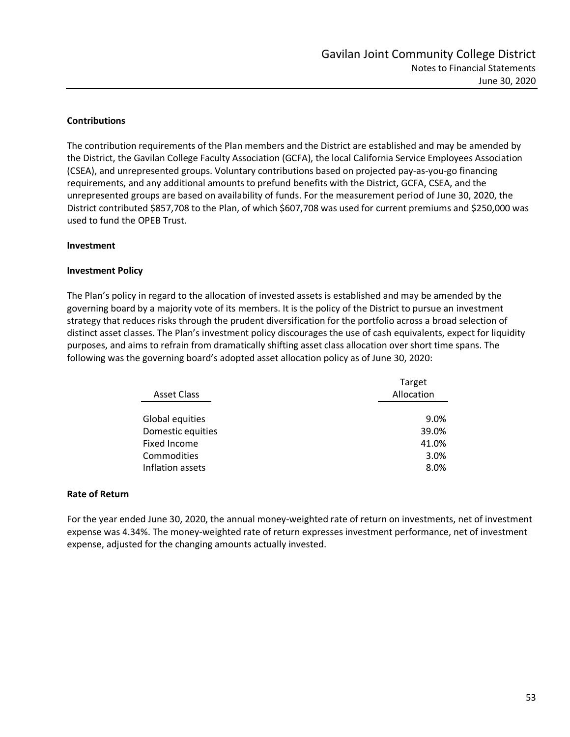### Contributions

The contribution requirements of the Plan members and the District are established and may be amended by the District, the Gavilan College Faculty Association (GCFA), the local California Service Employees Association (CSEA), and unrepresented groups. Voluntary contributions based on projected pay-as-you-go financing requirements, and any additional amounts to prefund benefits with the District, GCFA, CSEA, and the unrepresented groups are based on availability of funds. For the measurement period of June 30, 2020, the District contributed $857,708 to the Plan, of which $607,708 was used for current premiums and $250,000 was used to fund the OPEB Trust.

### Investment

### Investment Policy

The Plan's policy in regard to the allocation of invested assets is established and may be amended by the governing board by a majority vote of its members. It is the policy of the District to pursue an investment strategy that reduces risks through the prudent diversification for the portfolio across a broad selection of distinct asset classes. The Plan's investment policy discourages the use of cash equivalents, expect for liquidity purposes, and aims to refrain from dramatically shifting asset class allocation over short time spans. The following was the governing board's adopted asset allocation policy as of June 30, 2020:

| Asset Class | Target Allocation |
|---|---|
| Global equities | 9.0% |
| Domestic equities | 39.0% |
| Fixed Income | 41.0% |
| Commodities | 3.0% |
| Inflation assets | 8.0% |

### Rate of Return

For the year ended June 30, 2020, the annual money-weighted rate of return on investments, net of investment expense was 4.34%. The money-weighted rate of return expresses investment performance, net of investment expense, adjusted for the changing amounts actually invested.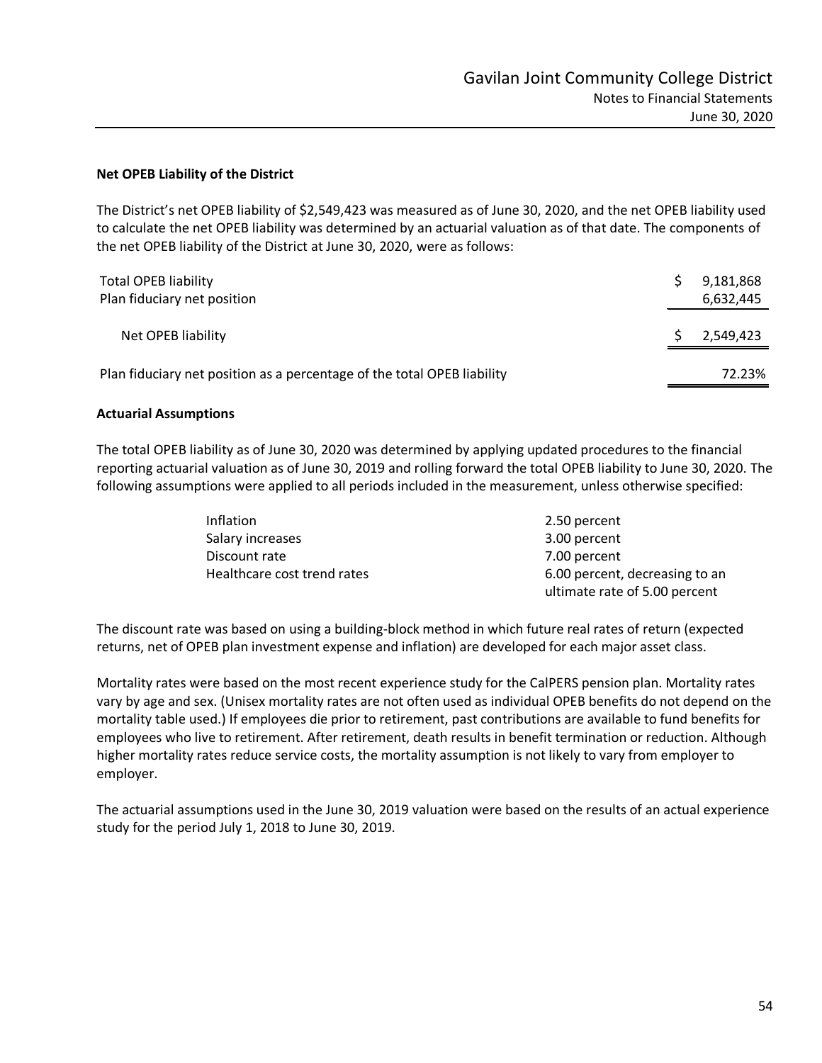### Net OPEB Liability of the District

The District's net OPEB liability of $2,549,423 was measured as of June 30, 2020, and the net OPEB liability used to calculate the net OPEB liability was determined by an actuarial valuation as of that date. The components of the net OPEB liability of the District at June 30, 2020, were as follows:

| | |
|---|---|
| Total OPEB liability | $ 9,181,868 |
| Plan fiduciary net position | 6,632,445 |
| Net OPEB liability | $ 2,549,423 |
| Plan fiduciary net position as a percentage of the total OPEB liability | 72.23% |

### Actuarial Assumptions

The total OPEB liability as of June 30, 2020 was determined by applying updated procedures to the financial reporting actuarial valuation as of June 30, 2019 and rolling forward the total OPEB liability to June 30, 2020. The following assumptions were applied to all periods included in the measurement, unless otherwise specified:

| | |
|---|---|
| Inflation | 2.50 percent |
| Salary increases | 3.00 percent |
| Discount rate | 7.00 percent |
| Healthcare cost trend rates | 6.00 percent, decreasing to an ultimate rate of 5.00 percent |

The discount rate was based on using a building-block method in which future real rates of return (expected returns, net of OPEB plan investment expense and inflation) are developed for each major asset class.

Mortality rates were based on the most recent experience study for the CalPERS pension plan. Mortality rates vary by age and sex. (Unisex mortality rates are not often used as individual OPEB benefits do not depend on the mortality table used.) If employees die prior to retirement, past contributions are available to fund benefits for employees who live to retirement. After retirement, death results in benefit termination or reduction. Although higher mortality rates reduce service costs, the mortality assumption is not likely to vary from employer to employer.

The actuarial assumptions used in the June 30, 2019 valuation were based on the results of an actual experience study for the period July 1, 2018 to June 30, 2019.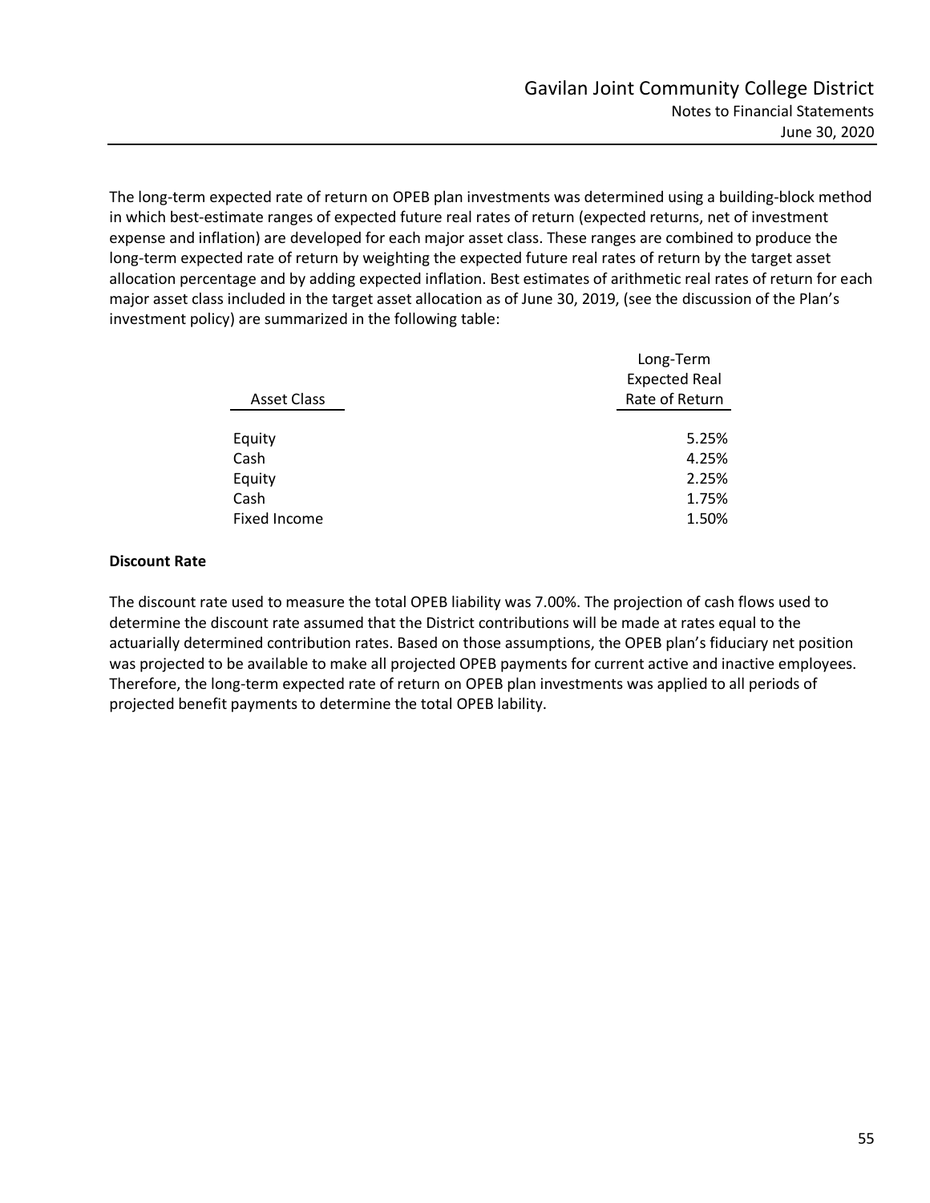The long-term expected rate of return on OPEB plan investments was determined using a building-block method in which best-estimate ranges of expected future real rates of return (expected returns, net of investment expense and inflation) are developed for each major asset class. These ranges are combined to produce the long-term expected rate of return by weighting the expected future real rates of return by the target asset allocation percentage and by adding expected inflation. Best estimates of arithmetic real rates of return for each major asset class included in the target asset allocation as of June 30, 2019, (see the discussion of the Plan's investment policy) are summarized in the following table:

| Asset Class | Long-Term Expected Real Rate of Return |
|---|---|
| Equity | 5.25% |
| Cash | 4.25% |
| Equity | 2.25% |
| Cash | 1.75% |
| Fixed Income | 1.50% |

**Discount Rate**

The discount rate used to measure the total OPEB liability was 7.00%. The projection of cash flows used to determine the discount rate assumed that the District contributions will be made at rates equal to the actuarially determined contribution rates. Based on those assumptions, the OPEB plan's fiduciary net position was projected to be available to make all projected OPEB payments for current active and inactive employees. Therefore, the long-term expected rate of return on OPEB plan investments was applied to all periods of projected benefit payments to determine the total OPEB lability.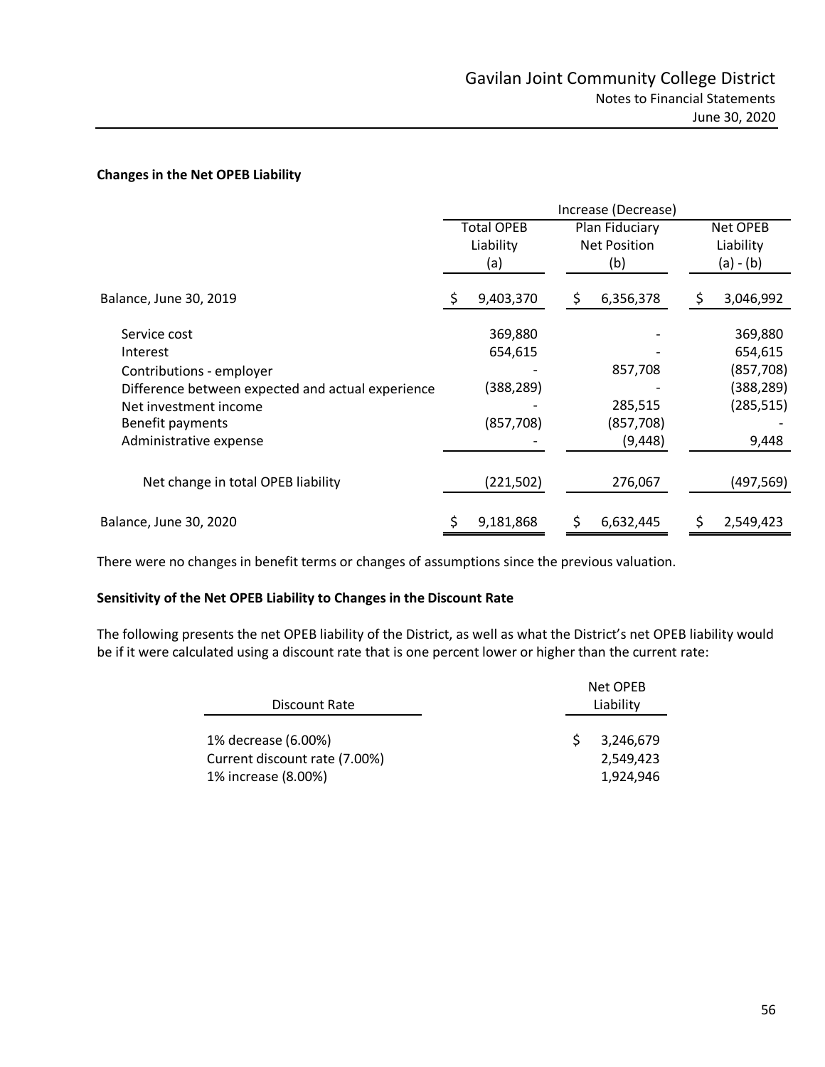**Changes in the Net OPEB Liability**

| | Increase (Decrease) | | |
|---|---|---|---|
| | Total OPEB Liability (a) | Plan Fiduciary Net Position (b) | Net OPEB Liability (a) - (b) |
| Balance, June 30, 2019 | $ 9,403,370 | $ 6,356,378 | $ 3,046,992 |
| Service cost | 369,880 | - | 369,880 |
| Interest | 654,615 | - | 654,615 |
| Contributions - employer | - | 857,708 | (857,708) |
| Difference between expected and actual experience | (388,289) | - | (388,289) |
| Net investment income | - | 285,515 | (285,515) |
| Benefit payments | (857,708) | (857,708) | - |
| Administrative expense | - | (9,448) | 9,448 |
| Net change in total OPEB liability | (221,502) | 276,067 | (497,569) |
| Balance, June 30, 2020 | $ 9,181,868 | $ 6,632,445 | $ 2,549,423 |

There were no changes in benefit terms or changes of assumptions since the previous valuation.

**Sensitivity of the Net OPEB Liability to Changes in the Discount Rate**

The following presents the net OPEB liability of the District, as well as what the District's net OPEB liability would be if it were calculated using a discount rate that is one percent lower or higher than the current rate:

| Discount Rate | Net OPEB Liability |
|---|---|
| 1% decrease (6.00%) | $ 3,246,679 |
| Current discount rate (7.00%) | 2,549,423 |
| 1% increase (8.00%) | 1,924,946 |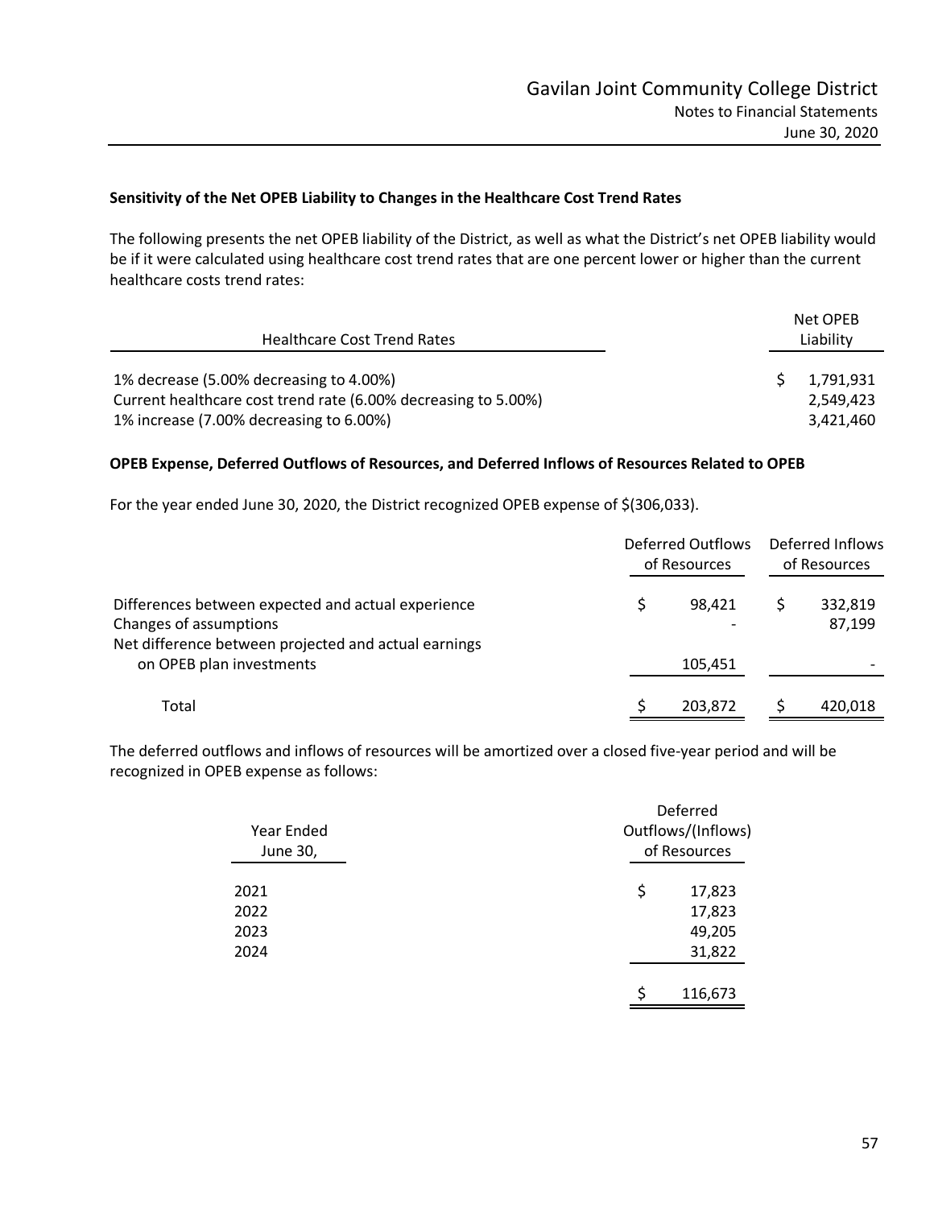### Sensitivity of the Net OPEB Liability to Changes in the Healthcare Cost Trend Rates

The following presents the net OPEB liability of the District, as well as what the District's net OPEB liability would be if it were calculated using healthcare cost trend rates that are one percent lower or higher than the current healthcare costs trend rates:

| Healthcare Cost Trend Rates | Net OPEB Liability |
|---|---|
| 1% decrease (5.00% decreasing to 4.00%) | $ 1,791,931 |
| Current healthcare cost trend rate (6.00% decreasing to 5.00%) | 2,549,423 |
| 1% increase (7.00% decreasing to 6.00%) | 3,421,460 |

### OPEB Expense, Deferred Outflows of Resources, and Deferred Inflows of Resources Related to OPEB

For the year ended June 30, 2020, the District recognized OPEB expense of $(306,033).

| | Deferred Outflows of Resources | Deferred Inflows of Resources |
|---|---|---|
| Differences between expected and actual experience | $ 98,421 | $ 332,819 |
| Changes of assumptions | - | 87,199 |
| Net difference between projected and actual earnings on OPEB plan investments | 105,451 | - |
| Total | $ 203,872 | $ 420,018 |

The deferred outflows and inflows of resources will be amortized over a closed five-year period and will be recognized in OPEB expense as follows:

| Year Ended June 30, | Deferred Outflows/(Inflows) of Resources |
|---|---|
| 2021 | $ 17,823 |
| 2022 | 17,823 |
| 2023 | 49,205 |
| 2024 | 31,822 |
| | $ 116,673 |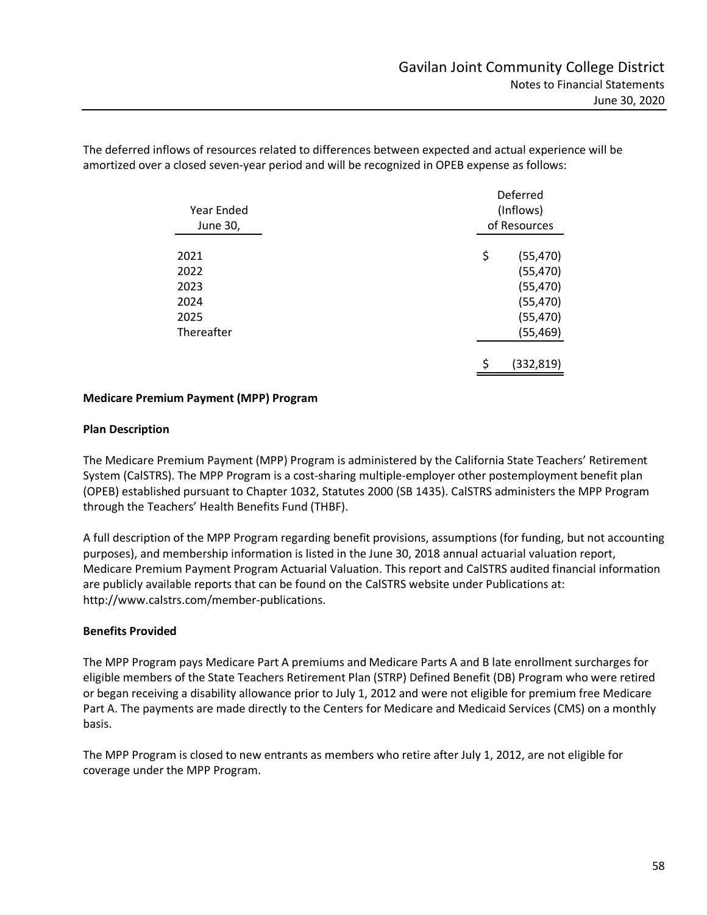The deferred inflows of resources related to differences between expected and actual experience will be amortized over a closed seven-year period and will be recognized in OPEB expense as follows:

| Year Ended June 30, | Deferred (Inflows) of Resources |
|---|---|
| 2021 | $ (55,470) |
| 2022 | (55,470) |
| 2023 | (55,470) |
| 2024 | (55,470) |
| 2025 | (55,470) |
| Thereafter | (55,469) |
| | $ (332,819) |

**Medicare Premium Payment (MPP) Program**

**Plan Description**

The Medicare Premium Payment (MPP) Program is administered by the California State Teachers' Retirement System (CalSTRS). The MPP Program is a cost-sharing multiple-employer other postemployment benefit plan (OPEB) established pursuant to Chapter 1032, Statutes 2000 (SB 1435). CalSTRS administers the MPP Program through the Teachers' Health Benefits Fund (THBF).

A full description of the MPP Program regarding benefit provisions, assumptions (for funding, but not accounting purposes), and membership information is listed in the June 30, 2018 annual actuarial valuation report, Medicare Premium Payment Program Actuarial Valuation. This report and CalSTRS audited financial information are publicly available reports that can be found on the CalSTRS website under Publications at: http://www.calstrs.com/member-publications.

**Benefits Provided**

The MPP Program pays Medicare Part A premiums and Medicare Parts A and B late enrollment surcharges for eligible members of the State Teachers Retirement Plan (STRP) Defined Benefit (DB) Program who were retired or began receiving a disability allowance prior to July 1, 2012 and were not eligible for premium free Medicare Part A. The payments are made directly to the Centers for Medicare and Medicaid Services (CMS) on a monthly basis.

The MPP Program is closed to new entrants as members who retire after July 1, 2012, are not eligible for coverage under the MPP Program.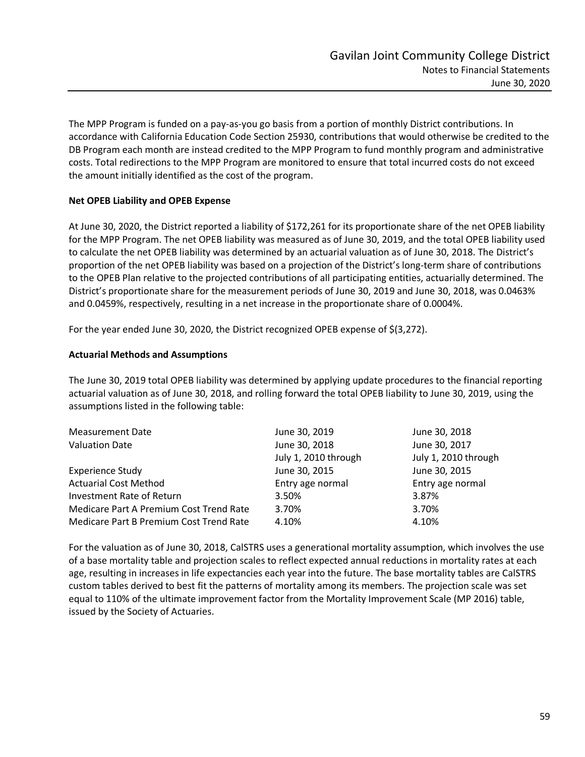The MPP Program is funded on a pay-as-you go basis from a portion of monthly District contributions. In accordance with California Education Code Section 25930, contributions that would otherwise be credited to the DB Program each month are instead credited to the MPP Program to fund monthly program and administrative costs. Total redirections to the MPP Program are monitored to ensure that total incurred costs do not exceed the amount initially identified as the cost of the program.

**Net OPEB Liability and OPEB Expense**

At June 30, 2020, the District reported a liability of $172,261 for its proportionate share of the net OPEB liability for the MPP Program. The net OPEB liability was measured as of June 30, 2019, and the total OPEB liability used to calculate the net OPEB liability was determined by an actuarial valuation as of June 30, 2018. The District's proportion of the net OPEB liability was based on a projection of the District's long-term share of contributions to the OPEB Plan relative to the projected contributions of all participating entities, actuarially determined. The District's proportionate share for the measurement periods of June 30, 2019 and June 30, 2018, was 0.0463% and 0.0459%, respectively, resulting in a net increase in the proportionate share of 0.0004%.

For the year ended June 30, 2020, the District recognized OPEB expense of $(3,272).

**Actuarial Methods and Assumptions**

The June 30, 2019 total OPEB liability was determined by applying update procedures to the financial reporting actuarial valuation as of June 30, 2018, and rolling forward the total OPEB liability to June 30, 2019, using the assumptions listed in the following table:

| | | |
|---|---|---|
| Measurement Date | June 30, 2019 | June 30, 2018 |
| Valuation Date | June 30, 2018 | June 30, 2017 |
| Experience Study | July 1, 2010 through June 30, 2015 | July 1, 2010 through June 30, 2015 |
| Actuarial Cost Method | Entry age normal | Entry age normal |
| Investment Rate of Return | 3.50% | 3.87% |
| Medicare Part A Premium Cost Trend Rate | 3.70% | 3.70% |
| Medicare Part B Premium Cost Trend Rate | 4.10% | 4.10% |

For the valuation as of June 30, 2018, CalSTRS uses a generational mortality assumption, which involves the use of a base mortality table and projection scales to reflect expected annual reductions in mortality rates at each age, resulting in increases in life expectancies each year into the future. The base mortality tables are CalSTRS custom tables derived to best fit the patterns of mortality among its members. The projection scale was set equal to 110% of the ultimate improvement factor from the Mortality Improvement Scale (MP 2016) table, issued by the Society of Actuaries.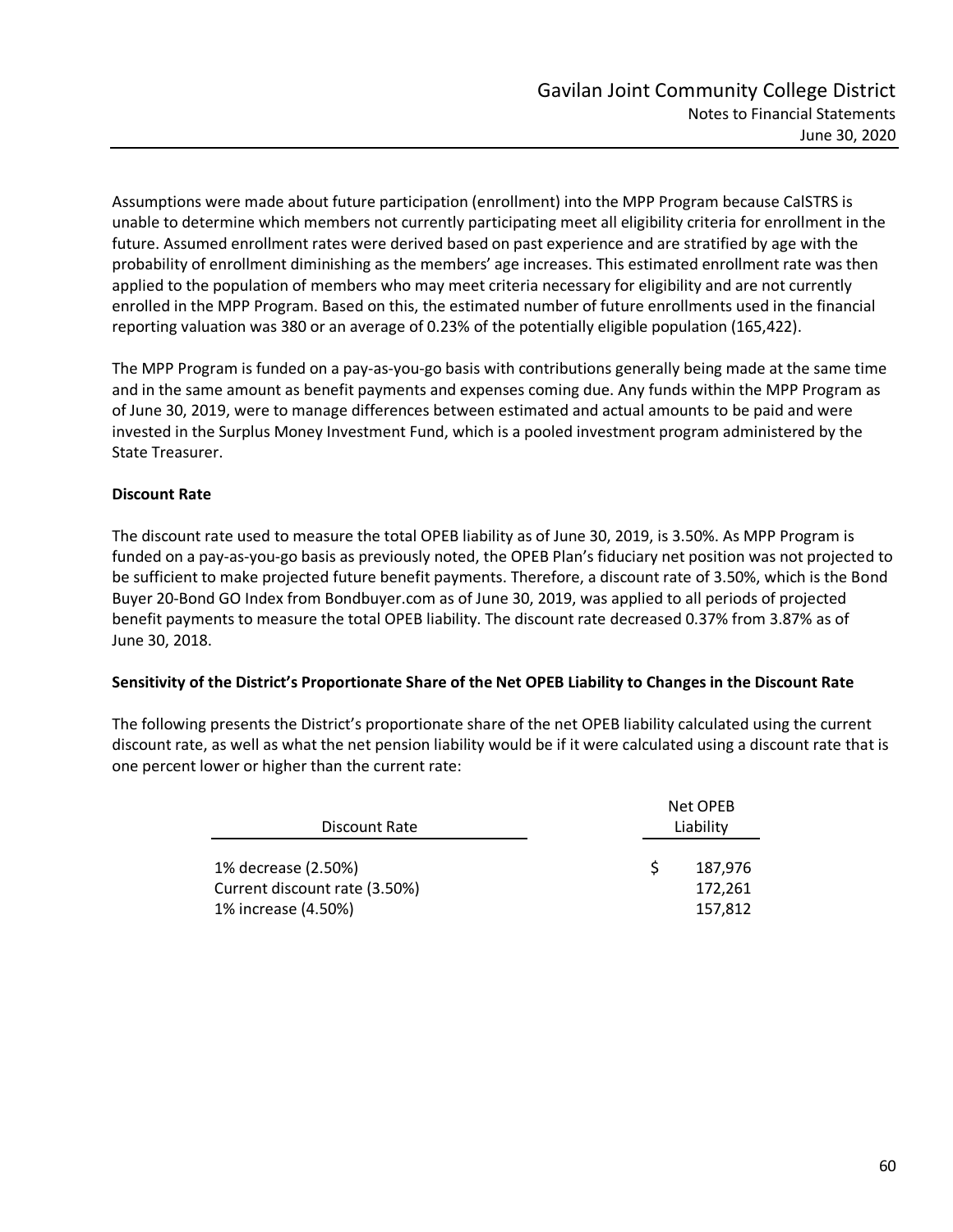Assumptions were made about future participation (enrollment) into the MPP Program because CalSTRS is unable to determine which members not currently participating meet all eligibility criteria for enrollment in the future. Assumed enrollment rates were derived based on past experience and are stratified by age with the probability of enrollment diminishing as the members' age increases. This estimated enrollment rate was then applied to the population of members who may meet criteria necessary for eligibility and are not currently enrolled in the MPP Program. Based on this, the estimated number of future enrollments used in the financial reporting valuation was 380 or an average of 0.23% of the potentially eligible population (165,422).

The MPP Program is funded on a pay-as-you-go basis with contributions generally being made at the same time and in the same amount as benefit payments and expenses coming due. Any funds within the MPP Program as of June 30, 2019, were to manage differences between estimated and actual amounts to be paid and were invested in the Surplus Money Investment Fund, which is a pooled investment program administered by the State Treasurer.

**Discount Rate**

The discount rate used to measure the total OPEB liability as of June 30, 2019, is 3.50%. As MPP Program is funded on a pay-as-you-go basis as previously noted, the OPEB Plan's fiduciary net position was not projected to be sufficient to make projected future benefit payments. Therefore, a discount rate of 3.50%, which is the Bond Buyer 20-Bond GO Index from Bondbuyer.com as of June 30, 2019, was applied to all periods of projected benefit payments to measure the total OPEB liability. The discount rate decreased 0.37% from 3.87% as of June 30, 2018.

**Sensitivity of the District's Proportionate Share of the Net OPEB Liability to Changes in the Discount Rate**

The following presents the District's proportionate share of the net OPEB liability calculated using the current discount rate, as well as what the net pension liability would be if it were calculated using a discount rate that is one percent lower or higher than the current rate:

| Discount Rate | Net OPEB Liability |
|---|---|
| 1% decrease (2.50%) | $ 187,976 |
| Current discount rate (3.50%) | 172,261 |
| 1% increase (4.50%) | 157,812 |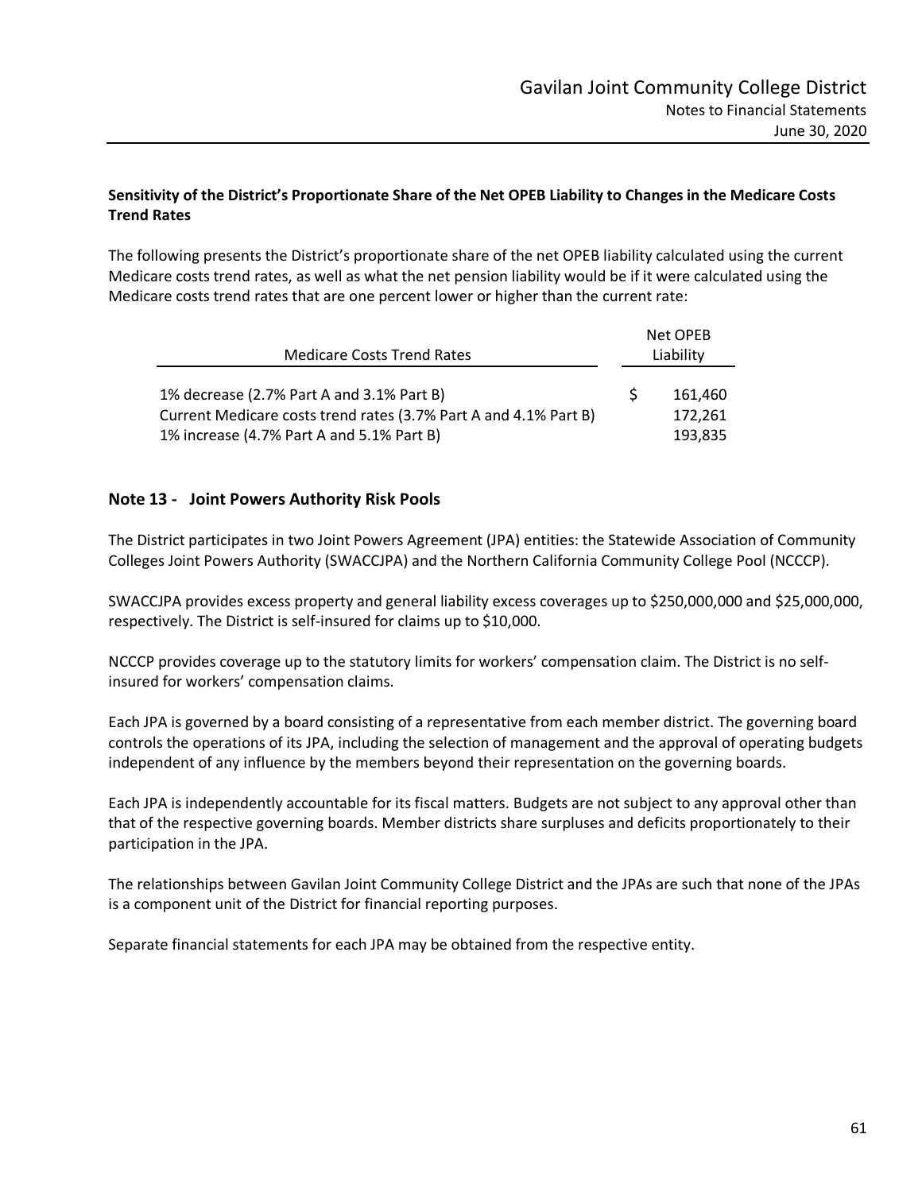**Sensitivity of the District's Proportionate Share of the Net OPEB Liability to Changes in the Medicare Costs Trend Rates**

The following presents the District's proportionate share of the net OPEB liability calculated using the current Medicare costs trend rates, as well as what the net pension liability would be if it were calculated using the Medicare costs trend rates that are one percent lower or higher than the current rate:

| Medicare Costs Trend Rates | Net OPEB Liability |
|---|---|
| 1% decrease (2.7% Part A and 3.1% Part B) | $ 161,460 |
| Current Medicare costs trend rates (3.7% Part A and 4.1% Part B) | 172,261 |
| 1% increase (4.7% Part A and 5.1% Part B) | 193,835 |

## Note 13 - Joint Powers Authority Risk Pools

The District participates in two Joint Powers Agreement (JPA) entities: the Statewide Association of Community Colleges Joint Powers Authority (SWACCJPA) and the Northern California Community College Pool (NCCCP).

SWACCJPA provides excess property and general liability excess coverages up to $250,000,000 and $25,000,000, respectively. The District is self-insured for claims up to $10,000.

NCCCP provides coverage up to the statutory limits for workers' compensation claim. The District is no self-insured for workers' compensation claims.

Each JPA is governed by a board consisting of a representative from each member district. The governing board controls the operations of its JPA, including the selection of management and the approval of operating budgets independent of any influence by the members beyond their representation on the governing boards.

Each JPA is independently accountable for its fiscal matters. Budgets are not subject to any approval other than that of the respective governing boards. Member districts share surpluses and deficits proportionately to their participation in the JPA.

The relationships between Gavilan Joint Community College District and the JPAs are such that none of the JPAs is a component unit of the District for financial reporting purposes.

Separate financial statements for each JPA may be obtained from the respective entity.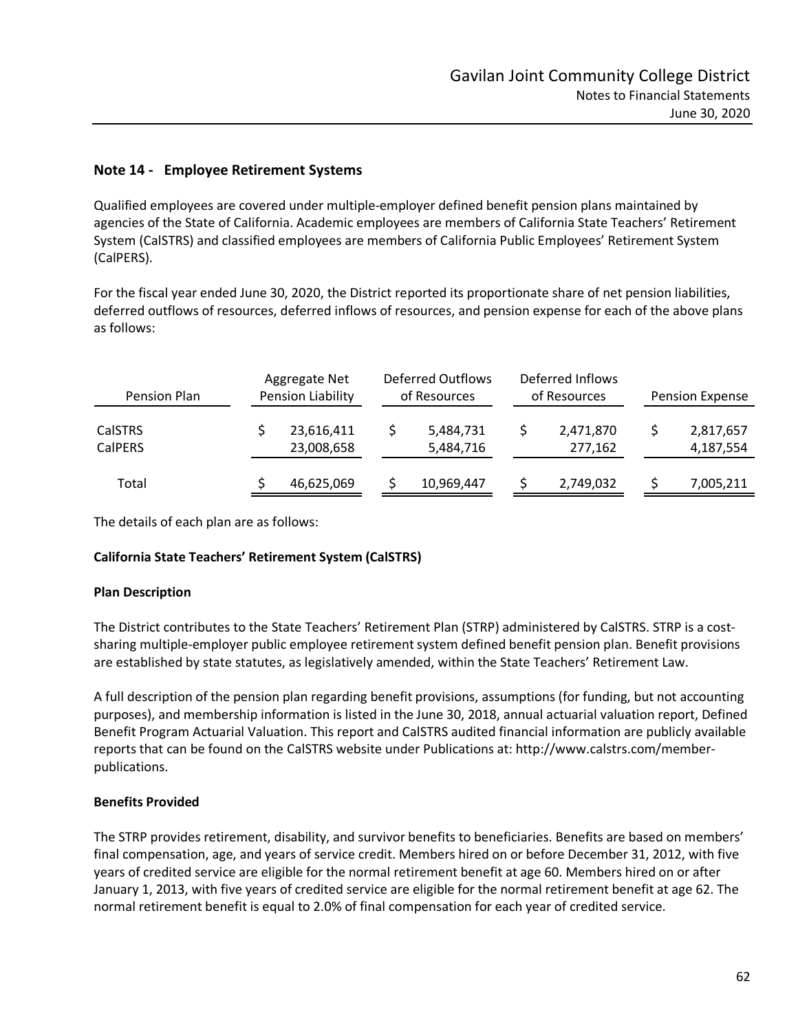## Note 14 - Employee Retirement Systems

Qualified employees are covered under multiple-employer defined benefit pension plans maintained by agencies of the State of California. Academic employees are members of California State Teachers' Retirement System (CalSTRS) and classified employees are members of California Public Employees' Retirement System (CalPERS).

For the fiscal year ended June 30, 2020, the District reported its proportionate share of net pension liabilities, deferred outflows of resources, deferred inflows of resources, and pension expense for each of the above plans as follows:

| Pension Plan | Aggregate Net Pension Liability | Deferred Outflows of Resources | Deferred Inflows of Resources | Pension Expense |
|---|---|---|---|---|
| CalSTRS | $ 23,616,411 | $ 5,484,731 | $ 2,471,870 | $ 2,817,657 |
| CalPERS | 23,008,658 | 5,484,716 | 277,162 | 4,187,554 |
| Total | $ 46,625,069 | $ 10,969,447 | $ 2,749,032 | $ 7,005,211 |

The details of each plan are as follows:

**California State Teachers' Retirement System (CalSTRS)**

**Plan Description**

The District contributes to the State Teachers' Retirement Plan (STRP) administered by CalSTRS. STRP is a cost-sharing multiple-employer public employee retirement system defined benefit pension plan. Benefit provisions are established by state statutes, as legislatively amended, within the State Teachers' Retirement Law.

A full description of the pension plan regarding benefit provisions, assumptions (for funding, but not accounting purposes), and membership information is listed in the June 30, 2018, annual actuarial valuation report, Defined Benefit Program Actuarial Valuation. This report and CalSTRS audited financial information are publicly available reports that can be found on the CalSTRS website under Publications at: http://www.calstrs.com/member-publications.

**Benefits Provided**

The STRP provides retirement, disability, and survivor benefits to beneficiaries. Benefits are based on members' final compensation, age, and years of service credit. Members hired on or before December 31, 2012, with five years of credited service are eligible for the normal retirement benefit at age 60. Members hired on or after January 1, 2013, with five years of credited service are eligible for the normal retirement benefit at age 62. The normal retirement benefit is equal to 2.0% of final compensation for each year of credited service.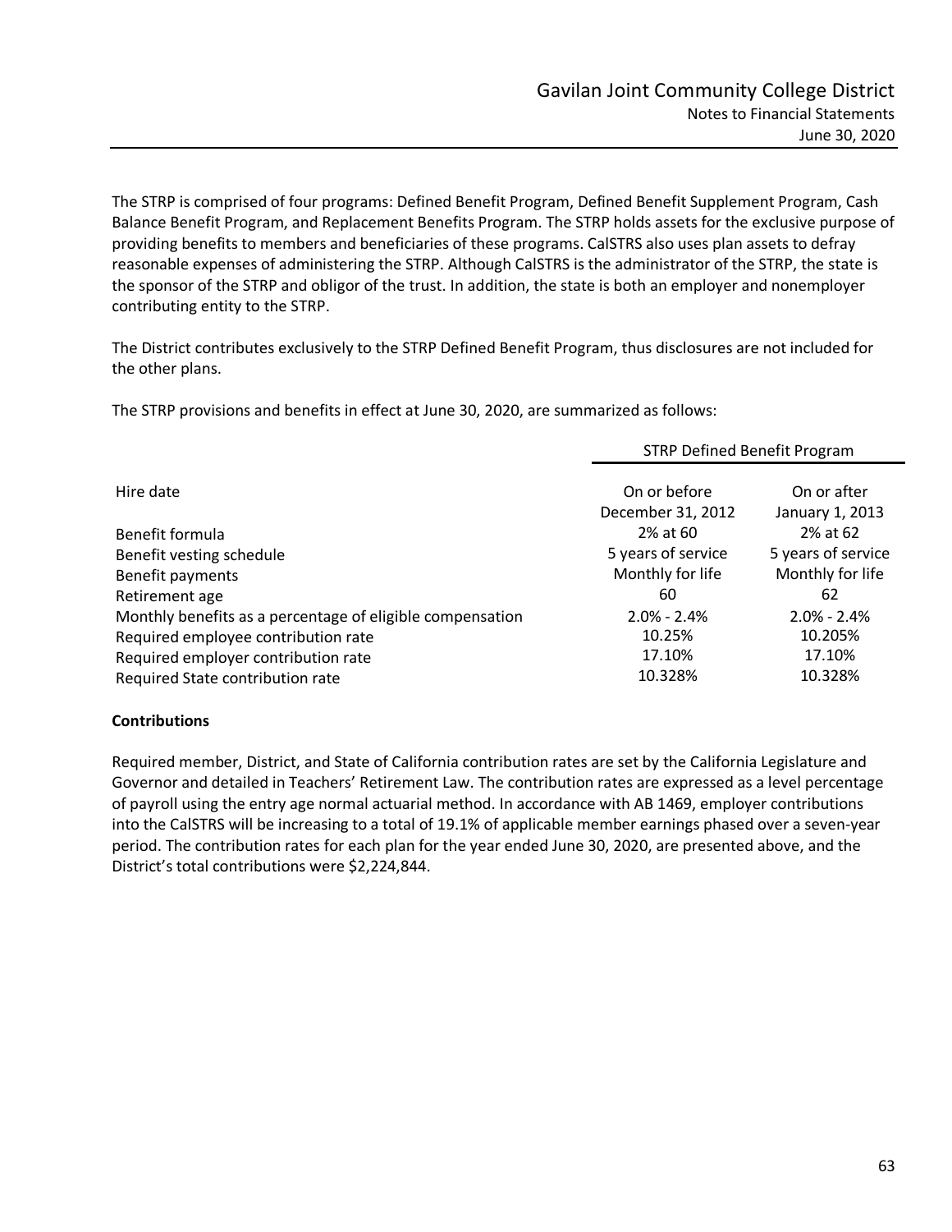The STRP is comprised of four programs: Defined Benefit Program, Defined Benefit Supplement Program, Cash Balance Benefit Program, and Replacement Benefits Program. The STRP holds assets for the exclusive purpose of providing benefits to members and beneficiaries of these programs. CalSTRS also uses plan assets to defray reasonable expenses of administering the STRP. Although CalSTRS is the administrator of the STRP, the state is the sponsor of the STRP and obligor of the trust. In addition, the state is both an employer and nonemployer contributing entity to the STRP.

The District contributes exclusively to the STRP Defined Benefit Program, thus disclosures are not included for the other plans.

The STRP provisions and benefits in effect at June 30, 2020, are summarized as follows:

| | STRP Defined Benefit Program | |
|---|---|---|
| Hire date | On or before December 31, 2012 | On or after January 1, 2013 |
| Benefit formula | 2% at 60 | 2% at 62 |
| Benefit vesting schedule | 5 years of service | 5 years of service |
| Benefit payments | Monthly for life | Monthly for life |
| Retirement age | 60 | 62 |
| Monthly benefits as a percentage of eligible compensation | 2.0% - 2.4% | 2.0% - 2.4% |
| Required employee contribution rate | 10.25% | 10.205% |
| Required employer contribution rate | 17.10% | 17.10% |
| Required State contribution rate | 10.328% | 10.328% |

**Contributions**

Required member, District, and State of California contribution rates are set by the California Legislature and Governor and detailed in Teachers' Retirement Law. The contribution rates are expressed as a level percentage of payroll using the entry age normal actuarial method. In accordance with AB 1469, employer contributions into the CalSTRS will be increasing to a total of 19.1% of applicable member earnings phased over a seven-year period. The contribution rates for each plan for the year ended June 30, 2020, are presented above, and the District's total contributions were $2,224,844.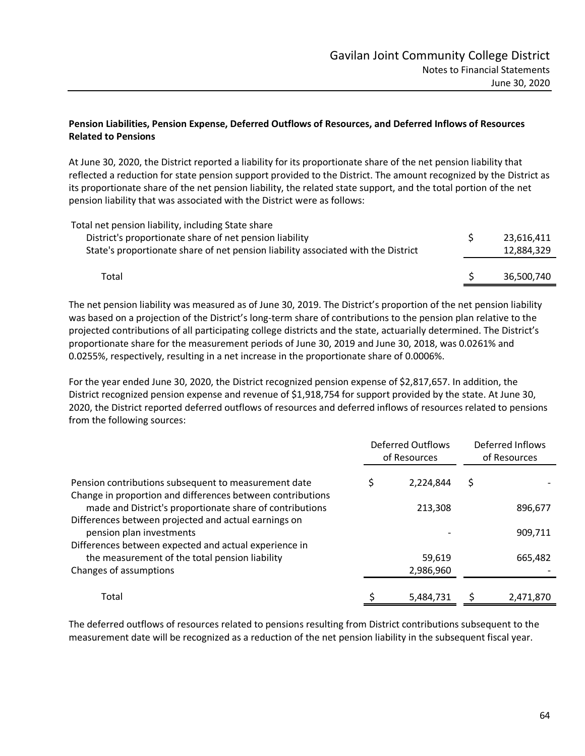**Pension Liabilities, Pension Expense, Deferred Outflows of Resources, and Deferred Inflows of Resources Related to Pensions**

At June 30, 2020, the District reported a liability for its proportionate share of the net pension liability that reflected a reduction for state pension support provided to the District. The amount recognized by the District as its proportionate share of the net pension liability, the related state support, and the total portion of the net pension liability that was associated with the District were as follows:

| | |
|---|---|
| Total net pension liability, including State share | |
| District's proportionate share of net pension liability | $ 23,616,411 |
| State's proportionate share of net pension liability associated with the District | 12,884,329 |
| Total | $ 36,500,740 |

The net pension liability was measured as of June 30, 2019. The District's proportion of the net pension liability was based on a projection of the District's long-term share of contributions to the pension plan relative to the projected contributions of all participating college districts and the state, actuarially determined. The District's proportionate share for the measurement periods of June 30, 2019 and June 30, 2018, was 0.0261% and 0.0255%, respectively, resulting in a net increase in the proportionate share of 0.0006%.

For the year ended June 30, 2020, the District recognized pension expense of $2,817,657. In addition, the District recognized pension expense and revenue of $1,918,754 for support provided by the state. At June 30, 2020, the District reported deferred outflows of resources and deferred inflows of resources related to pensions from the following sources:

| | Deferred Outflows of Resources | Deferred Inflows of Resources |
|---|---|---|
| Pension contributions subsequent to measurement date | $ 2,224,844 | $ - |
| Change in proportion and differences between contributions made and District's proportionate share of contributions | 213,308 | 896,677 |
| Differences between projected and actual earnings on pension plan investments | - | 909,711 |
| Differences between expected and actual experience in the measurement of the total pension liability | 59,619 | 665,482 |
| Changes of assumptions | 2,986,960 | - |
| Total | $ 5,484,731 | $ 2,471,870 |

The deferred outflows of resources related to pensions resulting from District contributions subsequent to the measurement date will be recognized as a reduction of the net pension liability in the subsequent fiscal year.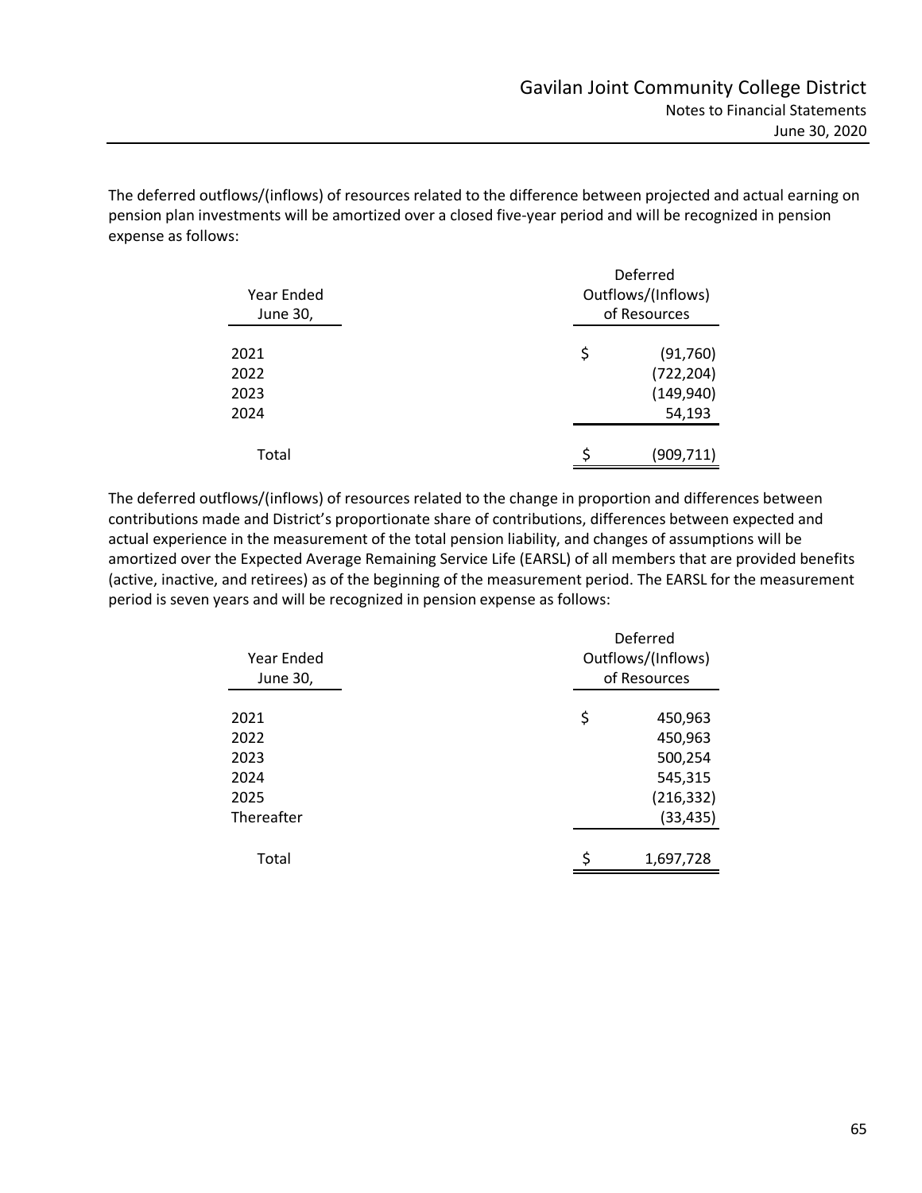The deferred outflows/(inflows) of resources related to the difference between projected and actual earning on pension plan investments will be amortized over a closed five-year period and will be recognized in pension expense as follows:

| Year Ended June 30, | Deferred Outflows/(Inflows) of Resources |
|---|---|
| 2021 | $ (91,760) |
| 2022 | (722,204) |
| 2023 | (149,940) |
| 2024 | 54,193 |
| Total | $ (909,711) |

The deferred outflows/(inflows) of resources related to the change in proportion and differences between contributions made and District's proportionate share of contributions, differences between expected and actual experience in the measurement of the total pension liability, and changes of assumptions will be amortized over the Expected Average Remaining Service Life (EARSL) of all members that are provided benefits (active, inactive, and retirees) as of the beginning of the measurement period. The EARSL for the measurement period is seven years and will be recognized in pension expense as follows:

| Year Ended June 30, | Deferred Outflows/(Inflows) of Resources |
|---|---|
| 2021 | $ 450,963 |
| 2022 | 450,963 |
| 2023 | 500,254 |
| 2024 | 545,315 |
| 2025 | (216,332) |
| Thereafter | (33,435) |
| Total | $ 1,697,728 |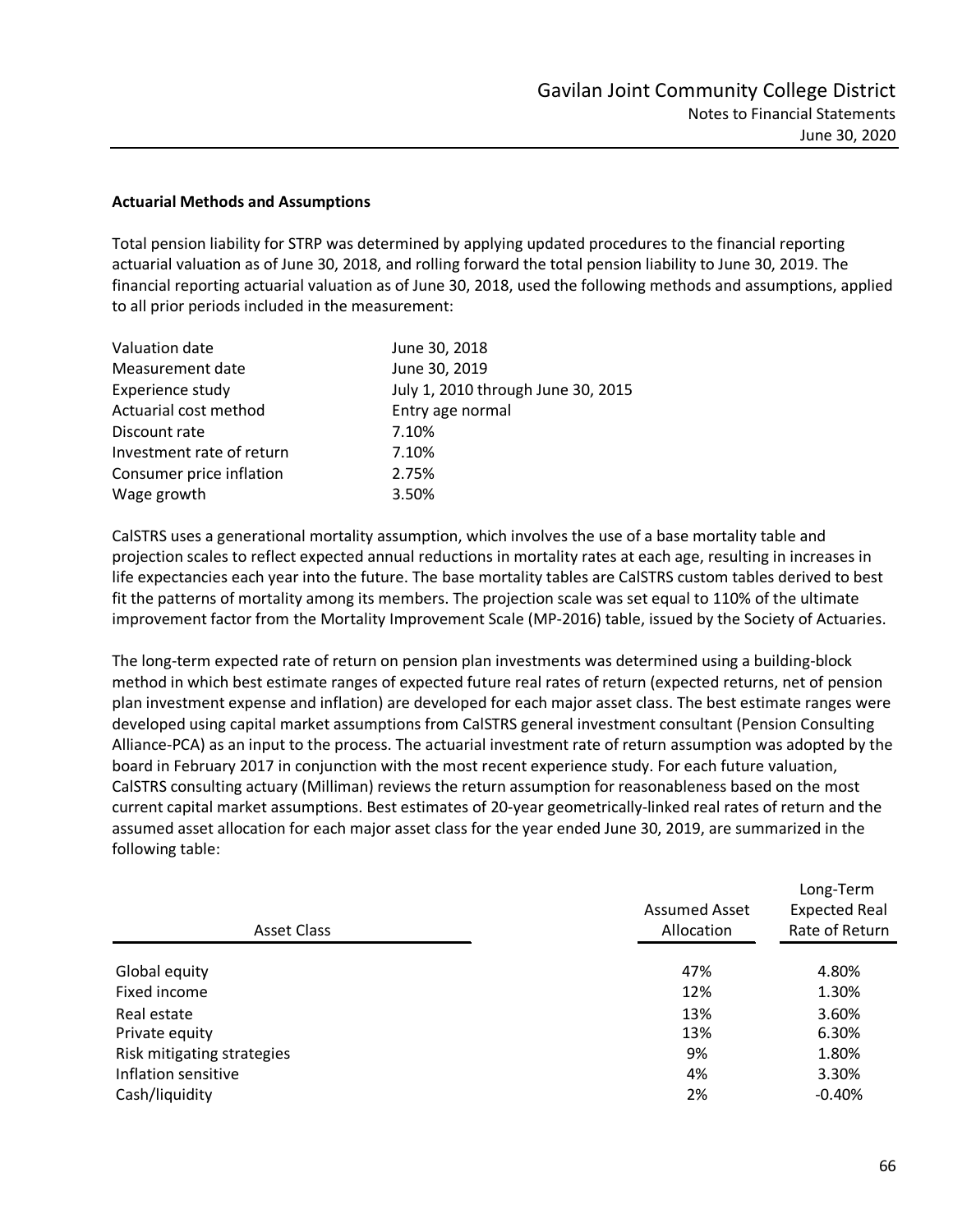### Actuarial Methods and Assumptions

Total pension liability for STRP was determined by applying updated procedures to the financial reporting actuarial valuation as of June 30, 2018, and rolling forward the total pension liability to June 30, 2019. The financial reporting actuarial valuation as of June 30, 2018, used the following methods and assumptions, applied to all prior periods included in the measurement:

| | |
|---|---|
| Valuation date | June 30, 2018 |
| Measurement date | June 30, 2019 |
| Experience study | July 1, 2010 through June 30, 2015 |
| Actuarial cost method | Entry age normal |
| Discount rate | 7.10% |
| Investment rate of return | 7.10% |
| Consumer price inflation | 2.75% |
| Wage growth | 3.50% |

CalSTRS uses a generational mortality assumption, which involves the use of a base mortality table and projection scales to reflect expected annual reductions in mortality rates at each age, resulting in increases in life expectancies each year into the future. The base mortality tables are CalSTRS custom tables derived to best fit the patterns of mortality among its members. The projection scale was set equal to 110% of the ultimate improvement factor from the Mortality Improvement Scale (MP-2016) table, issued by the Society of Actuaries.

The long-term expected rate of return on pension plan investments was determined using a building-block method in which best estimate ranges of expected future real rates of return (expected returns, net of pension plan investment expense and inflation) are developed for each major asset class. The best estimate ranges were developed using capital market assumptions from CalSTRS general investment consultant (Pension Consulting Alliance-PCA) as an input to the process. The actuarial investment rate of return assumption was adopted by the board in February 2017 in conjunction with the most recent experience study. For each future valuation, CalSTRS consulting actuary (Milliman) reviews the return assumption for reasonableness based on the most current capital market assumptions. Best estimates of 20-year geometrically-linked real rates of return and the assumed asset allocation for each major asset class for the year ended June 30, 2019, are summarized in the following table:

| Asset Class | Assumed Asset Allocation | Long-Term Expected Real Rate of Return |
|---|---|---|
| Global equity | 47% | 4.80% |
| Fixed income | 12% | 1.30% |
| Real estate | 13% | 3.60% |
| Private equity | 13% | 6.30% |
| Risk mitigating strategies | 9% | 1.80% |
| Inflation sensitive | 4% | 3.30% |
| Cash/liquidity | 2% | -0.40% |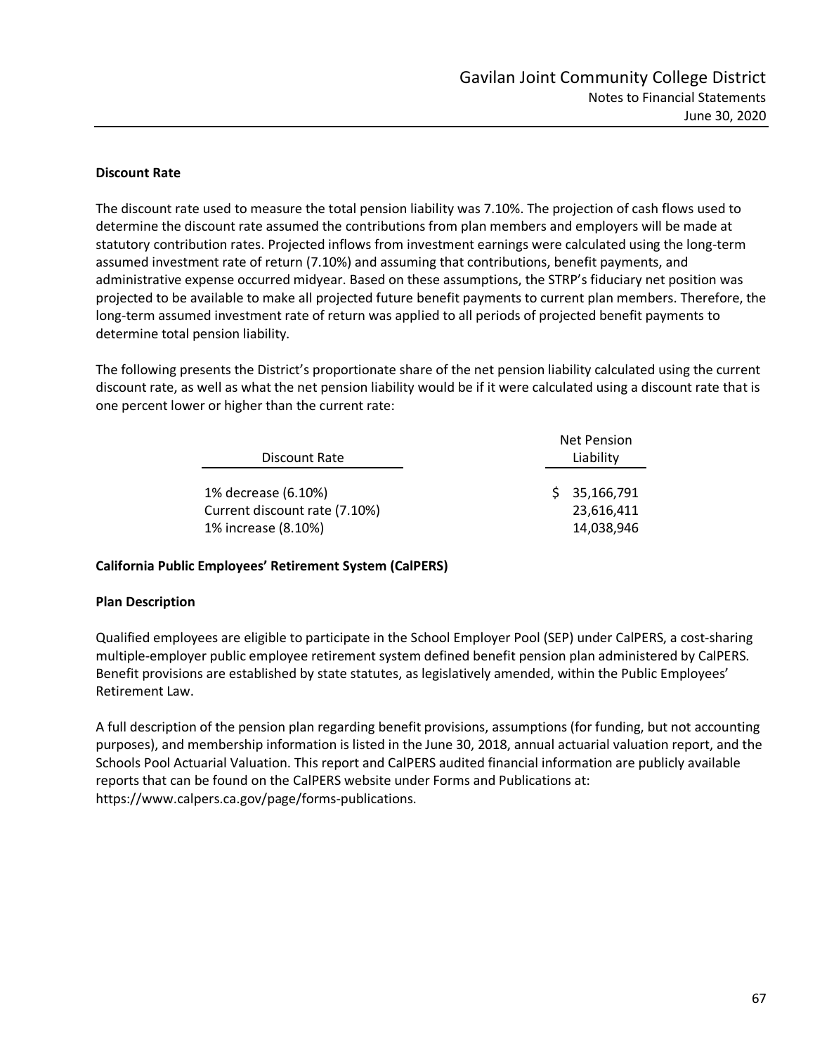**Discount Rate**

The discount rate used to measure the total pension liability was 7.10%. The projection of cash flows used to determine the discount rate assumed the contributions from plan members and employers will be made at statutory contribution rates. Projected inflows from investment earnings were calculated using the long-term assumed investment rate of return (7.10%) and assuming that contributions, benefit payments, and administrative expense occurred midyear. Based on these assumptions, the STRP's fiduciary net position was projected to be available to make all projected future benefit payments to current plan members. Therefore, the long-term assumed investment rate of return was applied to all periods of projected benefit payments to determine total pension liability.

The following presents the District's proportionate share of the net pension liability calculated using the current discount rate, as well as what the net pension liability would be if it were calculated using a discount rate that is one percent lower or higher than the current rate:

| Discount Rate | Net Pension Liability |
|---|---|
| 1% decrease (6.10%) | $ 35,166,791 |
| Current discount rate (7.10%) | 23,616,411 |
| 1% increase (8.10%) | 14,038,946 |

**California Public Employees' Retirement System (CalPERS)**

**Plan Description**

Qualified employees are eligible to participate in the School Employer Pool (SEP) under CalPERS, a cost-sharing multiple-employer public employee retirement system defined benefit pension plan administered by CalPERS. Benefit provisions are established by state statutes, as legislatively amended, within the Public Employees' Retirement Law.

A full description of the pension plan regarding benefit provisions, assumptions (for funding, but not accounting purposes), and membership information is listed in the June 30, 2018, annual actuarial valuation report, and the Schools Pool Actuarial Valuation. This report and CalPERS audited financial information are publicly available reports that can be found on the CalPERS website under Forms and Publications at: https://www.calpers.ca.gov/page/forms-publications.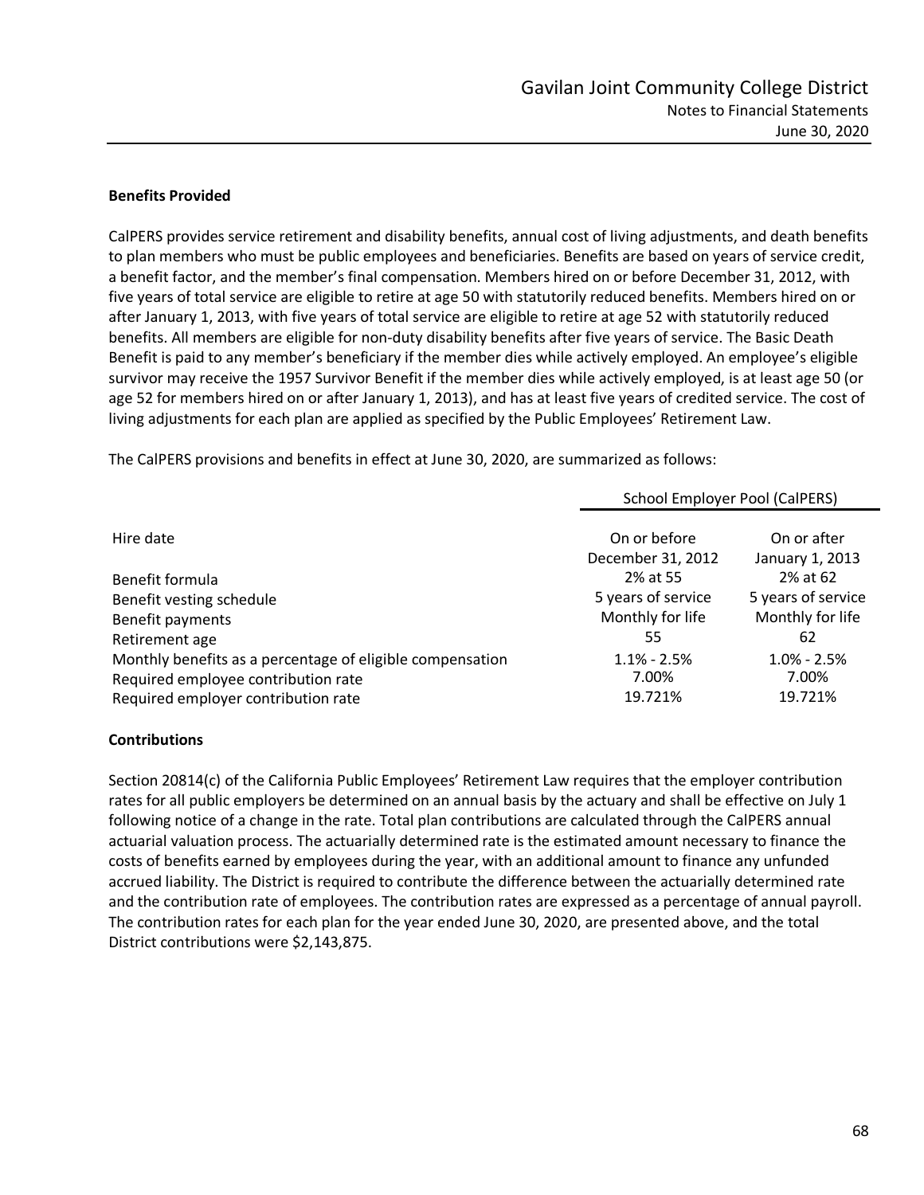**Benefits Provided**

CalPERS provides service retirement and disability benefits, annual cost of living adjustments, and death benefits to plan members who must be public employees and beneficiaries. Benefits are based on years of service credit, a benefit factor, and the member's final compensation. Members hired on or before December 31, 2012, with five years of total service are eligible to retire at age 50 with statutorily reduced benefits. Members hired on or after January 1, 2013, with five years of total service are eligible to retire at age 52 with statutorily reduced benefits. All members are eligible for non-duty disability benefits after five years of service. The Basic Death Benefit is paid to any member's beneficiary if the member dies while actively employed. An employee's eligible survivor may receive the 1957 Survivor Benefit if the member dies while actively employed, is at least age 50 (or age 52 for members hired on or after January 1, 2013), and has at least five years of credited service. The cost of living adjustments for each plan are applied as specified by the Public Employees' Retirement Law.

The CalPERS provisions and benefits in effect at June 30, 2020, are summarized as follows:

| | School Employer Pool (CalPERS) | |
|---|---|---|
| Hire date | On or before December 31, 2012 | On or after January 1, 2013 |
| Benefit formula | 2% at 55 | 2% at 62 |
| Benefit vesting schedule | 5 years of service | 5 years of service |
| Benefit payments | Monthly for life | Monthly for life |
| Retirement age | 55 | 62 |
| Monthly benefits as a percentage of eligible compensation | 1.1% - 2.5% | 1.0% - 2.5% |
| Required employee contribution rate | 7.00% | 7.00% |
| Required employer contribution rate | 19.721% | 19.721% |

**Contributions**

Section 20814(c) of the California Public Employees' Retirement Law requires that the employer contribution rates for all public employers be determined on an annual basis by the actuary and shall be effective on July 1 following notice of a change in the rate. Total plan contributions are calculated through the CalPERS annual actuarial valuation process. The actuarially determined rate is the estimated amount necessary to finance the costs of benefits earned by employees during the year, with an additional amount to finance any unfunded accrued liability. The District is required to contribute the difference between the actuarially determined rate and the contribution rate of employees. The contribution rates are expressed as a percentage of annual payroll. The contribution rates for each plan for the year ended June 30, 2020, are presented above, and the total District contributions were $2,143,875.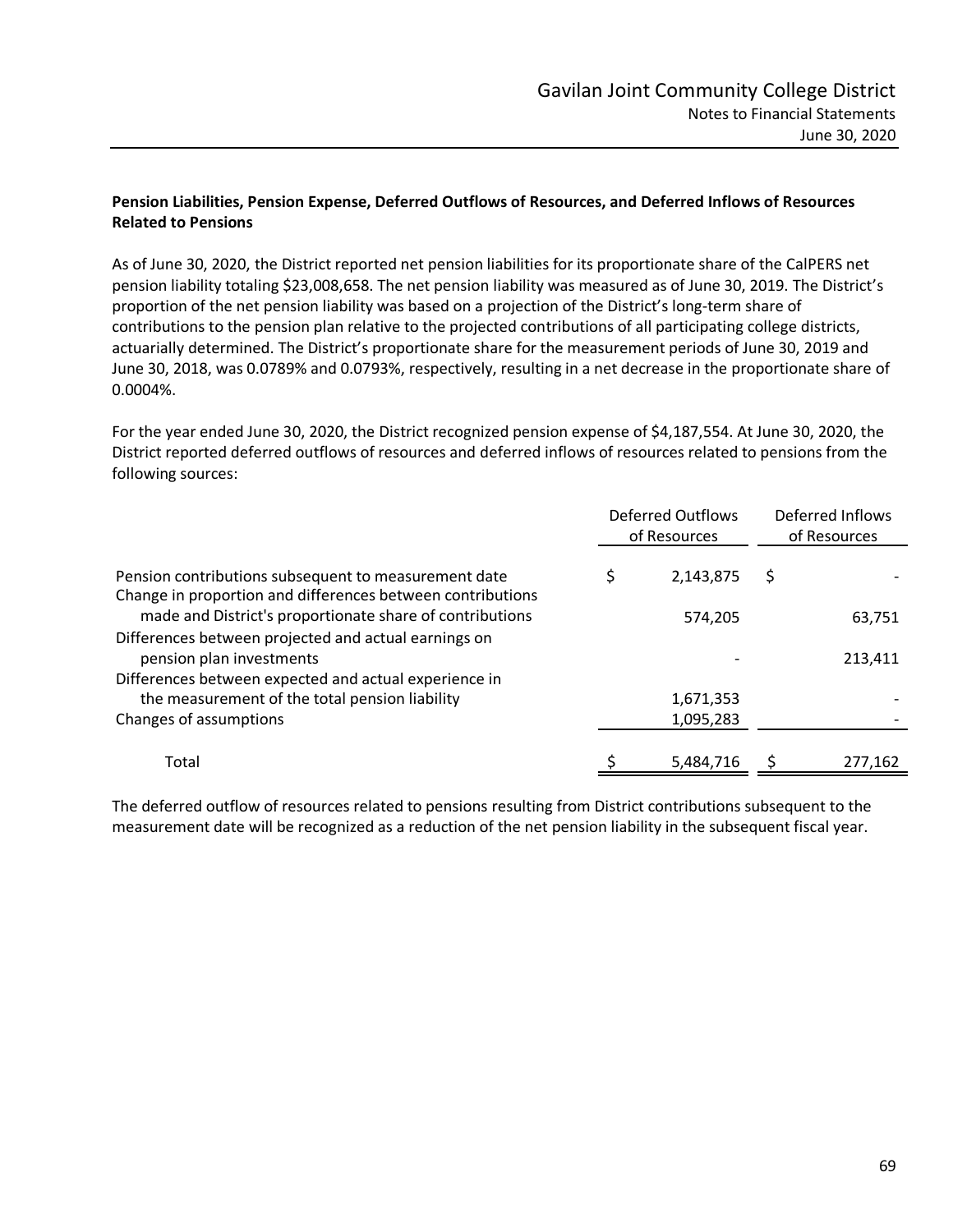**Pension Liabilities, Pension Expense, Deferred Outflows of Resources, and Deferred Inflows of Resources Related to Pensions**

As of June 30, 2020, the District reported net pension liabilities for its proportionate share of the CalPERS net pension liability totaling $23,008,658. The net pension liability was measured as of June 30, 2019. The District's proportion of the net pension liability was based on a projection of the District's long-term share of contributions to the pension plan relative to the projected contributions of all participating college districts, actuarially determined. The District's proportionate share for the measurement periods of June 30, 2019 and June 30, 2018, was 0.0789% and 0.0793%, respectively, resulting in a net decrease in the proportionate share of 0.0004%.

For the year ended June 30, 2020, the District recognized pension expense of $4,187,554. At June 30, 2020, the District reported deferred outflows of resources and deferred inflows of resources related to pensions from the following sources:

| | Deferred Outflows of Resources | Deferred Inflows of Resources |
|---|---|---|
| Pension contributions subsequent to measurement date | $ 2,143,875 | $ - |
| Change in proportion and differences between contributions made and District's proportionate share of contributions | 574,205 | 63,751 |
| Differences between projected and actual earnings on pension plan investments | - | 213,411 |
| Differences between expected and actual experience in the measurement of the total pension liability | 1,671,353 | - |
| Changes of assumptions | 1,095,283 | - |
| Total | $ 5,484,716 | $ 277,162 |

The deferred outflow of resources related to pensions resulting from District contributions subsequent to the measurement date will be recognized as a reduction of the net pension liability in the subsequent fiscal year.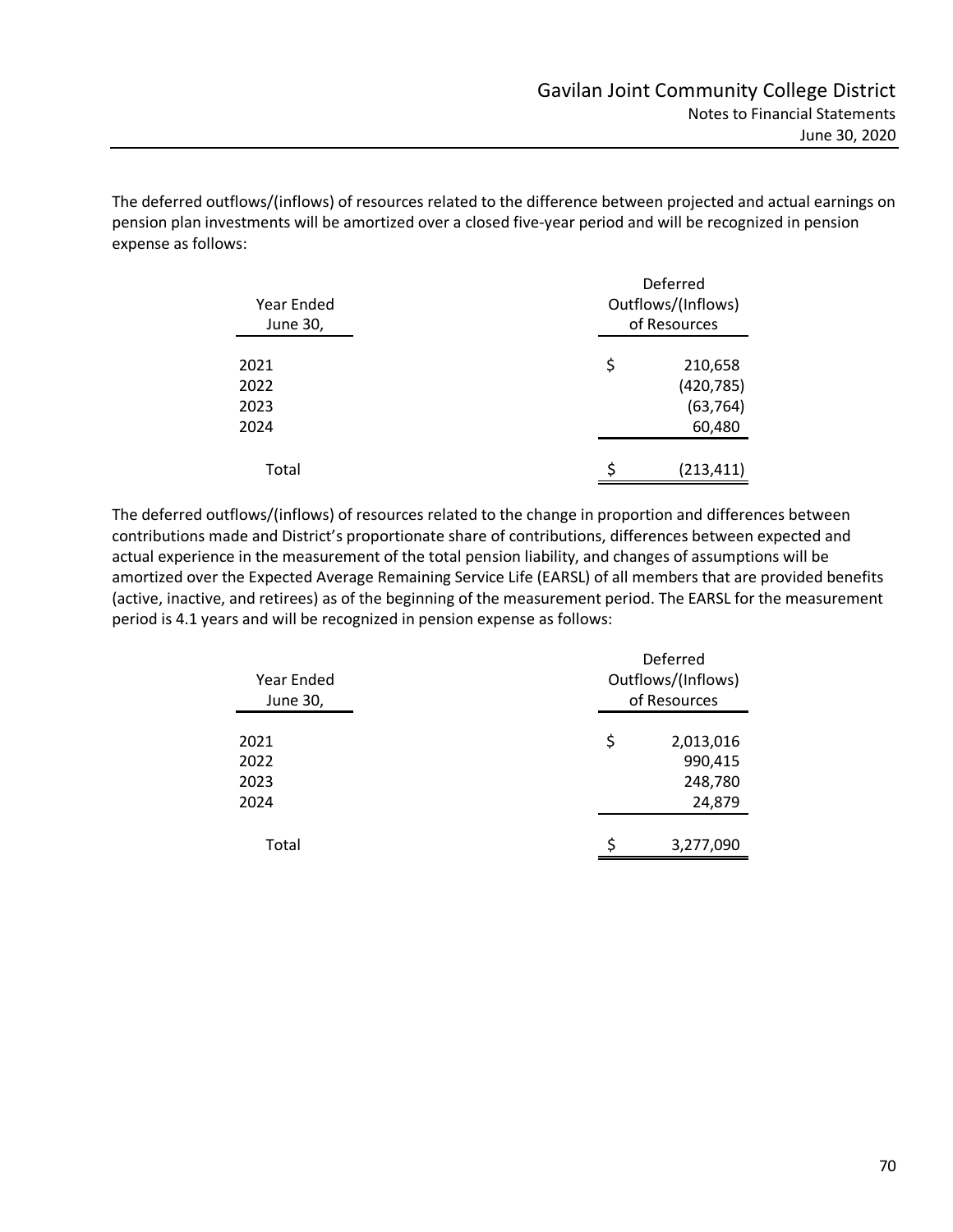The deferred outflows/(inflows) of resources related to the difference between projected and actual earnings on pension plan investments will be amortized over a closed five-year period and will be recognized in pension expense as follows:

| Year Ended June 30, | Deferred Outflows/(Inflows) of Resources |
|---|---|
| 2021 | $ 210,658 |
| 2022 | (420,785) |
| 2023 | (63,764) |
| 2024 | 60,480 |
| Total | $ (213,411) |

The deferred outflows/(inflows) of resources related to the change in proportion and differences between contributions made and District's proportionate share of contributions, differences between expected and actual experience in the measurement of the total pension liability, and changes of assumptions will be amortized over the Expected Average Remaining Service Life (EARSL) of all members that are provided benefits (active, inactive, and retirees) as of the beginning of the measurement period. The EARSL for the measurement period is 4.1 years and will be recognized in pension expense as follows:

| Year Ended June 30, | Deferred Outflows/(Inflows) of Resources |
|---|---|
| 2021 | $ 2,013,016 |
| 2022 | 990,415 |
| 2023 | 248,780 |
| 2024 | 24,879 |
| Total | $ 3,277,090 |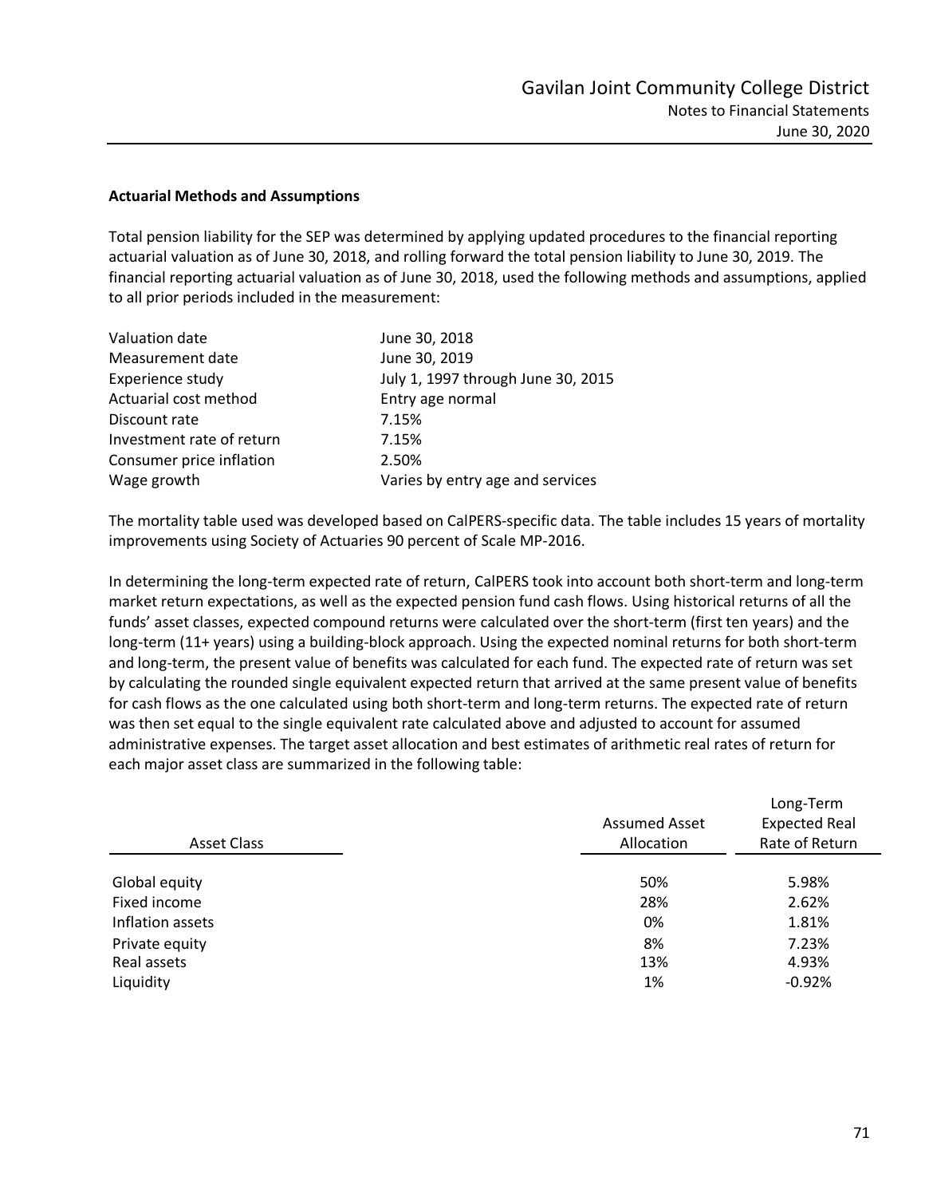### Actuarial Methods and Assumptions

Total pension liability for the SEP was determined by applying updated procedures to the financial reporting actuarial valuation as of June 30, 2018, and rolling forward the total pension liability to June 30, 2019. The financial reporting actuarial valuation as of June 30, 2018, used the following methods and assumptions, applied to all prior periods included in the measurement:

| | |
|---|---|
| Valuation date | June 30, 2018 |
| Measurement date | June 30, 2019 |
| Experience study | July 1, 1997 through June 30, 2015 |
| Actuarial cost method | Entry age normal |
| Discount rate | 7.15% |
| Investment rate of return | 7.15% |
| Consumer price inflation | 2.50% |
| Wage growth | Varies by entry age and services |

The mortality table used was developed based on CalPERS-specific data. The table includes 15 years of mortality improvements using Society of Actuaries 90 percent of Scale MP-2016.

In determining the long-term expected rate of return, CalPERS took into account both short-term and long-term market return expectations, as well as the expected pension fund cash flows. Using historical returns of all the funds' asset classes, expected compound returns were calculated over the short-term (first ten years) and the long-term (11+ years) using a building-block approach. Using the expected nominal returns for both short-term and long-term, the present value of benefits was calculated for each fund. The expected rate of return was set by calculating the rounded single equivalent expected return that arrived at the same present value of benefits for cash flows as the one calculated using both short-term and long-term returns. The expected rate of return was then set equal to the single equivalent rate calculated above and adjusted to account for assumed administrative expenses. The target asset allocation and best estimates of arithmetic real rates of return for each major asset class are summarized in the following table:

| Asset Class | Assumed Asset Allocation | Long-Term Expected Real Rate of Return |
|---|---|---|
| Global equity | 50% | 5.98% |
| Fixed income | 28% | 2.62% |
| Inflation assets | 0% | 1.81% |
| Private equity | 8% | 7.23% |
| Real assets | 13% | 4.93% |
| Liquidity | 1% | -0.92% |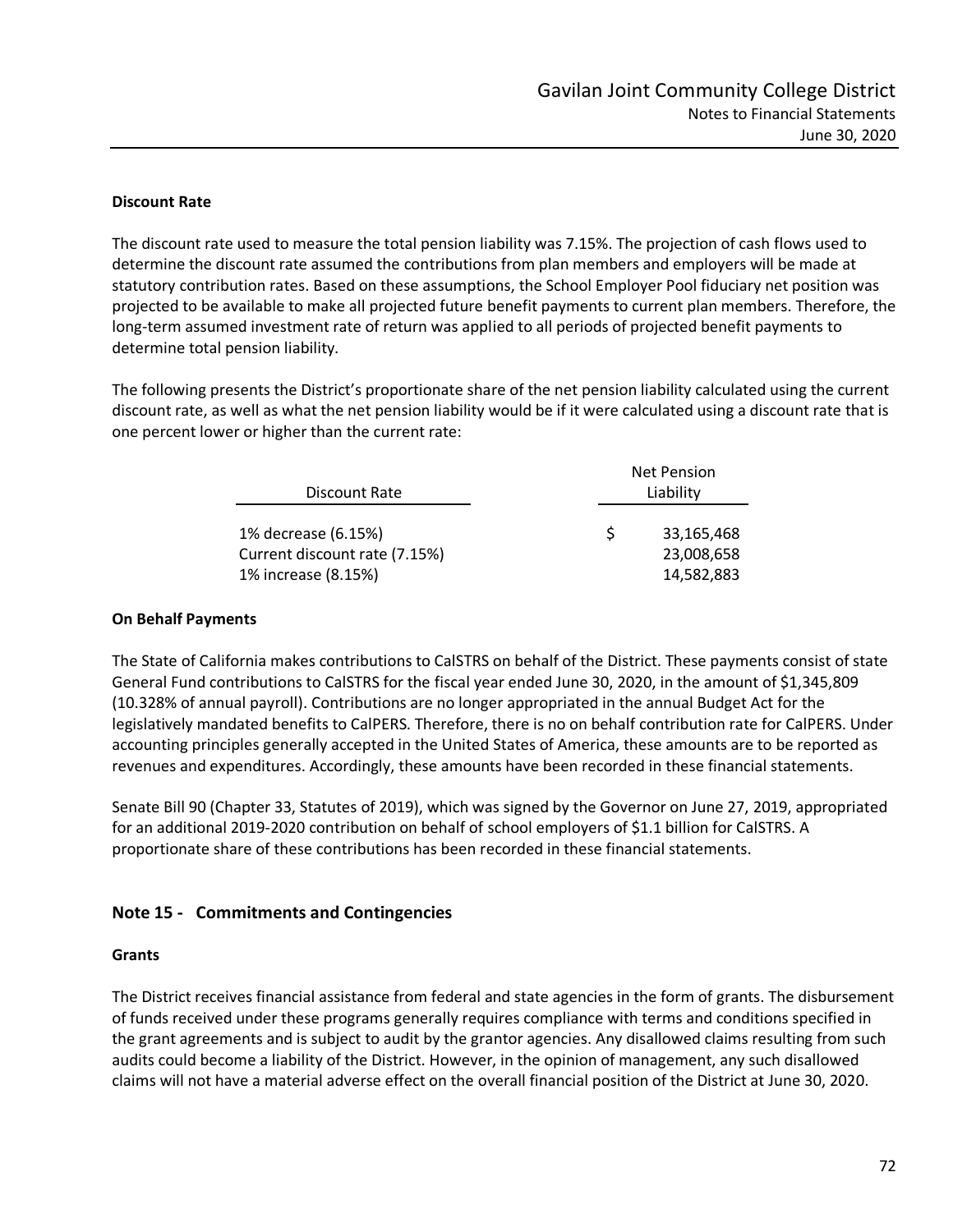**Discount Rate**

The discount rate used to measure the total pension liability was 7.15%. The projection of cash flows used to determine the discount rate assumed the contributions from plan members and employers will be made at statutory contribution rates. Based on these assumptions, the School Employer Pool fiduciary net position was projected to be available to make all projected future benefit payments to current plan members. Therefore, the long-term assumed investment rate of return was applied to all periods of projected benefit payments to determine total pension liability.

The following presents the District's proportionate share of the net pension liability calculated using the current discount rate, as well as what the net pension liability would be if it were calculated using a discount rate that is one percent lower or higher than the current rate:

| Discount Rate | Net Pension Liability |
|---|---|
| 1% decrease (6.15%) | $ 33,165,468 |
| Current discount rate (7.15%) | 23,008,658 |
| 1% increase (8.15%) | 14,582,883 |

**On Behalf Payments**

The State of California makes contributions to CalSTRS on behalf of the District. These payments consist of state General Fund contributions to CalSTRS for the fiscal year ended June 30, 2020, in the amount of $1,345,809 (10.328% of annual payroll). Contributions are no longer appropriated in the annual Budget Act for the legislatively mandated benefits to CalPERS. Therefore, there is no on behalf contribution rate for CalPERS. Under accounting principles generally accepted in the United States of America, these amounts are to be reported as revenues and expenditures. Accordingly, these amounts have been recorded in these financial statements.

Senate Bill 90 (Chapter 33, Statutes of 2019), which was signed by the Governor on June 27, 2019, appropriated for an additional 2019-2020 contribution on behalf of school employers of $1.1 billion for CalSTRS. A proportionate share of these contributions has been recorded in these financial statements.

## Note 15 - Commitments and Contingencies

**Grants**

The District receives financial assistance from federal and state agencies in the form of grants. The disbursement of funds received under these programs generally requires compliance with terms and conditions specified in the grant agreements and is subject to audit by the grantor agencies. Any disallowed claims resulting from such audits could become a liability of the District. However, in the opinion of management, any such disallowed claims will not have a material adverse effect on the overall financial position of the District at June 30, 2020.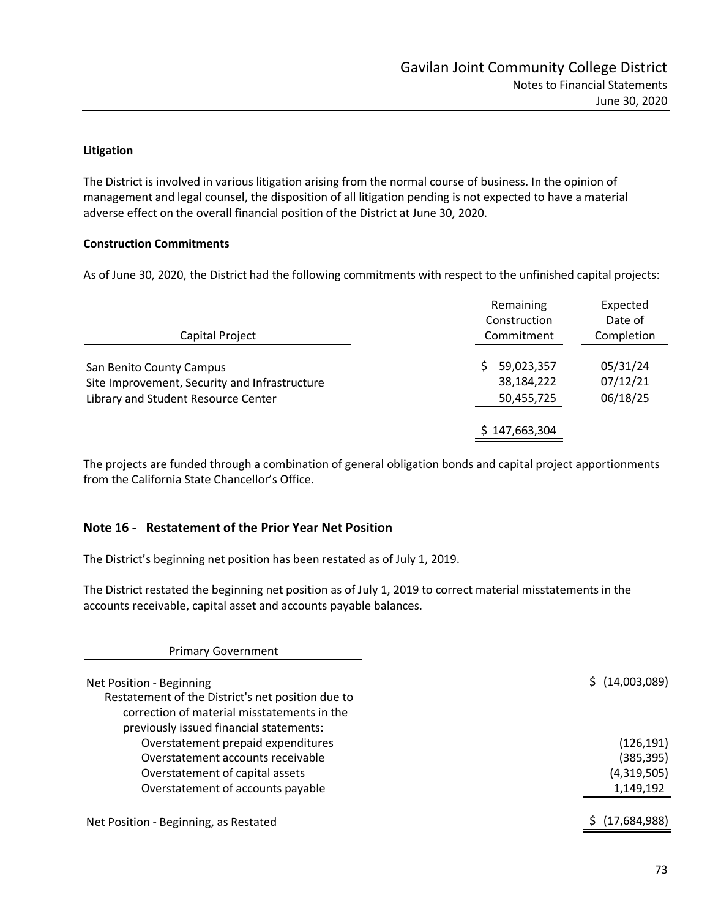### Litigation

The District is involved in various litigation arising from the normal course of business. In the opinion of management and legal counsel, the disposition of all litigation pending is not expected to have a material adverse effect on the overall financial position of the District at June 30, 2020.

### Construction Commitments

As of June 30, 2020, the District had the following commitments with respect to the unfinished capital projects:

| Capital Project | Remaining Construction Commitment | Expected Date of Completion |
|---|---|---|
| San Benito County Campus | $ 59,023,357 | 05/31/24 |
| Site Improvement, Security and Infrastructure | 38,184,222 | 07/12/21 |
| Library and Student Resource Center | 50,455,725 | 06/18/25 |
| | $ 147,663,304 | |

The projects are funded through a combination of general obligation bonds and capital project apportionments from the California State Chancellor's Office.

## Note 16 - Restatement of the Prior Year Net Position

The District's beginning net position has been restated as of July 1, 2019.

The District restated the beginning net position as of July 1, 2019 to correct material misstatements in the accounts receivable, capital asset and accounts payable balances.

| Primary Government | |
|---|---|
| Net Position - Beginning | $ (14,003,089) |
| Restatement of the District's net position due to correction of material misstatements in the previously issued financial statements: | |
| Overstatement prepaid expenditures | (126,191) |
| Overstatement accounts receivable | (385,395) |
| Overstatement of capital assets | (4,319,505) |
| Overstatement of accounts payable | 1,149,192 |
| Net Position - Beginning, as Restated | $ (17,684,988) |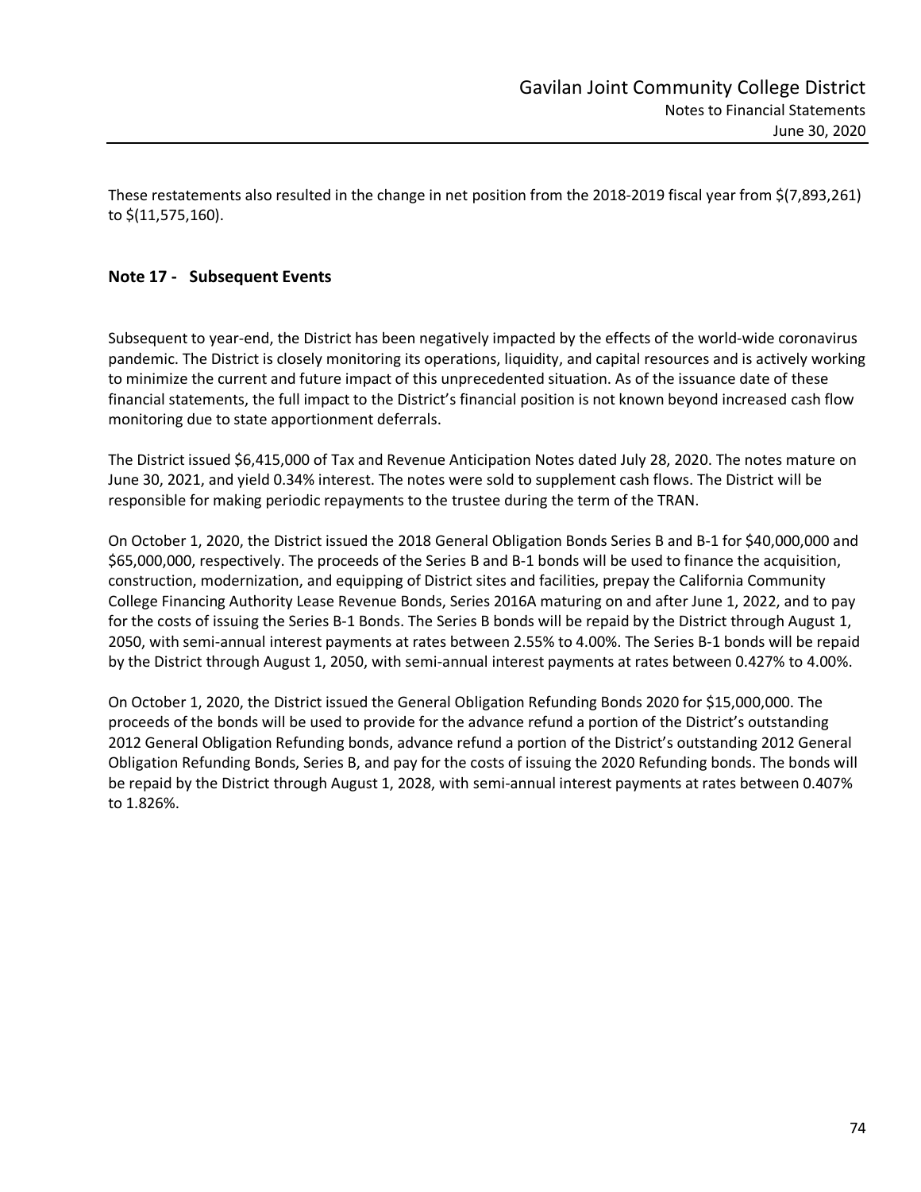These restatements also resulted in the change in net position from the 2018-2019 fiscal year from $(7,893,261) to $(11,575,160).

## Note 17 - Subsequent Events

Subsequent to year-end, the District has been negatively impacted by the effects of the world-wide coronavirus pandemic. The District is closely monitoring its operations, liquidity, and capital resources and is actively working to minimize the current and future impact of this unprecedented situation. As of the issuance date of these financial statements, the full impact to the District's financial position is not known beyond increased cash flow monitoring due to state apportionment deferrals.

The District issued $6,415,000 of Tax and Revenue Anticipation Notes dated July 28, 2020. The notes mature on June 30, 2021, and yield 0.34% interest. The notes were sold to supplement cash flows. The District will be responsible for making periodic repayments to the trustee during the term of the TRAN.

On October 1, 2020, the District issued the 2018 General Obligation Bonds Series B and B-1 for $40,000,000 and $65,000,000, respectively. The proceeds of the Series B and B-1 bonds will be used to finance the acquisition, construction, modernization, and equipping of District sites and facilities, prepay the California Community College Financing Authority Lease Revenue Bonds, Series 2016A maturing on and after June 1, 2022, and to pay for the costs of issuing the Series B-1 Bonds. The Series B bonds will be repaid by the District through August 1, 2050, with semi-annual interest payments at rates between 2.55% to 4.00%. The Series B-1 bonds will be repaid by the District through August 1, 2050, with semi-annual interest payments at rates between 0.427% to 4.00%.

On October 1, 2020, the District issued the General Obligation Refunding Bonds 2020 for $15,000,000. The proceeds of the bonds will be used to provide for the advance refund a portion of the District's outstanding 2012 General Obligation Refunding bonds, advance refund a portion of the District's outstanding 2012 General Obligation Refunding Bonds, Series B, and pay for the costs of issuing the 2020 Refunding bonds. The bonds will be repaid by the District through August 1, 2028, with semi-annual interest payments at rates between 0.407% to 1.826%.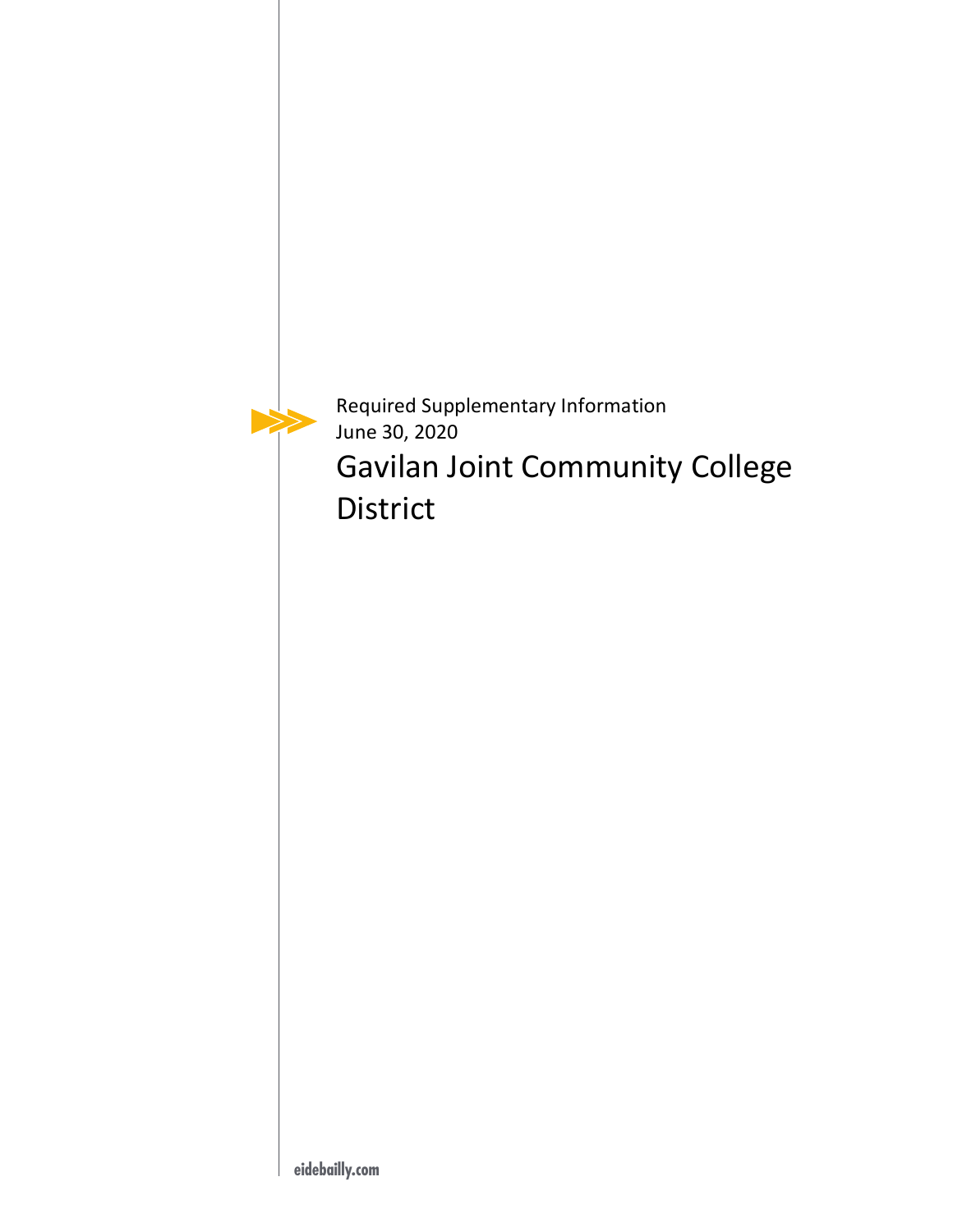Required Supplementary Information
June 30, 2020

# Gavilan Joint Community College District

eidebailly.com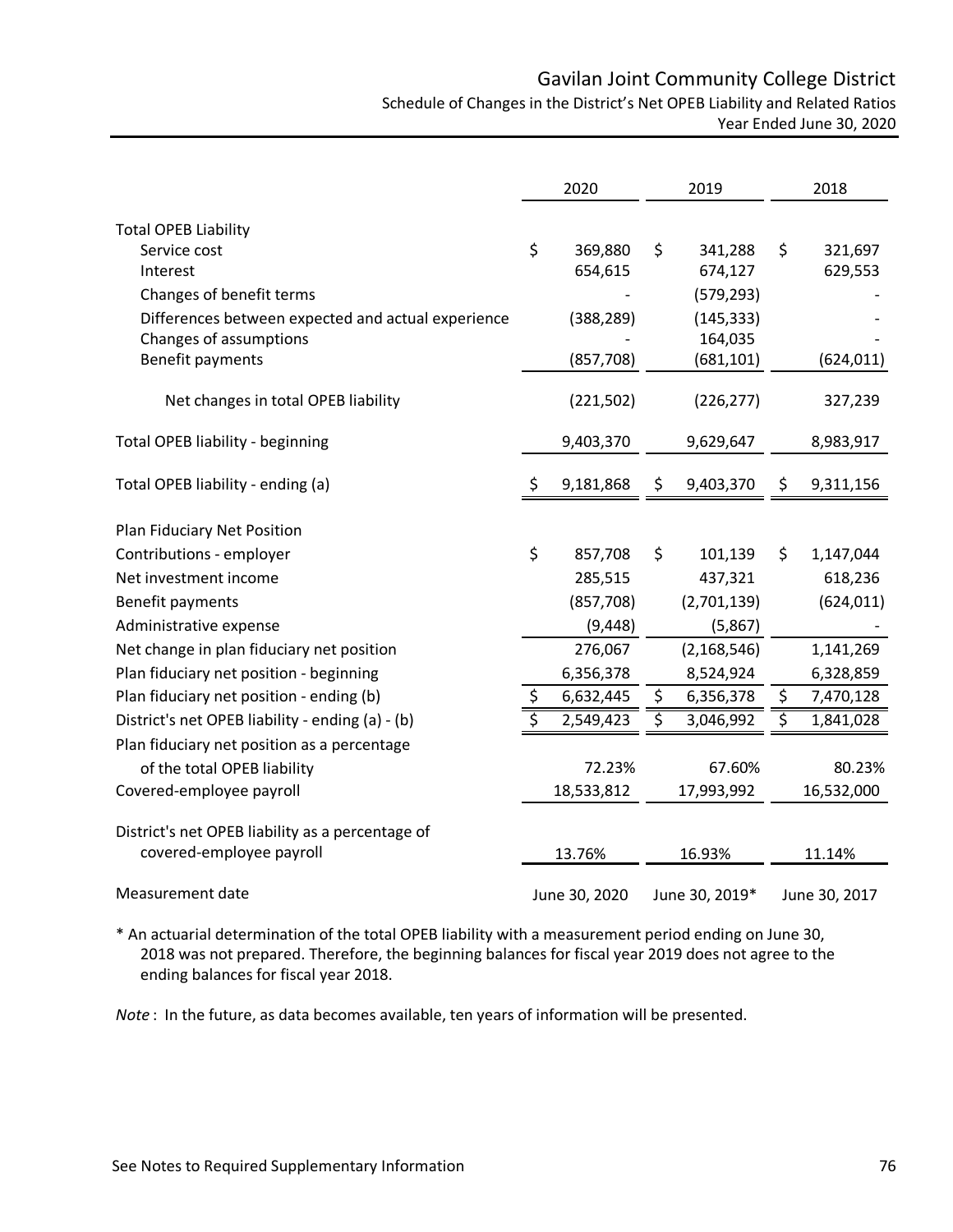# Gavilan Joint Community College District

## Schedule of Changes in the District's Net OPEB Liability and Related Ratios

### Year Ended June 30, 2020

| | 2020 | 2019 | 2018 |
|---|---|---|---|
| **Total OPEB Liability** | | | |
| Service cost | $ 369,880 | $ 341,288 | $ 321,697 |
| Interest | 654,615 | 674,127 | 629,553 |
| Changes of benefit terms | - | (579,293) | - |
| Differences between expected and actual experience | (388,289) | (145,333) | - |
| Changes of assumptions | - | 164,035 | - |
| Benefit payments | (857,708) | (681,101) | (624,011) |
| Net changes in total OPEB liability | (221,502) | (226,277) | 327,239 |
| Total OPEB liability - beginning | 9,403,370 | 9,629,647 | 8,983,917 |
| Total OPEB liability - ending (a) | $ 9,181,868 | $ 9,403,370 | $ 9,311,156 |
| **Plan Fiduciary Net Position** | | | |
| Contributions - employer | $ 857,708 | $ 101,139 | $ 1,147,044 |
| Net investment income | 285,515 | 437,321 | 618,236 |
| Benefit payments | (857,708) | (2,701,139) | (624,011) |
| Administrative expense | (9,448) | (5,867) | - |
| Net change in plan fiduciary net position | 276,067 | (2,168,546) | 1,141,269 |
| Plan fiduciary net position - beginning | 6,356,378 | 8,524,924 | 6,328,859 |
| Plan fiduciary net position - ending (b) | $ 6,632,445 | $ 6,356,378 | $ 7,470,128 |
| District's net OPEB liability - ending (a) - (b) | $ 2,549,423 | $ 3,046,992 | $ 1,841,028 |
| Plan fiduciary net position as a percentage of the total OPEB liability | 72.23% | 67.60% | 80.23% |
| Covered-employee payroll | 18,533,812 | 17,993,992 | 16,532,000 |
| District's net OPEB liability as a percentage of covered-employee payroll | 13.76% | 16.93% | 11.14% |
| Measurement date | June 30, 2020 | June 30, 2019* | June 30, 2017 |

\* An actuarial determination of the total OPEB liability with a measurement period ending on June 30, 2018 was not prepared. Therefore, the beginning balances for fiscal year 2019 does not agree to the ending balances for fiscal year 2018.

*Note* : In the future, as data becomes available, ten years of information will be presented.

See Notes to Required Supplementary Information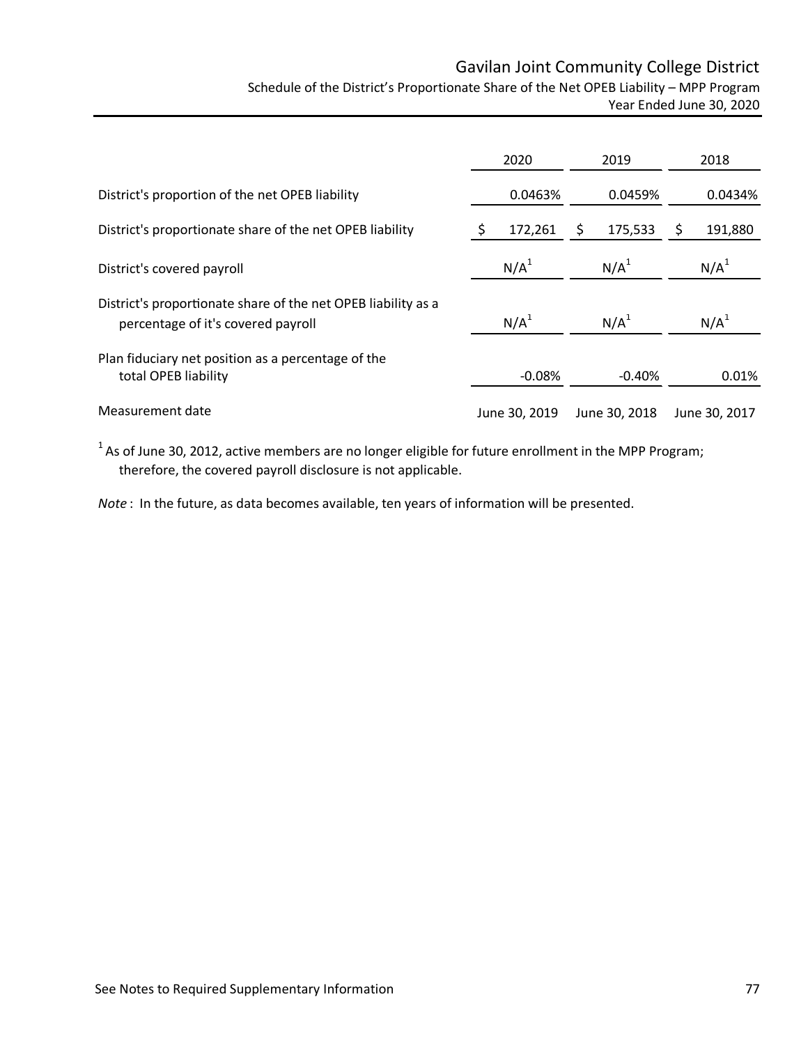# Gavilan Joint Community College District

## Schedule of the District's Proportionate Share of the Net OPEB Liability – MPP Program

### Year Ended June 30, 2020

| | 2020 | 2019 | 2018 |
|---|---|---|---|
| District's proportion of the net OPEB liability | 0.0463% | 0.0459% | 0.0434% |
| District's proportionate share of the net OPEB liability | $ 172,261 | $ 175,533 | $ 191,880 |
| District's covered payroll | N/A[1] | N/A[1] | N/A[1] |
| District's proportionate share of the net OPEB liability as a percentage of it's covered payroll | N/A[1] | N/A[1] | N/A[1] |
| Plan fiduciary net position as a percentage of the total OPEB liability | -0.08% | -0.40% | 0.01% |
| Measurement date | June 30, 2019 | June 30, 2018 | June 30, 2017 |

[1] As of June 30, 2012, active members are no longer eligible for future enrollment in the MPP Program; therefore, the covered payroll disclosure is not applicable.

*Note* : In the future, as data becomes available, ten years of information will be presented.

See Notes to Required Supplementary Information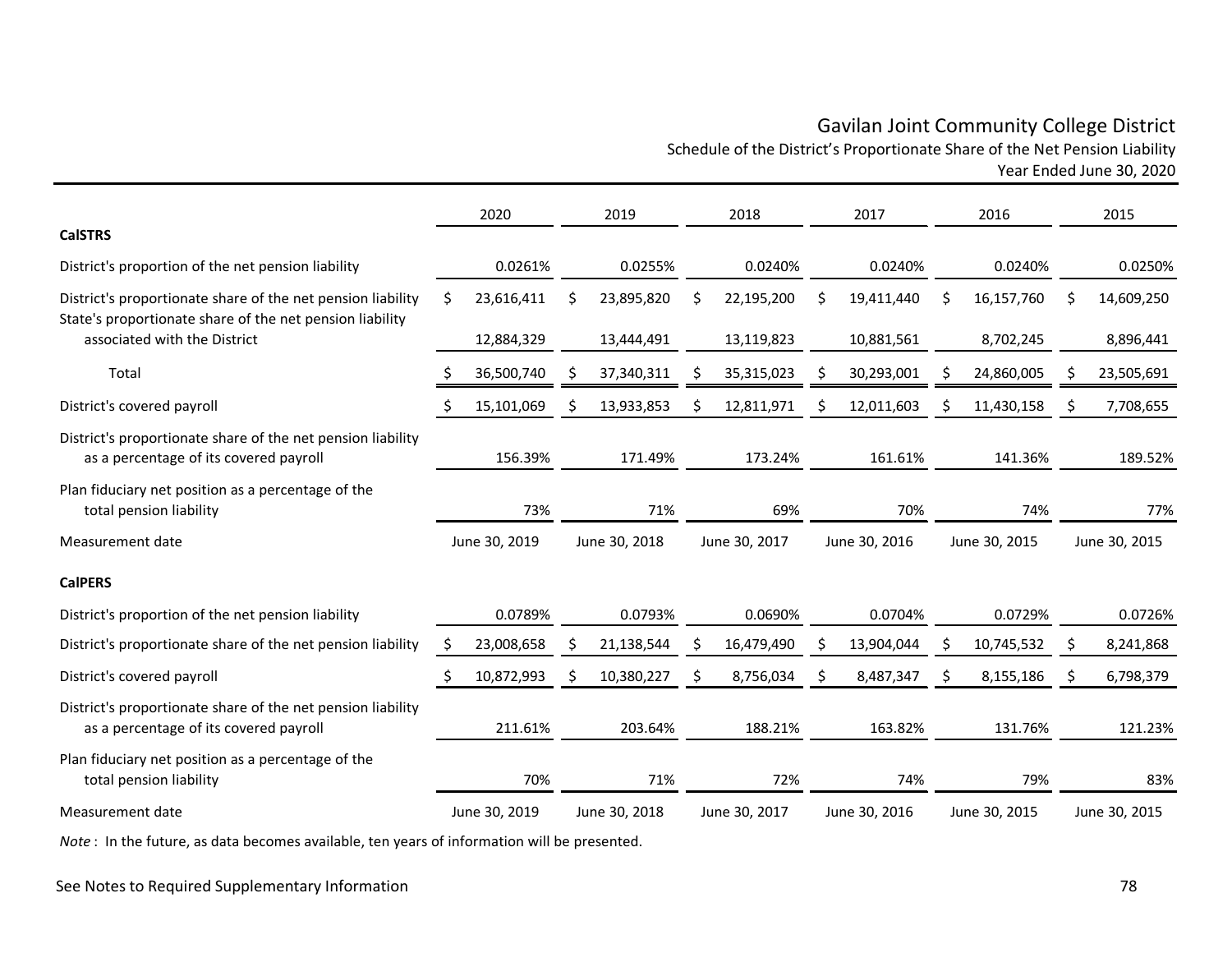# Gavilan Joint Community College District

## Schedule of the District's Proportionate Share of the Net Pension Liability

### Year Ended June 30, 2020

| | 2020 | 2019 | 2018 | 2017 | 2016 | 2015 |
|---|---|---|---|---|---|---|
| **CalSTRS** | | | | | | |
| District's proportion of the net pension liability | 0.0261% | 0.0255% | 0.0240% | 0.0240% | 0.0240% | 0.0250% |
| District's proportionate share of the net pension liability | $ 23,616,411 | $ 23,895,820 | $ 22,195,200 | $ 19,411,440 | $ 16,157,760 | $ 14,609,250 |
| State's proportionate share of the net pension liability associated with the District | 12,884,329 | 13,444,491 | 13,119,823 | 10,881,561 | 8,702,245 | 8,896,441 |
| Total | $ 36,500,740 | $ 37,340,311 | $ 35,315,023 | $ 30,293,001 | $ 24,860,005 | $ 23,505,691 |
| District's covered payroll | $ 15,101,069 | $ 13,933,853 | $ 12,811,971 | $ 12,011,603 | $ 11,430,158 | $ 7,708,655 |
| District's proportionate share of the net pension liability as a percentage of its covered payroll | 156.39% | 171.49% | 173.24% | 161.61% | 141.36% | 189.52% |
| Plan fiduciary net position as a percentage of the total pension liability | 73% | 71% | 69% | 70% | 74% | 77% |
| Measurement date | June 30, 2019 | June 30, 2018 | June 30, 2017 | June 30, 2016 | June 30, 2015 | June 30, 2015 |
| **CalPERS** | | | | | | |
| District's proportion of the net pension liability | 0.0789% | 0.0793% | 0.0690% | 0.0704% | 0.0729% | 0.0726% |
| District's proportionate share of the net pension liability | $ 23,008,658 | $ 21,138,544 | $ 16,479,490 | $ 13,904,044 | $ 10,745,532 | $ 8,241,868 |
| District's covered payroll | $ 10,872,993 | $ 10,380,227 | $ 8,756,034 | $ 8,487,347 | $ 8,155,186 | $ 6,798,379 |
| District's proportionate share of the net pension liability as a percentage of its covered payroll | 211.61% | 203.64% | 188.21% | 163.82% | 131.76% | 121.23% |
| Plan fiduciary net position as a percentage of the total pension liability | 70% | 71% | 72% | 74% | 79% | 83% |
| Measurement date | June 30, 2019 | June 30, 2018 | June 30, 2017 | June 30, 2016 | June 30, 2015 | June 30, 2015 |

*Note* : In the future, as data becomes available, ten years of information will be presented.

See Notes to Required Supplementary Information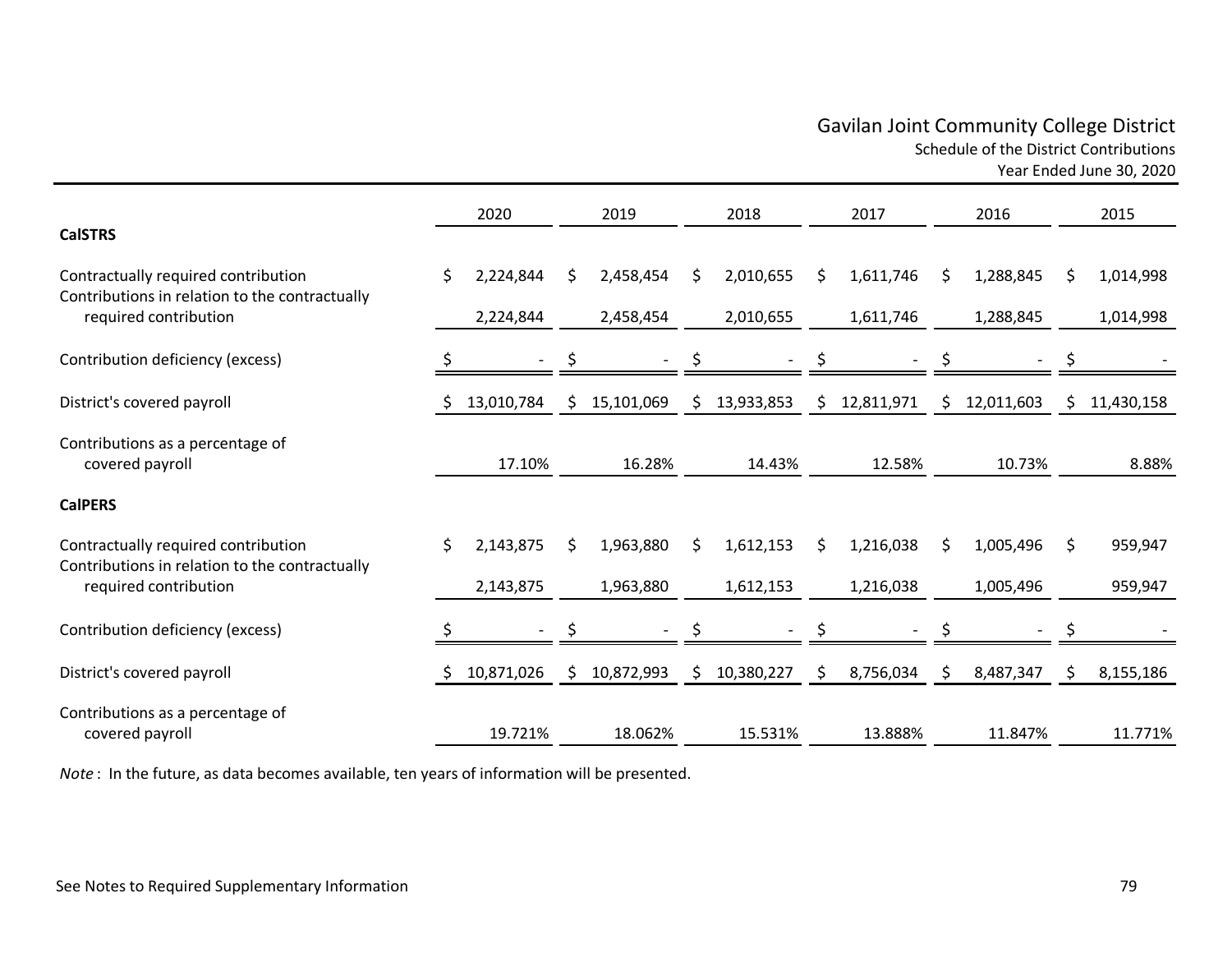# Gavilan Joint Community College District

Schedule of the District Contributions

Year Ended June 30, 2020

| | 2020 | 2019 | 2018 | 2017 | 2016 | 2015 |
|---|---|---|---|---|---|---|
| **CalSTRS** | | | | | | |
| Contractually required contribution | $ 2,224,844 | $ 2,458,454 | $ 2,010,655 | $ 1,611,746 | $ 1,288,845 | $ 1,014,998 |
| Contributions in relation to the contractually required contribution | 2,224,844 | 2,458,454 | 2,010,655 | 1,611,746 | 1,288,845 | 1,014,998 |
| Contribution deficiency (excess) | $ - | $ - | $ - | $ - | $ - | $ - |
| District's covered payroll | $ 13,010,784 | $ 15,101,069 | $ 13,933,853 | $ 12,811,971 | $ 12,011,603 | $ 11,430,158 |
| Contributions as a percentage of covered payroll | 17.10% | 16.28% | 14.43% | 12.58% | 10.73% | 8.88% |
| **CalPERS** | | | | | | |
| Contractually required contribution | $ 2,143,875 | $ 1,963,880 | $ 1,612,153 | $ 1,216,038 | $ 1,005,496 | $ 959,947 |
| Contributions in relation to the contractually required contribution | 2,143,875 | 1,963,880 | 1,612,153 | 1,216,038 | 1,005,496 | 959,947 |
| Contribution deficiency (excess) | $ - | $ - | $ - | $ - | $ - | $ - |
| District's covered payroll | $ 10,871,026 | $ 10,872,993 | $ 10,380,227 | $ 8,756,034 | $ 8,487,347 | $ 8,155,186 |
| Contributions as a percentage of covered payroll | 19.721% | 18.062% | 15.531% | 13.888% | 11.847% | 11.771% |

*Note*: In the future, as data becomes available, ten years of information will be presented.

See Notes to Required Supplementary Information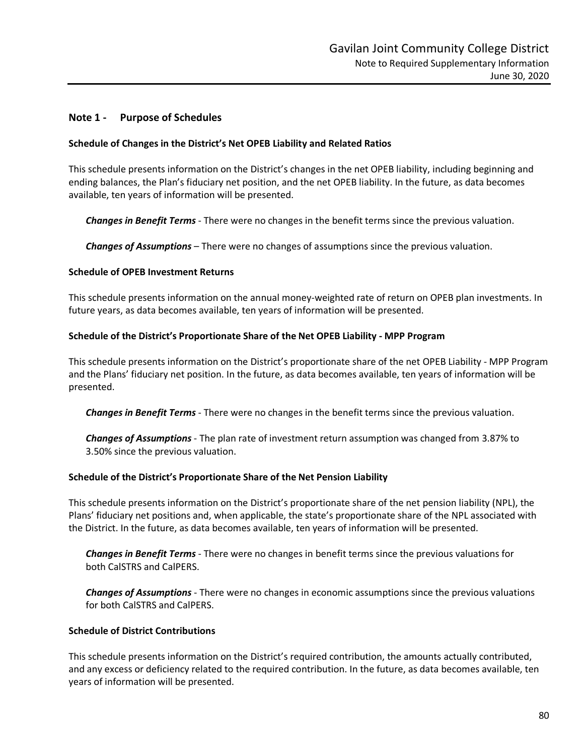## Note 1 - Purpose of Schedules

### Schedule of Changes in the District's Net OPEB Liability and Related Ratios

This schedule presents information on the District's changes in the net OPEB liability, including beginning and ending balances, the Plan's fiduciary net position, and the net OPEB liability. In the future, as data becomes available, ten years of information will be presented.

***Changes in Benefit Terms*** - There were no changes in the benefit terms since the previous valuation.

***Changes of Assumptions*** – There were no changes of assumptions since the previous valuation.

### Schedule of OPEB Investment Returns

This schedule presents information on the annual money-weighted rate of return on OPEB plan investments. In future years, as data becomes available, ten years of information will be presented.

### Schedule of the District's Proportionate Share of the Net OPEB Liability - MPP Program

This schedule presents information on the District's proportionate share of the net OPEB Liability - MPP Program and the Plans' fiduciary net position. In the future, as data becomes available, ten years of information will be presented.

***Changes in Benefit Terms*** - There were no changes in the benefit terms since the previous valuation.

***Changes of Assumptions*** - The plan rate of investment return assumption was changed from 3.87% to 3.50% since the previous valuation.

### Schedule of the District's Proportionate Share of the Net Pension Liability

This schedule presents information on the District's proportionate share of the net pension liability (NPL), the Plans' fiduciary net positions and, when applicable, the state's proportionate share of the NPL associated with the District. In the future, as data becomes available, ten years of information will be presented.

***Changes in Benefit Terms*** - There were no changes in benefit terms since the previous valuations for both CalSTRS and CalPERS.

***Changes of Assumptions*** - There were no changes in economic assumptions since the previous valuations for both CalSTRS and CalPERS.

### Schedule of District Contributions

This schedule presents information on the District's required contribution, the amounts actually contributed, and any excess or deficiency related to the required contribution. In the future, as data becomes available, ten years of information will be presented.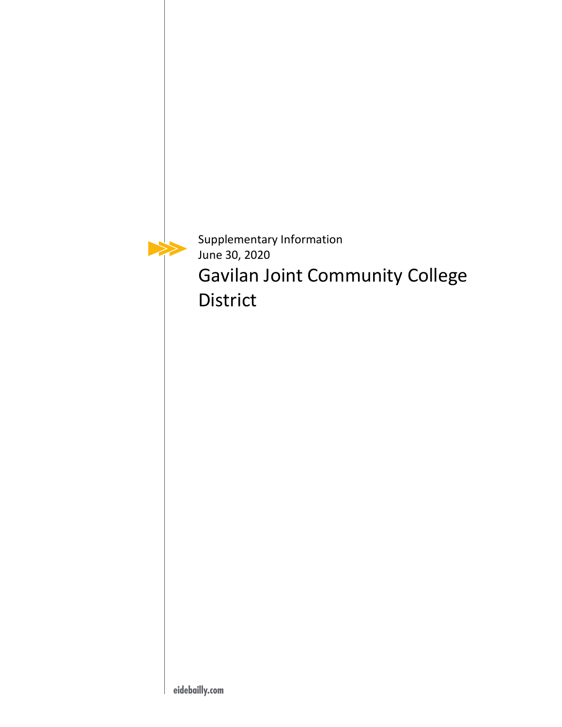Supplementary Information
June 30, 2020

# Gavilan Joint Community College District

eidebailly.com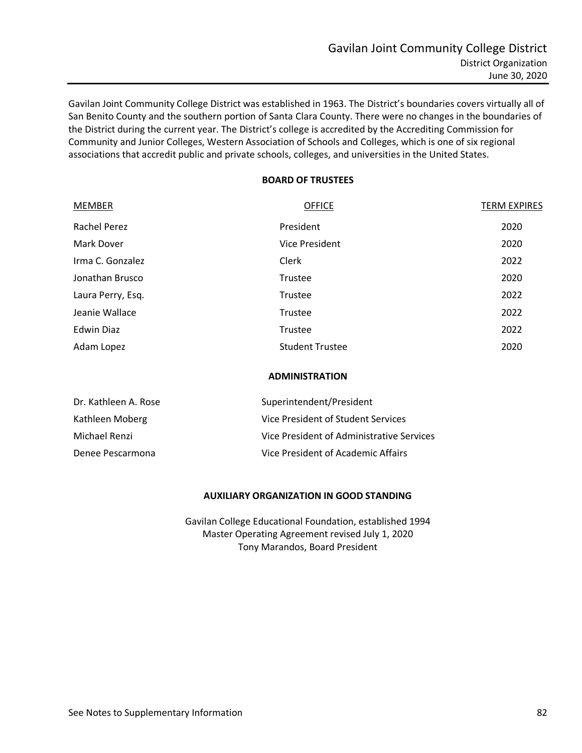Gavilan Joint Community College District was established in 1963. The District's boundaries covers virtually all of San Benito County and the southern portion of Santa Clara County. There were no changes in the boundaries of the District during the current year. The District's college is accredited by the Accrediting Commission for Community and Junior Colleges, Western Association of Schools and Colleges, which is one of six regional associations that accredit public and private schools, colleges, and universities in the United States.

**BOARD OF TRUSTEES**

| MEMBER | OFFICE | TERM EXPIRES |
|---|---|---|
| Rachel Perez | President | 2020 |
| Mark Dover | Vice President | 2020 |
| Irma C. Gonzalez | Clerk | 2022 |
| Jonathan Brusco | Trustee | 2020 |
| Laura Perry, Esq. | Trustee | 2022 |
| Jeanie Wallace | Trustee | 2022 |
| Edwin Diaz | Trustee | 2022 |
| Adam Lopez | Student Trustee | 2020 |

**ADMINISTRATION**

| | |
|---|---|
| Dr. Kathleen A. Rose | Superintendent/President |
| Kathleen Moberg | Vice President of Student Services |
| Michael Renzi | Vice President of Administrative Services |
| Denee Pescarmona | Vice President of Academic Affairs |

**AUXILIARY ORGANIZATION IN GOOD STANDING**

Gavilan College Educational Foundation, established 1994
Master Operating Agreement revised July 1, 2020
Tony Marandos, Board President

See Notes to Supplementary Information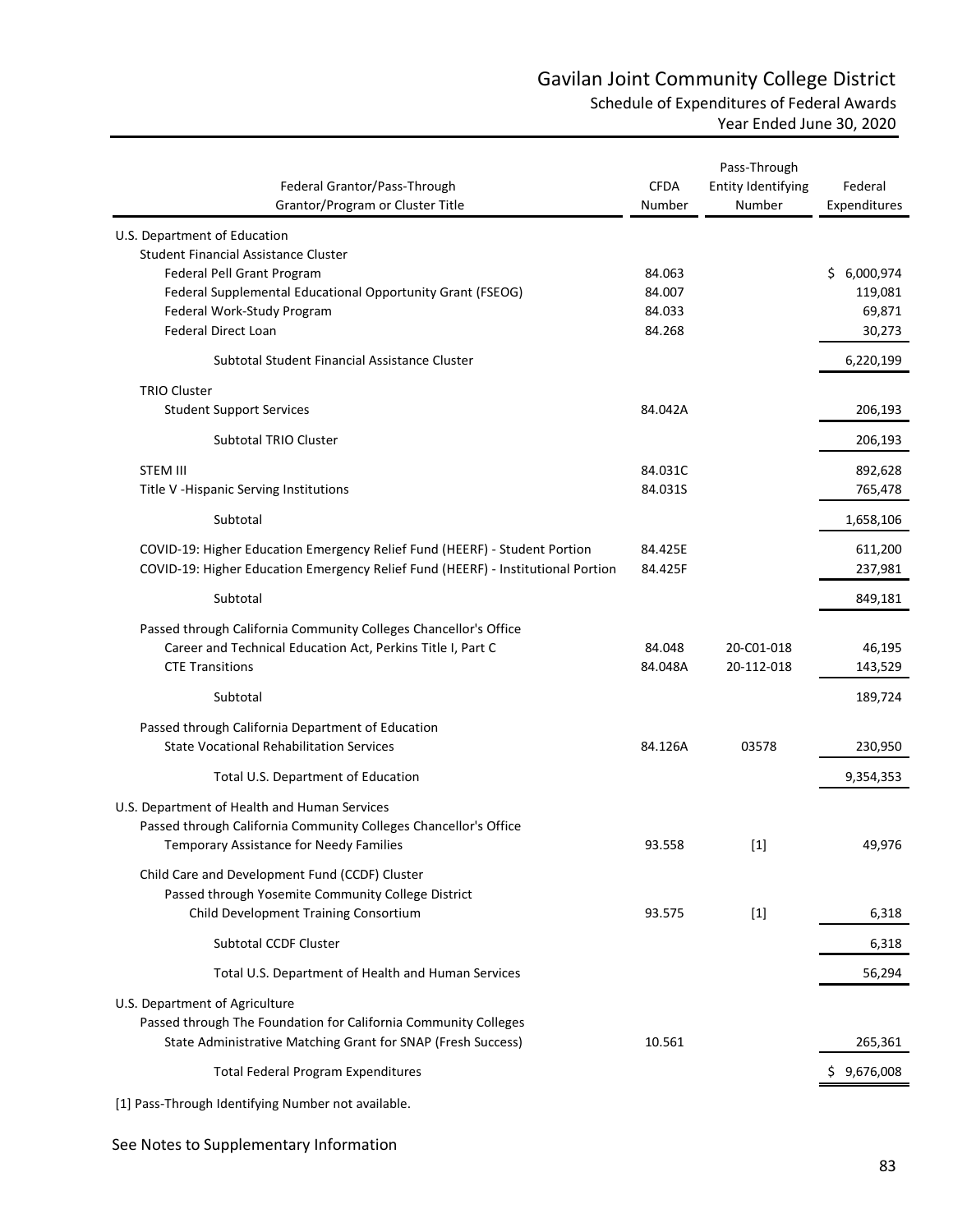# Gavilan Joint Community College District

## Schedule of Expenditures of Federal Awards

### Year Ended June 30, 2020

| Federal Grantor/Pass-Through Grantor/Program or Cluster Title | CFDA Number | Pass-Through Entity Identifying Number | Federal Expenditures |
|---|---|---|---|
| U.S. Department of Education | | | |
| Student Financial Assistance Cluster | | | |
| Federal Pell Grant Program | 84.063 | | $ 6,000,974 |
| Federal Supplemental Educational Opportunity Grant (FSEOG) | 84.007 | | 119,081 |
| Federal Work-Study Program | 84.033 | | 69,871 |
| Federal Direct Loan | 84.268 | | 30,273 |
| Subtotal Student Financial Assistance Cluster | | | 6,220,199 |
| TRIO Cluster | | | |
| Student Support Services | 84.042A | | 206,193 |
| Subtotal TRIO Cluster | | | 206,193 |
| STEM III | 84.031C | | 892,628 |
| Title V -Hispanic Serving Institutions | 84.031S | | 765,478 |
| Subtotal | | | 1,658,106 |
| COVID-19: Higher Education Emergency Relief Fund (HEERF) - Student Portion | 84.425E | | 611,200 |
| COVID-19: Higher Education Emergency Relief Fund (HEERF) - Institutional Portion | 84.425F | | 237,981 |
| Subtotal | | | 849,181 |
| Passed through California Community Colleges Chancellor's Office | | | |
| Career and Technical Education Act, Perkins Title I, Part C | 84.048 | 20-C01-018 | 46,195 |
| CTE Transitions | 84.048A | 20-112-018 | 143,529 |
| Subtotal | | | 189,724 |
| Passed through California Department of Education | | | |
| State Vocational Rehabilitation Services | 84.126A | 03578 | 230,950 |
| Total U.S. Department of Education | | | 9,354,353 |
| U.S. Department of Health and Human Services | | | |
| Passed through California Community Colleges Chancellor's Office | | | |
| Temporary Assistance for Needy Families | 93.558 | [1] | 49,976 |
| Child Care and Development Fund (CCDF) Cluster | | | |
| Passed through Yosemite Community College District | | | |
| Child Development Training Consortium | 93.575 | [1] | 6,318 |
| Subtotal CCDF Cluster | | | 6,318 |
| Total U.S. Department of Health and Human Services | | | 56,294 |
| U.S. Department of Agriculture | | | |
| Passed through The Foundation for California Community Colleges | | | |
| State Administrative Matching Grant for SNAP (Fresh Success) | 10.561 | | 265,361 |
| Total Federal Program Expenditures | | | $ 9,676,008 |

[1] Pass-Through Identifying Number not available.

See Notes to Supplementary Information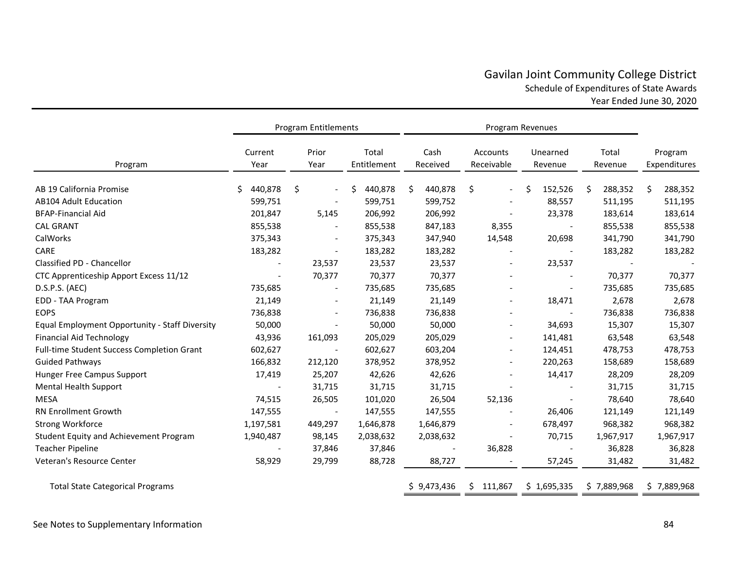# Gavilan Joint Community College District

## Schedule of Expenditures of State Awards

### Year Ended June 30, 2020

| Program | Program Entitlements | | | Program Revenues | | | | |
|---|---|---|---|---|---|---|---|---|
| | Current Year | Prior Year | Total Entitlement | Cash Received | Accounts Receivable | Unearned Revenue | Total Revenue | Program Expenditures |
| AB 19 California Promise | $ 440,878 | $ - | $ 440,878 | $ 440,878 | $ - | $ 152,526 | $ 288,352 | $ 288,352 |
| AB104 Adult Education | 599,751 | - | 599,751 | 599,752 | - | 88,557 | 511,195 | 511,195 |
| BFAP-Financial Aid | 201,847 | 5,145 | 206,992 | 206,992 | - | 23,378 | 183,614 | 183,614 |
| CAL GRANT | 855,538 | - | 855,538 | 847,183 | 8,355 | - | 855,538 | 855,538 |
| CalWorks | 375,343 | - | 375,343 | 347,940 | 14,548 | 20,698 | 341,790 | 341,790 |
| CARE | 183,282 | - | 183,282 | 183,282 | - | - | 183,282 | 183,282 |
| Classified PD - Chancellor | - | 23,537 | 23,537 | 23,537 | - | 23,537 | - | - |
| CTC Apprenticeship Apport Excess 11/12 | - | 70,377 | 70,377 | 70,377 | - | - | 70,377 | 70,377 |
| D.S.P.S. (AEC) | 735,685 | - | 735,685 | 735,685 | - | - | 735,685 | 735,685 |
| EDD - TAA Program | 21,149 | - | 21,149 | 21,149 | - | 18,471 | 2,678 | 2,678 |
| EOPS | 736,838 | - | 736,838 | 736,838 | - | - | 736,838 | 736,838 |
| Equal Employment Opportunity - Staff Diversity | 50,000 | - | 50,000 | 50,000 | - | 34,693 | 15,307 | 15,307 |
| Financial Aid Technology | 43,936 | 161,093 | 205,029 | 205,029 | - | 141,481 | 63,548 | 63,548 |
| Full-time Student Success Completion Grant | 602,627 | - | 602,627 | 603,204 | - | 124,451 | 478,753 | 478,753 |
| Guided Pathways | 166,832 | 212,120 | 378,952 | 378,952 | - | 220,263 | 158,689 | 158,689 |
| Hunger Free Campus Support | 17,419 | 25,207 | 42,626 | 42,626 | - | 14,417 | 28,209 | 28,209 |
| Mental Health Support | - | 31,715 | 31,715 | 31,715 | - | - | 31,715 | 31,715 |
| MESA | 74,515 | 26,505 | 101,020 | 26,504 | 52,136 | - | 78,640 | 78,640 |
| RN Enrollment Growth | 147,555 | - | 147,555 | 147,555 | - | 26,406 | 121,149 | 121,149 |
| Strong Workforce | 1,197,581 | 449,297 | 1,646,878 | 1,646,879 | - | 678,497 | 968,382 | 968,382 |
| Student Equity and Achievement Program | 1,940,487 | 98,145 | 2,038,632 | 2,038,632 | - | 70,715 | 1,967,917 | 1,967,917 |
| Teacher Pipeline | - | 37,846 | 37,846 | - | 36,828 | - | 36,828 | 36,828 |
| Veteran's Resource Center | 58,929 | 29,799 | 88,728 | 88,727 | - | 57,245 | 31,482 | 31,482 |
| Total State Categorical Programs | | | | $ 9,473,436 | $ 111,867 | $ 1,695,335 | $ 7,889,968 | $ 7,889,968 |

See Notes to Supplementary Information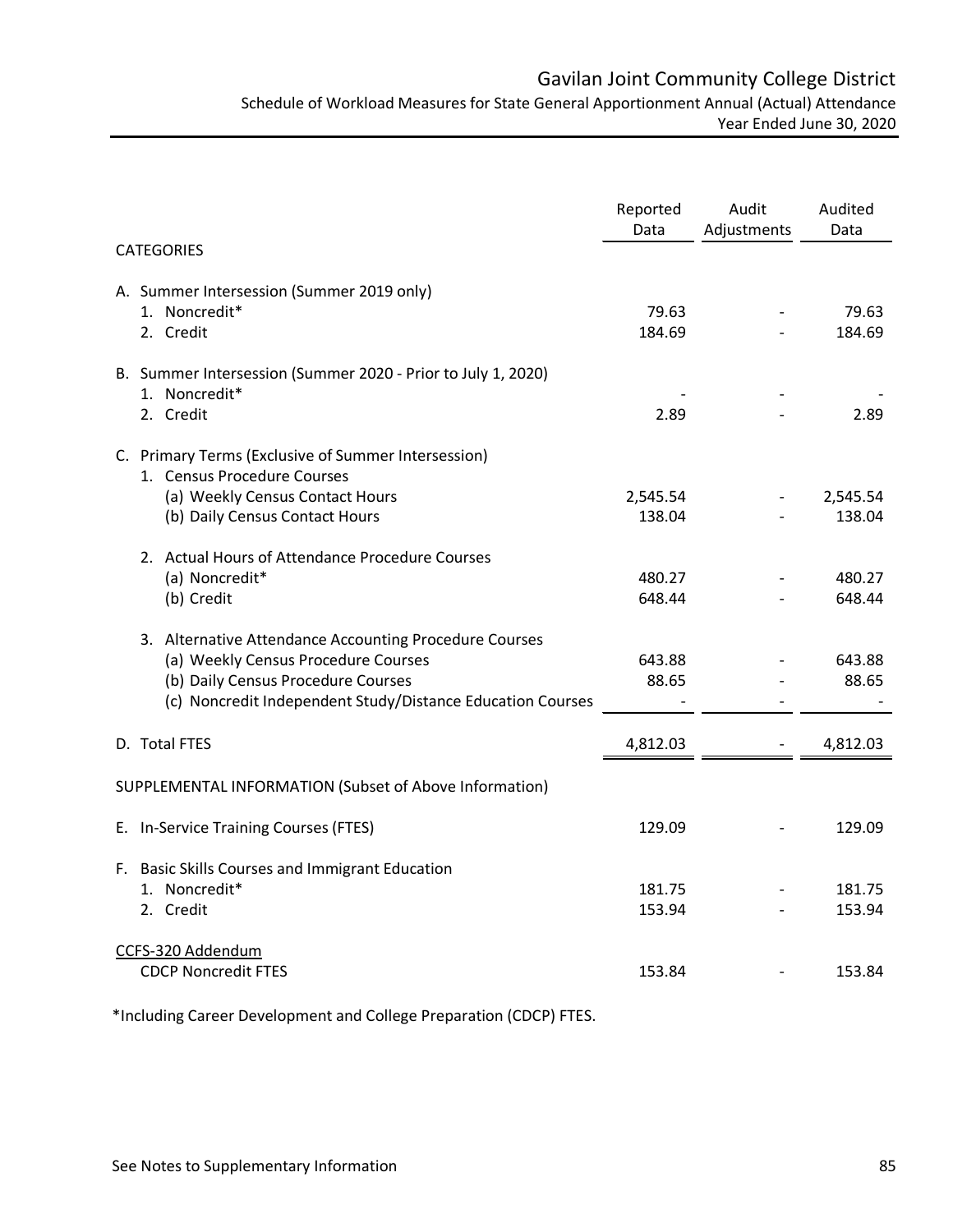# Gavilan Joint Community College District

## Schedule of Workload Measures for State General Apportionment Annual (Actual) Attendance

Year Ended June 30, 2020

| CATEGORIES | Reported Data | Audit Adjustments | Audited Data |
|---|---|---|---|
| A. Summer Intersession (Summer 2019 only) | | | |
| 1. Noncredit* | 79.63 | - | 79.63 |
| 2. Credit | 184.69 | - | 184.69 |
| B. Summer Intersession (Summer 2020 - Prior to July 1, 2020) | | | |
| 1. Noncredit* | - | - | - |
| 2. Credit | 2.89 | - | 2.89 |
| C. Primary Terms (Exclusive of Summer Intersession) | | | |
| 1. Census Procedure Courses | | | |
| (a) Weekly Census Contact Hours | 2,545.54 | - | 2,545.54 |
| (b) Daily Census Contact Hours | 138.04 | - | 138.04 |
| 2. Actual Hours of Attendance Procedure Courses | | | |
| (a) Noncredit* | 480.27 | - | 480.27 |
| (b) Credit | 648.44 | - | 648.44 |
| 3. Alternative Attendance Accounting Procedure Courses | | | |
| (a) Weekly Census Procedure Courses | 643.88 | - | 643.88 |
| (b) Daily Census Procedure Courses | 88.65 | - | 88.65 |
| (c) Noncredit Independent Study/Distance Education Courses | - | - | - |
| D. Total FTES | 4,812.03 | - | 4,812.03 |
| SUPPLEMENTAL INFORMATION (Subset of Above Information) | | | |
| E. In-Service Training Courses (FTES) | 129.09 | - | 129.09 |
| F. Basic Skills Courses and Immigrant Education | | | |
| 1. Noncredit* | 181.75 | - | 181.75 |
| 2. Credit | 153.94 | - | 153.94 |
| CCFS-320 Addendum | | | |
| CDCP Noncredit FTES | 153.84 | - | 153.84 |

*Including Career Development and College Preparation (CDCP) FTES.

See Notes to Supplementary Information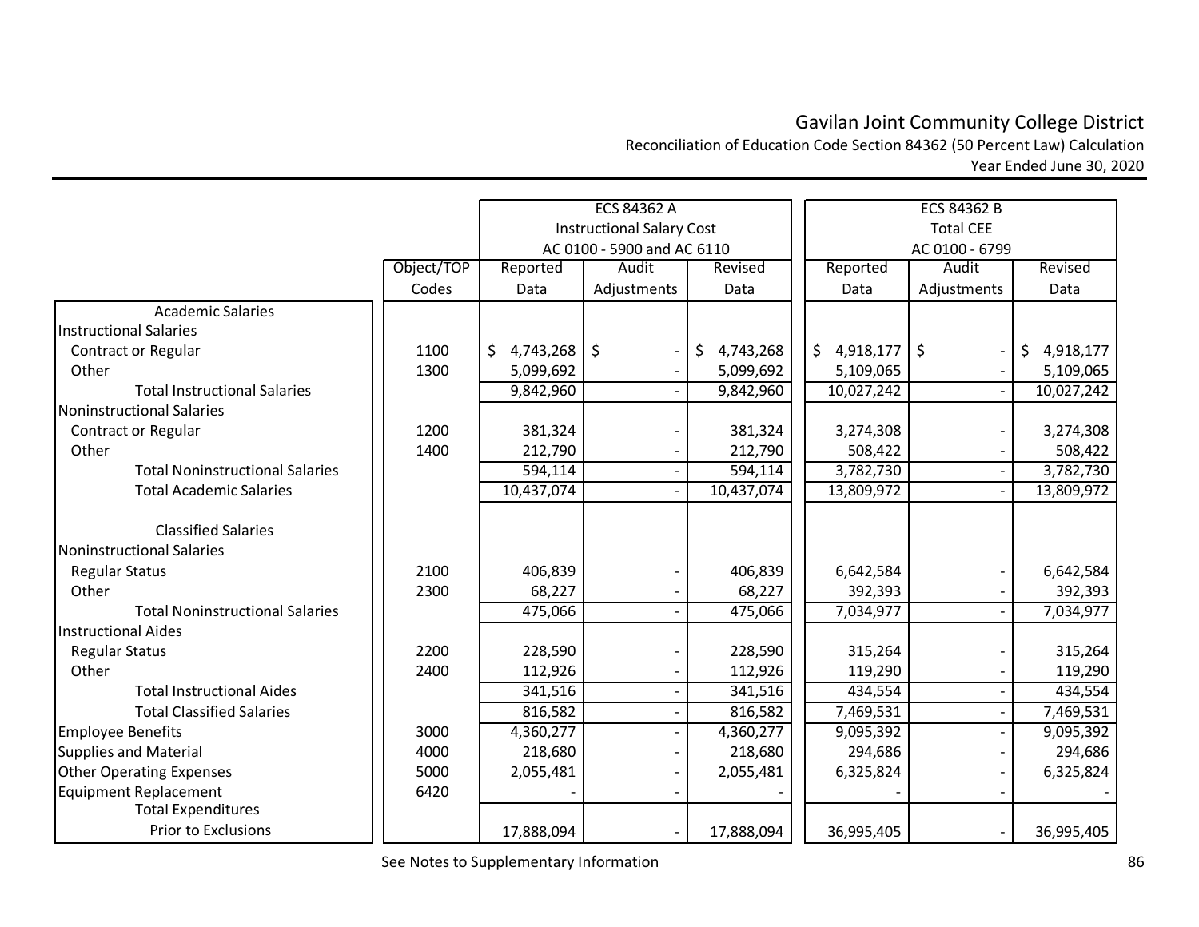# Gavilan Joint Community College District

## Reconciliation of Education Code Section 84362 (50 Percent Law) Calculation

### Year Ended June 30, 2020

| | | ECS 84362 A Instructional Salary Cost AC 0100 - 5900 and AC 6110 | | | ECS 84362 B Total CEE AC 0100 - 6799 | | |
|---|---|---|---|---|---|---|---|
| | Object/TOP Codes | Reported Data | Audit Adjustments | Revised Data | Reported Data | Audit Adjustments | Revised Data |
| **Academic Salaries** | | | | | | | |
| Instructional Salaries | | | | | | | |
| Contract or Regular | 1100 | $ 4,743,268 | $ - | $ 4,743,268 | $ 4,918,177 | $ - | $ 4,918,177 |
| Other | 1300 | 5,099,692 | - | 5,099,692 | 5,109,065 | - | 5,109,065 |
| Total Instructional Salaries | | 9,842,960 | - | 9,842,960 | 10,027,242 | - | 10,027,242 |
| Noninstructional Salaries | | | | | | | |
| Contract or Regular | 1200 | 381,324 | - | 381,324 | 3,274,308 | - | 3,274,308 |
| Other | 1400 | 212,790 | - | 212,790 | 508,422 | - | 508,422 |
| Total Noninstructional Salaries | | 594,114 | - | 594,114 | 3,782,730 | - | 3,782,730 |
| Total Academic Salaries | | 10,437,074 | - | 10,437,074 | 13,809,972 | - | 13,809,972 |
| **Classified Salaries** | | | | | | | |
| Noninstructional Salaries | | | | | | | |
| Regular Status | 2100 | 406,839 | - | 406,839 | 6,642,584 | - | 6,642,584 |
| Other | 2300 | 68,227 | - | 68,227 | 392,393 | - | 392,393 |
| Total Noninstructional Salaries | | 475,066 | - | 475,066 | 7,034,977 | - | 7,034,977 |
| Instructional Aides | | | | | | | |
| Regular Status | 2200 | 228,590 | - | 228,590 | 315,264 | - | 315,264 |
| Other | 2400 | 112,926 | - | 112,926 | 119,290 | - | 119,290 |
| Total Instructional Aides | | 341,516 | - | 341,516 | 434,554 | - | 434,554 |
| Total Classified Salaries | | 816,582 | - | 816,582 | 7,469,531 | - | 7,469,531 |
| Employee Benefits | 3000 | 4,360,277 | - | 4,360,277 | 9,095,392 | - | 9,095,392 |
| Supplies and Material | 4000 | 218,680 | - | 218,680 | 294,686 | - | 294,686 |
| Other Operating Expenses | 5000 | 2,055,481 | - | 2,055,481 | 6,325,824 | - | 6,325,824 |
| Equipment Replacement | 6420 | - | - | - | - | - | - |
| Total Expenditures Prior to Exclusions | | 17,888,094 | - | 17,888,094 | 36,995,405 | - | 36,995,405 |

See Notes to Supplementary Information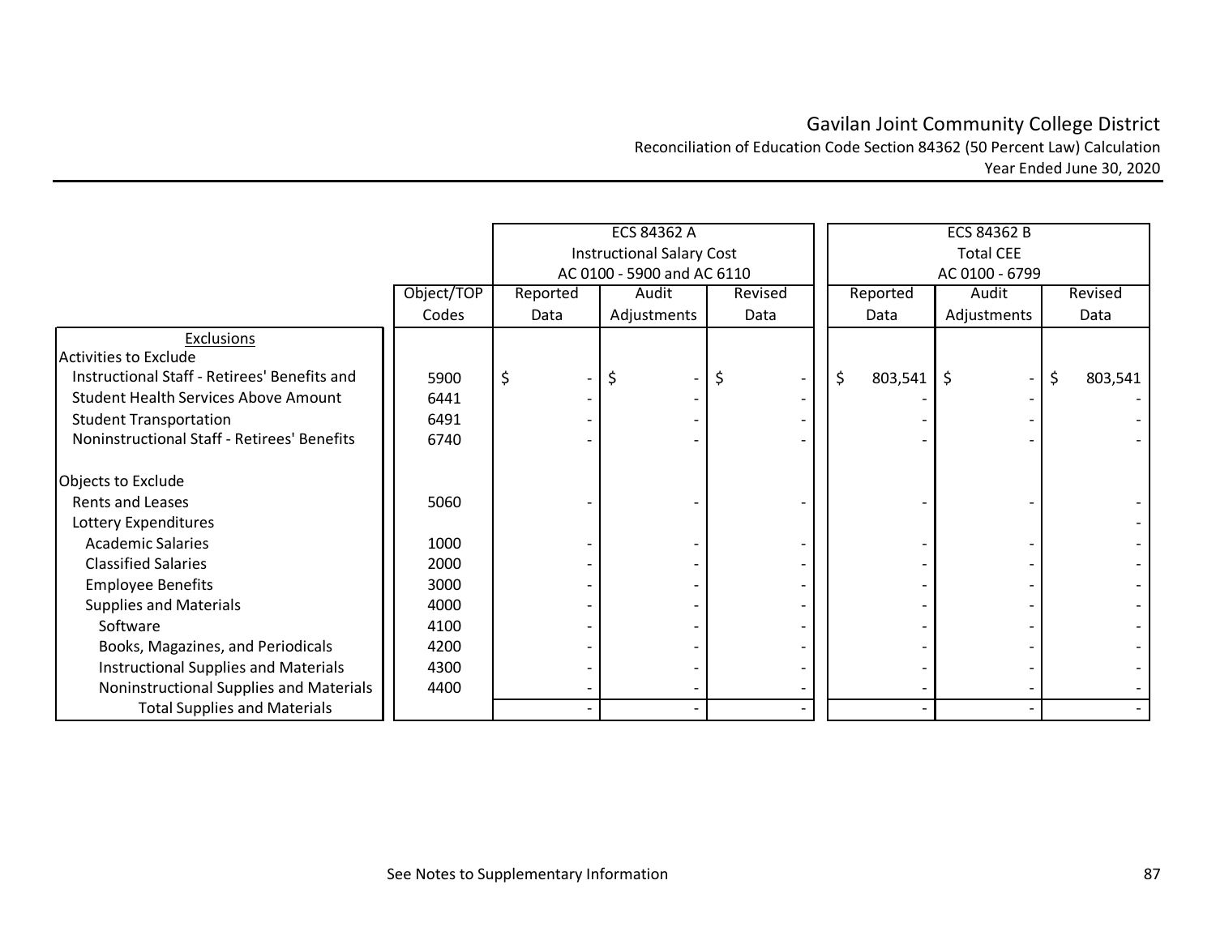# Gavilan Joint Community College District

Reconciliation of Education Code Section 84362 (50 Percent Law) Calculation

Year Ended June 30, 2020

| | | ECS 84362 A Instructional Salary Cost AC 0100 - 5900 and AC 6110 | | | ECS 84362 B Total CEE AC 0100 - 6799 | | |
|---|---|---|---|---|---|---|---|
| | Object/TOP Codes | Reported Data | Audit Adjustments | Revised Data | Reported Data | Audit Adjustments | Revised Data |
| **Exclusions** | | | | | | | |
| Activities to Exclude | | | | | | | |
| Instructional Staff - Retirees' Benefits and | 5900 | $ - | $ - | $ - | $ 803,541 | $ - | $ 803,541 |
| Student Health Services Above Amount | 6441 | - | - | - | - | - | - |
| Student Transportation | 6491 | - | - | - | - | - | - |
| Noninstructional Staff - Retirees' Benefits | 6740 | - | - | - | - | - | - |
| Objects to Exclude | | | | | | | |
| Rents and Leases | 5060 | - | - | - | - | - | - |
| Lottery Expenditures | | | | | | | - |
| Academic Salaries | 1000 | - | - | - | - | - | - |
| Classified Salaries | 2000 | - | - | - | - | - | - |
| Employee Benefits | 3000 | - | - | - | - | - | - |
| Supplies and Materials | 4000 | - | - | - | - | - | - |
| Software | 4100 | - | - | - | - | - | - |
| Books, Magazines, and Periodicals | 4200 | - | - | - | - | - | - |
| Instructional Supplies and Materials | 4300 | - | - | - | - | - | - |
| Noninstructional Supplies and Materials | 4400 | - | - | - | - | - | - |
| Total Supplies and Materials | | - | - | - | - | - | - |

See Notes to Supplementary Information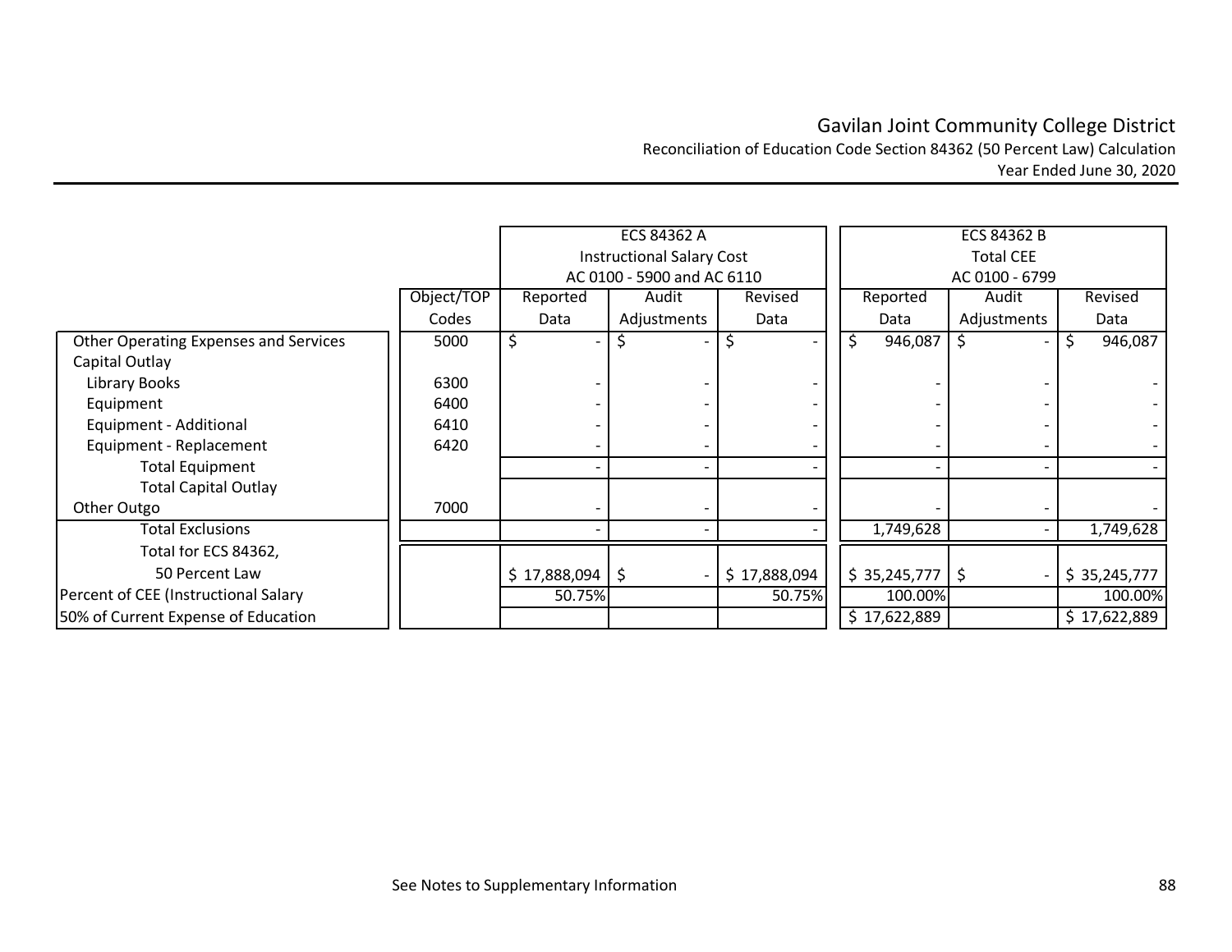# Gavilan Joint Community College District
## Reconciliation of Education Code Section 84362 (50 Percent Law) Calculation
### Year Ended June 30, 2020

| | | ECS 84362 A Instructional Salary Cost AC 0100 - 5900 and AC 6110 | | | ECS 84362 B Total CEE AC 0100 - 6799 | | |
|---|---|---|---|---|---|---|---|
| | Object/TOP Codes | Reported Data | Audit Adjustments | Revised Data | Reported Data | Audit Adjustments | Revised Data |
| Other Operating Expenses and Services | 5000 | $ - | $ - | $ - | $ 946,087 | $ - | $ 946,087 |
| Capital Outlay | | | | | | | |
| Library Books | 6300 | - | - | - | - | - | - |
| Equipment | 6400 | - | - | - | - | - | - |
| Equipment - Additional | 6410 | - | - | - | - | - | - |
| Equipment - Replacement | 6420 | - | - | - | - | - | - |
| Total Equipment | | - | - | - | - | - | - |
| Total Capital Outlay | | | | | | | |
| Other Outgo | 7000 | - | - | - | - | - | - |
| Total Exclusions | | - | - | - | 1,749,628 | - | 1,749,628 |
| Total for ECS 84362, 50 Percent Law | | $ 17,888,094 | $ - | $ 17,888,094 | $ 35,245,777 | $ - | $ 35,245,777 |
| Percent of CEE (Instructional Salary | | 50.75% | | 50.75% | 100.00% | | 100.00% |
| 50% of Current Expense of Education | | | | | $ 17,622,889 | | $ 17,622,889 |

See Notes to Supplementary Information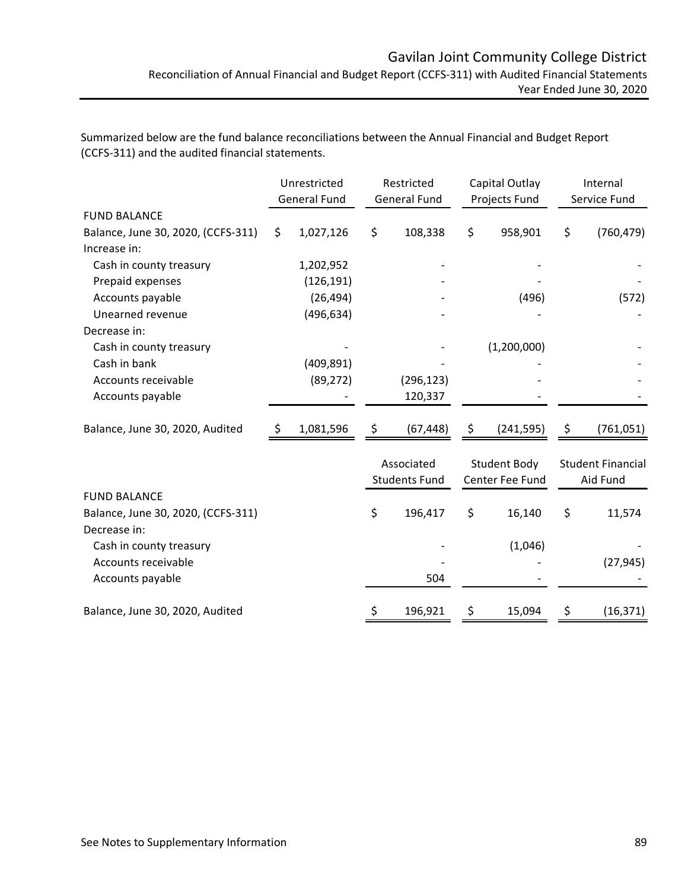# Gavilan Joint Community College District

## Reconciliation of Annual Financial and Budget Report (CCFS-311) with Audited Financial Statements

### Year Ended June 30, 2020

Summarized below are the fund balance reconciliations between the Annual Financial and Budget Report (CCFS-311) and the audited financial statements.

| | Unrestricted General Fund | Restricted General Fund | Capital Outlay Projects Fund | Internal Service Fund |
|---|---|---|---|---|
| FUND BALANCE | | | | |
| Balance, June 30, 2020, (CCFS-311) | $ 1,027,126 | $ 108,338 | $ 958,901 | $ (760,479) |
| Increase in: | | | | |
| Cash in county treasury | 1,202,952 | - | - | - |
| Prepaid expenses | (126,191) | - | - | - |
| Accounts payable | (26,494) | - | (496) | (572) |
| Unearned revenue | (496,634) | - | - | - |
| Decrease in: | | | | |
| Cash in county treasury | - | - | (1,200,000) | - |
| Cash in bank | (409,891) | - | - | - |
| Accounts receivable | (89,272) | (296,123) | - | - |
| Accounts payable | - | 120,337 | - | - |
| Balance, June 30, 2020, Audited | $ 1,081,596 | $ (67,448) | $ (241,595) | $ (761,051) |

| | Associated Students Fund | Student Body Center Fee Fund | Student Financial Aid Fund |
|---|---|---|---|
| FUND BALANCE | | | |
| Balance, June 30, 2020, (CCFS-311) | $ 196,417 | $ 16,140 | $ 11,574 |
| Decrease in: | | | |
| Cash in county treasury | - | (1,046) | - |
| Accounts receivable | - | - | (27,945) |
| Accounts payable | 504 | - | - |
| Balance, June 30, 2020, Audited | $ 196,921 | $ 15,094 | $ (16,371) |

See Notes to Supplementary Information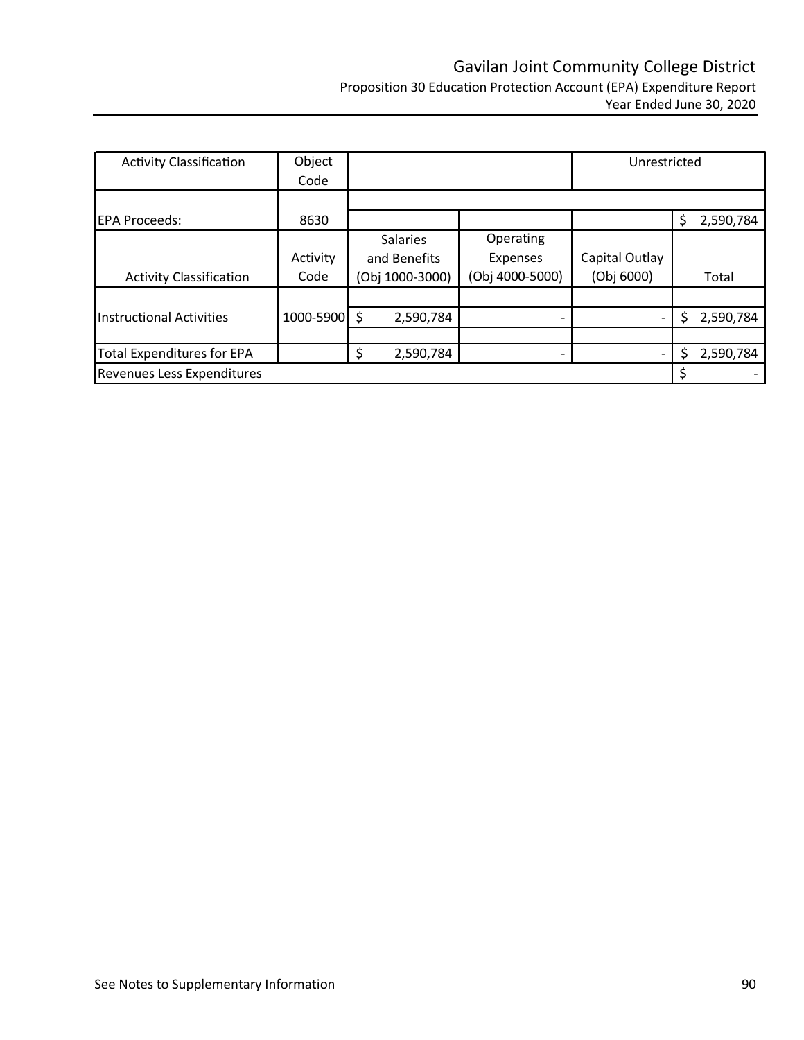# Gavilan Joint Community College District

Proposition 30 Education Protection Account (EPA) Expenditure Report
Year Ended June 30, 2020

| Activity Classification | Object Code | | | Unrestricted | |
|---|---|---|---|---|---|
| EPA Proceeds: | 8630 | | | | $ 2,590,784 |
| Activity Classification | Activity Code | Salaries and Benefits (Obj 1000-3000) | Operating Expenses (Obj 4000-5000) | Capital Outlay (Obj 6000) | Total |
| Instructional Activities | 1000-5900 | $ 2,590,784 | - | - | $ 2,590,784 |
| Total Expenditures for EPA | | $ 2,590,784 | - | - | $ 2,590,784 |
| Revenues Less Expenditures | | | | | $ - |

See Notes to Supplementary Information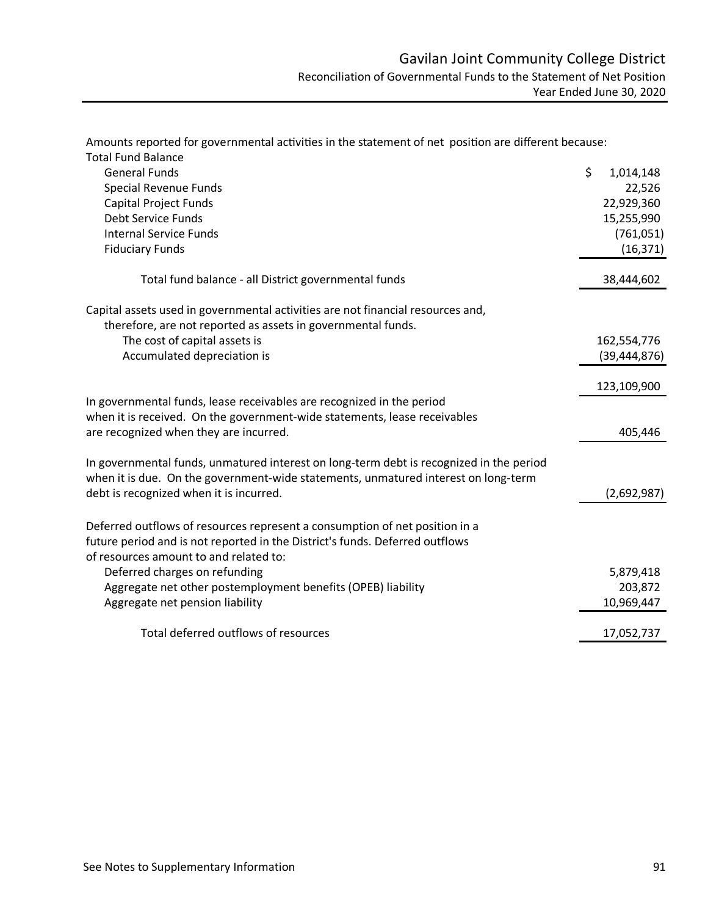# Gavilan Joint Community College District

## Reconciliation of Governmental Funds to the Statement of Net Position

### Year Ended June 30, 2020

Amounts reported for governmental activities in the statement of net position are different because:

| | |
|---|---|
| Total Fund Balance | |
| General Funds | $ 1,014,148 |
| Special Revenue Funds | 22,526 |
| Capital Project Funds | 22,929,360 |
| Debt Service Funds | 15,255,990 |
| Internal Service Funds | (761,051) |
| Fiduciary Funds | (16,371) |
| Total fund balance - all District governmental funds | 38,444,602 |
| Capital assets used in governmental activities are not financial resources and, therefore, are not reported as assets in governmental funds. | |
| The cost of capital assets is | 162,554,776 |
| Accumulated depreciation is | (39,444,876) |
| | 123,109,900 |
| In governmental funds, lease receivables are recognized in the period when it is received. On the government-wide statements, lease receivables are recognized when they are incurred. | 405,446 |
| In governmental funds, unmatured interest on long-term debt is recognized in the period when it is due. On the government-wide statements, unmatured interest on long-term debt is recognized when it is incurred. | (2,692,987) |
| Deferred outflows of resources represent a consumption of net position in a future period and is not reported in the District's funds. Deferred outflows of resources amount to and related to: | |
| Deferred charges on refunding | 5,879,418 |
| Aggregate net other postemployment benefits (OPEB) liability | 203,872 |
| Aggregate net pension liability | 10,969,447 |
| Total deferred outflows of resources | 17,052,737 |

See Notes to Supplementary Information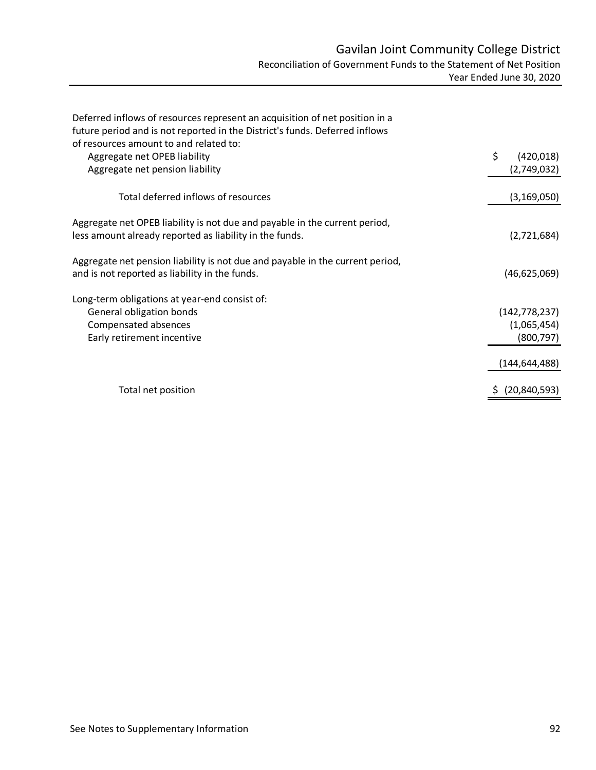# Gavilan Joint Community College District

## Reconciliation of Government Funds to the Statement of Net Position

### Year Ended June 30, 2020

| | |
|---|---|
| Deferred inflows of resources represent an acquisition of net position in a future period and is not reported in the District's funds. Deferred inflows of resources amount to and related to: | |
| Aggregate net OPEB liability | $ (420,018) |
| Aggregate net pension liability | (2,749,032) |
| Total deferred inflows of resources | (3,169,050) |
| Aggregate net OPEB liability is not due and payable in the current period, less amount already reported as liability in the funds. | (2,721,684) |
| Aggregate net pension liability is not due and payable in the current period, and is not reported as liability in the funds. | (46,625,069) |
| Long-term obligations at year-end consist of: | |
| General obligation bonds | (142,778,237) |
| Compensated absences | (1,065,454) |
| Early retirement incentive | (800,797) |
| | (144,644,488) |
| Total net position | $ (20,840,593) |

See Notes to Supplementary Information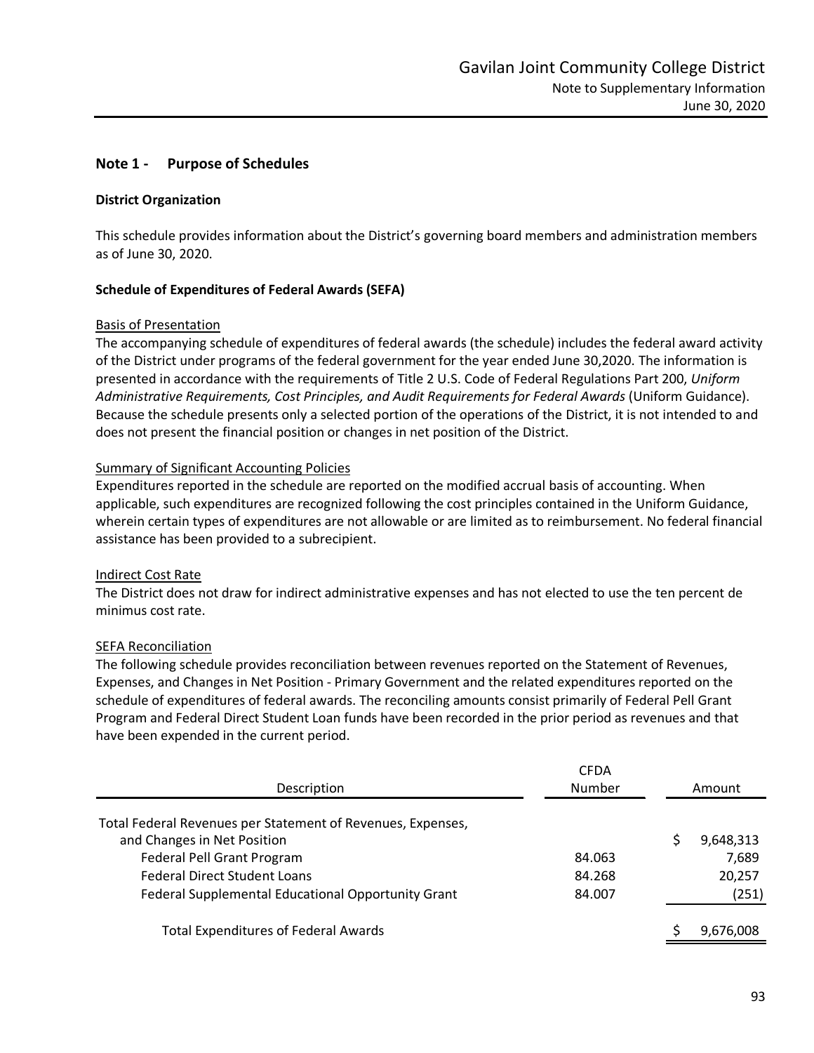## Note 1 - Purpose of Schedules

### District Organization

This schedule provides information about the District's governing board members and administration members as of June 30, 2020.

### Schedule of Expenditures of Federal Awards (SEFA)

Basis of Presentation

The accompanying schedule of expenditures of federal awards (the schedule) includes the federal award activity of the District under programs of the federal government for the year ended June 30,2020. The information is presented in accordance with the requirements of Title 2 U.S. Code of Federal Regulations Part 200, *Uniform Administrative Requirements, Cost Principles, and Audit Requirements for Federal Awards* (Uniform Guidance). Because the schedule presents only a selected portion of the operations of the District, it is not intended to and does not present the financial position or changes in net position of the District.

Summary of Significant Accounting Policies

Expenditures reported in the schedule are reported on the modified accrual basis of accounting. When applicable, such expenditures are recognized following the cost principles contained in the Uniform Guidance, wherein certain types of expenditures are not allowable or are limited as to reimbursement. No federal financial assistance has been provided to a subrecipient.

Indirect Cost Rate

The District does not draw for indirect administrative expenses and has not elected to use the ten percent de minimus cost rate.

SEFA Reconciliation

The following schedule provides reconciliation between revenues reported on the Statement of Revenues, Expenses, and Changes in Net Position - Primary Government and the related expenditures reported on the schedule of expenditures of federal awards. The reconciling amounts consist primarily of Federal Pell Grant Program and Federal Direct Student Loan funds have been recorded in the prior period as revenues and that have been expended in the current period.

| Description | CFDA Number | Amount |
|---|---|---|
| Total Federal Revenues per Statement of Revenues, Expenses, and Changes in Net Position | | $ 9,648,313 |
| Federal Pell Grant Program | 84.063 | 7,689 |
| Federal Direct Student Loans | 84.268 | 20,257 |
| Federal Supplemental Educational Opportunity Grant | 84.007 | (251) |
| Total Expenditures of Federal Awards | | $ 9,676,008 |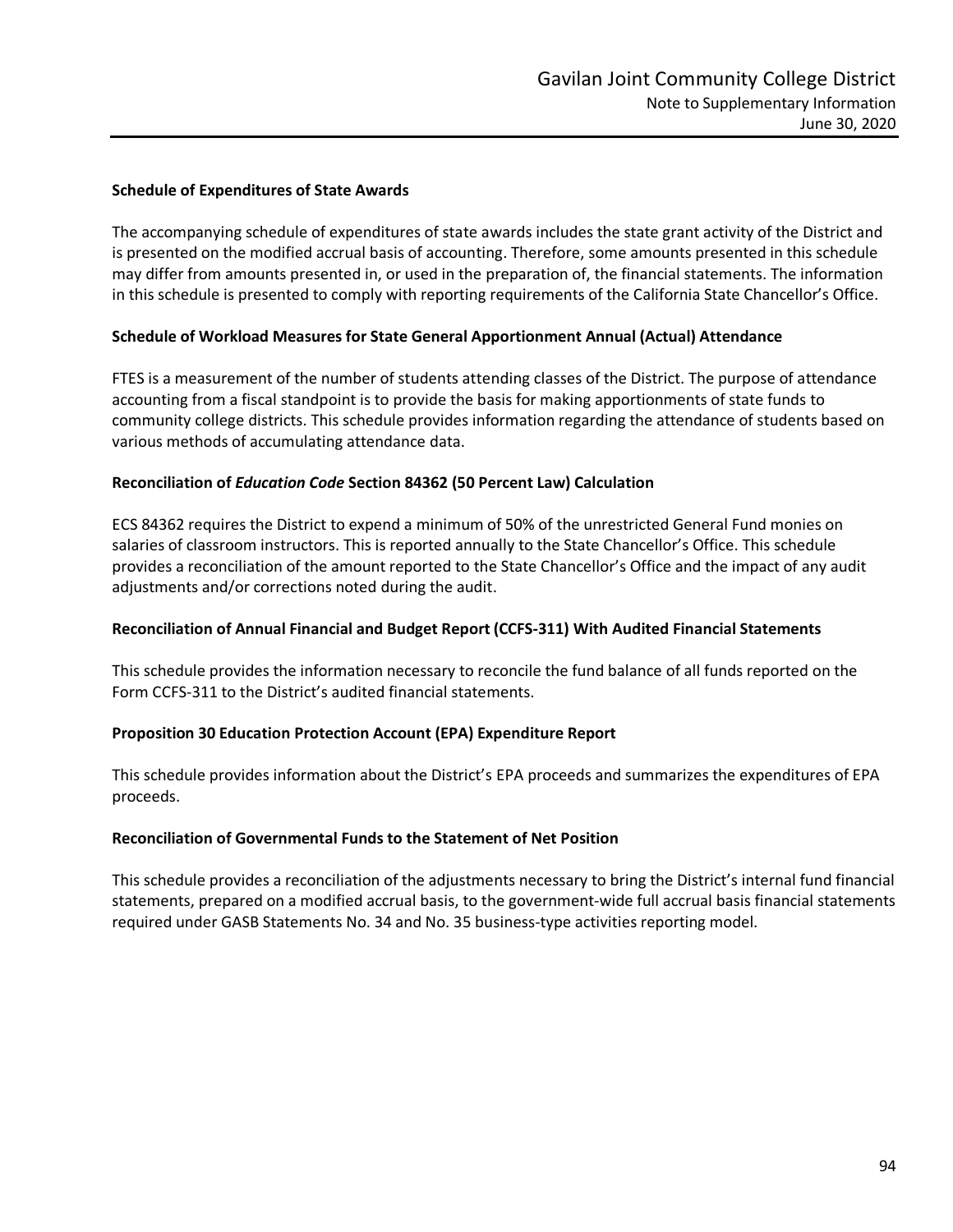## Schedule of Expenditures of State Awards

The accompanying schedule of expenditures of state awards includes the state grant activity of the District and is presented on the modified accrual basis of accounting. Therefore, some amounts presented in this schedule may differ from amounts presented in, or used in the preparation of, the financial statements. The information in this schedule is presented to comply with reporting requirements of the California State Chancellor's Office.

## Schedule of Workload Measures for State General Apportionment Annual (Actual) Attendance

FTES is a measurement of the number of students attending classes of the District. The purpose of attendance accounting from a fiscal standpoint is to provide the basis for making apportionments of state funds to community college districts. This schedule provides information regarding the attendance of students based on various methods of accumulating attendance data.

## Reconciliation of *Education Code* Section 84362 (50 Percent Law) Calculation

ECS 84362 requires the District to expend a minimum of 50% of the unrestricted General Fund monies on salaries of classroom instructors. This is reported annually to the State Chancellor's Office. This schedule provides a reconciliation of the amount reported to the State Chancellor's Office and the impact of any audit adjustments and/or corrections noted during the audit.

## Reconciliation of Annual Financial and Budget Report (CCFS-311) With Audited Financial Statements

This schedule provides the information necessary to reconcile the fund balance of all funds reported on the Form CCFS-311 to the District's audited financial statements.

## Proposition 30 Education Protection Account (EPA) Expenditure Report

This schedule provides information about the District's EPA proceeds and summarizes the expenditures of EPA proceeds.

## Reconciliation of Governmental Funds to the Statement of Net Position

This schedule provides a reconciliation of the adjustments necessary to bring the District's internal fund financial statements, prepared on a modified accrual basis, to the government-wide full accrual basis financial statements required under GASB Statements No. 34 and No. 35 business-type activities reporting model.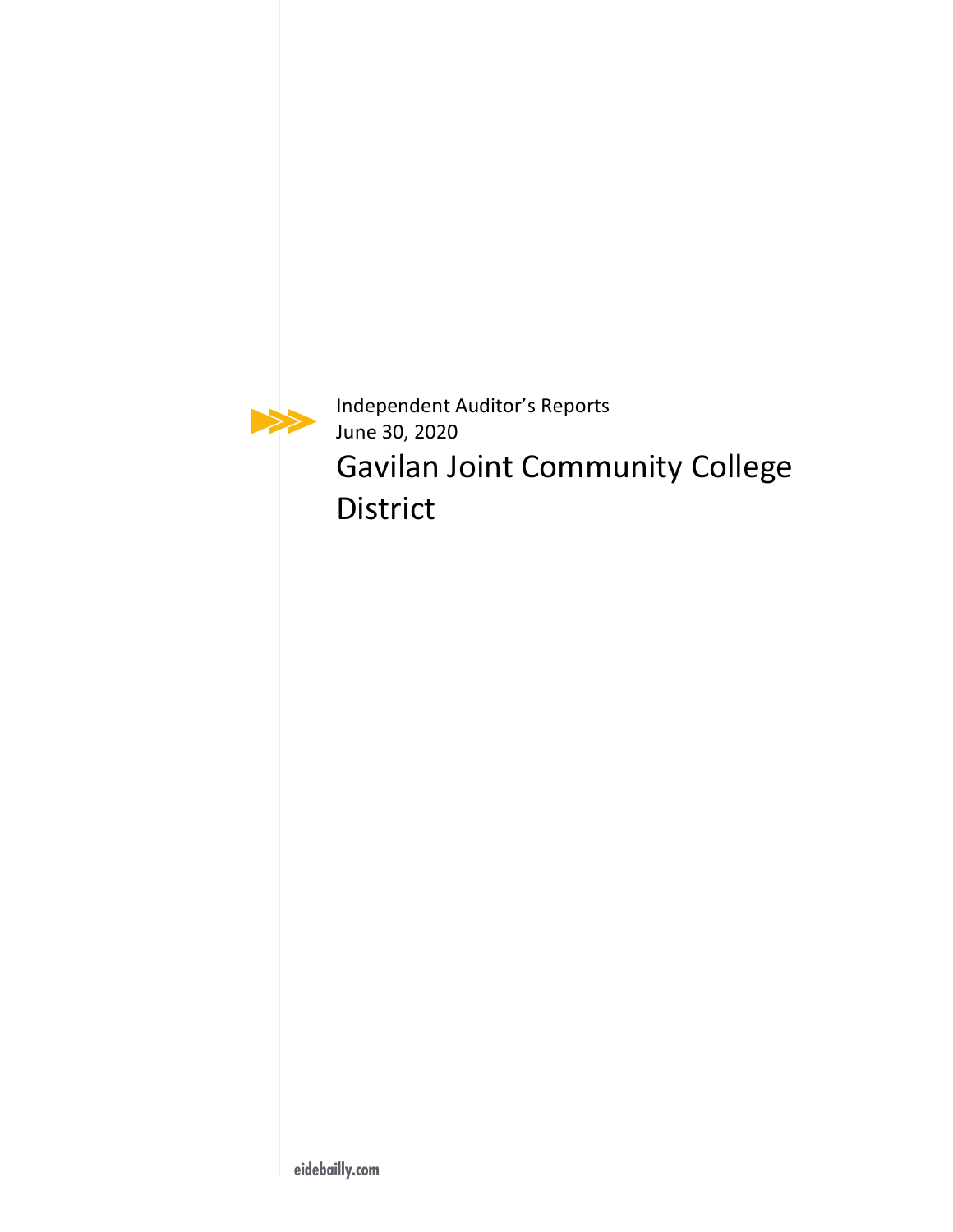Independent Auditor's Reports

June 30, 2020

# Gavilan Joint Community College District

eidebailly.com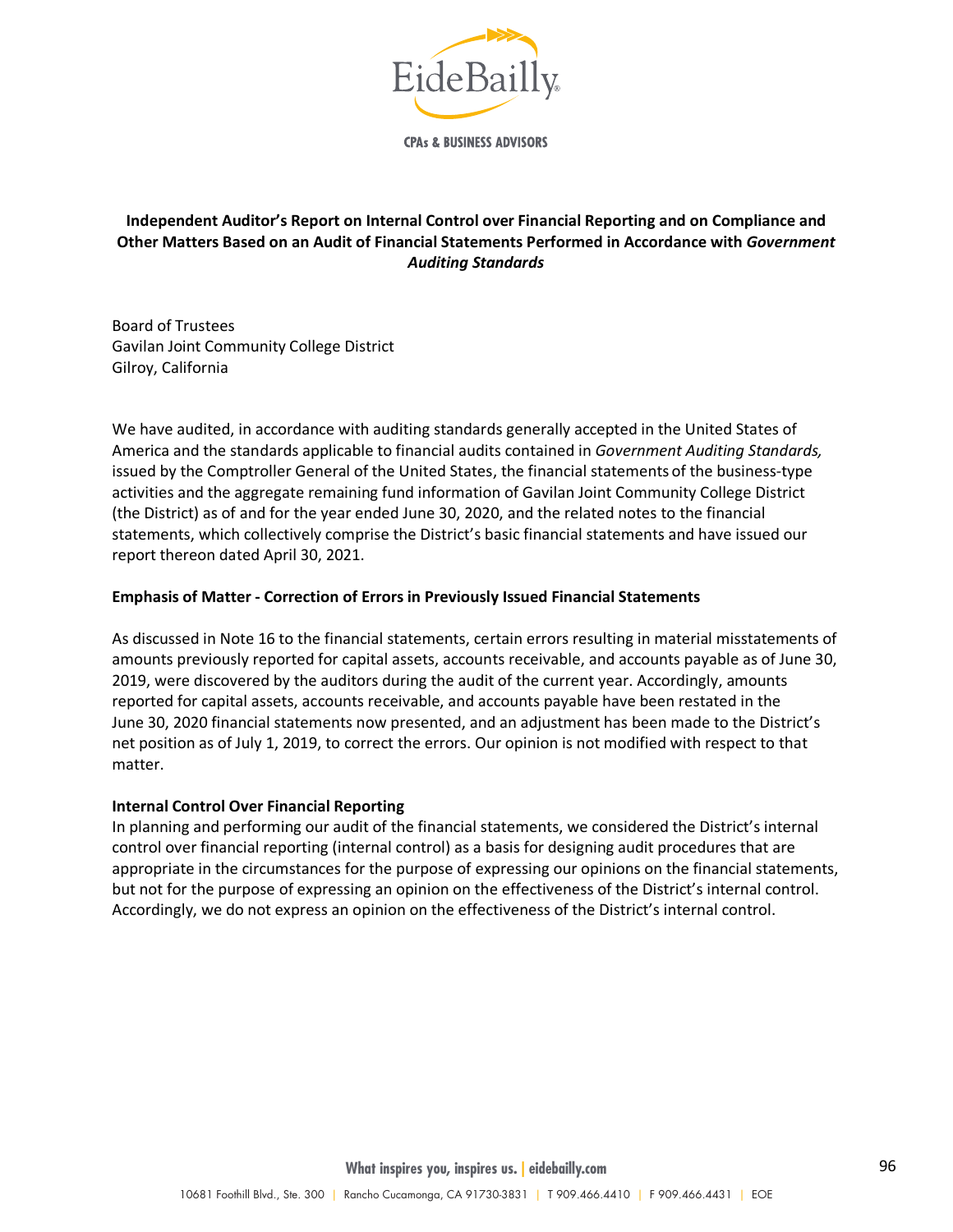**CPAs & BUSINESS ADVISORS**

## Independent Auditor's Report on Internal Control over Financial Reporting and on Compliance and Other Matters Based on an Audit of Financial Statements Performed in Accordance with *Government Auditing Standards*

Board of Trustees
Gavilan Joint Community College District
Gilroy, California

We have audited, in accordance with auditing standards generally accepted in the United States of America and the standards applicable to financial audits contained in *Government Auditing Standards,* issued by the Comptroller General of the United States, the financial statements of the business-type activities and the aggregate remaining fund information of Gavilan Joint Community College District (the District) as of and for the year ended June 30, 2020, and the related notes to the financial statements, which collectively comprise the District's basic financial statements and have issued our report thereon dated April 30, 2021.

**Emphasis of Matter - Correction of Errors in Previously Issued Financial Statements**

As discussed in Note 16 to the financial statements, certain errors resulting in material misstatements of amounts previously reported for capital assets, accounts receivable, and accounts payable as of June 30, 2019, were discovered by the auditors during the audit of the current year. Accordingly, amounts reported for capital assets, accounts receivable, and accounts payable have been restated in the June 30, 2020 financial statements now presented, and an adjustment has been made to the District's net position as of July 1, 2019, to correct the errors. Our opinion is not modified with respect to that matter.

**Internal Control Over Financial Reporting**

In planning and performing our audit of the financial statements, we considered the District's internal control over financial reporting (internal control) as a basis for designing audit procedures that are appropriate in the circumstances for the purpose of expressing our opinions on the financial statements, but not for the purpose of expressing an opinion on the effectiveness of the District's internal control. Accordingly, we do not express an opinion on the effectiveness of the District's internal control.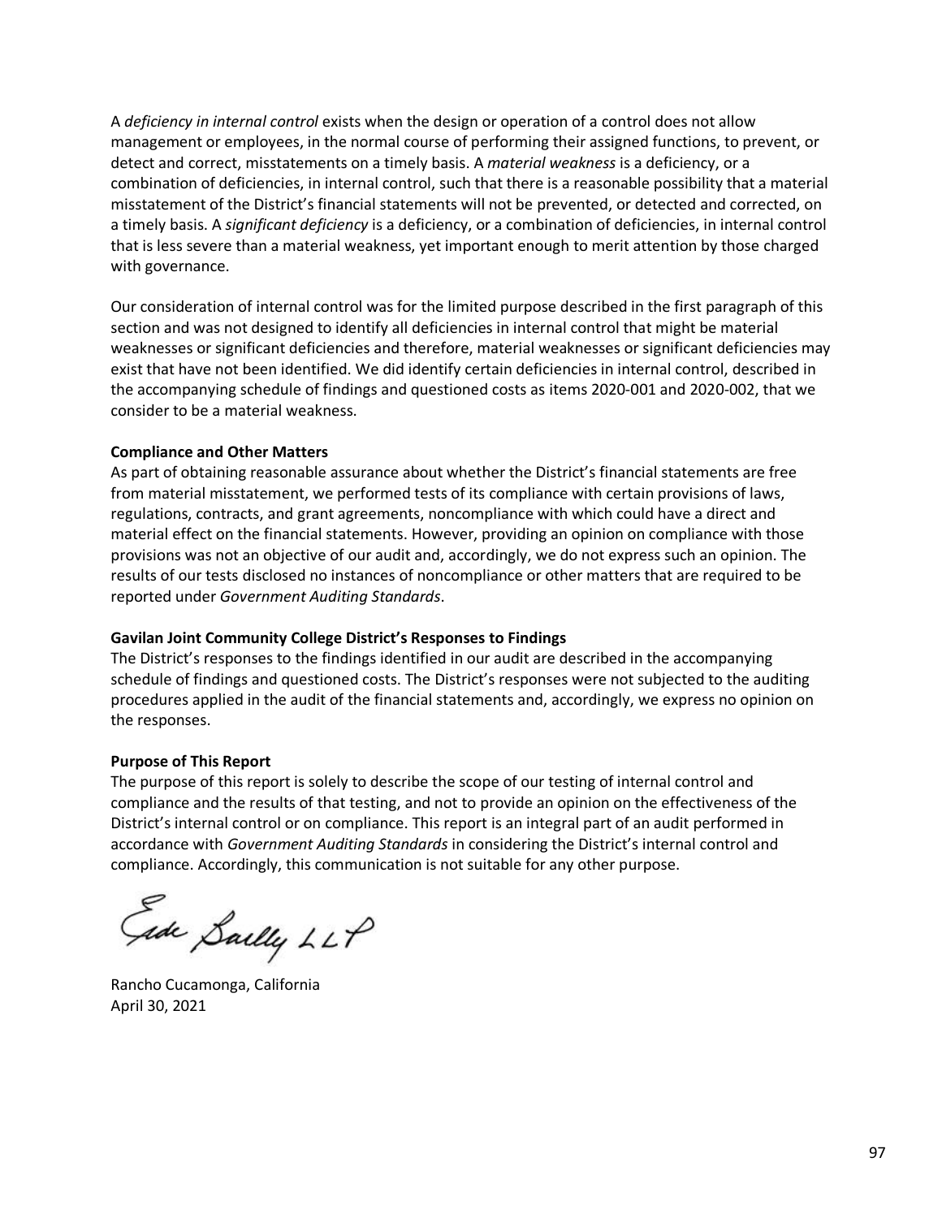A *deficiency in internal control* exists when the design or operation of a control does not allow management or employees, in the normal course of performing their assigned functions, to prevent, or detect and correct, misstatements on a timely basis. A *material weakness* is a deficiency, or a combination of deficiencies, in internal control, such that there is a reasonable possibility that a material misstatement of the District's financial statements will not be prevented, or detected and corrected, on a timely basis. A *significant deficiency* is a deficiency, or a combination of deficiencies, in internal control that is less severe than a material weakness, yet important enough to merit attention by those charged with governance.

Our consideration of internal control was for the limited purpose described in the first paragraph of this section and was not designed to identify all deficiencies in internal control that might be material weaknesses or significant deficiencies and therefore, material weaknesses or significant deficiencies may exist that have not been identified. We did identify certain deficiencies in internal control, described in the accompanying schedule of findings and questioned costs as items 2020-001 and 2020-002, that we consider to be a material weakness.

**Compliance and Other Matters**

As part of obtaining reasonable assurance about whether the District's financial statements are free from material misstatement, we performed tests of its compliance with certain provisions of laws, regulations, contracts, and grant agreements, noncompliance with which could have a direct and material effect on the financial statements. However, providing an opinion on compliance with those provisions was not an objective of our audit and, accordingly, we do not express such an opinion. The results of our tests disclosed no instances of noncompliance or other matters that are required to be reported under *Government Auditing Standards*.

**Gavilan Joint Community College District's Responses to Findings**

The District's responses to the findings identified in our audit are described in the accompanying schedule of findings and questioned costs. The District's responses were not subjected to the auditing procedures applied in the audit of the financial statements and, accordingly, we express no opinion on the responses.

**Purpose of This Report**

The purpose of this report is solely to describe the scope of our testing of internal control and compliance and the results of that testing, and not to provide an opinion on the effectiveness of the District's internal control or on compliance. This report is an integral part of an audit performed in accordance with *Government Auditing Standards* in considering the District's internal control and compliance. Accordingly, this communication is not suitable for any other purpose.

Eide Bailly LLP

Rancho Cucamonga, California
April 30, 2021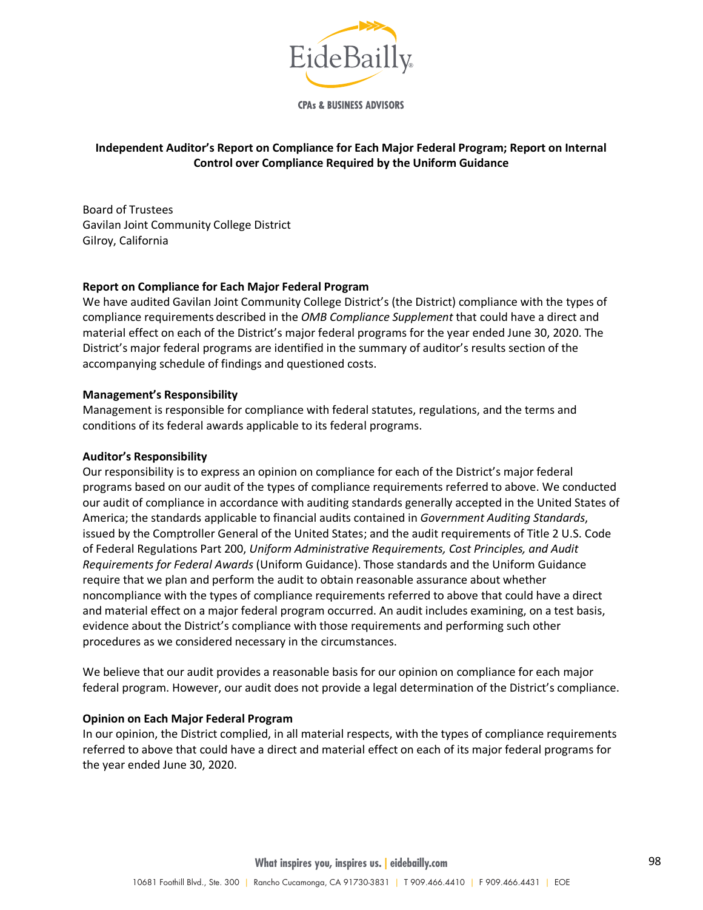# Independent Auditor's Report on Compliance for Each Major Federal Program; Report on Internal Control over Compliance Required by the Uniform Guidance

Board of Trustees
Gavilan Joint Community College District
Gilroy, California

## Report on Compliance for Each Major Federal Program

We have audited Gavilan Joint Community College District's (the District) compliance with the types of compliance requirements described in the *OMB Compliance Supplement* that could have a direct and material effect on each of the District's major federal programs for the year ended June 30, 2020. The District's major federal programs are identified in the summary of auditor's results section of the accompanying schedule of findings and questioned costs.

## Management's Responsibility

Management is responsible for compliance with federal statutes, regulations, and the terms and conditions of its federal awards applicable to its federal programs.

## Auditor's Responsibility

Our responsibility is to express an opinion on compliance for each of the District's major federal programs based on our audit of the types of compliance requirements referred to above. We conducted our audit of compliance in accordance with auditing standards generally accepted in the United States of America; the standards applicable to financial audits contained in *Government Auditing Standards*, issued by the Comptroller General of the United States; and the audit requirements of Title 2 U.S. Code of Federal Regulations Part 200, *Uniform Administrative Requirements, Cost Principles, and Audit Requirements for Federal Awards* (Uniform Guidance). Those standards and the Uniform Guidance require that we plan and perform the audit to obtain reasonable assurance about whether noncompliance with the types of compliance requirements referred to above that could have a direct and material effect on a major federal program occurred. An audit includes examining, on a test basis, evidence about the District's compliance with those requirements and performing such other procedures as we considered necessary in the circumstances.

We believe that our audit provides a reasonable basis for our opinion on compliance for each major federal program. However, our audit does not provide a legal determination of the District's compliance.

## Opinion on Each Major Federal Program

In our opinion, the District complied, in all material respects, with the types of compliance requirements referred to above that could have a direct and material effect on each of its major federal programs for the year ended June 30, 2020.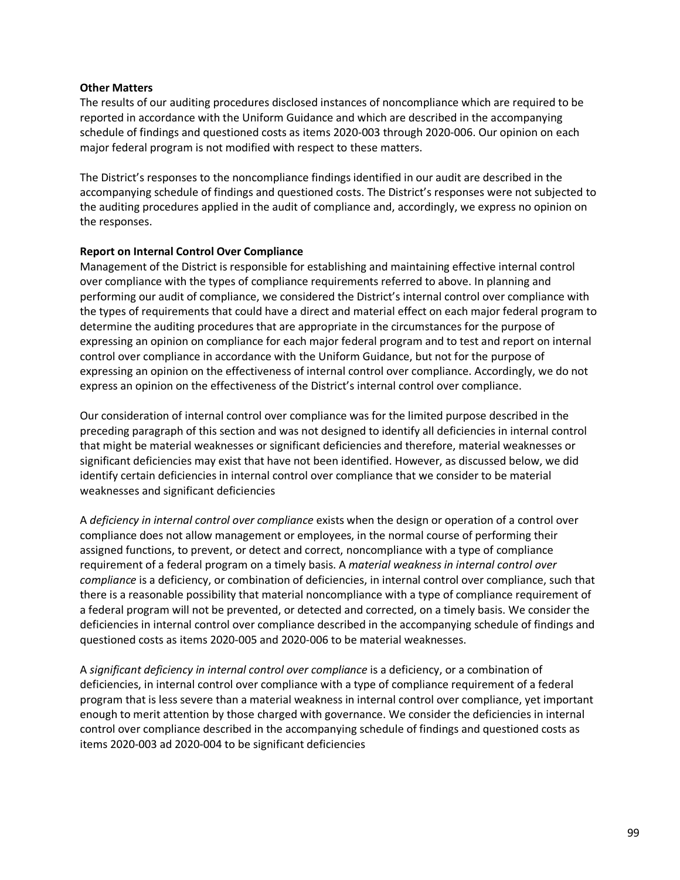**Other Matters**

The results of our auditing procedures disclosed instances of noncompliance which are required to be reported in accordance with the Uniform Guidance and which are described in the accompanying schedule of findings and questioned costs as items 2020-003 through 2020-006. Our opinion on each major federal program is not modified with respect to these matters.

The District's responses to the noncompliance findings identified in our audit are described in the accompanying schedule of findings and questioned costs. The District's responses were not subjected to the auditing procedures applied in the audit of compliance and, accordingly, we express no opinion on the responses.

**Report on Internal Control Over Compliance**

Management of the District is responsible for establishing and maintaining effective internal control over compliance with the types of compliance requirements referred to above. In planning and performing our audit of compliance, we considered the District's internal control over compliance with the types of requirements that could have a direct and material effect on each major federal program to determine the auditing procedures that are appropriate in the circumstances for the purpose of expressing an opinion on compliance for each major federal program and to test and report on internal control over compliance in accordance with the Uniform Guidance, but not for the purpose of expressing an opinion on the effectiveness of internal control over compliance. Accordingly, we do not express an opinion on the effectiveness of the District's internal control over compliance.

Our consideration of internal control over compliance was for the limited purpose described in the preceding paragraph of this section and was not designed to identify all deficiencies in internal control that might be material weaknesses or significant deficiencies and therefore, material weaknesses or significant deficiencies may exist that have not been identified. However, as discussed below, we did identify certain deficiencies in internal control over compliance that we consider to be material weaknesses and significant deficiencies

A *deficiency in internal control over compliance* exists when the design or operation of a control over compliance does not allow management or employees, in the normal course of performing their assigned functions, to prevent, or detect and correct, noncompliance with a type of compliance requirement of a federal program on a timely basis. A *material weakness in internal control over compliance* is a deficiency, or combination of deficiencies, in internal control over compliance, such that there is a reasonable possibility that material noncompliance with a type of compliance requirement of a federal program will not be prevented, or detected and corrected, on a timely basis. We consider the deficiencies in internal control over compliance described in the accompanying schedule of findings and questioned costs as items 2020-005 and 2020-006 to be material weaknesses.

A *significant deficiency in internal control over compliance* is a deficiency, or a combination of deficiencies, in internal control over compliance with a type of compliance requirement of a federal program that is less severe than a material weakness in internal control over compliance, yet important enough to merit attention by those charged with governance. We consider the deficiencies in internal control over compliance described in the accompanying schedule of findings and questioned costs as items 2020-003 ad 2020-004 to be significant deficiencies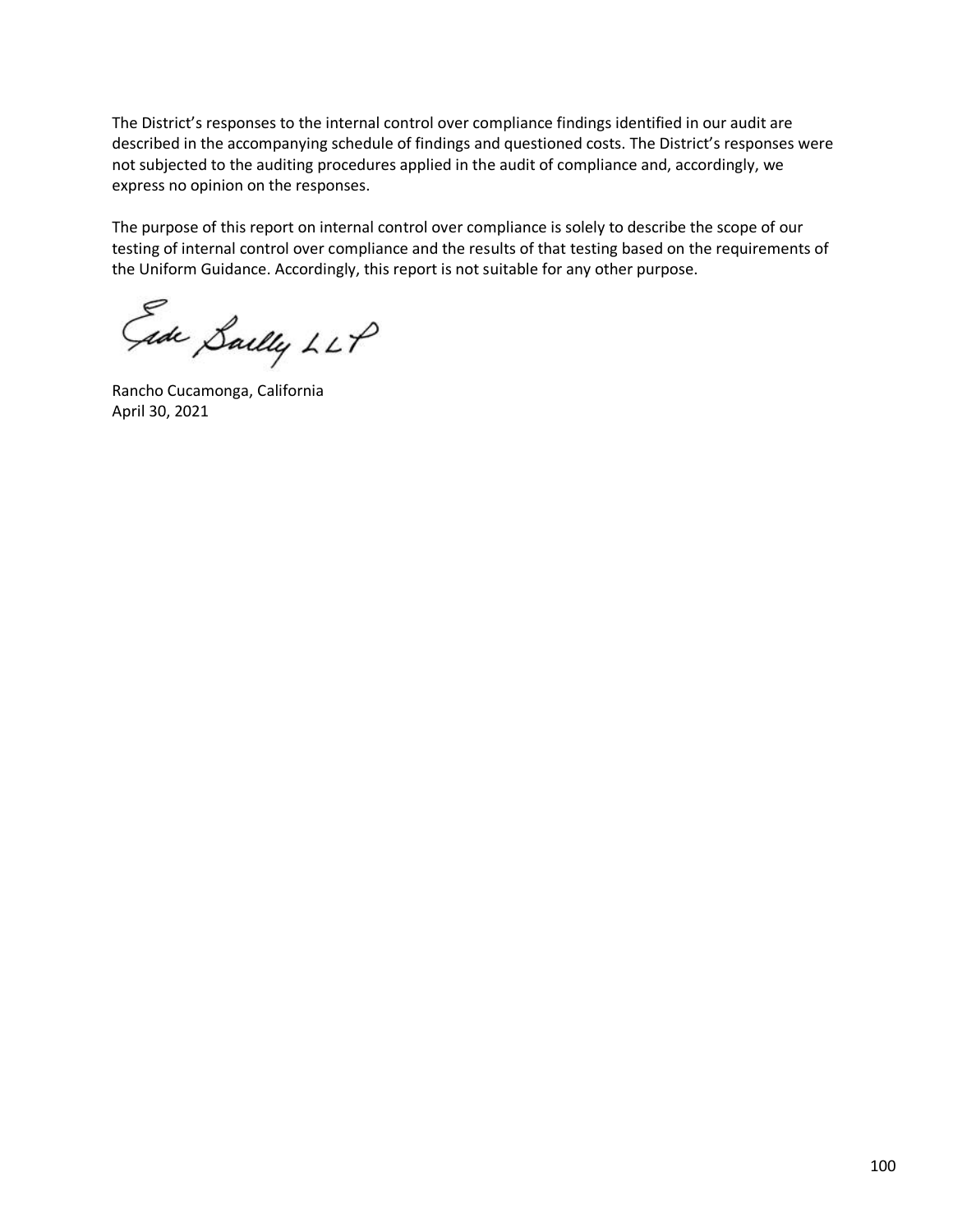The District's responses to the internal control over compliance findings identified in our audit are described in the accompanying schedule of findings and questioned costs. The District's responses were not subjected to the auditing procedures applied in the audit of compliance and, accordingly, we express no opinion on the responses.

The purpose of this report on internal control over compliance is solely to describe the scope of our testing of internal control over compliance and the results of that testing based on the requirements of the Uniform Guidance. Accordingly, this report is not suitable for any other purpose.

Eide Bailly LLP

Rancho Cucamonga, California
April 30, 2021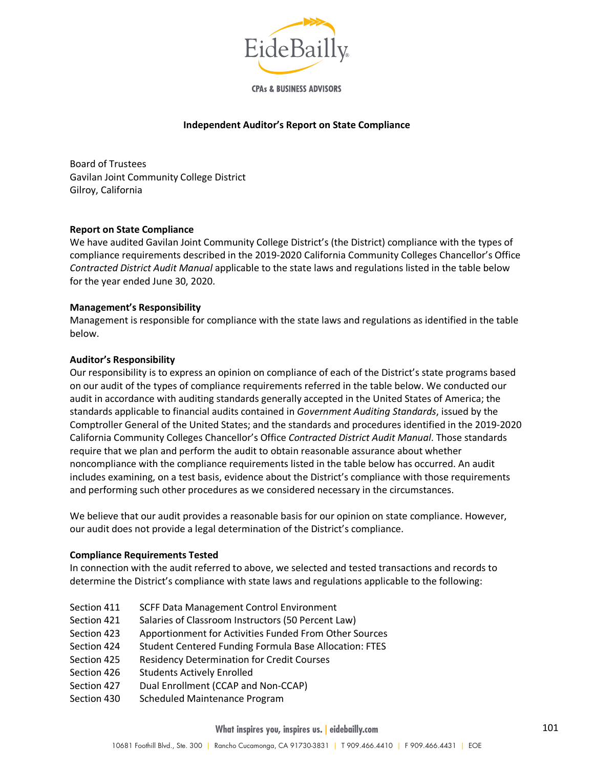# Independent Auditor's Report on State Compliance

Board of Trustees
Gavilan Joint Community College District
Gilroy, California

## Report on State Compliance

We have audited Gavilan Joint Community College District's (the District) compliance with the types of compliance requirements described in the 2019-2020 California Community Colleges Chancellor's Office *Contracted District Audit Manual* applicable to the state laws and regulations listed in the table below for the year ended June 30, 2020.

## Management's Responsibility

Management is responsible for compliance with the state laws and regulations as identified in the table below.

## Auditor's Responsibility

Our responsibility is to express an opinion on compliance of each of the District's state programs based on our audit of the types of compliance requirements referred in the table below. We conducted our audit in accordance with auditing standards generally accepted in the United States of America; the standards applicable to financial audits contained in *Government Auditing Standards*, issued by the Comptroller General of the United States; and the standards and procedures identified in the 2019-2020 California Community Colleges Chancellor's Office *Contracted District Audit Manual*. Those standards require that we plan and perform the audit to obtain reasonable assurance about whether noncompliance with the compliance requirements listed in the table below has occurred. An audit includes examining, on a test basis, evidence about the District's compliance with those requirements and performing such other procedures as we considered necessary in the circumstances.

We believe that our audit provides a reasonable basis for our opinion on state compliance. However, our audit does not provide a legal determination of the District's compliance.

## Compliance Requirements Tested

In connection with the audit referred to above, we selected and tested transactions and records to determine the District's compliance with state laws and regulations applicable to the following:

| | |
|---|---|
| Section 411 | SCFF Data Management Control Environment |
| Section 421 | Salaries of Classroom Instructors (50 Percent Law) |
| Section 423 | Apportionment for Activities Funded From Other Sources |
| Section 424 | Student Centered Funding Formula Base Allocation: FTES |
| Section 425 | Residency Determination for Credit Courses |
| Section 426 | Students Actively Enrolled |
| Section 427 | Dual Enrollment (CCAP and Non-CCAP) |
| Section 430 | Scheduled Maintenance Program |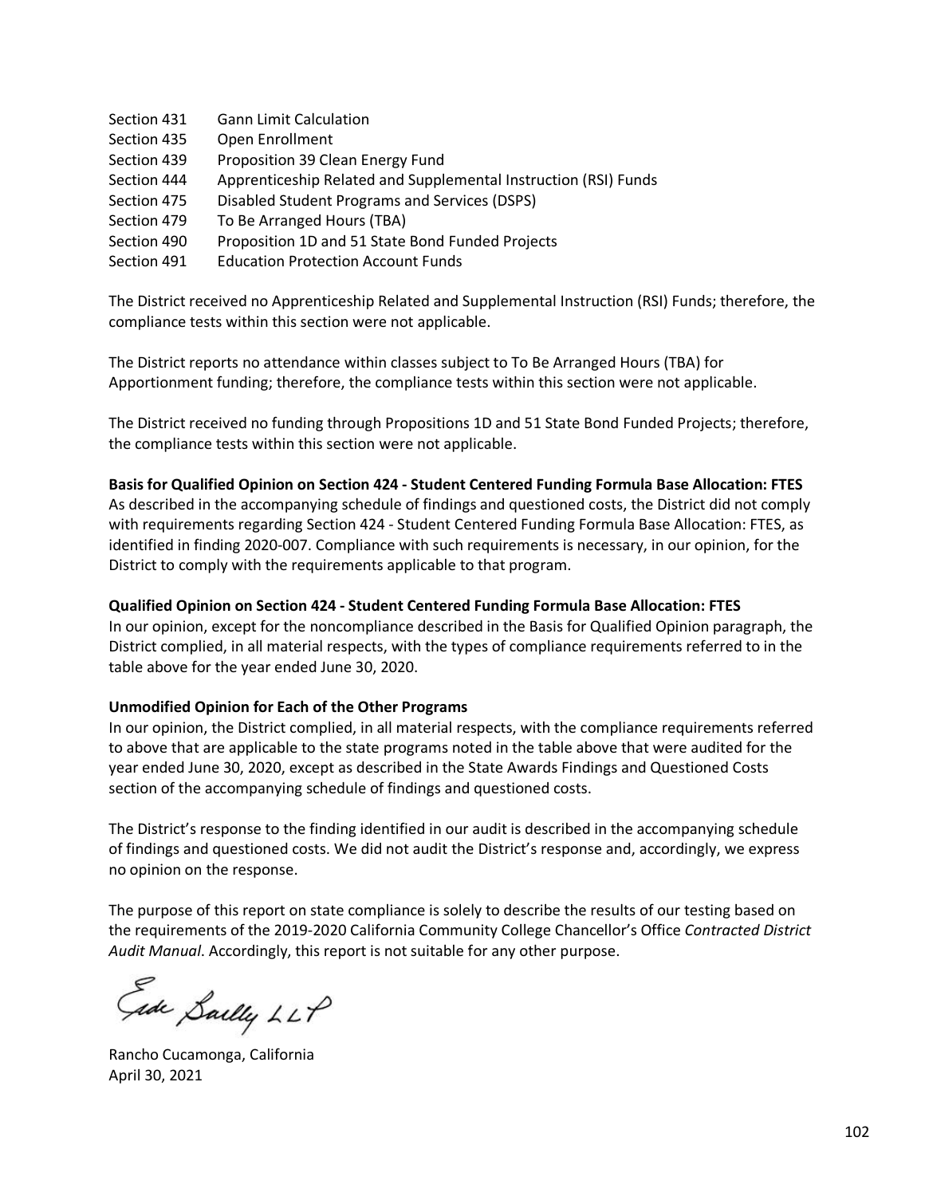| | |
|---|---|
| Section 431 | Gann Limit Calculation |
| Section 435 | Open Enrollment |
| Section 439 | Proposition 39 Clean Energy Fund |
| Section 444 | Apprenticeship Related and Supplemental Instruction (RSI) Funds |
| Section 475 | Disabled Student Programs and Services (DSPS) |
| Section 479 | To Be Arranged Hours (TBA) |
| Section 490 | Proposition 1D and 51 State Bond Funded Projects |
| Section 491 | Education Protection Account Funds |

The District received no Apprenticeship Related and Supplemental Instruction (RSI) Funds; therefore, the compliance tests within this section were not applicable.

The District reports no attendance within classes subject to To Be Arranged Hours (TBA) for Apportionment funding; therefore, the compliance tests within this section were not applicable.

The District received no funding through Propositions 1D and 51 State Bond Funded Projects; therefore, the compliance tests within this section were not applicable.

**Basis for Qualified Opinion on Section 424 - Student Centered Funding Formula Base Allocation: FTES**

As described in the accompanying schedule of findings and questioned costs, the District did not comply with requirements regarding Section 424 - Student Centered Funding Formula Base Allocation: FTES, as identified in finding 2020-007. Compliance with such requirements is necessary, in our opinion, for the District to comply with the requirements applicable to that program.

**Qualified Opinion on Section 424 - Student Centered Funding Formula Base Allocation: FTES**

In our opinion, except for the noncompliance described in the Basis for Qualified Opinion paragraph, the District complied, in all material respects, with the types of compliance requirements referred to in the table above for the year ended June 30, 2020.

**Unmodified Opinion for Each of the Other Programs**

In our opinion, the District complied, in all material respects, with the compliance requirements referred to above that are applicable to the state programs noted in the table above that were audited for the year ended June 30, 2020, except as described in the State Awards Findings and Questioned Costs section of the accompanying schedule of findings and questioned costs.

The District's response to the finding identified in our audit is described in the accompanying schedule of findings and questioned costs. We did not audit the District's response and, accordingly, we express no opinion on the response.

The purpose of this report on state compliance is solely to describe the results of our testing based on the requirements of the 2019-2020 California Community College Chancellor's Office *Contracted District Audit Manual*. Accordingly, this report is not suitable for any other purpose.

Eide Bailly LLP

Rancho Cucamonga, California
April 30, 2021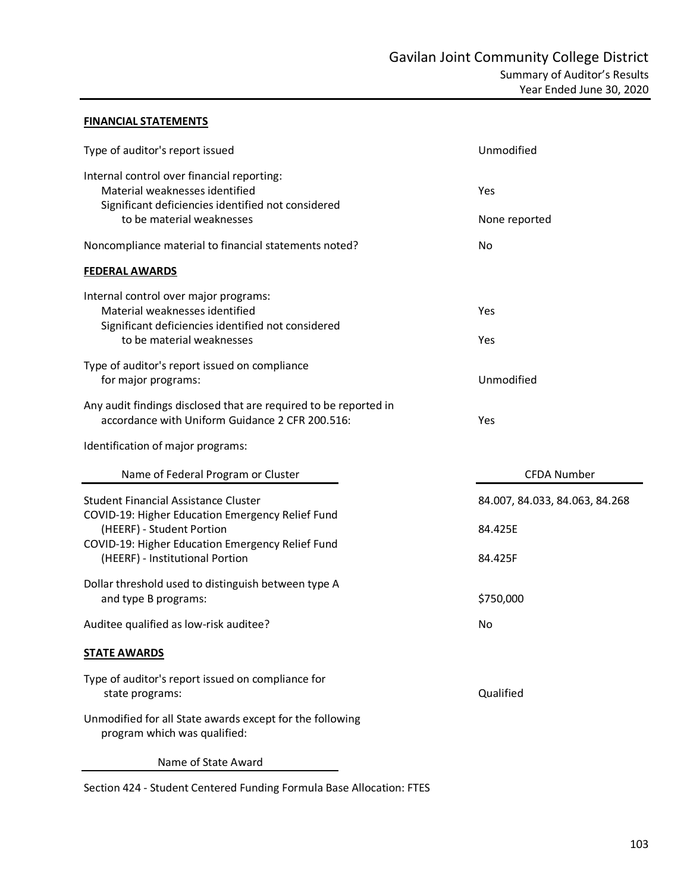# Gavilan Joint Community College District

## Summary of Auditor's Results

## Year Ended June 30, 2020

**FINANCIAL STATEMENTS**

| | |
|---|---|
| Type of auditor's report issued | Unmodified |
| Internal control over financial reporting: | |
| Material weaknesses identified | Yes |
| Significant deficiencies identified not considered to be material weaknesses | None reported |
| Noncompliance material to financial statements noted? | No |

**FEDERAL AWARDS**

| | |
|---|---|
| Internal control over major programs: | |
| Material weaknesses identified | Yes |
| Significant deficiencies identified not considered to be material weaknesses | Yes |
| Type of auditor's report issued on compliance for major programs: | Unmodified |
| Any audit findings disclosed that are required to be reported in accordance with Uniform Guidance 2 CFR 200.516: | Yes |

Identification of major programs:

| Name of Federal Program or Cluster | CFDA Number |
|---|---|
| Student Financial Assistance Cluster | 84.007, 84.033, 84.063, 84.268 |
| COVID-19: Higher Education Emergency Relief Fund (HEERF) - Student Portion | 84.425E |
| COVID-19: Higher Education Emergency Relief Fund (HEERF) - Institutional Portion | 84.425F |

| | |
|---|---|
| Dollar threshold used to distinguish between type A and type B programs: | $750,000 |
| Auditee qualified as low-risk auditee? | No |

**STATE AWARDS**

| | |
|---|---|
| Type of auditor's report issued on compliance for state programs: | Qualified |

Unmodified for all State awards except for the following program which was qualified:

| Name of State Award |
|---|
| Section 424 - Student Centered Funding Formula Base Allocation: FTES |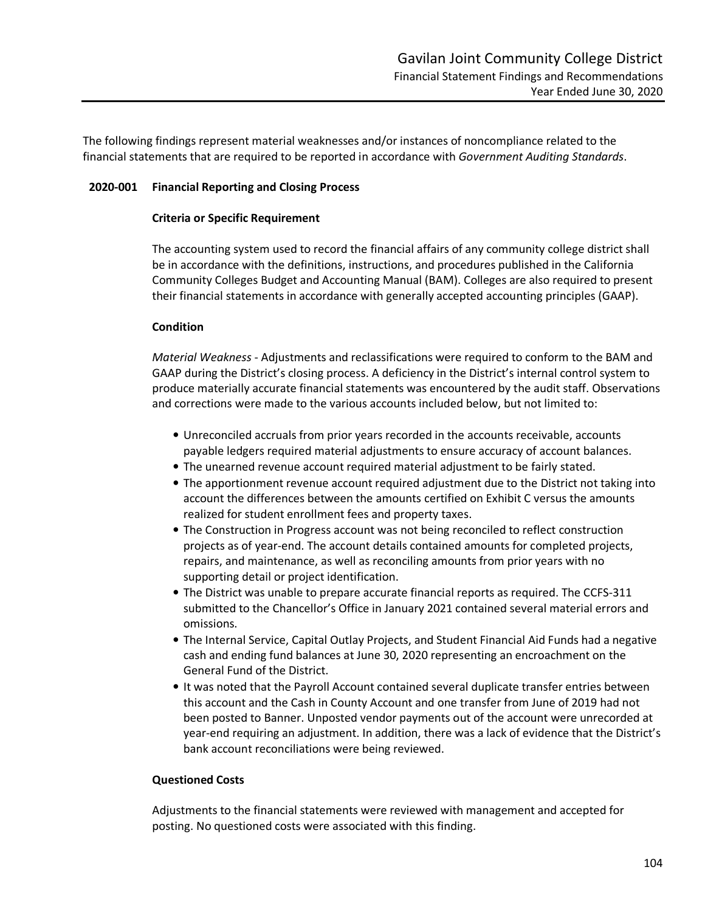The following findings represent material weaknesses and/or instances of noncompliance related to the financial statements that are required to be reported in accordance with *Government Auditing Standards*.

## 2020-001 Financial Reporting and Closing Process

### Criteria or Specific Requirement

The accounting system used to record the financial affairs of any community college district shall be in accordance with the definitions, instructions, and procedures published in the California Community Colleges Budget and Accounting Manual (BAM). Colleges are also required to present their financial statements in accordance with generally accepted accounting principles (GAAP).

### Condition

*Material Weakness* - Adjustments and reclassifications were required to conform to the BAM and GAAP during the District's closing process. A deficiency in the District's internal control system to produce materially accurate financial statements was encountered by the audit staff. Observations and corrections were made to the various accounts included below, but not limited to:

- Unreconciled accruals from prior years recorded in the accounts receivable, accounts payable ledgers required material adjustments to ensure accuracy of account balances.
- The unearned revenue account required material adjustment to be fairly stated.
- The apportionment revenue account required adjustment due to the District not taking into account the differences between the amounts certified on Exhibit C versus the amounts realized for student enrollment fees and property taxes.
- The Construction in Progress account was not being reconciled to reflect construction projects as of year-end. The account details contained amounts for completed projects, repairs, and maintenance, as well as reconciling amounts from prior years with no supporting detail or project identification.
- The District was unable to prepare accurate financial reports as required. The CCFS-311 submitted to the Chancellor's Office in January 2021 contained several material errors and omissions.
- The Internal Service, Capital Outlay Projects, and Student Financial Aid Funds had a negative cash and ending fund balances at June 30, 2020 representing an encroachment on the General Fund of the District.
- It was noted that the Payroll Account contained several duplicate transfer entries between this account and the Cash in County Account and one transfer from June of 2019 had not been posted to Banner. Unposted vendor payments out of the account were unrecorded at year-end requiring an adjustment. In addition, there was a lack of evidence that the District's bank account reconciliations were being reviewed.

### Questioned Costs

Adjustments to the financial statements were reviewed with management and accepted for posting. No questioned costs were associated with this finding.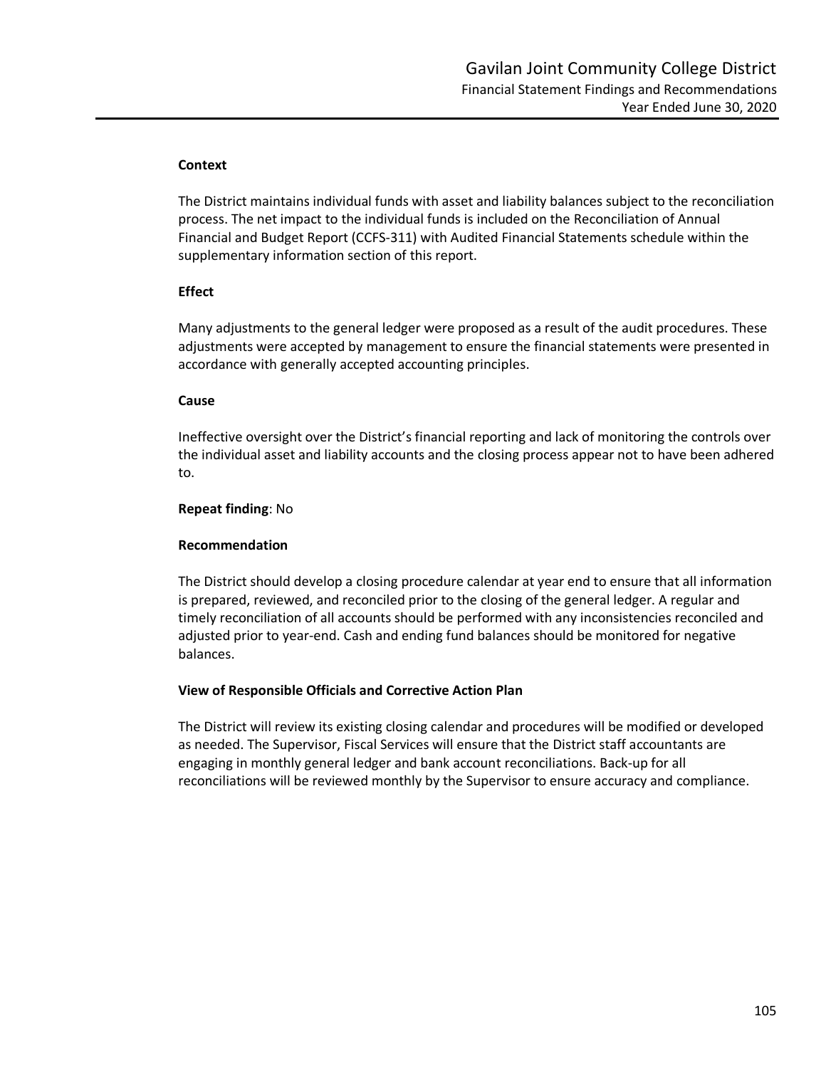**Context**

The District maintains individual funds with asset and liability balances subject to the reconciliation process. The net impact to the individual funds is included on the Reconciliation of Annual Financial and Budget Report (CCFS-311) with Audited Financial Statements schedule within the supplementary information section of this report.

**Effect**

Many adjustments to the general ledger were proposed as a result of the audit procedures. These adjustments were accepted by management to ensure the financial statements were presented in accordance with generally accepted accounting principles.

**Cause**

Ineffective oversight over the District's financial reporting and lack of monitoring the controls over the individual asset and liability accounts and the closing process appear not to have been adhered to.

**Repeat finding**: No

**Recommendation**

The District should develop a closing procedure calendar at year end to ensure that all information is prepared, reviewed, and reconciled prior to the closing of the general ledger. A regular and timely reconciliation of all accounts should be performed with any inconsistencies reconciled and adjusted prior to year-end. Cash and ending fund balances should be monitored for negative balances.

**View of Responsible Officials and Corrective Action Plan**

The District will review its existing closing calendar and procedures will be modified or developed as needed. The Supervisor, Fiscal Services will ensure that the District staff accountants are engaging in monthly general ledger and bank account reconciliations. Back-up for all reconciliations will be reviewed monthly by the Supervisor to ensure accuracy and compliance.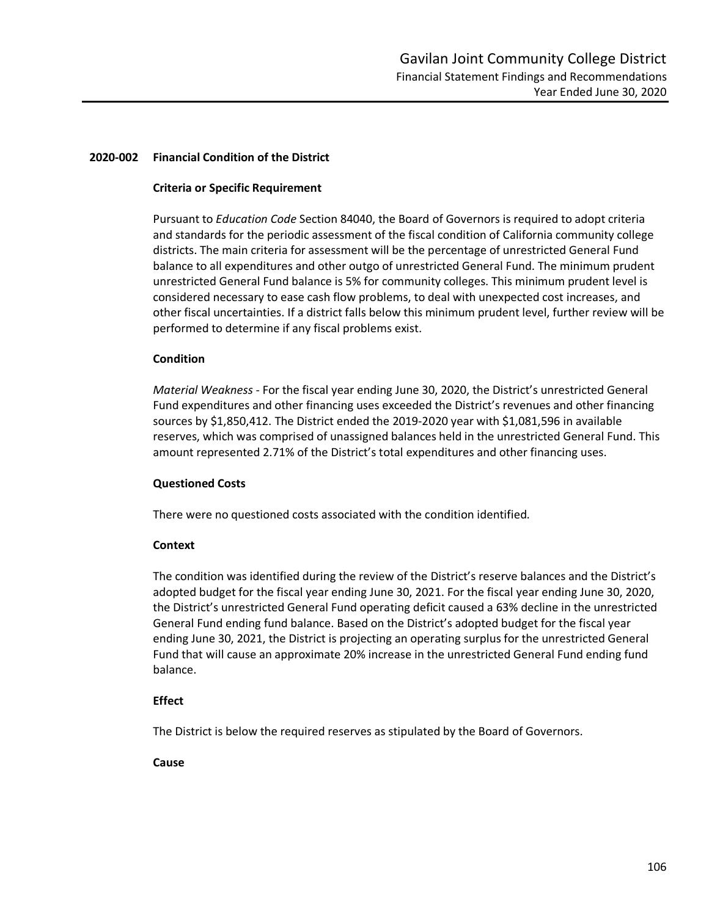## 2020-002 Financial Condition of the District

### Criteria or Specific Requirement

Pursuant to *Education Code* Section 84040, the Board of Governors is required to adopt criteria and standards for the periodic assessment of the fiscal condition of California community college districts. The main criteria for assessment will be the percentage of unrestricted General Fund balance to all expenditures and other outgo of unrestricted General Fund. The minimum prudent unrestricted General Fund balance is 5% for community colleges. This minimum prudent level is considered necessary to ease cash flow problems, to deal with unexpected cost increases, and other fiscal uncertainties. If a district falls below this minimum prudent level, further review will be performed to determine if any fiscal problems exist.

### Condition

*Material Weakness* - For the fiscal year ending June 30, 2020, the District's unrestricted General Fund expenditures and other financing uses exceeded the District's revenues and other financing sources by $1,850,412. The District ended the 2019-2020 year with $1,081,596 in available reserves, which was comprised of unassigned balances held in the unrestricted General Fund. This amount represented 2.71% of the District's total expenditures and other financing uses.

### Questioned Costs

There were no questioned costs associated with the condition identified.

### Context

The condition was identified during the review of the District's reserve balances and the District's adopted budget for the fiscal year ending June 30, 2021. For the fiscal year ending June 30, 2020, the District's unrestricted General Fund operating deficit caused a 63% decline in the unrestricted General Fund ending fund balance. Based on the District's adopted budget for the fiscal year ending June 30, 2021, the District is projecting an operating surplus for the unrestricted General Fund that will cause an approximate 20% increase in the unrestricted General Fund ending fund balance.

### Effect

The District is below the required reserves as stipulated by the Board of Governors.

### Cause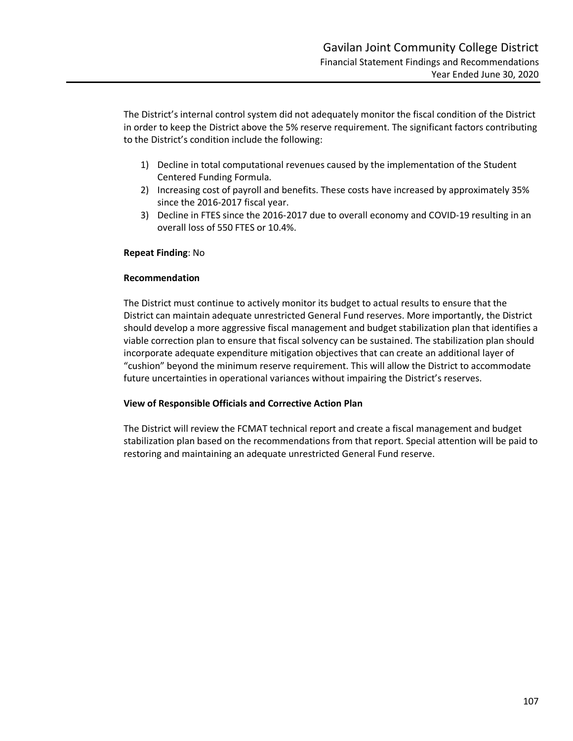The District's internal control system did not adequately monitor the fiscal condition of the District in order to keep the District above the 5% reserve requirement. The significant factors contributing to the District's condition include the following:

1) Decline in total computational revenues caused by the implementation of the Student Centered Funding Formula.
2) Increasing cost of payroll and benefits. These costs have increased by approximately 35% since the 2016-2017 fiscal year.
3) Decline in FTES since the 2016-2017 due to overall economy and COVID-19 resulting in an overall loss of 550 FTES or 10.4%.

**Repeat Finding**: No

**Recommendation**

The District must continue to actively monitor its budget to actual results to ensure that the District can maintain adequate unrestricted General Fund reserves. More importantly, the District should develop a more aggressive fiscal management and budget stabilization plan that identifies a viable correction plan to ensure that fiscal solvency can be sustained. The stabilization plan should incorporate adequate expenditure mitigation objectives that can create an additional layer of "cushion" beyond the minimum reserve requirement. This will allow the District to accommodate future uncertainties in operational variances without impairing the District's reserves.

**View of Responsible Officials and Corrective Action Plan**

The District will review the FCMAT technical report and create a fiscal management and budget stabilization plan based on the recommendations from that report. Special attention will be paid to restoring and maintaining an adequate unrestricted General Fund reserve.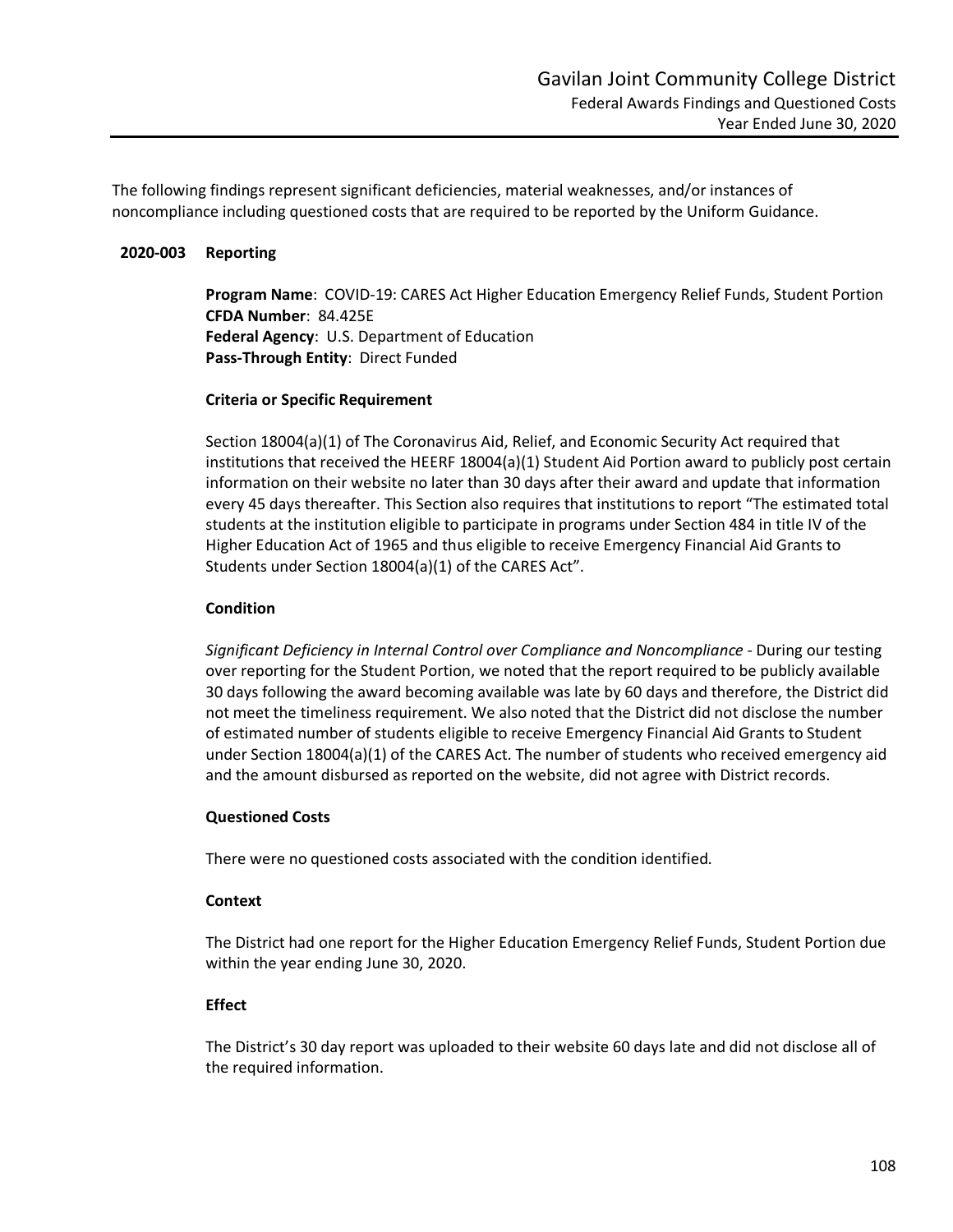The following findings represent significant deficiencies, material weaknesses, and/or instances of noncompliance including questioned costs that are required to be reported by the Uniform Guidance.

## 2020-003 Reporting

**Program Name**: COVID-19: CARES Act Higher Education Emergency Relief Funds, Student Portion
**CFDA Number**: 84.425E
**Federal Agency**: U.S. Department of Education
**Pass-Through Entity**: Direct Funded

### Criteria or Specific Requirement

Section 18004(a)(1) of The Coronavirus Aid, Relief, and Economic Security Act required that institutions that received the HEERF 18004(a)(1) Student Aid Portion award to publicly post certain information on their website no later than 30 days after their award and update that information every 45 days thereafter. This Section also requires that institutions to report "The estimated total students at the institution eligible to participate in programs under Section 484 in title IV of the Higher Education Act of 1965 and thus eligible to receive Emergency Financial Aid Grants to Students under Section 18004(a)(1) of the CARES Act".

### Condition

*Significant Deficiency in Internal Control over Compliance and Noncompliance* - During our testing over reporting for the Student Portion, we noted that the report required to be publicly available 30 days following the award becoming available was late by 60 days and therefore, the District did not meet the timeliness requirement. We also noted that the District did not disclose the number of estimated number of students eligible to receive Emergency Financial Aid Grants to Student under Section 18004(a)(1) of the CARES Act. The number of students who received emergency aid and the amount disbursed as reported on the website, did not agree with District records.

### Questioned Costs

There were no questioned costs associated with the condition identified.

### Context

The District had one report for the Higher Education Emergency Relief Funds, Student Portion due within the year ending June 30, 2020.

### Effect

The District's 30 day report was uploaded to their website 60 days late and did not disclose all of the required information.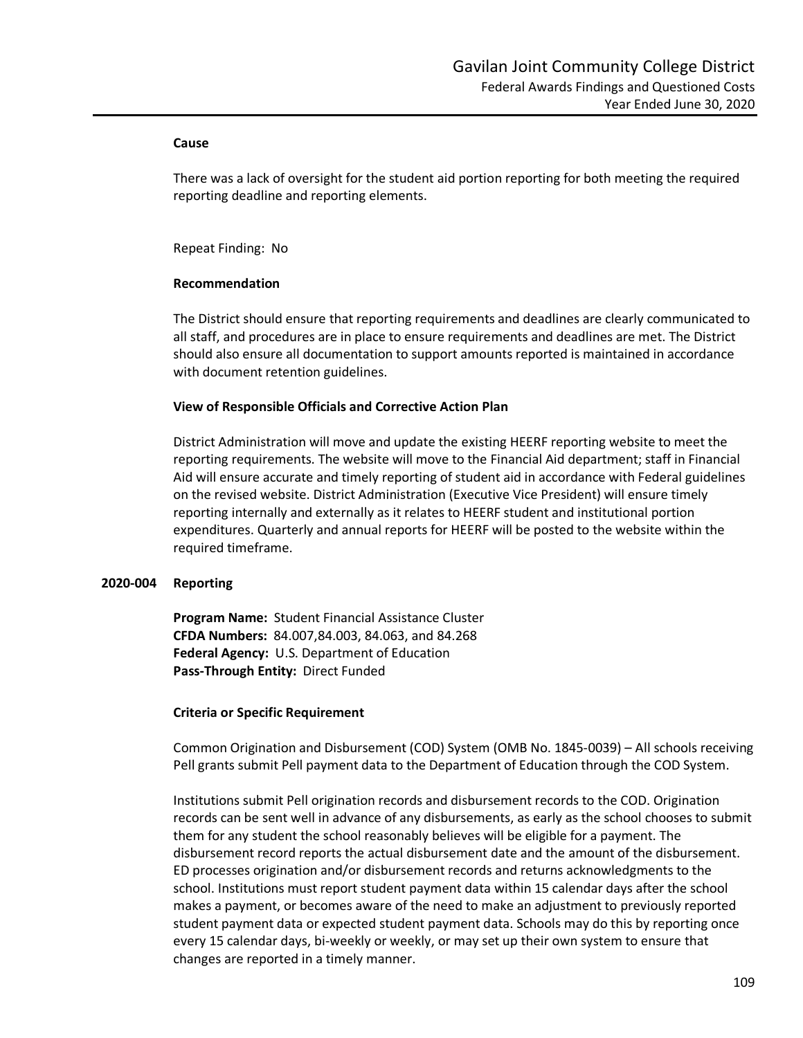**Cause**

There was a lack of oversight for the student aid portion reporting for both meeting the required reporting deadline and reporting elements.

Repeat Finding: No

**Recommendation**

The District should ensure that reporting requirements and deadlines are clearly communicated to all staff, and procedures are in place to ensure requirements and deadlines are met. The District should also ensure all documentation to support amounts reported is maintained in accordance with document retention guidelines.

**View of Responsible Officials and Corrective Action Plan**

District Administration will move and update the existing HEERF reporting website to meet the reporting requirements. The website will move to the Financial Aid department; staff in Financial Aid will ensure accurate and timely reporting of student aid in accordance with Federal guidelines on the revised website. District Administration (Executive Vice President) will ensure timely reporting internally and externally as it relates to HEERF student and institutional portion expenditures. Quarterly and annual reports for HEERF will be posted to the website within the required timeframe.

**2020-004 Reporting**

**Program Name:** Student Financial Assistance Cluster
**CFDA Numbers:** 84.007,84.003, 84.063, and 84.268
**Federal Agency:** U.S. Department of Education
**Pass-Through Entity:** Direct Funded

**Criteria or Specific Requirement**

Common Origination and Disbursement (COD) System (OMB No. 1845-0039) – All schools receiving Pell grants submit Pell payment data to the Department of Education through the COD System.

Institutions submit Pell origination records and disbursement records to the COD. Origination records can be sent well in advance of any disbursements, as early as the school chooses to submit them for any student the school reasonably believes will be eligible for a payment. The disbursement record reports the actual disbursement date and the amount of the disbursement. ED processes origination and/or disbursement records and returns acknowledgments to the school. Institutions must report student payment data within 15 calendar days after the school makes a payment, or becomes aware of the need to make an adjustment to previously reported student payment data or expected student payment data. Schools may do this by reporting once every 15 calendar days, bi-weekly or weekly, or may set up their own system to ensure that changes are reported in a timely manner.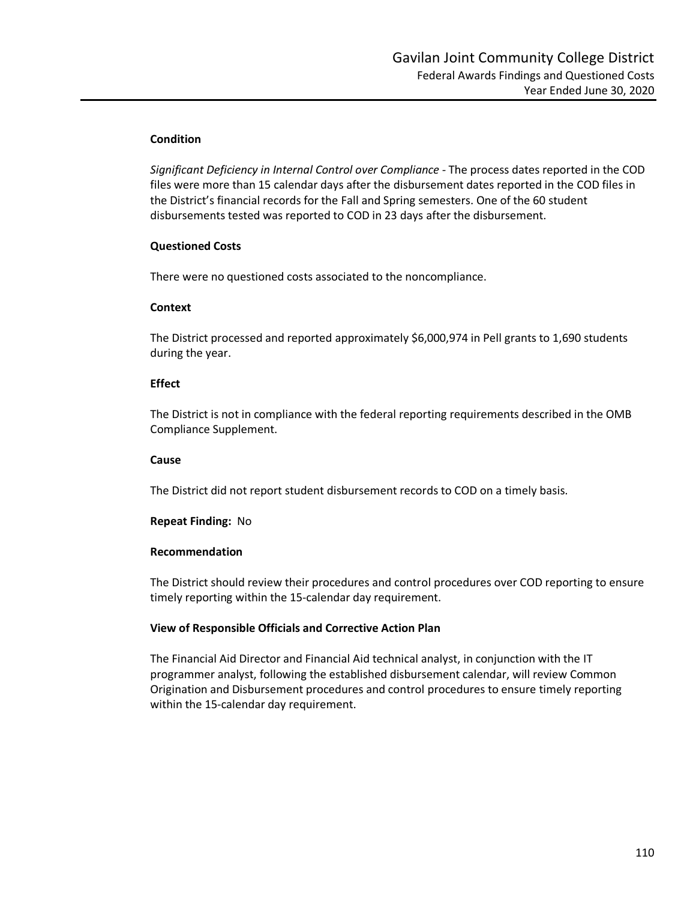**Condition**

*Significant Deficiency in Internal Control over Compliance* - The process dates reported in the COD files were more than 15 calendar days after the disbursement dates reported in the COD files in the District's financial records for the Fall and Spring semesters. One of the 60 student disbursements tested was reported to COD in 23 days after the disbursement.

**Questioned Costs**

There were no questioned costs associated to the noncompliance.

**Context**

The District processed and reported approximately $6,000,974 in Pell grants to 1,690 students during the year.

**Effect**

The District is not in compliance with the federal reporting requirements described in the OMB Compliance Supplement.

**Cause**

The District did not report student disbursement records to COD on a timely basis.

**Repeat Finding:** No

**Recommendation**

The District should review their procedures and control procedures over COD reporting to ensure timely reporting within the 15-calendar day requirement.

**View of Responsible Officials and Corrective Action Plan**

The Financial Aid Director and Financial Aid technical analyst, in conjunction with the IT programmer analyst, following the established disbursement calendar, will review Common Origination and Disbursement procedures and control procedures to ensure timely reporting within the 15-calendar day requirement.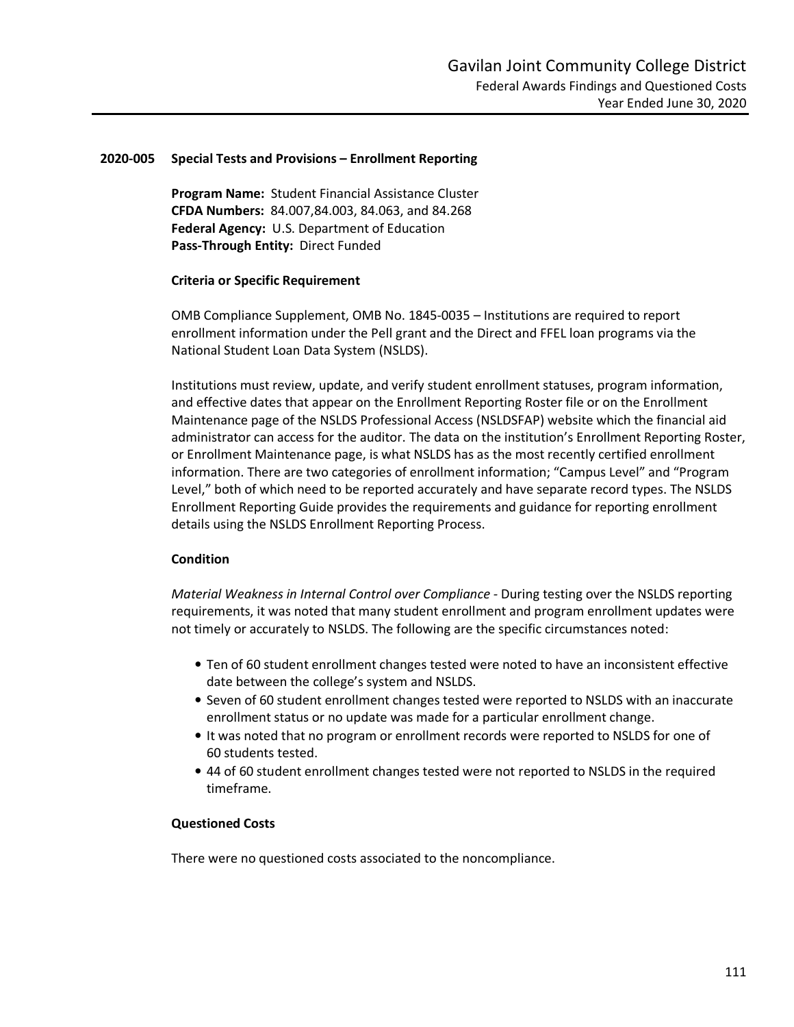## 2020-005 Special Tests and Provisions – Enrollment Reporting

**Program Name:** Student Financial Assistance Cluster
**CFDA Numbers:** 84.007,84.003, 84.063, and 84.268
**Federal Agency:** U.S. Department of Education
**Pass-Through Entity:** Direct Funded

### Criteria or Specific Requirement

OMB Compliance Supplement, OMB No. 1845-0035 – Institutions are required to report enrollment information under the Pell grant and the Direct and FFEL loan programs via the National Student Loan Data System (NSLDS).

Institutions must review, update, and verify student enrollment statuses, program information, and effective dates that appear on the Enrollment Reporting Roster file or on the Enrollment Maintenance page of the NSLDS Professional Access (NSLDSFAP) website which the financial aid administrator can access for the auditor. The data on the institution's Enrollment Reporting Roster, or Enrollment Maintenance page, is what NSLDS has as the most recently certified enrollment information. There are two categories of enrollment information; "Campus Level" and "Program Level," both of which need to be reported accurately and have separate record types. The NSLDS Enrollment Reporting Guide provides the requirements and guidance for reporting enrollment details using the NSLDS Enrollment Reporting Process.

### Condition

*Material Weakness in Internal Control over Compliance* - During testing over the NSLDS reporting requirements, it was noted that many student enrollment and program enrollment updates were not timely or accurately to NSLDS. The following are the specific circumstances noted:

- Ten of 60 student enrollment changes tested were noted to have an inconsistent effective date between the college's system and NSLDS.
- Seven of 60 student enrollment changes tested were reported to NSLDS with an inaccurate enrollment status or no update was made for a particular enrollment change.
- It was noted that no program or enrollment records were reported to NSLDS for one of 60 students tested.
- 44 of 60 student enrollment changes tested were not reported to NSLDS in the required timeframe.

### Questioned Costs

There were no questioned costs associated to the noncompliance.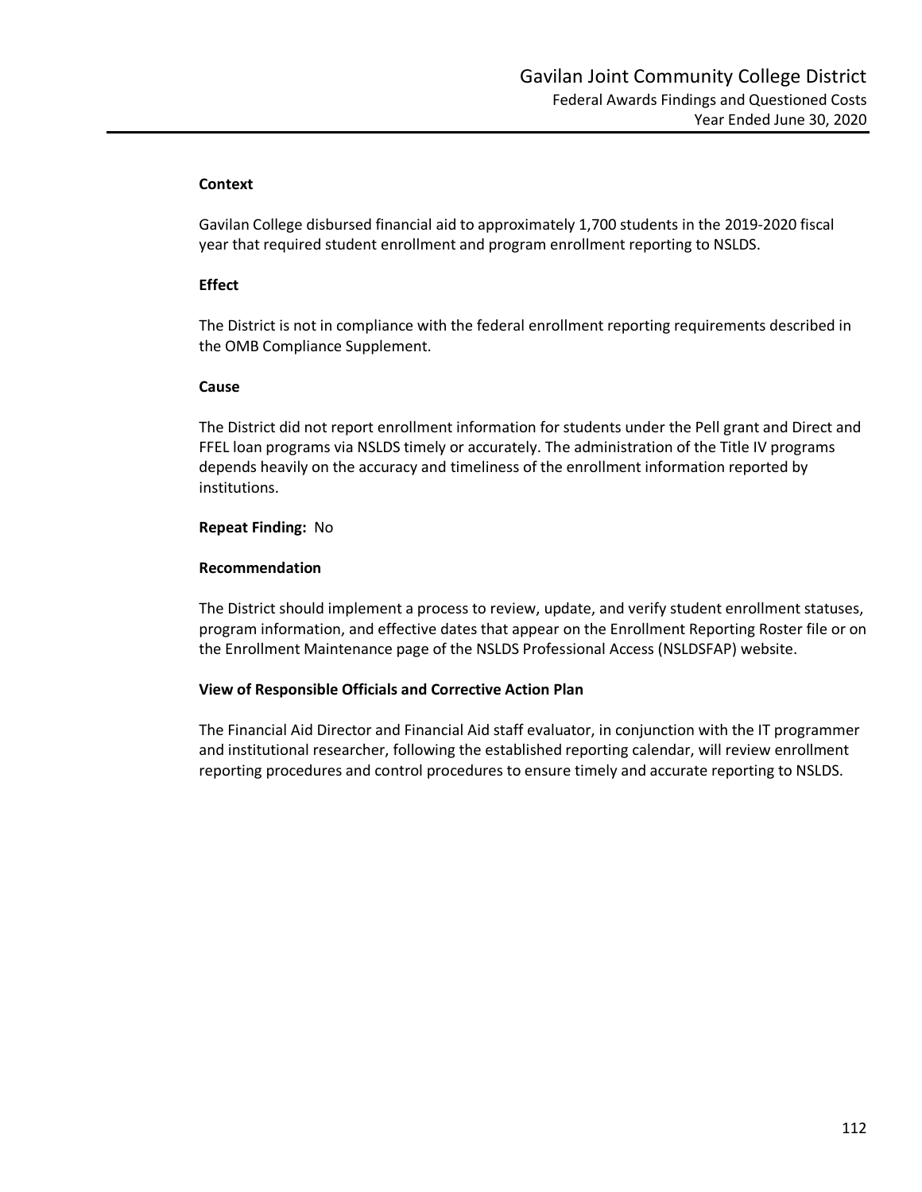**Context**

Gavilan College disbursed financial aid to approximately 1,700 students in the 2019-2020 fiscal year that required student enrollment and program enrollment reporting to NSLDS.

**Effect**

The District is not in compliance with the federal enrollment reporting requirements described in the OMB Compliance Supplement.

**Cause**

The District did not report enrollment information for students under the Pell grant and Direct and FFEL loan programs via NSLDS timely or accurately. The administration of the Title IV programs depends heavily on the accuracy and timeliness of the enrollment information reported by institutions.

**Repeat Finding:** No

**Recommendation**

The District should implement a process to review, update, and verify student enrollment statuses, program information, and effective dates that appear on the Enrollment Reporting Roster file or on the Enrollment Maintenance page of the NSLDS Professional Access (NSLDSFAP) website.

**View of Responsible Officials and Corrective Action Plan**

The Financial Aid Director and Financial Aid staff evaluator, in conjunction with the IT programmer and institutional researcher, following the established reporting calendar, will review enrollment reporting procedures and control procedures to ensure timely and accurate reporting to NSLDS.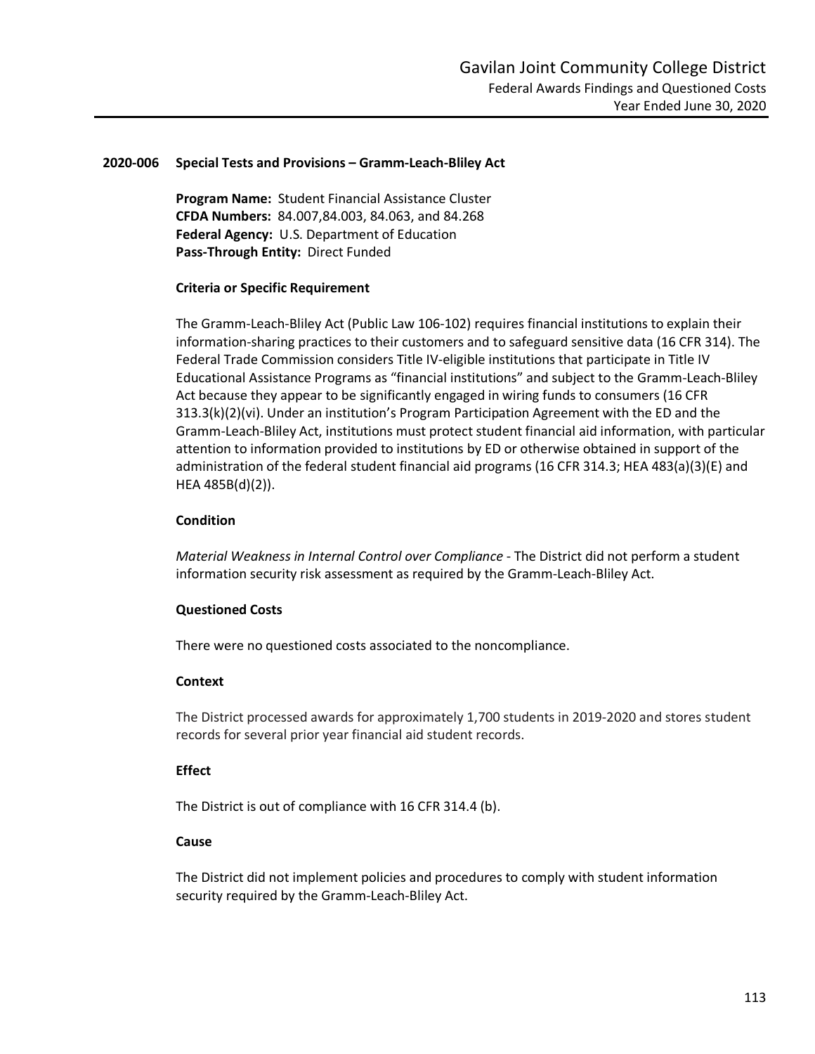## 2020-006 Special Tests and Provisions – Gramm-Leach-Bliley Act

**Program Name:** Student Financial Assistance Cluster
**CFDA Numbers:** 84.007,84.003, 84.063, and 84.268
**Federal Agency:** U.S. Department of Education
**Pass-Through Entity:** Direct Funded

### Criteria or Specific Requirement

The Gramm-Leach-Bliley Act (Public Law 106-102) requires financial institutions to explain their information-sharing practices to their customers and to safeguard sensitive data (16 CFR 314). The Federal Trade Commission considers Title IV-eligible institutions that participate in Title IV Educational Assistance Programs as "financial institutions" and subject to the Gramm-Leach-Bliley Act because they appear to be significantly engaged in wiring funds to consumers (16 CFR 313.3(k)(2)(vi). Under an institution's Program Participation Agreement with the ED and the Gramm-Leach-Bliley Act, institutions must protect student financial aid information, with particular attention to information provided to institutions by ED or otherwise obtained in support of the administration of the federal student financial aid programs (16 CFR 314.3; HEA 483(a)(3)(E) and HEA 485B(d)(2)).

### Condition

*Material Weakness in Internal Control over Compliance* - The District did not perform a student information security risk assessment as required by the Gramm-Leach-Bliley Act.

### Questioned Costs

There were no questioned costs associated to the noncompliance.

### Context

The District processed awards for approximately 1,700 students in 2019-2020 and stores student records for several prior year financial aid student records.

### Effect

The District is out of compliance with 16 CFR 314.4 (b).

### Cause

The District did not implement policies and procedures to comply with student information security required by the Gramm-Leach-Bliley Act.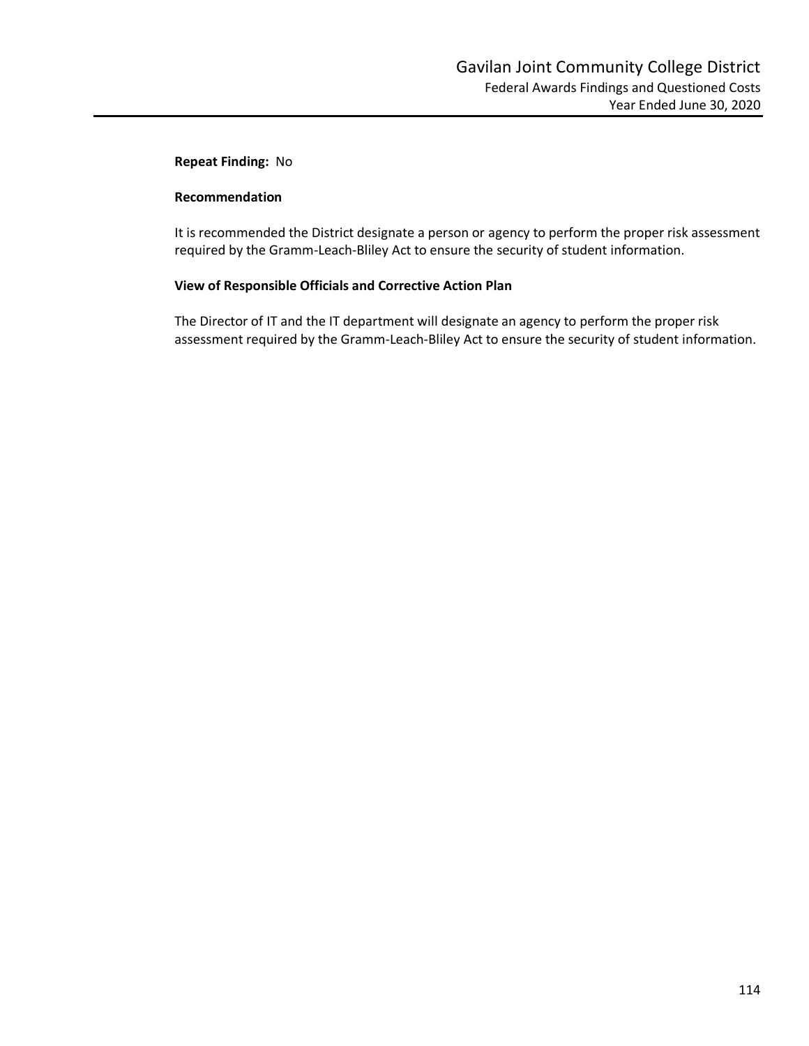**Repeat Finding:** No

**Recommendation**

It is recommended the District designate a person or agency to perform the proper risk assessment required by the Gramm-Leach-Bliley Act to ensure the security of student information.

**View of Responsible Officials and Corrective Action Plan**

The Director of IT and the IT department will designate an agency to perform the proper risk assessment required by the Gramm-Leach-Bliley Act to ensure the security of student information.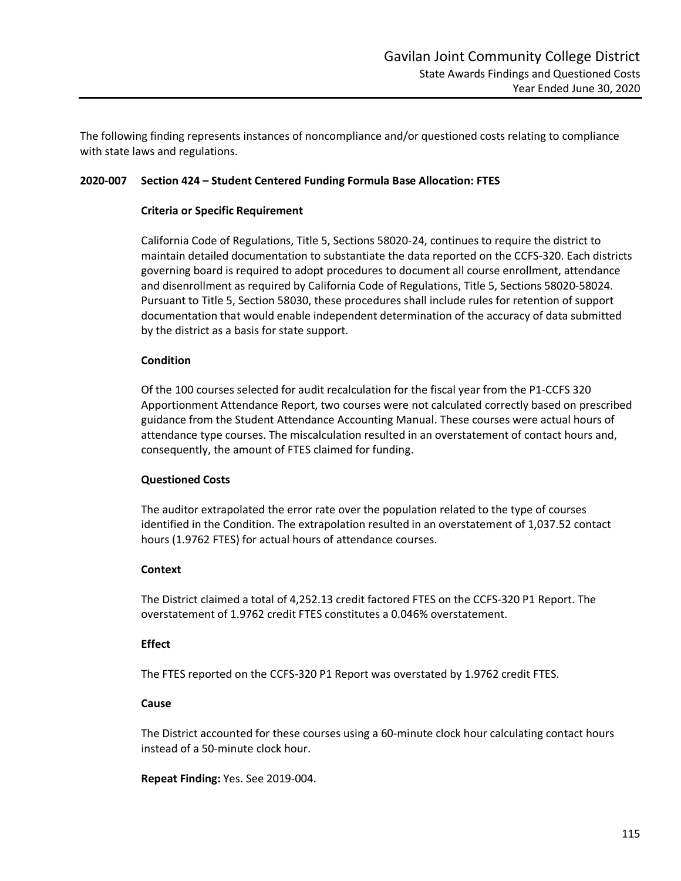The following finding represents instances of noncompliance and/or questioned costs relating to compliance with state laws and regulations.

**2020-007 Section 424 – Student Centered Funding Formula Base Allocation: FTES**

**Criteria or Specific Requirement**

California Code of Regulations, Title 5, Sections 58020-24, continues to require the district to maintain detailed documentation to substantiate the data reported on the CCFS-320. Each districts governing board is required to adopt procedures to document all course enrollment, attendance and disenrollment as required by California Code of Regulations, Title 5, Sections 58020-58024. Pursuant to Title 5, Section 58030, these procedures shall include rules for retention of support documentation that would enable independent determination of the accuracy of data submitted by the district as a basis for state support.

**Condition**

Of the 100 courses selected for audit recalculation for the fiscal year from the P1-CCFS 320 Apportionment Attendance Report, two courses were not calculated correctly based on prescribed guidance from the Student Attendance Accounting Manual. These courses were actual hours of attendance type courses. The miscalculation resulted in an overstatement of contact hours and, consequently, the amount of FTES claimed for funding.

**Questioned Costs**

The auditor extrapolated the error rate over the population related to the type of courses identified in the Condition. The extrapolation resulted in an overstatement of 1,037.52 contact hours (1.9762 FTES) for actual hours of attendance courses.

**Context**

The District claimed a total of 4,252.13 credit factored FTES on the CCFS-320 P1 Report. The overstatement of 1.9762 credit FTES constitutes a 0.046% overstatement.

**Effect**

The FTES reported on the CCFS-320 P1 Report was overstated by 1.9762 credit FTES.

**Cause**

The District accounted for these courses using a 60-minute clock hour calculating contact hours instead of a 50-minute clock hour.

**Repeat Finding:** Yes. See 2019-004.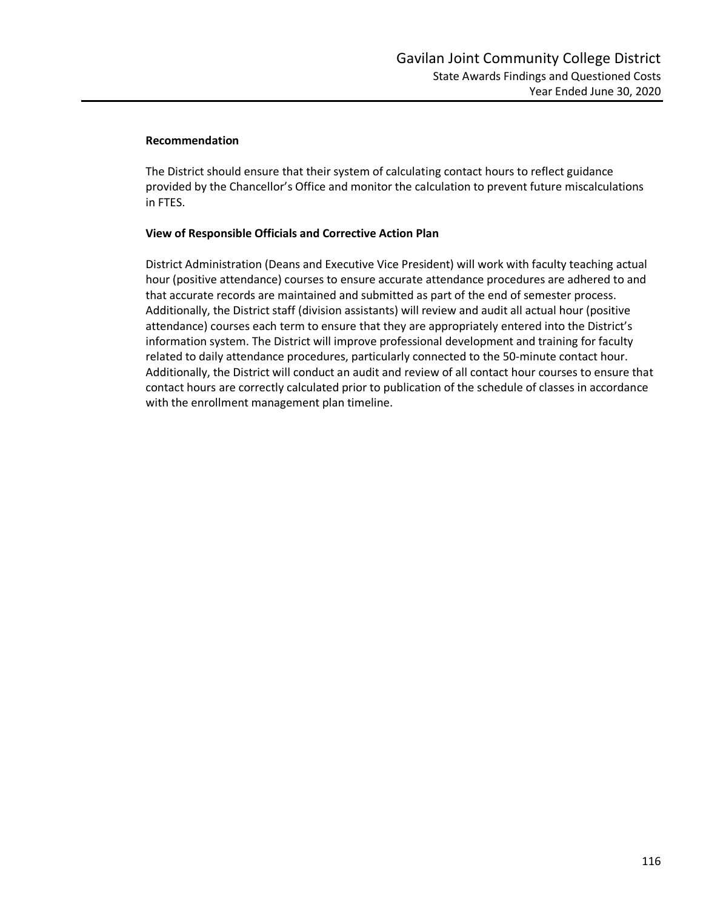**Recommendation**

The District should ensure that their system of calculating contact hours to reflect guidance provided by the Chancellor's Office and monitor the calculation to prevent future miscalculations in FTES.

**View of Responsible Officials and Corrective Action Plan**

District Administration (Deans and Executive Vice President) will work with faculty teaching actual hour (positive attendance) courses to ensure accurate attendance procedures are adhered to and that accurate records are maintained and submitted as part of the end of semester process. Additionally, the District staff (division assistants) will review and audit all actual hour (positive attendance) courses each term to ensure that they are appropriately entered into the District's information system. The District will improve professional development and training for faculty related to daily attendance procedures, particularly connected to the 50-minute contact hour. Additionally, the District will conduct an audit and review of all contact hour courses to ensure that contact hours are correctly calculated prior to publication of the schedule of classes in accordance with the enrollment management plan timeline.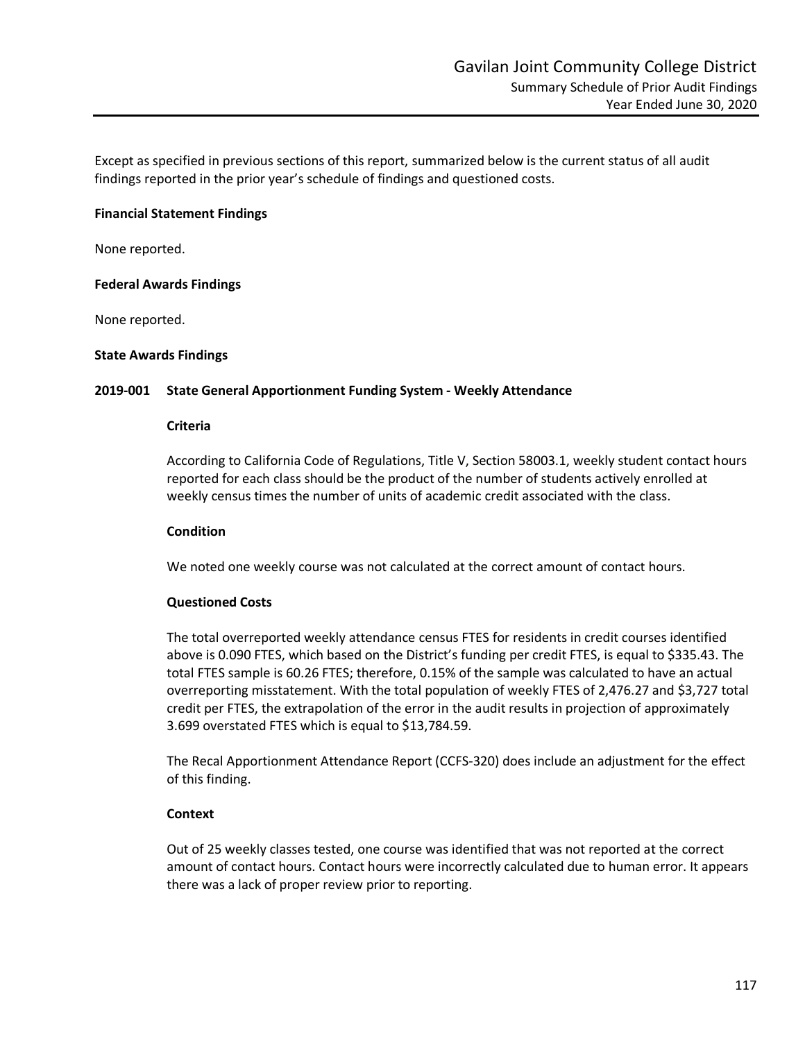Except as specified in previous sections of this report, summarized below is the current status of all audit findings reported in the prior year's schedule of findings and questioned costs.

**Financial Statement Findings**

None reported.

**Federal Awards Findings**

None reported.

**State Awards Findings**

**2019-001 State General Apportionment Funding System - Weekly Attendance**

**Criteria**

According to California Code of Regulations, Title V, Section 58003.1, weekly student contact hours reported for each class should be the product of the number of students actively enrolled at weekly census times the number of units of academic credit associated with the class.

**Condition**

We noted one weekly course was not calculated at the correct amount of contact hours.

**Questioned Costs**

The total overreported weekly attendance census FTES for residents in credit courses identified above is 0.090 FTES, which based on the District's funding per credit FTES, is equal to $335.43. The total FTES sample is 60.26 FTES; therefore, 0.15% of the sample was calculated to have an actual overreporting misstatement. With the total population of weekly FTES of 2,476.27 and $3,727 total credit per FTES, the extrapolation of the error in the audit results in projection of approximately 3.699 overstated FTES which is equal to $13,784.59.

The Recal Apportionment Attendance Report (CCFS-320) does include an adjustment for the effect of this finding.

**Context**

Out of 25 weekly classes tested, one course was identified that was not reported at the correct amount of contact hours. Contact hours were incorrectly calculated due to human error. It appears there was a lack of proper review prior to reporting.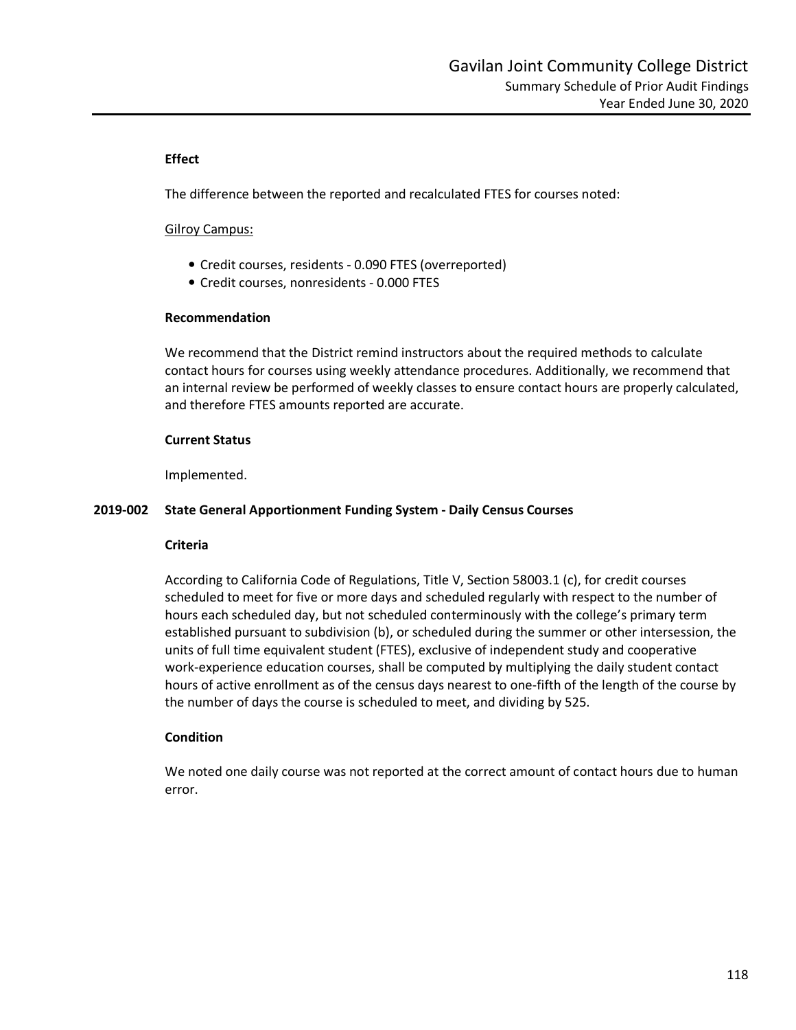**Effect**

The difference between the reported and recalculated FTES for courses noted:

Gilroy Campus:

- Credit courses, residents - 0.090 FTES (overreported)
- Credit courses, nonresidents - 0.000 FTES

**Recommendation**

We recommend that the District remind instructors about the required methods to calculate contact hours for courses using weekly attendance procedures. Additionally, we recommend that an internal review be performed of weekly classes to ensure contact hours are properly calculated, and therefore FTES amounts reported are accurate.

**Current Status**

Implemented.

**2019-002 State General Apportionment Funding System - Daily Census Courses**

**Criteria**

According to California Code of Regulations, Title V, Section 58003.1 (c), for credit courses scheduled to meet for five or more days and scheduled regularly with respect to the number of hours each scheduled day, but not scheduled conterminously with the college's primary term established pursuant to subdivision (b), or scheduled during the summer or other intersession, the units of full time equivalent student (FTES), exclusive of independent study and cooperative work-experience education courses, shall be computed by multiplying the daily student contact hours of active enrollment as of the census days nearest to one-fifth of the length of the course by the number of days the course is scheduled to meet, and dividing by 525.

**Condition**

We noted one daily course was not reported at the correct amount of contact hours due to human error.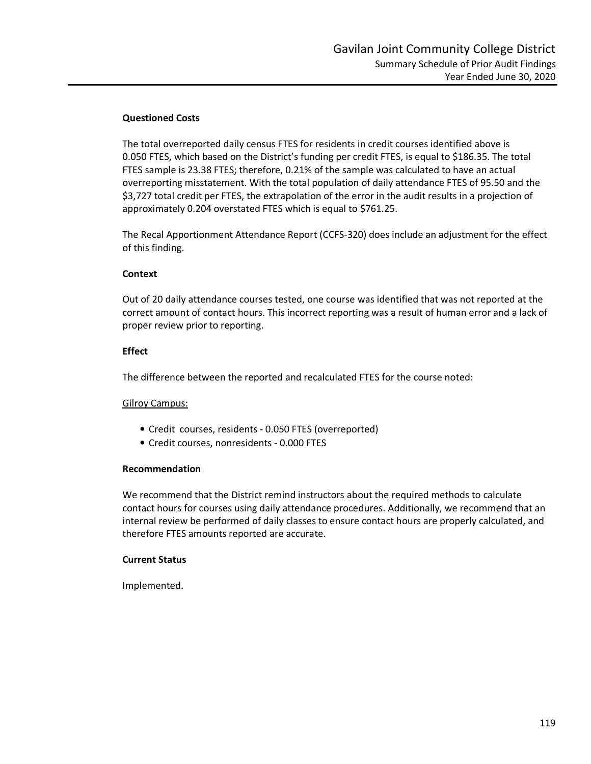**Questioned Costs**

The total overreported daily census FTES for residents in credit courses identified above is 0.050 FTES, which based on the District's funding per credit FTES, is equal to $186.35. The total FTES sample is 23.38 FTES; therefore, 0.21% of the sample was calculated to have an actual overreporting misstatement. With the total population of daily attendance FTES of 95.50 and the $3,727 total credit per FTES, the extrapolation of the error in the audit results in a projection of approximately 0.204 overstated FTES which is equal to $761.25.

The Recal Apportionment Attendance Report (CCFS-320) does include an adjustment for the effect of this finding.

**Context**

Out of 20 daily attendance courses tested, one course was identified that was not reported at the correct amount of contact hours. This incorrect reporting was a result of human error and a lack of proper review prior to reporting.

**Effect**

The difference between the reported and recalculated FTES for the course noted:

Gilroy Campus:

- Credit courses, residents - 0.050 FTES (overreported)
- Credit courses, nonresidents - 0.000 FTES

**Recommendation**

We recommend that the District remind instructors about the required methods to calculate contact hours for courses using daily attendance procedures. Additionally, we recommend that an internal review be performed of daily classes to ensure contact hours are properly calculated, and therefore FTES amounts reported are accurate.

**Current Status**

Implemented.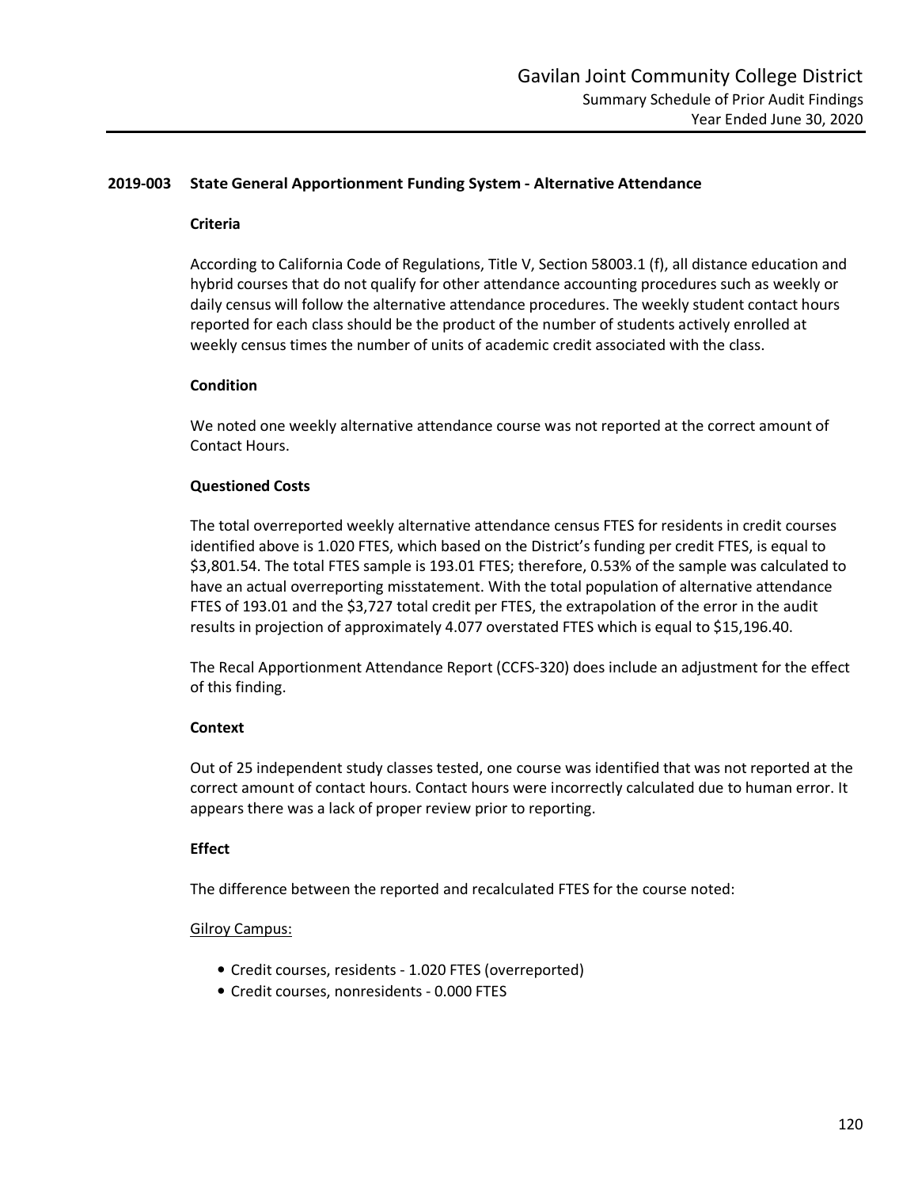## 2019-003 State General Apportionment Funding System - Alternative Attendance

### Criteria

According to California Code of Regulations, Title V, Section 58003.1 (f), all distance education and hybrid courses that do not qualify for other attendance accounting procedures such as weekly or daily census will follow the alternative attendance procedures. The weekly student contact hours reported for each class should be the product of the number of students actively enrolled at weekly census times the number of units of academic credit associated with the class.

### Condition

We noted one weekly alternative attendance course was not reported at the correct amount of Contact Hours.

### Questioned Costs

The total overreported weekly alternative attendance census FTES for residents in credit courses identified above is 1.020 FTES, which based on the District's funding per credit FTES, is equal to \$3,801.54. The total FTES sample is 193.01 FTES; therefore, 0.53% of the sample was calculated to have an actual overreporting misstatement. With the total population of alternative attendance FTES of 193.01 and the \$3,727 total credit per FTES, the extrapolation of the error in the audit results in projection of approximately 4.077 overstated FTES which is equal to \$15,196.40.

The Recal Apportionment Attendance Report (CCFS-320) does include an adjustment for the effect of this finding.

### Context

Out of 25 independent study classes tested, one course was identified that was not reported at the correct amount of contact hours. Contact hours were incorrectly calculated due to human error. It appears there was a lack of proper review prior to reporting.

### Effect

The difference between the reported and recalculated FTES for the course noted:

<u>Gilroy Campus:</u>

- Credit courses, residents - 1.020 FTES (overreported)
- Credit courses, nonresidents - 0.000 FTES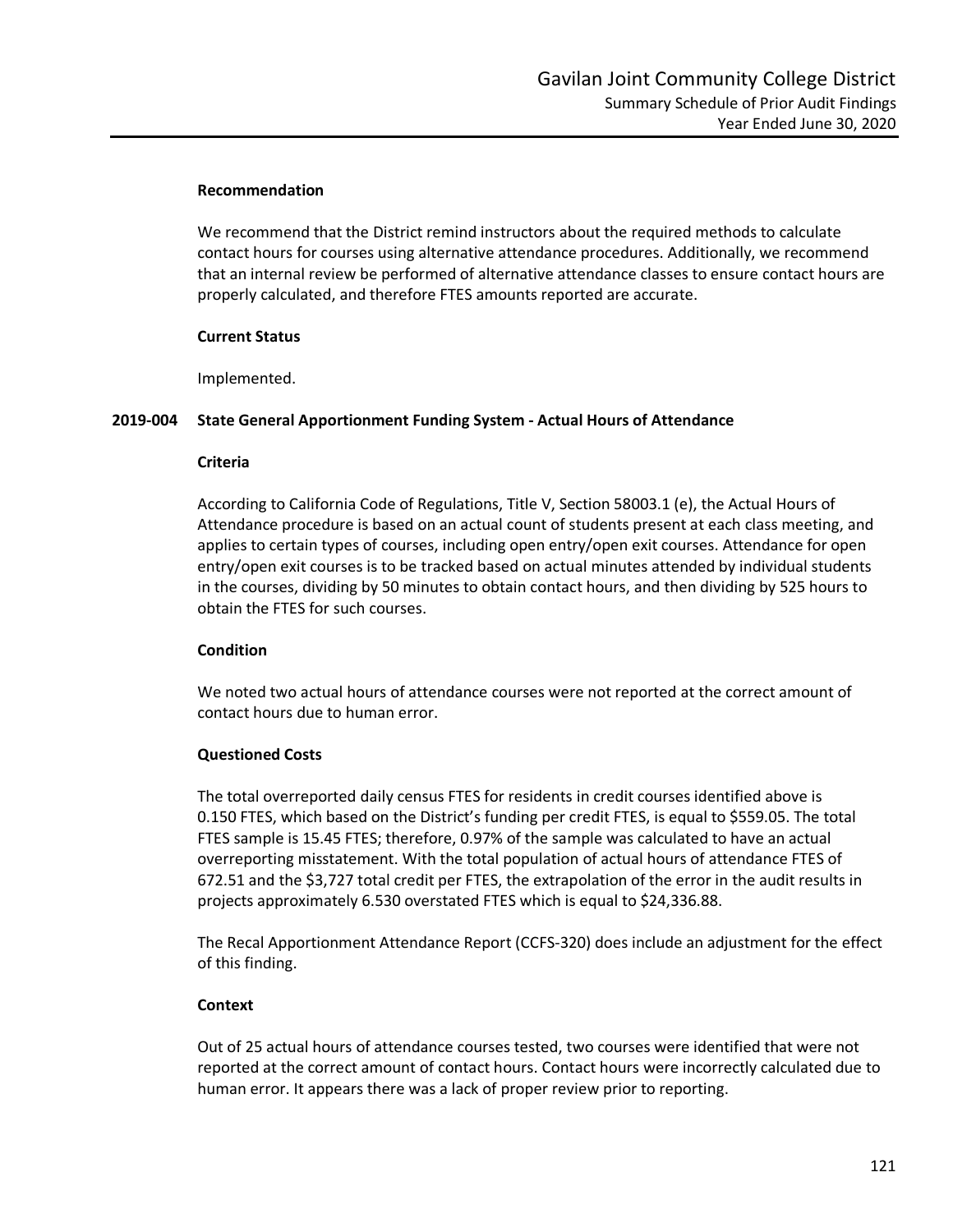**Recommendation**

We recommend that the District remind instructors about the required methods to calculate contact hours for courses using alternative attendance procedures. Additionally, we recommend that an internal review be performed of alternative attendance classes to ensure contact hours are properly calculated, and therefore FTES amounts reported are accurate.

**Current Status**

Implemented.

**2019-004 State General Apportionment Funding System - Actual Hours of Attendance**

**Criteria**

According to California Code of Regulations, Title V, Section 58003.1 (e), the Actual Hours of Attendance procedure is based on an actual count of students present at each class meeting, and applies to certain types of courses, including open entry/open exit courses. Attendance for open entry/open exit courses is to be tracked based on actual minutes attended by individual students in the courses, dividing by 50 minutes to obtain contact hours, and then dividing by 525 hours to obtain the FTES for such courses.

**Condition**

We noted two actual hours of attendance courses were not reported at the correct amount of contact hours due to human error.

**Questioned Costs**

The total overreported daily census FTES for residents in credit courses identified above is 0.150 FTES, which based on the District's funding per credit FTES, is equal to $559.05. The total FTES sample is 15.45 FTES; therefore, 0.97% of the sample was calculated to have an actual overreporting misstatement. With the total population of actual hours of attendance FTES of 672.51 and the $3,727 total credit per FTES, the extrapolation of the error in the audit results in projects approximately 6.530 overstated FTES which is equal to $24,336.88.

The Recal Apportionment Attendance Report (CCFS-320) does include an adjustment for the effect of this finding.

**Context**

Out of 25 actual hours of attendance courses tested, two courses were identified that were not reported at the correct amount of contact hours. Contact hours were incorrectly calculated due to human error. It appears there was a lack of proper review prior to reporting.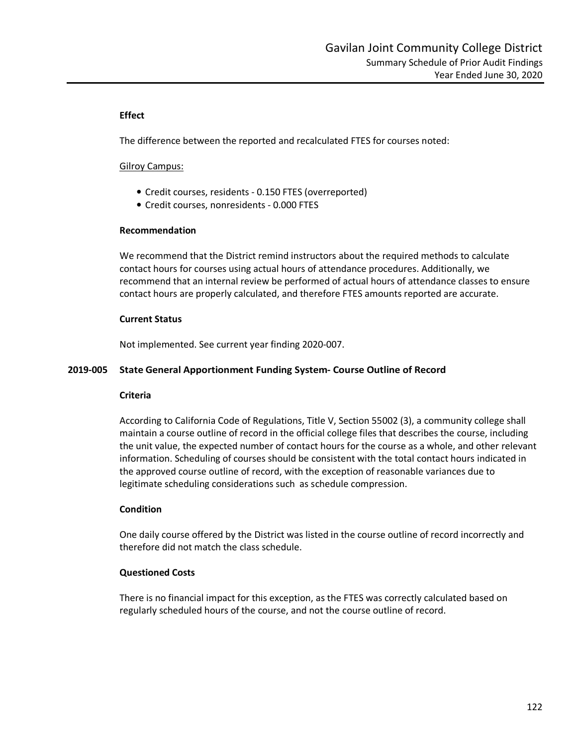**Effect**

The difference between the reported and recalculated FTES for courses noted:

Gilroy Campus:

- Credit courses, residents - 0.150 FTES (overreported)
- Credit courses, nonresidents - 0.000 FTES

**Recommendation**

We recommend that the District remind instructors about the required methods to calculate contact hours for courses using actual hours of attendance procedures. Additionally, we recommend that an internal review be performed of actual hours of attendance classes to ensure contact hours are properly calculated, and therefore FTES amounts reported are accurate.

**Current Status**

Not implemented. See current year finding 2020-007.

### 2019-005 State General Apportionment Funding System- Course Outline of Record

**Criteria**

According to California Code of Regulations, Title V, Section 55002 (3), a community college shall maintain a course outline of record in the official college files that describes the course, including the unit value, the expected number of contact hours for the course as a whole, and other relevant information. Scheduling of courses should be consistent with the total contact hours indicated in the approved course outline of record, with the exception of reasonable variances due to legitimate scheduling considerations such as schedule compression.

**Condition**

One daily course offered by the District was listed in the course outline of record incorrectly and therefore did not match the class schedule.

**Questioned Costs**

There is no financial impact for this exception, as the FTES was correctly calculated based on regularly scheduled hours of the course, and not the course outline of record.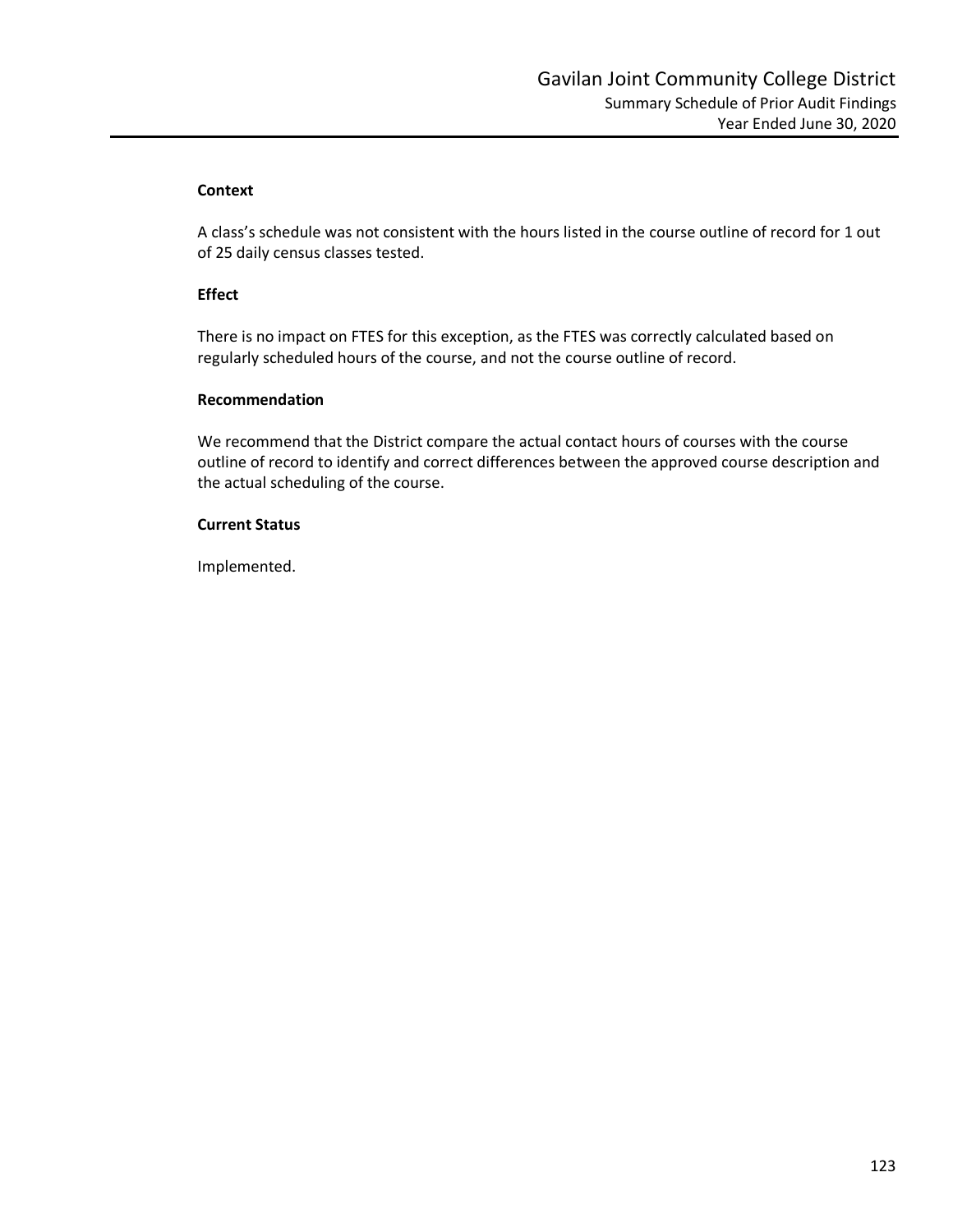**Context**

A class's schedule was not consistent with the hours listed in the course outline of record for 1 out of 25 daily census classes tested.

**Effect**

There is no impact on FTES for this exception, as the FTES was correctly calculated based on regularly scheduled hours of the course, and not the course outline of record.

**Recommendation**

We recommend that the District compare the actual contact hours of courses with the course outline of record to identify and correct differences between the approved course description and the actual scheduling of the course.

**Current Status**

Implemented.